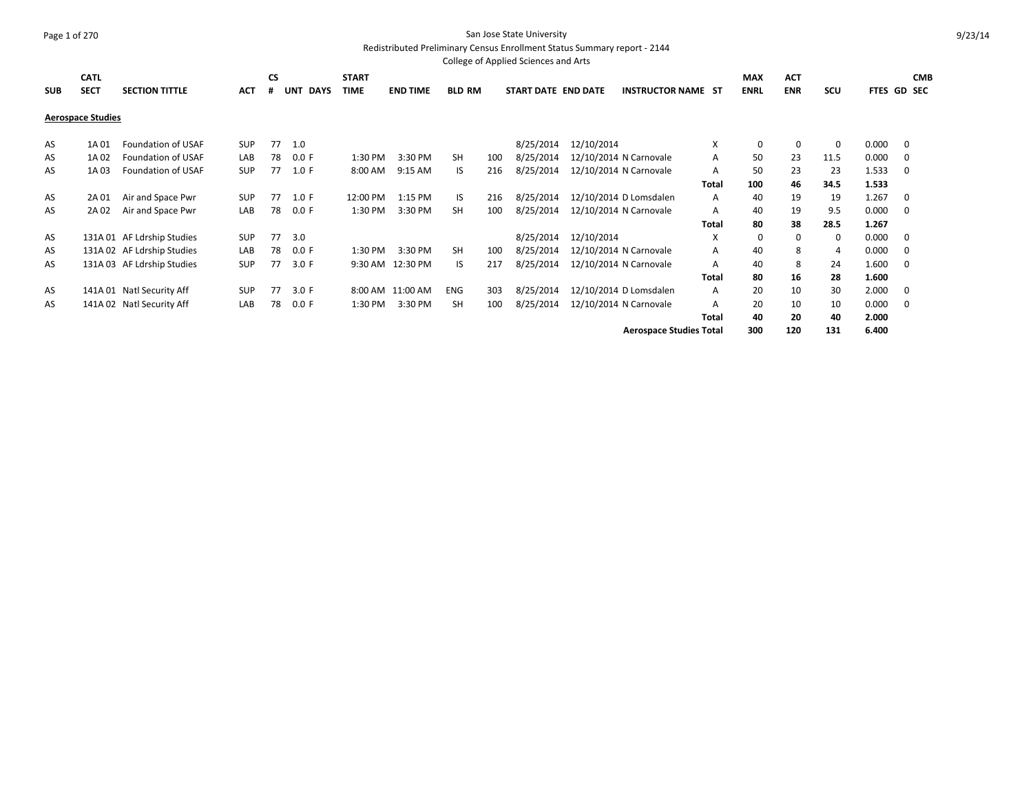San Jose State University

Redistributed Preliminary Census Enrollment Status Summary report - 2144

College of Applied Sciences and Arts

| SUB | CATL SECT | SECTION TITTLE | ACT | CS # | UNT | DAYS | START TIME | END TIME | BLD | RM | START DATE | END DATE | INSTRUCTOR NAME | ST | MAX ENRL | ACT ENR | SCU | FTES | GD | CMB SEC |
|---|---|---|---|---|---|---|---|---|---|---|---|---|---|---|---|---|---|---|---|---|
| **Aerospace Studies** | | | | | | | | | | | | | | | | | | | | |
| AS | 1A 01 | Foundation of USAF | SUP | 77 | 1.0 | | | | | | 8/25/2014 | 12/10/2014 | | X | 0 | 0 | 0 | 0.000 | 0 | |
| AS | 1A 02 | Foundation of USAF | LAB | 78 | 0.0 | F | 1:30 PM | 3:30 PM | SH | 100 | 8/25/2014 | 12/10/2014 | N Carnovale | A | 50 | 23 | 11.5 | 0.000 | 0 | |
| AS | 1A 03 | Foundation of USAF | SUP | 77 | 1.0 | F | 8:00 AM | 9:15 AM | IS | 216 | 8/25/2014 | 12/10/2014 | N Carnovale | A | 50 | 23 | 23 | 1.533 | 0 | |
| | | | | | | | | | | | | | | **Total** | **100** | **46** | **34.5** | **1.533** | | |
| AS | 2A 01 | Air and Space Pwr | SUP | 77 | 1.0 | F | 12:00 PM | 1:15 PM | IS | 216 | 8/25/2014 | 12/10/2014 | D Lomsdalen | A | 40 | 19 | 19 | 1.267 | 0 | |
| AS | 2A 02 | Air and Space Pwr | LAB | 78 | 0.0 | F | 1:30 PM | 3:30 PM | SH | 100 | 8/25/2014 | 12/10/2014 | N Carnovale | A | 40 | 19 | 9.5 | 0.000 | 0 | |
| | | | | | | | | | | | | | | **Total** | **80** | **38** | **28.5** | **1.267** | | |
| AS | 131A 01 | AF Ldrship Studies | SUP | 77 | 3.0 | | | | | | 8/25/2014 | 12/10/2014 | | X | 0 | 0 | 0 | 0.000 | 0 | |
| AS | 131A 02 | AF Ldrship Studies | LAB | 78 | 0.0 | F | 1:30 PM | 3:30 PM | SH | 100 | 8/25/2014 | 12/10/2014 | N Carnovale | A | 40 | 8 | 4 | 0.000 | 0 | |
| AS | 131A 03 | AF Ldrship Studies | SUP | 77 | 3.0 | F | 9:30 AM | 12:30 PM | IS | 217 | 8/25/2014 | 12/10/2014 | N Carnovale | A | 40 | 8 | 24 | 1.600 | 0 | |
| | | | | | | | | | | | | | | **Total** | **80** | **16** | **28** | **1.600** | | |
| AS | 141A 01 | Natl Security Aff | SUP | 77 | 3.0 | F | 8:00 AM | 11:00 AM | ENG | 303 | 8/25/2014 | 12/10/2014 | D Lomsdalen | A | 20 | 10 | 30 | 2.000 | 0 | |
| AS | 141A 02 | Natl Security Aff | LAB | 78 | 0.0 | F | 1:30 PM | 3:30 PM | SH | 100 | 8/25/2014 | 12/10/2014 | N Carnovale | A | 20 | 10 | 10 | 0.000 | 0 | |
| | | | | | | | | | | | | | | **Total** | **40** | **20** | **40** | **2.000** | | |
| | | | | | | | | | | | | | **Aerospace Studies Total** | | **300** | **120** | **131** | **6.400** | | |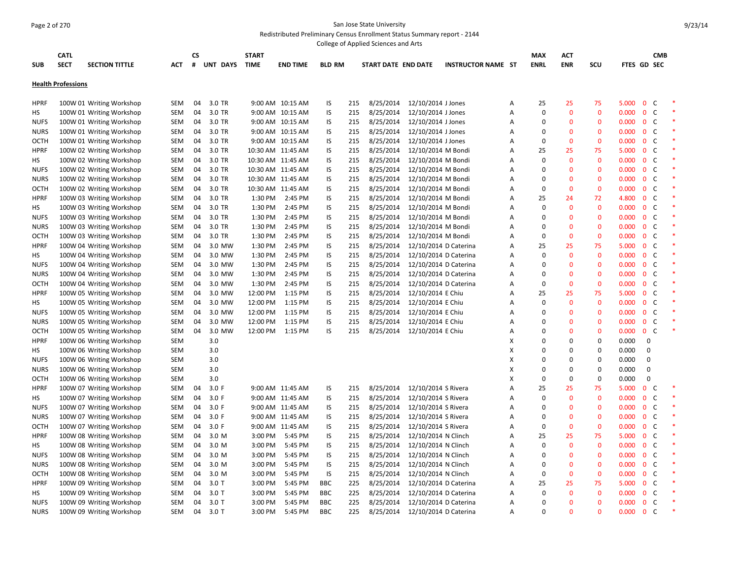San Jose State University

Redistributed Preliminary Census Enrollment Status Summary report - 2144

College of Applied Sciences and Arts

| SUB | CATL SECT | SECTION TITTLE | ACT | CS # | UNT | DAYS | START TIME | END TIME | BLD | RM | START DATE | END DATE | INSTRUCTOR NAME | ST | MAX ENRL | ACT ENR | SCU | FTES | GD | CMB SEC | |
|---|---|---|---|---|---|---|---|---|---|---|---|---|---|---|---|---|---|---|---|---|---|
| **Health Professions** | | | | | | | | | | | | | | | | | | | | | |
| HPRF | 100W 01 | Writing Workshop | SEM | 04 | 3.0 | TR | 9:00 AM | 10:15 AM | IS | 215 | 8/25/2014 | 12/10/2014 | J Jones | A | 25 | 25 | 75 | 5.000 | 0 | C | * |
| HS | 100W 01 | Writing Workshop | SEM | 04 | 3.0 | TR | 9:00 AM | 10:15 AM | IS | 215 | 8/25/2014 | 12/10/2014 | J Jones | A | 0 | 0 | 0 | 0.000 | 0 | C | * |
| NUFS | 100W 01 | Writing Workshop | SEM | 04 | 3.0 | TR | 9:00 AM | 10:15 AM | IS | 215 | 8/25/2014 | 12/10/2014 | J Jones | A | 0 | 0 | 0 | 0.000 | 0 | C | * |
| NURS | 100W 01 | Writing Workshop | SEM | 04 | 3.0 | TR | 9:00 AM | 10:15 AM | IS | 215 | 8/25/2014 | 12/10/2014 | J Jones | A | 0 | 0 | 0 | 0.000 | 0 | C | * |
| OCTH | 100W 01 | Writing Workshop | SEM | 04 | 3.0 | TR | 9:00 AM | 10:15 AM | IS | 215 | 8/25/2014 | 12/10/2014 | J Jones | A | 0 | 0 | 0 | 0.000 | 0 | C | * |
| HPRF | 100W 02 | Writing Workshop | SEM | 04 | 3.0 | TR | 10:30 AM | 11:45 AM | IS | 215 | 8/25/2014 | 12/10/2014 | M Bondi | A | 25 | 25 | 75 | 5.000 | 0 | C | * |
| HS | 100W 02 | Writing Workshop | SEM | 04 | 3.0 | TR | 10:30 AM | 11:45 AM | IS | 215 | 8/25/2014 | 12/10/2014 | M Bondi | A | 0 | 0 | 0 | 0.000 | 0 | C | * |
| NUFS | 100W 02 | Writing Workshop | SEM | 04 | 3.0 | TR | 10:30 AM | 11:45 AM | IS | 215 | 8/25/2014 | 12/10/2014 | M Bondi | A | 0 | 0 | 0 | 0.000 | 0 | C | * |
| NURS | 100W 02 | Writing Workshop | SEM | 04 | 3.0 | TR | 10:30 AM | 11:45 AM | IS | 215 | 8/25/2014 | 12/10/2014 | M Bondi | A | 0 | 0 | 0 | 0.000 | 0 | C | * |
| OCTH | 100W 02 | Writing Workshop | SEM | 04 | 3.0 | TR | 10:30 AM | 11:45 AM | IS | 215 | 8/25/2014 | 12/10/2014 | M Bondi | A | 0 | 0 | 0 | 0.000 | 0 | C | * |
| HPRF | 100W 03 | Writing Workshop | SEM | 04 | 3.0 | TR | 1:30 PM | 2:45 PM | IS | 215 | 8/25/2014 | 12/10/2014 | M Bondi | A | 25 | 24 | 72 | 4.800 | 0 | C | * |
| HS | 100W 03 | Writing Workshop | SEM | 04 | 3.0 | TR | 1:30 PM | 2:45 PM | IS | 215 | 8/25/2014 | 12/10/2014 | M Bondi | A | 0 | 0 | 0 | 0.000 | 0 | C | * |
| NUFS | 100W 03 | Writing Workshop | SEM | 04 | 3.0 | TR | 1:30 PM | 2:45 PM | IS | 215 | 8/25/2014 | 12/10/2014 | M Bondi | A | 0 | 0 | 0 | 0.000 | 0 | C | * |
| NURS | 100W 03 | Writing Workshop | SEM | 04 | 3.0 | TR | 1:30 PM | 2:45 PM | IS | 215 | 8/25/2014 | 12/10/2014 | M Bondi | A | 0 | 0 | 0 | 0.000 | 0 | C | * |
| OCTH | 100W 03 | Writing Workshop | SEM | 04 | 3.0 | TR | 1:30 PM | 2:45 PM | IS | 215 | 8/25/2014 | 12/10/2014 | M Bondi | A | 0 | 0 | 0 | 0.000 | 0 | C | * |
| HPRF | 100W 04 | Writing Workshop | SEM | 04 | 3.0 | MW | 1:30 PM | 2:45 PM | IS | 215 | 8/25/2014 | 12/10/2014 | D Caterina | A | 25 | 25 | 75 | 5.000 | 0 | C | * |
| HS | 100W 04 | Writing Workshop | SEM | 04 | 3.0 | MW | 1:30 PM | 2:45 PM | IS | 215 | 8/25/2014 | 12/10/2014 | D Caterina | A | 0 | 0 | 0 | 0.000 | 0 | C | * |
| NUFS | 100W 04 | Writing Workshop | SEM | 04 | 3.0 | MW | 1:30 PM | 2:45 PM | IS | 215 | 8/25/2014 | 12/10/2014 | D Caterina | A | 0 | 0 | 0 | 0.000 | 0 | C | * |
| NURS | 100W 04 | Writing Workshop | SEM | 04 | 3.0 | MW | 1:30 PM | 2:45 PM | IS | 215 | 8/25/2014 | 12/10/2014 | D Caterina | A | 0 | 0 | 0 | 0.000 | 0 | C | * |
| OCTH | 100W 04 | Writing Workshop | SEM | 04 | 3.0 | MW | 1:30 PM | 2:45 PM | IS | 215 | 8/25/2014 | 12/10/2014 | D Caterina | A | 0 | 0 | 0 | 0.000 | 0 | C | * |
| HPRF | 100W 05 | Writing Workshop | SEM | 04 | 3.0 | MW | 12:00 PM | 1:15 PM | IS | 215 | 8/25/2014 | 12/10/2014 | E Chiu | A | 25 | 25 | 75 | 5.000 | 0 | C | * |
| HS | 100W 05 | Writing Workshop | SEM | 04 | 3.0 | MW | 12:00 PM | 1:15 PM | IS | 215 | 8/25/2014 | 12/10/2014 | E Chiu | A | 0 | 0 | 0 | 0.000 | 0 | C | * |
| NUFS | 100W 05 | Writing Workshop | SEM | 04 | 3.0 | MW | 12:00 PM | 1:15 PM | IS | 215 | 8/25/2014 | 12/10/2014 | E Chiu | A | 0 | 0 | 0 | 0.000 | 0 | C | * |
| NURS | 100W 05 | Writing Workshop | SEM | 04 | 3.0 | MW | 12:00 PM | 1:15 PM | IS | 215 | 8/25/2014 | 12/10/2014 | E Chiu | A | 0 | 0 | 0 | 0.000 | 0 | C | * |
| OCTH | 100W 05 | Writing Workshop | SEM | 04 | 3.0 | MW | 12:00 PM | 1:15 PM | IS | 215 | 8/25/2014 | 12/10/2014 | E Chiu | A | 0 | 0 | 0 | 0.000 | 0 | C | * |
| HPRF | 100W 06 | Writing Workshop | SEM | | 3.0 | | | | | | | | | X | 0 | 0 | 0 | 0.000 | 0 | | |
| HS | 100W 06 | Writing Workshop | SEM | | 3.0 | | | | | | | | | X | 0 | 0 | 0 | 0.000 | 0 | | |
| NUFS | 100W 06 | Writing Workshop | SEM | | 3.0 | | | | | | | | | X | 0 | 0 | 0 | 0.000 | 0 | | |
| NURS | 100W 06 | Writing Workshop | SEM | | 3.0 | | | | | | | | | X | 0 | 0 | 0 | 0.000 | 0 | | |
| OCTH | 100W 06 | Writing Workshop | SEM | | 3.0 | | | | | | | | | X | 0 | 0 | 0 | 0.000 | 0 | | |
| HPRF | 100W 07 | Writing Workshop | SEM | 04 | 3.0 | F | 9:00 AM | 11:45 AM | IS | 215 | 8/25/2014 | 12/10/2014 | S Rivera | A | 25 | 25 | 75 | 5.000 | 0 | C | * |
| HS | 100W 07 | Writing Workshop | SEM | 04 | 3.0 | F | 9:00 AM | 11:45 AM | IS | 215 | 8/25/2014 | 12/10/2014 | S Rivera | A | 0 | 0 | 0 | 0.000 | 0 | C | * |
| NUFS | 100W 07 | Writing Workshop | SEM | 04 | 3.0 | F | 9:00 AM | 11:45 AM | IS | 215 | 8/25/2014 | 12/10/2014 | S Rivera | A | 0 | 0 | 0 | 0.000 | 0 | C | * |
| NURS | 100W 07 | Writing Workshop | SEM | 04 | 3.0 | F | 9:00 AM | 11:45 AM | IS | 215 | 8/25/2014 | 12/10/2014 | S Rivera | A | 0 | 0 | 0 | 0.000 | 0 | C | * |
| OCTH | 100W 07 | Writing Workshop | SEM | 04 | 3.0 | F | 9:00 AM | 11:45 AM | IS | 215 | 8/25/2014 | 12/10/2014 | S Rivera | A | 0 | 0 | 0 | 0.000 | 0 | C | * |
| HPRF | 100W 08 | Writing Workshop | SEM | 04 | 3.0 | M | 3:00 PM | 5:45 PM | IS | 215 | 8/25/2014 | 12/10/2014 | N Clinch | A | 25 | 25 | 75 | 5.000 | 0 | C | * |
| HS | 100W 08 | Writing Workshop | SEM | 04 | 3.0 | M | 3:00 PM | 5:45 PM | IS | 215 | 8/25/2014 | 12/10/2014 | N Clinch | A | 0 | 0 | 0 | 0.000 | 0 | C | * |
| NUFS | 100W 08 | Writing Workshop | SEM | 04 | 3.0 | M | 3:00 PM | 5:45 PM | IS | 215 | 8/25/2014 | 12/10/2014 | N Clinch | A | 0 | 0 | 0 | 0.000 | 0 | C | * |
| NURS | 100W 08 | Writing Workshop | SEM | 04 | 3.0 | M | 3:00 PM | 5:45 PM | IS | 215 | 8/25/2014 | 12/10/2014 | N Clinch | A | 0 | 0 | 0 | 0.000 | 0 | C | * |
| OCTH | 100W 08 | Writing Workshop | SEM | 04 | 3.0 | M | 3:00 PM | 5:45 PM | IS | 215 | 8/25/2014 | 12/10/2014 | N Clinch | A | 0 | 0 | 0 | 0.000 | 0 | C | * |
| HPRF | 100W 09 | Writing Workshop | SEM | 04 | 3.0 | T | 3:00 PM | 5:45 PM | BBC | 225 | 8/25/2014 | 12/10/2014 | D Caterina | A | 25 | 25 | 75 | 5.000 | 0 | C | * |
| HS | 100W 09 | Writing Workshop | SEM | 04 | 3.0 | T | 3:00 PM | 5:45 PM | BBC | 225 | 8/25/2014 | 12/10/2014 | D Caterina | A | 0 | 0 | 0 | 0.000 | 0 | C | * |
| NUFS | 100W 09 | Writing Workshop | SEM | 04 | 3.0 | T | 3:00 PM | 5:45 PM | BBC | 225 | 8/25/2014 | 12/10/2014 | D Caterina | A | 0 | 0 | 0 | 0.000 | 0 | C | * |
| NURS | 100W 09 | Writing Workshop | SEM | 04 | 3.0 | T | 3:00 PM | 5:45 PM | BBC | 225 | 8/25/2014 | 12/10/2014 | D Caterina | A | 0 | 0 | 0 | 0.000 | 0 | C | * |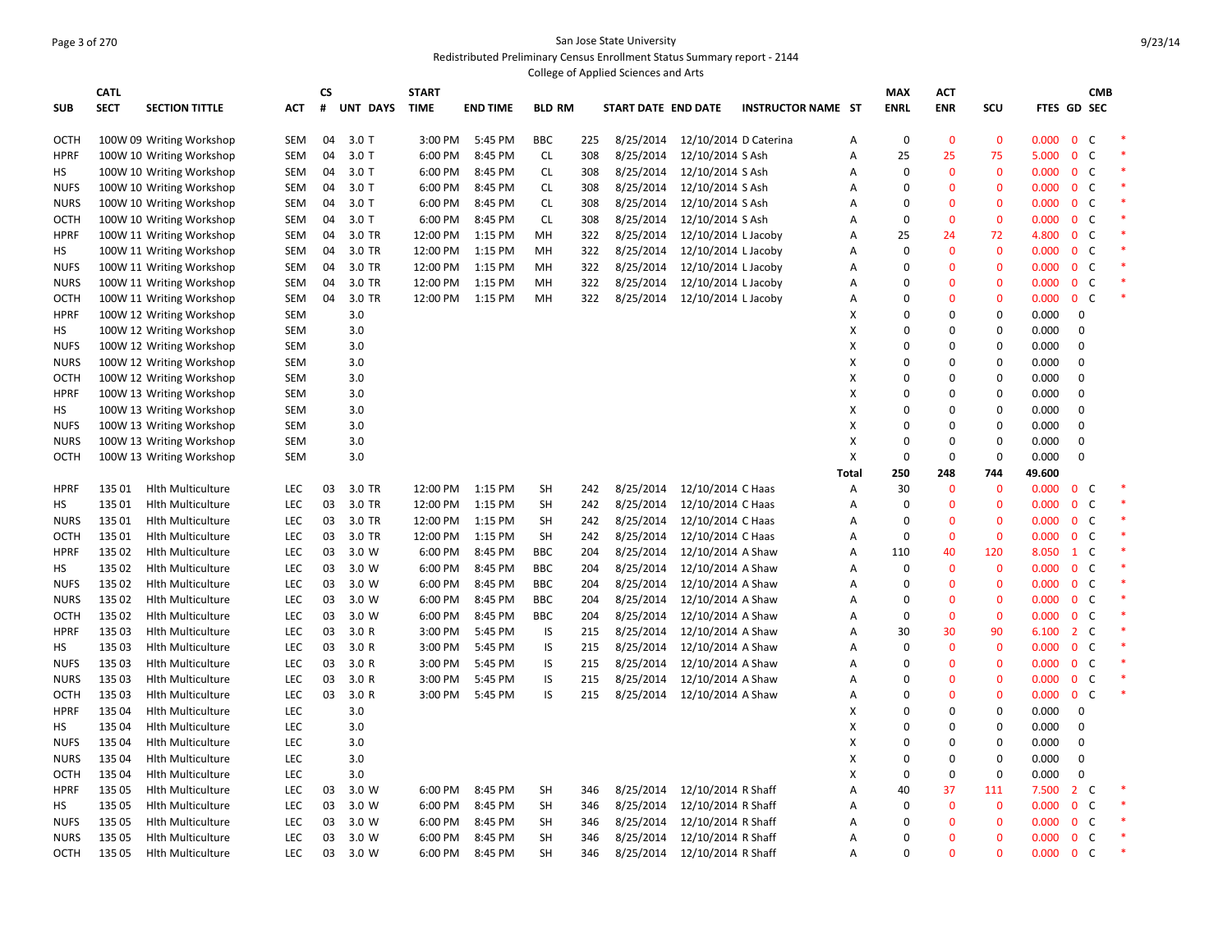San Jose State University

Redistributed Preliminary Census Enrollment Status Summary report - 2144

College of Applied Sciences and Arts

| SUB | CATL SECT | SECTION TITTLE | ACT | CS # | UNT | DAYS | START TIME | END TIME | BLD | RM | START DATE | END DATE | INSTRUCTOR NAME | ST | MAX ENRL | ACT ENR | SCU | FTES | GD | CMB SEC | |
|---|---|---|---|---|---|---|---|---|---|---|---|---|---|---|---|---|---|---|---|---|---|
| OCTH | 100W 09 | Writing Workshop | SEM | 04 | 3.0 | T | 3:00 PM | 5:45 PM | BBC | 225 | 8/25/2014 | 12/10/2014 | D Caterina | A | 0 | 0 | 0 | 0.000 | 0 | C | * |
| HPRF | 100W 10 | Writing Workshop | SEM | 04 | 3.0 | T | 6:00 PM | 8:45 PM | CL | 308 | 8/25/2014 | 12/10/2014 | S Ash | A | 25 | 25 | 75 | 5.000 | 0 | C | * |
| HS | 100W 10 | Writing Workshop | SEM | 04 | 3.0 | T | 6:00 PM | 8:45 PM | CL | 308 | 8/25/2014 | 12/10/2014 | S Ash | A | 0 | 0 | 0 | 0.000 | 0 | C | * |
| NUFS | 100W 10 | Writing Workshop | SEM | 04 | 3.0 | T | 6:00 PM | 8:45 PM | CL | 308 | 8/25/2014 | 12/10/2014 | S Ash | A | 0 | 0 | 0 | 0.000 | 0 | C | * |
| NURS | 100W 10 | Writing Workshop | SEM | 04 | 3.0 | T | 6:00 PM | 8:45 PM | CL | 308 | 8/25/2014 | 12/10/2014 | S Ash | A | 0 | 0 | 0 | 0.000 | 0 | C | * |
| OCTH | 100W 10 | Writing Workshop | SEM | 04 | 3.0 | T | 6:00 PM | 8:45 PM | CL | 308 | 8/25/2014 | 12/10/2014 | S Ash | A | 0 | 0 | 0 | 0.000 | 0 | C | * |
| HPRF | 100W 11 | Writing Workshop | SEM | 04 | 3.0 | TR | 12:00 PM | 1:15 PM | MH | 322 | 8/25/2014 | 12/10/2014 | L Jacoby | A | 25 | 24 | 72 | 4.800 | 0 | C | * |
| HS | 100W 11 | Writing Workshop | SEM | 04 | 3.0 | TR | 12:00 PM | 1:15 PM | MH | 322 | 8/25/2014 | 12/10/2014 | L Jacoby | A | 0 | 0 | 0 | 0.000 | 0 | C | * |
| NUFS | 100W 11 | Writing Workshop | SEM | 04 | 3.0 | TR | 12:00 PM | 1:15 PM | MH | 322 | 8/25/2014 | 12/10/2014 | L Jacoby | A | 0 | 0 | 0 | 0.000 | 0 | C | * |
| NURS | 100W 11 | Writing Workshop | SEM | 04 | 3.0 | TR | 12:00 PM | 1:15 PM | MH | 322 | 8/25/2014 | 12/10/2014 | L Jacoby | A | 0 | 0 | 0 | 0.000 | 0 | C | * |
| OCTH | 100W 11 | Writing Workshop | SEM | 04 | 3.0 | TR | 12:00 PM | 1:15 PM | MH | 322 | 8/25/2014 | 12/10/2014 | L Jacoby | A | 0 | 0 | 0 | 0.000 | 0 | C | * |
| HPRF | 100W 12 | Writing Workshop | SEM | | 3.0 | | | | | | | | | X | 0 | 0 | 0 | 0.000 | 0 | | |
| HS | 100W 12 | Writing Workshop | SEM | | 3.0 | | | | | | | | | X | 0 | 0 | 0 | 0.000 | 0 | | |
| NUFS | 100W 12 | Writing Workshop | SEM | | 3.0 | | | | | | | | | X | 0 | 0 | 0 | 0.000 | 0 | | |
| NURS | 100W 12 | Writing Workshop | SEM | | 3.0 | | | | | | | | | X | 0 | 0 | 0 | 0.000 | 0 | | |
| OCTH | 100W 12 | Writing Workshop | SEM | | 3.0 | | | | | | | | | X | 0 | 0 | 0 | 0.000 | 0 | | |
| HPRF | 100W 13 | Writing Workshop | SEM | | 3.0 | | | | | | | | | X | 0 | 0 | 0 | 0.000 | 0 | | |
| HS | 100W 13 | Writing Workshop | SEM | | 3.0 | | | | | | | | | X | 0 | 0 | 0 | 0.000 | 0 | | |
| NUFS | 100W 13 | Writing Workshop | SEM | | 3.0 | | | | | | | | | X | 0 | 0 | 0 | 0.000 | 0 | | |
| NURS | 100W 13 | Writing Workshop | SEM | | 3.0 | | | | | | | | | X | 0 | 0 | 0 | 0.000 | 0 | | |
| OCTH | 100W 13 | Writing Workshop | SEM | | 3.0 | | | | | | | | | X | 0 | 0 | 0 | 0.000 | 0 | | |
| | | | | | | | | | | | | | | Total | 250 | 248 | 744 | 49.600 | | | |
| HPRF | 135 01 | Hlth Multiculture | LEC | 03 | 3.0 | TR | 12:00 PM | 1:15 PM | SH | 242 | 8/25/2014 | 12/10/2014 | C Haas | A | 30 | 0 | 0 | 0.000 | 0 | C | * |
| HS | 135 01 | Hlth Multiculture | LEC | 03 | 3.0 | TR | 12:00 PM | 1:15 PM | SH | 242 | 8/25/2014 | 12/10/2014 | C Haas | A | 0 | 0 | 0 | 0.000 | 0 | C | * |
| NURS | 135 01 | Hlth Multiculture | LEC | 03 | 3.0 | TR | 12:00 PM | 1:15 PM | SH | 242 | 8/25/2014 | 12/10/2014 | C Haas | A | 0 | 0 | 0 | 0.000 | 0 | C | * |
| OCTH | 135 01 | Hlth Multiculture | LEC | 03 | 3.0 | TR | 12:00 PM | 1:15 PM | SH | 242 | 8/25/2014 | 12/10/2014 | C Haas | A | 0 | 0 | 0 | 0.000 | 0 | C | * |
| HPRF | 135 02 | Hlth Multiculture | LEC | 03 | 3.0 | W | 6:00 PM | 8:45 PM | BBC | 204 | 8/25/2014 | 12/10/2014 | A Shaw | A | 110 | 40 | 120 | 8.050 | 1 | C | * |
| HS | 135 02 | Hlth Multiculture | LEC | 03 | 3.0 | W | 6:00 PM | 8:45 PM | BBC | 204 | 8/25/2014 | 12/10/2014 | A Shaw | A | 0 | 0 | 0 | 0.000 | 0 | C | * |
| NUFS | 135 02 | Hlth Multiculture | LEC | 03 | 3.0 | W | 6:00 PM | 8:45 PM | BBC | 204 | 8/25/2014 | 12/10/2014 | A Shaw | A | 0 | 0 | 0 | 0.000 | 0 | C | * |
| NURS | 135 02 | Hlth Multiculture | LEC | 03 | 3.0 | W | 6:00 PM | 8:45 PM | BBC | 204 | 8/25/2014 | 12/10/2014 | A Shaw | A | 0 | 0 | 0 | 0.000 | 0 | C | * |
| OCTH | 135 02 | Hlth Multiculture | LEC | 03 | 3.0 | W | 6:00 PM | 8:45 PM | BBC | 204 | 8/25/2014 | 12/10/2014 | A Shaw | A | 0 | 0 | 0 | 0.000 | 0 | C | * |
| HPRF | 135 03 | Hlth Multiculture | LEC | 03 | 3.0 | R | 3:00 PM | 5:45 PM | IS | 215 | 8/25/2014 | 12/10/2014 | A Shaw | A | 30 | 30 | 90 | 6.100 | 2 | C | * |
| HS | 135 03 | Hlth Multiculture | LEC | 03 | 3.0 | R | 3:00 PM | 5:45 PM | IS | 215 | 8/25/2014 | 12/10/2014 | A Shaw | A | 0 | 0 | 0 | 0.000 | 0 | C | * |
| NUFS | 135 03 | Hlth Multiculture | LEC | 03 | 3.0 | R | 3:00 PM | 5:45 PM | IS | 215 | 8/25/2014 | 12/10/2014 | A Shaw | A | 0 | 0 | 0 | 0.000 | 0 | C | * |
| NURS | 135 03 | Hlth Multiculture | LEC | 03 | 3.0 | R | 3:00 PM | 5:45 PM | IS | 215 | 8/25/2014 | 12/10/2014 | A Shaw | A | 0 | 0 | 0 | 0.000 | 0 | C | * |
| OCTH | 135 03 | Hlth Multiculture | LEC | 03 | 3.0 | R | 3:00 PM | 5:45 PM | IS | 215 | 8/25/2014 | 12/10/2014 | A Shaw | A | 0 | 0 | 0 | 0.000 | 0 | C | * |
| HPRF | 135 04 | Hlth Multiculture | LEC | | 3.0 | | | | | | | | | X | 0 | 0 | 0 | 0.000 | 0 | | |
| HS | 135 04 | Hlth Multiculture | LEC | | 3.0 | | | | | | | | | X | 0 | 0 | 0 | 0.000 | 0 | | |
| NUFS | 135 04 | Hlth Multiculture | LEC | | 3.0 | | | | | | | | | X | 0 | 0 | 0 | 0.000 | 0 | | |
| NURS | 135 04 | Hlth Multiculture | LEC | | 3.0 | | | | | | | | | X | 0 | 0 | 0 | 0.000 | 0 | | |
| OCTH | 135 04 | Hlth Multiculture | LEC | | 3.0 | | | | | | | | | X | 0 | 0 | 0 | 0.000 | 0 | | |
| HPRF | 135 05 | Hlth Multiculture | LEC | 03 | 3.0 | W | 6:00 PM | 8:45 PM | SH | 346 | 8/25/2014 | 12/10/2014 | R Shaff | A | 40 | 37 | 111 | 7.500 | 2 | C | * |
| HS | 135 05 | Hlth Multiculture | LEC | 03 | 3.0 | W | 6:00 PM | 8:45 PM | SH | 346 | 8/25/2014 | 12/10/2014 | R Shaff | A | 0 | 0 | 0 | 0.000 | 0 | C | * |
| NUFS | 135 05 | Hlth Multiculture | LEC | 03 | 3.0 | W | 6:00 PM | 8:45 PM | SH | 346 | 8/25/2014 | 12/10/2014 | R Shaff | A | 0 | 0 | 0 | 0.000 | 0 | C | * |
| NURS | 135 05 | Hlth Multiculture | LEC | 03 | 3.0 | W | 6:00 PM | 8:45 PM | SH | 346 | 8/25/2014 | 12/10/2014 | R Shaff | A | 0 | 0 | 0 | 0.000 | 0 | C | * |
| OCTH | 135 05 | Hlth Multiculture | LEC | 03 | 3.0 | W | 6:00 PM | 8:45 PM | SH | 346 | 8/25/2014 | 12/10/2014 | R Shaff | A | 0 | 0 | 0 | 0.000 | 0 | C | * |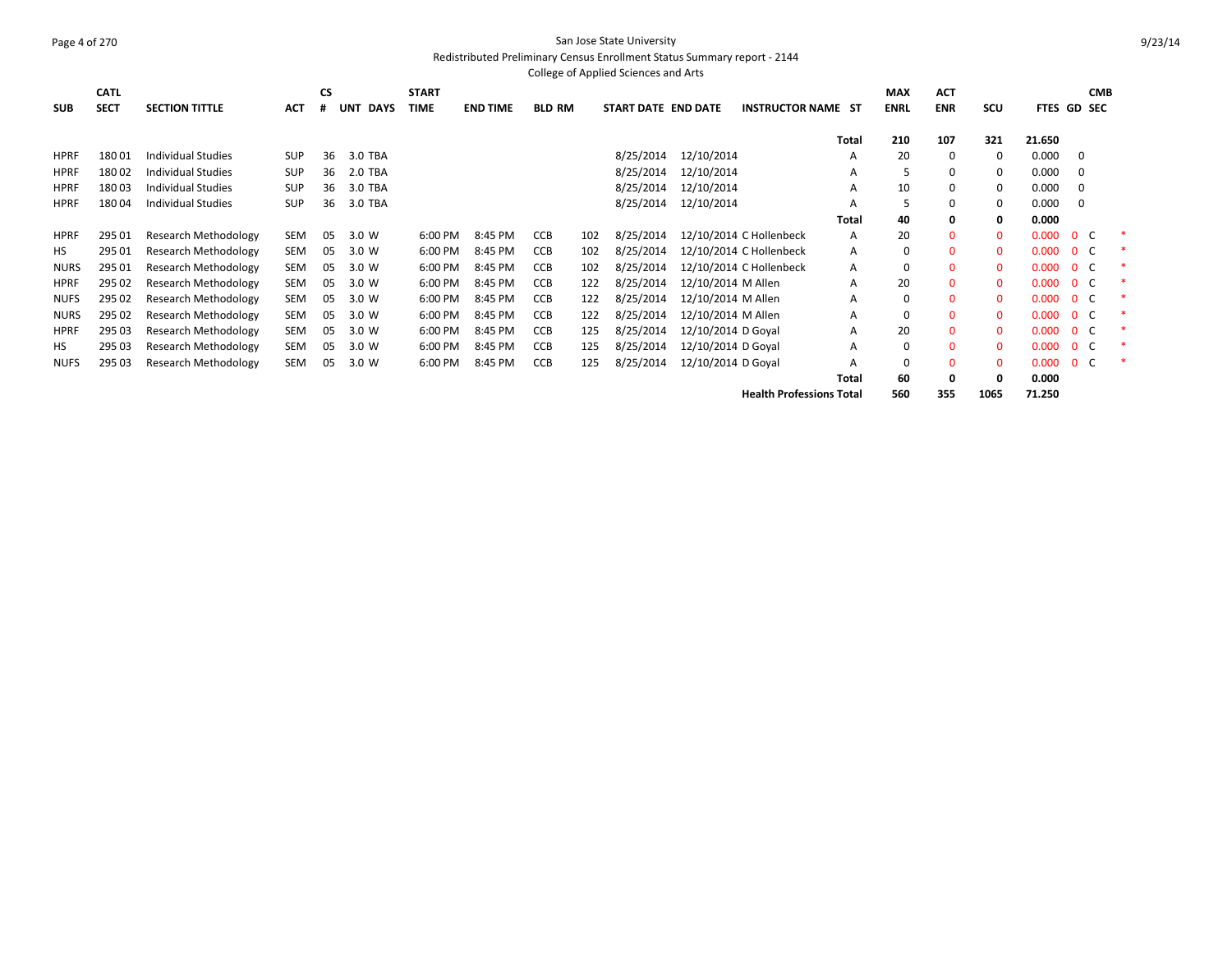San Jose State University

Redistributed Preliminary Census Enrollment Status Summary report - 2144

College of Applied Sciences and Arts

| SUB | CATL SECT | SECTION TITTLE | ACT | CS # | UNT | DAYS | START TIME | END TIME | BLD | RM | START DATE | END DATE | INSTRUCTOR NAME | ST | MAX ENRL | ACT ENR | SCU | FTES | GD | CMB SEC | |
|---|---|---|---|---|---|---|---|---|---|---|---|---|---|---|---|---|---|---|---|---|---|
| | | | | | | | | | | | | | | Total | 210 | 107 | 321 | 21.650 | | | |
| HPRF | 180 01 | Individual Studies | SUP | 36 | 3.0 | TBA | | | | | 8/25/2014 | 12/10/2014 | | A | 20 | 0 | 0 | 0.000 | 0 | | |
| HPRF | 180 02 | Individual Studies | SUP | 36 | 2.0 | TBA | | | | | 8/25/2014 | 12/10/2014 | | A | 5 | 0 | 0 | 0.000 | 0 | | |
| HPRF | 180 03 | Individual Studies | SUP | 36 | 3.0 | TBA | | | | | 8/25/2014 | 12/10/2014 | | A | 10 | 0 | 0 | 0.000 | 0 | | |
| HPRF | 180 04 | Individual Studies | SUP | 36 | 3.0 | TBA | | | | | 8/25/2014 | 12/10/2014 | | A | 5 | 0 | 0 | 0.000 | 0 | | |
| | | | | | | | | | | | | | | Total | 40 | 0 | 0 | 0.000 | | | |
| HPRF | 295 01 | Research Methodology | SEM | 05 | 3.0 | W | 6:00 PM | 8:45 PM | CCB | 102 | 8/25/2014 | 12/10/2014 | C Hollenbeck | A | 20 | 0 | 0 | 0.000 | 0 | C | * |
| HS | 295 01 | Research Methodology | SEM | 05 | 3.0 | W | 6:00 PM | 8:45 PM | CCB | 102 | 8/25/2014 | 12/10/2014 | C Hollenbeck | A | 0 | 0 | 0 | 0.000 | 0 | C | * |
| NURS | 295 01 | Research Methodology | SEM | 05 | 3.0 | W | 6:00 PM | 8:45 PM | CCB | 102 | 8/25/2014 | 12/10/2014 | C Hollenbeck | A | 0 | 0 | 0 | 0.000 | 0 | C | * |
| HPRF | 295 02 | Research Methodology | SEM | 05 | 3.0 | W | 6:00 PM | 8:45 PM | CCB | 122 | 8/25/2014 | 12/10/2014 | M Allen | A | 20 | 0 | 0 | 0.000 | 0 | C | * |
| NUFS | 295 02 | Research Methodology | SEM | 05 | 3.0 | W | 6:00 PM | 8:45 PM | CCB | 122 | 8/25/2014 | 12/10/2014 | M Allen | A | 0 | 0 | 0 | 0.000 | 0 | C | * |
| NURS | 295 02 | Research Methodology | SEM | 05 | 3.0 | W | 6:00 PM | 8:45 PM | CCB | 122 | 8/25/2014 | 12/10/2014 | M Allen | A | 0 | 0 | 0 | 0.000 | 0 | C | * |
| HPRF | 295 03 | Research Methodology | SEM | 05 | 3.0 | W | 6:00 PM | 8:45 PM | CCB | 125 | 8/25/2014 | 12/10/2014 | D Goyal | A | 20 | 0 | 0 | 0.000 | 0 | C | * |
| HS | 295 03 | Research Methodology | SEM | 05 | 3.0 | W | 6:00 PM | 8:45 PM | CCB | 125 | 8/25/2014 | 12/10/2014 | D Goyal | A | 0 | 0 | 0 | 0.000 | 0 | C | * |
| NUFS | 295 03 | Research Methodology | SEM | 05 | 3.0 | W | 6:00 PM | 8:45 PM | CCB | 125 | 8/25/2014 | 12/10/2014 | D Goyal | A | 0 | 0 | 0 | 0.000 | 0 | C | * |
| | | | | | | | | | | | | | | Total | 60 | 0 | 0 | 0.000 | | | |
| | | | | | | | | | | | | | Health Professions Total | | 560 | 355 | 1065 | 71.250 | | | |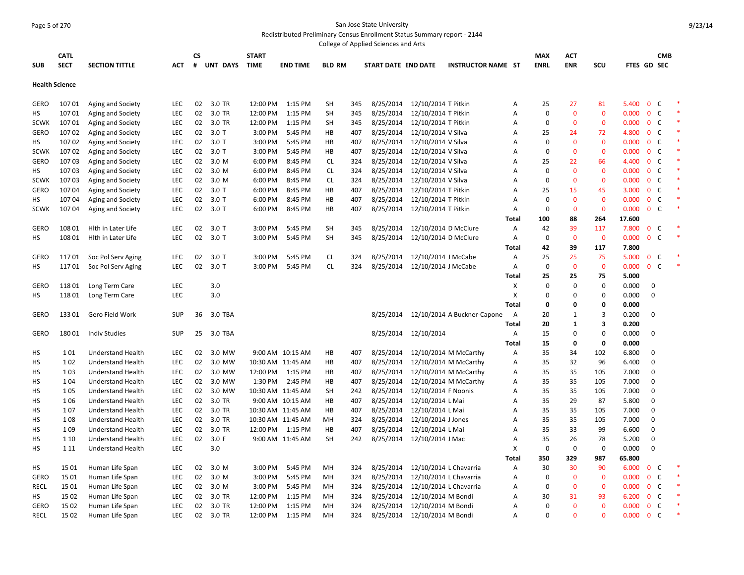San Jose State University

Redistributed Preliminary Census Enrollment Status Summary report - 2144

College of Applied Sciences and Arts

| SUB | CATL SECT | SECTION TITTLE | ACT | CS # | UNT | DAYS | START TIME | END TIME | BLD | RM | START DATE | END DATE | INSTRUCTOR NAME | ST | MAX ENRL | ACT ENR | SCU | FTES | GD | CMB SEC | |
|---|---|---|---|---|---|---|---|---|---|---|---|---|---|---|---|---|---|---|---|---|---|
| **Health Science** | | | | | | | | | | | | | | | | | | | | | |
| GERO | 107 01 | Aging and Society | LEC | 02 | 3.0 | TR | 12:00 PM | 1:15 PM | SH | 345 | 8/25/2014 | 12/10/2014 | T Pitkin | A | 25 | 27 | 81 | 5.400 | 0 | C | * |
| HS | 107 01 | Aging and Society | LEC | 02 | 3.0 | TR | 12:00 PM | 1:15 PM | SH | 345 | 8/25/2014 | 12/10/2014 | T Pitkin | A | 0 | 0 | 0 | 0.000 | 0 | C | * |
| SCWK | 107 01 | Aging and Society | LEC | 02 | 3.0 | TR | 12:00 PM | 1:15 PM | SH | 345 | 8/25/2014 | 12/10/2014 | T Pitkin | A | 0 | 0 | 0 | 0.000 | 0 | C | * |
| GERO | 107 02 | Aging and Society | LEC | 02 | 3.0 | T | 3:00 PM | 5:45 PM | HB | 407 | 8/25/2014 | 12/10/2014 | V Silva | A | 25 | 24 | 72 | 4.800 | 0 | C | * |
| HS | 107 02 | Aging and Society | LEC | 02 | 3.0 | T | 3:00 PM | 5:45 PM | HB | 407 | 8/25/2014 | 12/10/2014 | V Silva | A | 0 | 0 | 0 | 0.000 | 0 | C | * |
| SCWK | 107 02 | Aging and Society | LEC | 02 | 3.0 | T | 3:00 PM | 5:45 PM | HB | 407 | 8/25/2014 | 12/10/2014 | V Silva | A | 0 | 0 | 0 | 0.000 | 0 | C | * |
| GERO | 107 03 | Aging and Society | LEC | 02 | 3.0 | M | 6:00 PM | 8:45 PM | CL | 324 | 8/25/2014 | 12/10/2014 | V Silva | A | 25 | 22 | 66 | 4.400 | 0 | C | * |
| HS | 107 03 | Aging and Society | LEC | 02 | 3.0 | M | 6:00 PM | 8:45 PM | CL | 324 | 8/25/2014 | 12/10/2014 | V Silva | A | 0 | 0 | 0 | 0.000 | 0 | C | * |
| SCWK | 107 03 | Aging and Society | LEC | 02 | 3.0 | M | 6:00 PM | 8:45 PM | CL | 324 | 8/25/2014 | 12/10/2014 | V Silva | A | 0 | 0 | 0 | 0.000 | 0 | C | * |
| GERO | 107 04 | Aging and Society | LEC | 02 | 3.0 | T | 6:00 PM | 8:45 PM | HB | 407 | 8/25/2014 | 12/10/2014 | T Pitkin | A | 25 | 15 | 45 | 3.000 | 0 | C | * |
| HS | 107 04 | Aging and Society | LEC | 02 | 3.0 | T | 6:00 PM | 8:45 PM | HB | 407 | 8/25/2014 | 12/10/2014 | T Pitkin | A | 0 | 0 | 0 | 0.000 | 0 | C | * |
| SCWK | 107 04 | Aging and Society | LEC | 02 | 3.0 | T | 6:00 PM | 8:45 PM | HB | 407 | 8/25/2014 | 12/10/2014 | T Pitkin | A | 0 | 0 | 0 | 0.000 | 0 | C | * |
| | | | | | | | | | | | | | | **Total** | **100** | **88** | **264** | **17.600** | | | |
| GERO | 108 01 | Hlth in Later Life | LEC | 02 | 3.0 | T | 3:00 PM | 5:45 PM | SH | 345 | 8/25/2014 | 12/10/2014 | D McClure | A | 42 | 39 | 117 | 7.800 | 0 | C | * |
| HS | 108 01 | Hlth in Later Life | LEC | 02 | 3.0 | T | 3:00 PM | 5:45 PM | SH | 345 | 8/25/2014 | 12/10/2014 | D McClure | A | 0 | 0 | 0 | 0.000 | 0 | C | * |
| | | | | | | | | | | | | | | **Total** | **42** | **39** | **117** | **7.800** | | | |
| GERO | 117 01 | Soc Pol Serv Aging | LEC | 02 | 3.0 | T | 3:00 PM | 5:45 PM | CL | 324 | 8/25/2014 | 12/10/2014 | J McCabe | A | 25 | 25 | 75 | 5.000 | 0 | C | * |
| HS | 117 01 | Soc Pol Serv Aging | LEC | 02 | 3.0 | T | 3:00 PM | 5:45 PM | CL | 324 | 8/25/2014 | 12/10/2014 | J McCabe | A | 0 | 0 | 0 | 0.000 | 0 | C | * |
| | | | | | | | | | | | | | | **Total** | **25** | **25** | **75** | **5.000** | | | |
| GERO | 118 01 | Long Term Care | LEC | | 3.0 | | | | | | | | | X | 0 | 0 | 0 | 0.000 | 0 | | |
| HS | 118 01 | Long Term Care | LEC | | 3.0 | | | | | | | | | X | 0 | 0 | 0 | 0.000 | 0 | | |
| | | | | | | | | | | | | | | **Total** | **0** | **0** | **0** | **0.000** | | | |
| GERO | 133 01 | Gero Field Work | SUP | 36 | 3.0 | TBA | | | | | 8/25/2014 | 12/10/2014 | A Buckner-Capone | A | 20 | 1 | 3 | 0.200 | 0 | | |
| | | | | | | | | | | | | | | **Total** | **20** | **1** | **3** | **0.200** | | | |
| GERO | 180 01 | Indiv Studies | SUP | 25 | 3.0 | TBA | | | | | 8/25/2014 | 12/10/2014 | | A | 15 | 0 | 0 | 0.000 | 0 | | |
| | | | | | | | | | | | | | | **Total** | **15** | **0** | **0** | **0.000** | | | |
| HS | 1 01 | Understand Health | LEC | 02 | 3.0 | MW | 9:00 AM | 10:15 AM | HB | 407 | 8/25/2014 | 12/10/2014 | M McCarthy | A | 35 | 34 | 102 | 6.800 | 0 | | |
| HS | 1 02 | Understand Health | LEC | 02 | 3.0 | MW | 10:30 AM | 11:45 AM | HB | 407 | 8/25/2014 | 12/10/2014 | M McCarthy | A | 35 | 32 | 96 | 6.400 | 0 | | |
| HS | 1 03 | Understand Health | LEC | 02 | 3.0 | MW | 12:00 PM | 1:15 PM | HB | 407 | 8/25/2014 | 12/10/2014 | M McCarthy | A | 35 | 35 | 105 | 7.000 | 0 | | |
| HS | 1 04 | Understand Health | LEC | 02 | 3.0 | MW | 1:30 PM | 2:45 PM | HB | 407 | 8/25/2014 | 12/10/2014 | M McCarthy | A | 35 | 35 | 105 | 7.000 | 0 | | |
| HS | 1 05 | Understand Health | LEC | 02 | 3.0 | MW | 10:30 AM | 11:45 AM | SH | 242 | 8/25/2014 | 12/10/2014 | F Noonis | A | 35 | 35 | 105 | 7.000 | 0 | | |
| HS | 1 06 | Understand Health | LEC | 02 | 3.0 | TR | 9:00 AM | 10:15 AM | HB | 407 | 8/25/2014 | 12/10/2014 | L Mai | A | 35 | 29 | 87 | 5.800 | 0 | | |
| HS | 1 07 | Understand Health | LEC | 02 | 3.0 | TR | 10:30 AM | 11:45 AM | HB | 407 | 8/25/2014 | 12/10/2014 | L Mai | A | 35 | 35 | 105 | 7.000 | 0 | | |
| HS | 1 08 | Understand Health | LEC | 02 | 3.0 | TR | 10:30 AM | 11:45 AM | MH | 324 | 8/25/2014 | 12/10/2014 | J Jones | A | 35 | 35 | 105 | 7.000 | 0 | | |
| HS | 1 09 | Understand Health | LEC | 02 | 3.0 | TR | 12:00 PM | 1:15 PM | HB | 407 | 8/25/2014 | 12/10/2014 | L Mai | A | 35 | 33 | 99 | 6.600 | 0 | | |
| HS | 1 10 | Understand Health | LEC | 02 | 3.0 | F | 9:00 AM | 11:45 AM | SH | 242 | 8/25/2014 | 12/10/2014 | J Mac | A | 35 | 26 | 78 | 5.200 | 0 | | |
| HS | 1 11 | Understand Health | LEC | | 3.0 | | | | | | | | | X | 0 | 0 | 0 | 0.000 | 0 | | |
| | | | | | | | | | | | | | | **Total** | **350** | **329** | **987** | **65.800** | | | |
| HS | 15 01 | Human Life Span | LEC | 02 | 3.0 | M | 3:00 PM | 5:45 PM | MH | 324 | 8/25/2014 | 12/10/2014 | L Chavarria | A | 30 | 30 | 90 | 6.000 | 0 | C | * |
| GERO | 15 01 | Human Life Span | LEC | 02 | 3.0 | M | 3:00 PM | 5:45 PM | MH | 324 | 8/25/2014 | 12/10/2014 | L Chavarria | A | 0 | 0 | 0 | 0.000 | 0 | C | * |
| RECL | 15 01 | Human Life Span | LEC | 02 | 3.0 | M | 3:00 PM | 5:45 PM | MH | 324 | 8/25/2014 | 12/10/2014 | L Chavarria | A | 0 | 0 | 0 | 0.000 | 0 | C | * |
| HS | 15 02 | Human Life Span | LEC | 02 | 3.0 | TR | 12:00 PM | 1:15 PM | MH | 324 | 8/25/2014 | 12/10/2014 | M Bondi | A | 30 | 31 | 93 | 6.200 | 0 | C | * |
| GERO | 15 02 | Human Life Span | LEC | 02 | 3.0 | TR | 12:00 PM | 1:15 PM | MH | 324 | 8/25/2014 | 12/10/2014 | M Bondi | A | 0 | 0 | 0 | 0.000 | 0 | C | * |
| RECL | 15 02 | Human Life Span | LEC | 02 | 3.0 | TR | 12:00 PM | 1:15 PM | MH | 324 | 8/25/2014 | 12/10/2014 | M Bondi | A | 0 | 0 | 0 | 0.000 | 0 | C | * |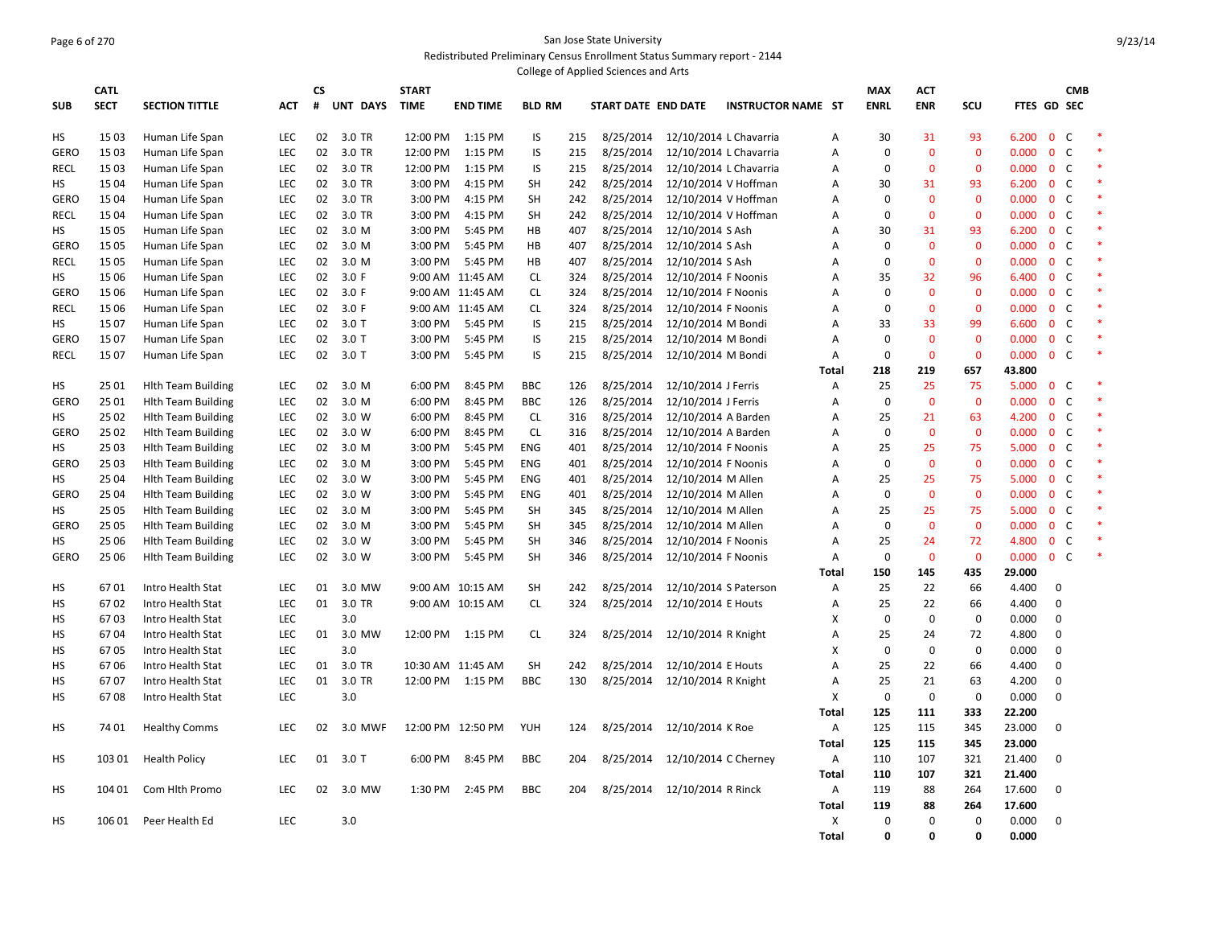San Jose State University

Redistributed Preliminary Census Enrollment Status Summary report - 2144

College of Applied Sciences and Arts

| SUB | CATL SECT | SECTION TITTLE | ACT | CS # | UNT | DAYS | START TIME | END TIME | BLD | RM | START DATE | END DATE | INSTRUCTOR NAME | ST | MAX ENRL | ACT ENR | SCU | FTES | GD | CMB SEC | |
|---|---|---|---|---|---|---|---|---|---|---|---|---|---|---|---|---|---|---|---|---|---|
| HS | 15 03 | Human Life Span | LEC | 02 | 3.0 | TR | 12:00 PM | 1:15 PM | IS | 215 | 8/25/2014 | 12/10/2014 | L Chavarria | A | 30 | 31 | 93 | 6.200 | 0 | C | * |
| GERO | 15 03 | Human Life Span | LEC | 02 | 3.0 | TR | 12:00 PM | 1:15 PM | IS | 215 | 8/25/2014 | 12/10/2014 | L Chavarria | A | 0 | 0 | 0 | 0.000 | 0 | C | * |
| RECL | 15 03 | Human Life Span | LEC | 02 | 3.0 | TR | 12:00 PM | 1:15 PM | IS | 215 | 8/25/2014 | 12/10/2014 | L Chavarria | A | 0 | 0 | 0 | 0.000 | 0 | C | * |
| HS | 15 04 | Human Life Span | LEC | 02 | 3.0 | TR | 3:00 PM | 4:15 PM | SH | 242 | 8/25/2014 | 12/10/2014 | V Hoffman | A | 30 | 31 | 93 | 6.200 | 0 | C | * |
| GERO | 15 04 | Human Life Span | LEC | 02 | 3.0 | TR | 3:00 PM | 4:15 PM | SH | 242 | 8/25/2014 | 12/10/2014 | V Hoffman | A | 0 | 0 | 0 | 0.000 | 0 | C | * |
| RECL | 15 04 | Human Life Span | LEC | 02 | 3.0 | TR | 3:00 PM | 4:15 PM | SH | 242 | 8/25/2014 | 12/10/2014 | V Hoffman | A | 0 | 0 | 0 | 0.000 | 0 | C | * |
| HS | 15 05 | Human Life Span | LEC | 02 | 3.0 | M | 3:00 PM | 5:45 PM | HB | 407 | 8/25/2014 | 12/10/2014 | S Ash | A | 30 | 31 | 93 | 6.200 | 0 | C | * |
| GERO | 15 05 | Human Life Span | LEC | 02 | 3.0 | M | 3:00 PM | 5:45 PM | HB | 407 | 8/25/2014 | 12/10/2014 | S Ash | A | 0 | 0 | 0 | 0.000 | 0 | C | * |
| RECL | 15 05 | Human Life Span | LEC | 02 | 3.0 | M | 3:00 PM | 5:45 PM | HB | 407 | 8/25/2014 | 12/10/2014 | S Ash | A | 0 | 0 | 0 | 0.000 | 0 | C | * |
| HS | 15 06 | Human Life Span | LEC | 02 | 3.0 | F | 9:00 AM | 11:45 AM | CL | 324 | 8/25/2014 | 12/10/2014 | F Noonis | A | 35 | 32 | 96 | 6.400 | 0 | C | * |
| GERO | 15 06 | Human Life Span | LEC | 02 | 3.0 | F | 9:00 AM | 11:45 AM | CL | 324 | 8/25/2014 | 12/10/2014 | F Noonis | A | 0 | 0 | 0 | 0.000 | 0 | C | * |
| RECL | 15 06 | Human Life Span | LEC | 02 | 3.0 | F | 9:00 AM | 11:45 AM | CL | 324 | 8/25/2014 | 12/10/2014 | F Noonis | A | 0 | 0 | 0 | 0.000 | 0 | C | * |
| HS | 15 07 | Human Life Span | LEC | 02 | 3.0 | T | 3:00 PM | 5:45 PM | IS | 215 | 8/25/2014 | 12/10/2014 | M Bondi | A | 33 | 33 | 99 | 6.600 | 0 | C | * |
| GERO | 15 07 | Human Life Span | LEC | 02 | 3.0 | T | 3:00 PM | 5:45 PM | IS | 215 | 8/25/2014 | 12/10/2014 | M Bondi | A | 0 | 0 | 0 | 0.000 | 0 | C | * |
| RECL | 15 07 | Human Life Span | LEC | 02 | 3.0 | T | 3:00 PM | 5:45 PM | IS | 215 | 8/25/2014 | 12/10/2014 | M Bondi | A | 0 | 0 | 0 | 0.000 | 0 | C | * |
| | | | | | | | | | | | | | | **Total** | **218** | **219** | **657** | **43.800** | | | |
| HS | 25 01 | Hlth Team Building | LEC | 02 | 3.0 | M | 6:00 PM | 8:45 PM | BBC | 126 | 8/25/2014 | 12/10/2014 | J Ferris | A | 25 | 25 | 75 | 5.000 | 0 | C | * |
| GERO | 25 01 | Hlth Team Building | LEC | 02 | 3.0 | M | 6:00 PM | 8:45 PM | BBC | 126 | 8/25/2014 | 12/10/2014 | J Ferris | A | 0 | 0 | 0 | 0.000 | 0 | C | * |
| HS | 25 02 | Hlth Team Building | LEC | 02 | 3.0 | W | 6:00 PM | 8:45 PM | CL | 316 | 8/25/2014 | 12/10/2014 | A Barden | A | 25 | 21 | 63 | 4.200 | 0 | C | * |
| GERO | 25 02 | Hlth Team Building | LEC | 02 | 3.0 | W | 6:00 PM | 8:45 PM | CL | 316 | 8/25/2014 | 12/10/2014 | A Barden | A | 0 | 0 | 0 | 0.000 | 0 | C | * |
| HS | 25 03 | Hlth Team Building | LEC | 02 | 3.0 | M | 3:00 PM | 5:45 PM | ENG | 401 | 8/25/2014 | 12/10/2014 | F Noonis | A | 25 | 25 | 75 | 5.000 | 0 | C | * |
| GERO | 25 03 | Hlth Team Building | LEC | 02 | 3.0 | M | 3:00 PM | 5:45 PM | ENG | 401 | 8/25/2014 | 12/10/2014 | F Noonis | A | 0 | 0 | 0 | 0.000 | 0 | C | * |
| HS | 25 04 | Hlth Team Building | LEC | 02 | 3.0 | W | 3:00 PM | 5:45 PM | ENG | 401 | 8/25/2014 | 12/10/2014 | M Allen | A | 25 | 25 | 75 | 5.000 | 0 | C | * |
| GERO | 25 04 | Hlth Team Building | LEC | 02 | 3.0 | W | 3:00 PM | 5:45 PM | ENG | 401 | 8/25/2014 | 12/10/2014 | M Allen | A | 0 | 0 | 0 | 0.000 | 0 | C | * |
| HS | 25 05 | Hlth Team Building | LEC | 02 | 3.0 | M | 3:00 PM | 5:45 PM | SH | 345 | 8/25/2014 | 12/10/2014 | M Allen | A | 25 | 25 | 75 | 5.000 | 0 | C | * |
| GERO | 25 05 | Hlth Team Building | LEC | 02 | 3.0 | M | 3:00 PM | 5:45 PM | SH | 345 | 8/25/2014 | 12/10/2014 | M Allen | A | 0 | 0 | 0 | 0.000 | 0 | C | * |
| HS | 25 06 | Hlth Team Building | LEC | 02 | 3.0 | W | 3:00 PM | 5:45 PM | SH | 346 | 8/25/2014 | 12/10/2014 | F Noonis | A | 25 | 24 | 72 | 4.800 | 0 | C | * |
| GERO | 25 06 | Hlth Team Building | LEC | 02 | 3.0 | W | 3:00 PM | 5:45 PM | SH | 346 | 8/25/2014 | 12/10/2014 | F Noonis | A | 0 | 0 | 0 | 0.000 | 0 | C | * |
| | | | | | | | | | | | | | | **Total** | **150** | **145** | **435** | **29.000** | | | |
| HS | 67 01 | Intro Health Stat | LEC | 01 | 3.0 | MW | 9:00 AM | 10:15 AM | SH | 242 | 8/25/2014 | 12/10/2014 | S Paterson | A | 25 | 22 | 66 | 4.400 | 0 | | |
| HS | 67 02 | Intro Health Stat | LEC | 01 | 3.0 | TR | 9:00 AM | 10:15 AM | CL | 324 | 8/25/2014 | 12/10/2014 | E Houts | A | 25 | 22 | 66 | 4.400 | 0 | | |
| HS | 67 03 | Intro Health Stat | LEC | | 3.0 | | | | | | | | | X | 0 | 0 | 0 | 0.000 | 0 | | |
| HS | 67 04 | Intro Health Stat | LEC | 01 | 3.0 | MW | 12:00 PM | 1:15 PM | CL | 324 | 8/25/2014 | 12/10/2014 | R Knight | A | 25 | 24 | 72 | 4.800 | 0 | | |
| HS | 67 05 | Intro Health Stat | LEC | | 3.0 | | | | | | | | | X | 0 | 0 | 0 | 0.000 | 0 | | |
| HS | 67 06 | Intro Health Stat | LEC | 01 | 3.0 | TR | 10:30 AM | 11:45 AM | SH | 242 | 8/25/2014 | 12/10/2014 | E Houts | A | 25 | 22 | 66 | 4.400 | 0 | | |
| HS | 67 07 | Intro Health Stat | LEC | 01 | 3.0 | TR | 12:00 PM | 1:15 PM | BBC | 130 | 8/25/2014 | 12/10/2014 | R Knight | A | 25 | 21 | 63 | 4.200 | 0 | | |
| HS | 67 08 | Intro Health Stat | LEC | | 3.0 | | | | | | | | | X | 0 | 0 | 0 | 0.000 | 0 | | |
| | | | | | | | | | | | | | | **Total** | **125** | **111** | **333** | **22.200** | | | |
| HS | 74 01 | Healthy Comms | LEC | 02 | 3.0 | MWF | 12:00 PM | 12:50 PM | YUH | 124 | 8/25/2014 | 12/10/2014 | K Roe | A | 125 | 115 | 345 | 23.000 | 0 | | |
| | | | | | | | | | | | | | | **Total** | **125** | **115** | **345** | **23.000** | | | |
| HS | 103 01 | Health Policy | LEC | 01 | 3.0 | T | 6:00 PM | 8:45 PM | BBC | 204 | 8/25/2014 | 12/10/2014 | C Cherney | A | 110 | 107 | 321 | 21.400 | 0 | | |
| | | | | | | | | | | | | | | **Total** | **110** | **107** | **321** | **21.400** | | | |
| HS | 104 01 | Com Hlth Promo | LEC | 02 | 3.0 | MW | 1:30 PM | 2:45 PM | BBC | 204 | 8/25/2014 | 12/10/2014 | R Rinck | A | 119 | 88 | 264 | 17.600 | 0 | | |
| | | | | | | | | | | | | | | **Total** | **119** | **88** | **264** | **17.600** | | | |
| HS | 106 01 | Peer Health Ed | LEC | | 3.0 | | | | | | | | | X | 0 | 0 | 0 | 0.000 | 0 | | |
| | | | | | | | | | | | | | | **Total** | **0** | **0** | **0** | **0.000** | | | |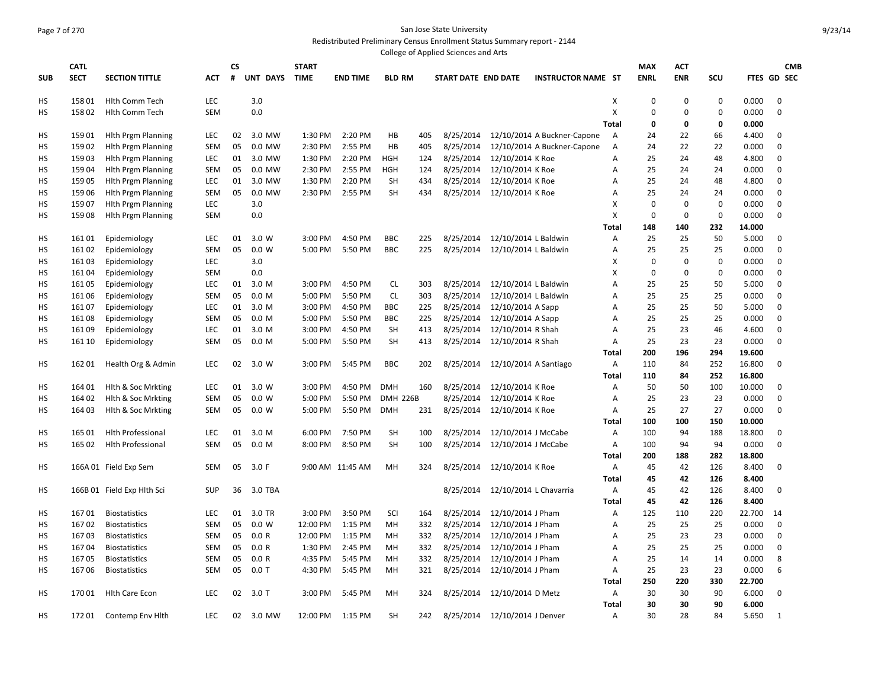San Jose State University

Redistributed Preliminary Census Enrollment Status Summary report - 2144

College of Applied Sciences and Arts

| SUB | CATL SECT | SECTION TITTLE | ACT | CS # | UNT DAYS | START TIME | END TIME | BLD RM | | START DATE | END DATE | INSTRUCTOR NAME | ST | MAX ENRL | ACT ENR | SCU | FTES | GD | CMB SEC |
|---|---|---|---|---|---|---|---|---|---|---|---|---|---|---|---|---|---|---|---|
| HS | 158 01 | Hlth Comm Tech | LEC | | 3.0 | | | | | | | | X | 0 | 0 | 0 | 0.000 | 0 | |
| HS | 158 02 | Hlth Comm Tech | SEM | | 0.0 | | | | | | | | X | 0 | 0 | 0 | 0.000 | 0 | |
| | | | | | | | | | | | | | Total | 0 | 0 | 0 | 0.000 | | |
| HS | 159 01 | Hlth Prgm Planning | LEC | 02 | 3.0 MW | 1:30 PM | 2:20 PM | HB | 405 | 8/25/2014 | 12/10/2014 | A Buckner-Capone | A | 24 | 22 | 66 | 4.400 | 0 | |
| HS | 159 02 | Hlth Prgm Planning | SEM | 05 | 0.0 MW | 2:30 PM | 2:55 PM | HB | 405 | 8/25/2014 | 12/10/2014 | A Buckner-Capone | A | 24 | 22 | 22 | 0.000 | 0 | |
| HS | 159 03 | Hlth Prgm Planning | LEC | 01 | 3.0 MW | 1:30 PM | 2:20 PM | HGH | 124 | 8/25/2014 | 12/10/2014 | K Roe | A | 25 | 24 | 48 | 4.800 | 0 | |
| HS | 159 04 | Hlth Prgm Planning | SEM | 05 | 0.0 MW | 2:30 PM | 2:55 PM | HGH | 124 | 8/25/2014 | 12/10/2014 | K Roe | A | 25 | 24 | 24 | 0.000 | 0 | |
| HS | 159 05 | Hlth Prgm Planning | LEC | 01 | 3.0 MW | 1:30 PM | 2:20 PM | SH | 434 | 8/25/2014 | 12/10/2014 | K Roe | A | 25 | 24 | 48 | 4.800 | 0 | |
| HS | 159 06 | Hlth Prgm Planning | SEM | 05 | 0.0 MW | 2:30 PM | 2:55 PM | SH | 434 | 8/25/2014 | 12/10/2014 | K Roe | A | 25 | 24 | 24 | 0.000 | 0 | |
| HS | 159 07 | Hlth Prgm Planning | LEC | | 3.0 | | | | | | | | X | 0 | 0 | 0 | 0.000 | 0 | |
| HS | 159 08 | Hlth Prgm Planning | SEM | | 0.0 | | | | | | | | X | 0 | 0 | 0 | 0.000 | 0 | |
| | | | | | | | | | | | | | Total | 148 | 140 | 232 | 14.000 | | |
| HS | 161 01 | Epidemiology | LEC | 01 | 3.0 W | 3:00 PM | 4:50 PM | BBC | 225 | 8/25/2014 | 12/10/2014 | L Baldwin | A | 25 | 25 | 50 | 5.000 | 0 | |
| HS | 161 02 | Epidemiology | SEM | 05 | 0.0 W | 5:00 PM | 5:50 PM | BBC | 225 | 8/25/2014 | 12/10/2014 | L Baldwin | A | 25 | 25 | 25 | 0.000 | 0 | |
| HS | 161 03 | Epidemiology | LEC | | 3.0 | | | | | | | | X | 0 | 0 | 0 | 0.000 | 0 | |
| HS | 161 04 | Epidemiology | SEM | | 0.0 | | | | | | | | X | 0 | 0 | 0 | 0.000 | 0 | |
| HS | 161 05 | Epidemiology | LEC | 01 | 3.0 M | 3:00 PM | 4:50 PM | CL | 303 | 8/25/2014 | 12/10/2014 | L Baldwin | A | 25 | 25 | 50 | 5.000 | 0 | |
| HS | 161 06 | Epidemiology | SEM | 05 | 0.0 M | 5:00 PM | 5:50 PM | CL | 303 | 8/25/2014 | 12/10/2014 | L Baldwin | A | 25 | 25 | 25 | 0.000 | 0 | |
| HS | 161 07 | Epidemiology | LEC | 01 | 3.0 M | 3:00 PM | 4:50 PM | BBC | 225 | 8/25/2014 | 12/10/2014 | A Sapp | A | 25 | 25 | 50 | 5.000 | 0 | |
| HS | 161 08 | Epidemiology | SEM | 05 | 0.0 M | 5:00 PM | 5:50 PM | BBC | 225 | 8/25/2014 | 12/10/2014 | A Sapp | A | 25 | 25 | 25 | 0.000 | 0 | |
| HS | 161 09 | Epidemiology | LEC | 01 | 3.0 M | 3:00 PM | 4:50 PM | SH | 413 | 8/25/2014 | 12/10/2014 | R Shah | A | 25 | 23 | 46 | 4.600 | 0 | |
| HS | 161 10 | Epidemiology | SEM | 05 | 0.0 M | 5:00 PM | 5:50 PM | SH | 413 | 8/25/2014 | 12/10/2014 | R Shah | A | 25 | 23 | 23 | 0.000 | 0 | |
| | | | | | | | | | | | | | Total | 200 | 196 | 294 | 19.600 | | |
| HS | 162 01 | Health Org & Admin | LEC | 02 | 3.0 W | 3:00 PM | 5:45 PM | BBC | 202 | 8/25/2014 | 12/10/2014 | A Santiago | A | 110 | 84 | 252 | 16.800 | 0 | |
| | | | | | | | | | | | | | Total | 110 | 84 | 252 | 16.800 | | |
| HS | 164 01 | Hlth & Soc Mrkting | LEC | 01 | 3.0 W | 3:00 PM | 4:50 PM | DMH | 160 | 8/25/2014 | 12/10/2014 | K Roe | A | 50 | 50 | 100 | 10.000 | 0 | |
| HS | 164 02 | Hlth & Soc Mrkting | SEM | 05 | 0.0 W | 5:00 PM | 5:50 PM | DMH 226B | | 8/25/2014 | 12/10/2014 | K Roe | A | 25 | 23 | 23 | 0.000 | 0 | |
| HS | 164 03 | Hlth & Soc Mrkting | SEM | 05 | 0.0 W | 5:00 PM | 5:50 PM | DMH | 231 | 8/25/2014 | 12/10/2014 | K Roe | A | 25 | 27 | 27 | 0.000 | 0 | |
| | | | | | | | | | | | | | Total | 100 | 100 | 150 | 10.000 | | |
| HS | 165 01 | Hlth Professional | LEC | 01 | 3.0 M | 6:00 PM | 7:50 PM | SH | 100 | 8/25/2014 | 12/10/2014 | J McCabe | A | 100 | 94 | 188 | 18.800 | 0 | |
| HS | 165 02 | Hlth Professional | SEM | 05 | 0.0 M | 8:00 PM | 8:50 PM | SH | 100 | 8/25/2014 | 12/10/2014 | J McCabe | A | 100 | 94 | 94 | 0.000 | 0 | |
| | | | | | | | | | | | | | Total | 200 | 188 | 282 | 18.800 | | |
| HS | 166A 01 | Field Exp Sem | SEM | 05 | 3.0 F | 9:00 AM | 11:45 AM | MH | 324 | 8/25/2014 | 12/10/2014 | K Roe | A | 45 | 42 | 126 | 8.400 | 0 | |
| | | | | | | | | | | | | | Total | 45 | 42 | 126 | 8.400 | | |
| HS | 166B 01 | Field Exp Hlth Sci | SUP | 36 | 3.0 TBA | | | | | 8/25/2014 | 12/10/2014 | L Chavarria | A | 45 | 42 | 126 | 8.400 | 0 | |
| | | | | | | | | | | | | | Total | 45 | 42 | 126 | 8.400 | | |
| HS | 167 01 | Biostatistics | LEC | 01 | 3.0 TR | 3:00 PM | 3:50 PM | SCI | 164 | 8/25/2014 | 12/10/2014 | J Pham | A | 125 | 110 | 220 | 22.700 | 14 | |
| HS | 167 02 | Biostatistics | SEM | 05 | 0.0 W | 12:00 PM | 1:15 PM | MH | 332 | 8/25/2014 | 12/10/2014 | J Pham | A | 25 | 25 | 25 | 0.000 | 0 | |
| HS | 167 03 | Biostatistics | SEM | 05 | 0.0 R | 12:00 PM | 1:15 PM | MH | 332 | 8/25/2014 | 12/10/2014 | J Pham | A | 25 | 23 | 23 | 0.000 | 0 | |
| HS | 167 04 | Biostatistics | SEM | 05 | 0.0 R | 1:30 PM | 2:45 PM | MH | 332 | 8/25/2014 | 12/10/2014 | J Pham | A | 25 | 25 | 25 | 0.000 | 0 | |
| HS | 167 05 | Biostatistics | SEM | 05 | 0.0 R | 4:35 PM | 5:45 PM | MH | 332 | 8/25/2014 | 12/10/2014 | J Pham | A | 25 | 14 | 14 | 0.000 | 8 | |
| HS | 167 06 | Biostatistics | SEM | 05 | 0.0 T | 4:30 PM | 5:45 PM | MH | 321 | 8/25/2014 | 12/10/2014 | J Pham | A | 25 | 23 | 23 | 0.000 | 6 | |
| | | | | | | | | | | | | | Total | 250 | 220 | 330 | 22.700 | | |
| HS | 170 01 | Hlth Care Econ | LEC | 02 | 3.0 T | 3:00 PM | 5:45 PM | MH | 324 | 8/25/2014 | 12/10/2014 | D Metz | A | 30 | 30 | 90 | 6.000 | 0 | |
| | | | | | | | | | | | | | Total | 30 | 30 | 90 | 6.000 | | |
| HS | 172 01 | Contemp Env Hlth | LEC | 02 | 3.0 MW | 12:00 PM | 1:15 PM | SH | 242 | 8/25/2014 | 12/10/2014 | J Denver | A | 30 | 28 | 84 | 5.650 | 1 | |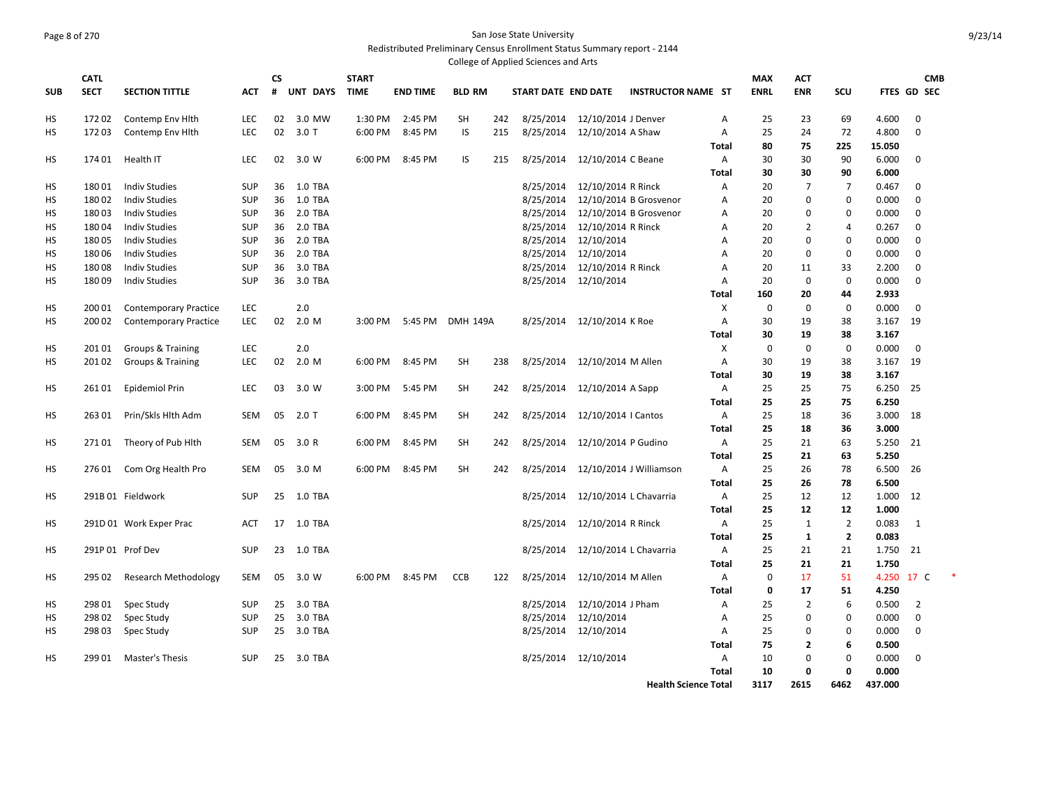San Jose State University

Redistributed Preliminary Census Enrollment Status Summary report - 2144

College of Applied Sciences and Arts

| SUB | CATL SECT | SECTION TITTLE | ACT | CS # | UNT | DAYS | START TIME | END TIME | BLD | RM | START DATE | END DATE | INSTRUCTOR NAME | ST | MAX ENRL | ACT ENR | SCU | FTES | GD | CMB SEC |
|---|---|---|---|---|---|---|---|---|---|---|---|---|---|---|---|---|---|---|---|---|
| HS | 172 02 | Contemp Env Hlth | LEC | 02 | 3.0 | MW | 1:30 PM | 2:45 PM | SH | 242 | 8/25/2014 | 12/10/2014 | J Denver | A | 25 | 23 | 69 | 4.600 | 0 | |
| HS | 172 03 | Contemp Env Hlth | LEC | 02 | 3.0 | T | 6:00 PM | 8:45 PM | IS | 215 | 8/25/2014 | 12/10/2014 | A Shaw | A | 25 | 24 | 72 | 4.800 | 0 | |
| | | | | | | | | | | | | | | **Total** | **80** | **75** | **225** | **15.050** | | |
| HS | 174 01 | Health IT | LEC | 02 | 3.0 | W | 6:00 PM | 8:45 PM | IS | 215 | 8/25/2014 | 12/10/2014 | C Beane | A | 30 | 30 | 90 | 6.000 | 0 | |
| | | | | | | | | | | | | | | **Total** | **30** | **30** | **90** | **6.000** | | |
| HS | 180 01 | Indiv Studies | SUP | 36 | 1.0 | TBA | | | | | 8/25/2014 | 12/10/2014 | R Rinck | A | 20 | 7 | 7 | 0.467 | 0 | |
| HS | 180 02 | Indiv Studies | SUP | 36 | 1.0 | TBA | | | | | 8/25/2014 | 12/10/2014 | B Grosvenor | A | 20 | 0 | 0 | 0.000 | 0 | |
| HS | 180 03 | Indiv Studies | SUP | 36 | 2.0 | TBA | | | | | 8/25/2014 | 12/10/2014 | B Grosvenor | A | 20 | 0 | 0 | 0.000 | 0 | |
| HS | 180 04 | Indiv Studies | SUP | 36 | 2.0 | TBA | | | | | 8/25/2014 | 12/10/2014 | R Rinck | A | 20 | 2 | 4 | 0.267 | 0 | |
| HS | 180 05 | Indiv Studies | SUP | 36 | 2.0 | TBA | | | | | 8/25/2014 | 12/10/2014 | | A | 20 | 0 | 0 | 0.000 | 0 | |
| HS | 180 06 | Indiv Studies | SUP | 36 | 2.0 | TBA | | | | | 8/25/2014 | 12/10/2014 | | A | 20 | 0 | 0 | 0.000 | 0 | |
| HS | 180 08 | Indiv Studies | SUP | 36 | 3.0 | TBA | | | | | 8/25/2014 | 12/10/2014 | R Rinck | A | 20 | 11 | 33 | 2.200 | 0 | |
| HS | 180 09 | Indiv Studies | SUP | 36 | 3.0 | TBA | | | | | 8/25/2014 | 12/10/2014 | | A | 20 | 0 | 0 | 0.000 | 0 | |
| | | | | | | | | | | | | | | **Total** | **160** | **20** | **44** | **2.933** | | |
| HS | 200 01 | Contemporary Practice | LEC | | 2.0 | | | | | | | | | X | 0 | 0 | 0 | 0.000 | 0 | |
| HS | 200 02 | Contemporary Practice | LEC | 02 | 2.0 | M | 3:00 PM | 5:45 PM | DMH | 149A | 8/25/2014 | 12/10/2014 | K Roe | A | 30 | 19 | 38 | 3.167 | 19 | |
| | | | | | | | | | | | | | | **Total** | **30** | **19** | **38** | **3.167** | | |
| HS | 201 01 | Groups & Training | LEC | | 2.0 | | | | | | | | | X | 0 | 0 | 0 | 0.000 | 0 | |
| HS | 201 02 | Groups & Training | LEC | 02 | 2.0 | M | 6:00 PM | 8:45 PM | SH | 238 | 8/25/2014 | 12/10/2014 | M Allen | A | 30 | 19 | 38 | 3.167 | 19 | |
| | | | | | | | | | | | | | | **Total** | **30** | **19** | **38** | **3.167** | | |
| HS | 261 01 | Epidemiol Prin | LEC | 03 | 3.0 | W | 3:00 PM | 5:45 PM | SH | 242 | 8/25/2014 | 12/10/2014 | A Sapp | A | 25 | 25 | 75 | 6.250 | 25 | |
| | | | | | | | | | | | | | | **Total** | **25** | **25** | **75** | **6.250** | | |
| HS | 263 01 | Prin/Skls Hlth Adm | SEM | 05 | 2.0 | T | 6:00 PM | 8:45 PM | SH | 242 | 8/25/2014 | 12/10/2014 | I Cantos | A | 25 | 18 | 36 | 3.000 | 18 | |
| | | | | | | | | | | | | | | **Total** | **25** | **18** | **36** | **3.000** | | |
| HS | 271 01 | Theory of Pub Hlth | SEM | 05 | 3.0 | R | 6:00 PM | 8:45 PM | SH | 242 | 8/25/2014 | 12/10/2014 | P Gudino | A | 25 | 21 | 63 | 5.250 | 21 | |
| | | | | | | | | | | | | | | **Total** | **25** | **21** | **63** | **5.250** | | |
| HS | 276 01 | Com Org Health Pro | SEM | 05 | 3.0 | M | 6:00 PM | 8:45 PM | SH | 242 | 8/25/2014 | 12/10/2014 | J Williamson | A | 25 | 26 | 78 | 6.500 | 26 | |
| | | | | | | | | | | | | | | **Total** | **25** | **26** | **78** | **6.500** | | |
| HS | 291B 01 | Fieldwork | SUP | 25 | 1.0 | TBA | | | | | 8/25/2014 | 12/10/2014 | L Chavarria | A | 25 | 12 | 12 | 1.000 | 12 | |
| | | | | | | | | | | | | | | **Total** | **25** | **12** | **12** | **1.000** | | |
| HS | 291D 01 | Work Exper Prac | ACT | 17 | 1.0 | TBA | | | | | 8/25/2014 | 12/10/2014 | R Rinck | A | 25 | 1 | 2 | 0.083 | 1 | |
| | | | | | | | | | | | | | | **Total** | **25** | **1** | **2** | **0.083** | | |
| HS | 291P 01 | Prof Dev | SUP | 23 | 1.0 | TBA | | | | | 8/25/2014 | 12/10/2014 | L Chavarria | A | 25 | 21 | 21 | 1.750 | 21 | |
| | | | | | | | | | | | | | | **Total** | **25** | **21** | **21** | **1.750** | | |
| HS | 295 02 | Research Methodology | SEM | 05 | 3.0 | W | 6:00 PM | 8:45 PM | CCB | 122 | 8/25/2014 | 12/10/2014 | M Allen | A | 0 | 17 | 51 | 4.250 | 17 | C * |
| | | | | | | | | | | | | | | **Total** | **0** | **17** | **51** | **4.250** | | |
| HS | 298 01 | Spec Study | SUP | 25 | 3.0 | TBA | | | | | 8/25/2014 | 12/10/2014 | J Pham | A | 25 | 2 | 6 | 0.500 | 2 | |
| HS | 298 02 | Spec Study | SUP | 25 | 3.0 | TBA | | | | | 8/25/2014 | 12/10/2014 | | A | 25 | 0 | 0 | 0.000 | 0 | |
| HS | 298 03 | Spec Study | SUP | 25 | 3.0 | TBA | | | | | 8/25/2014 | 12/10/2014 | | A | 25 | 0 | 0 | 0.000 | 0 | |
| | | | | | | | | | | | | | | **Total** | **75** | **2** | **6** | **0.500** | | |
| HS | 299 01 | Master's Thesis | SUP | 25 | 3.0 | TBA | | | | | 8/25/2014 | 12/10/2014 | | A | 10 | 0 | 0 | 0.000 | 0 | |
| | | | | | | | | | | | | | | **Total** | **10** | **0** | **0** | **0.000** | | |
| | | | | | | | | | | | | | | **Health Science Total** | **3117** | **2615** | **6462** | **437.000** | | |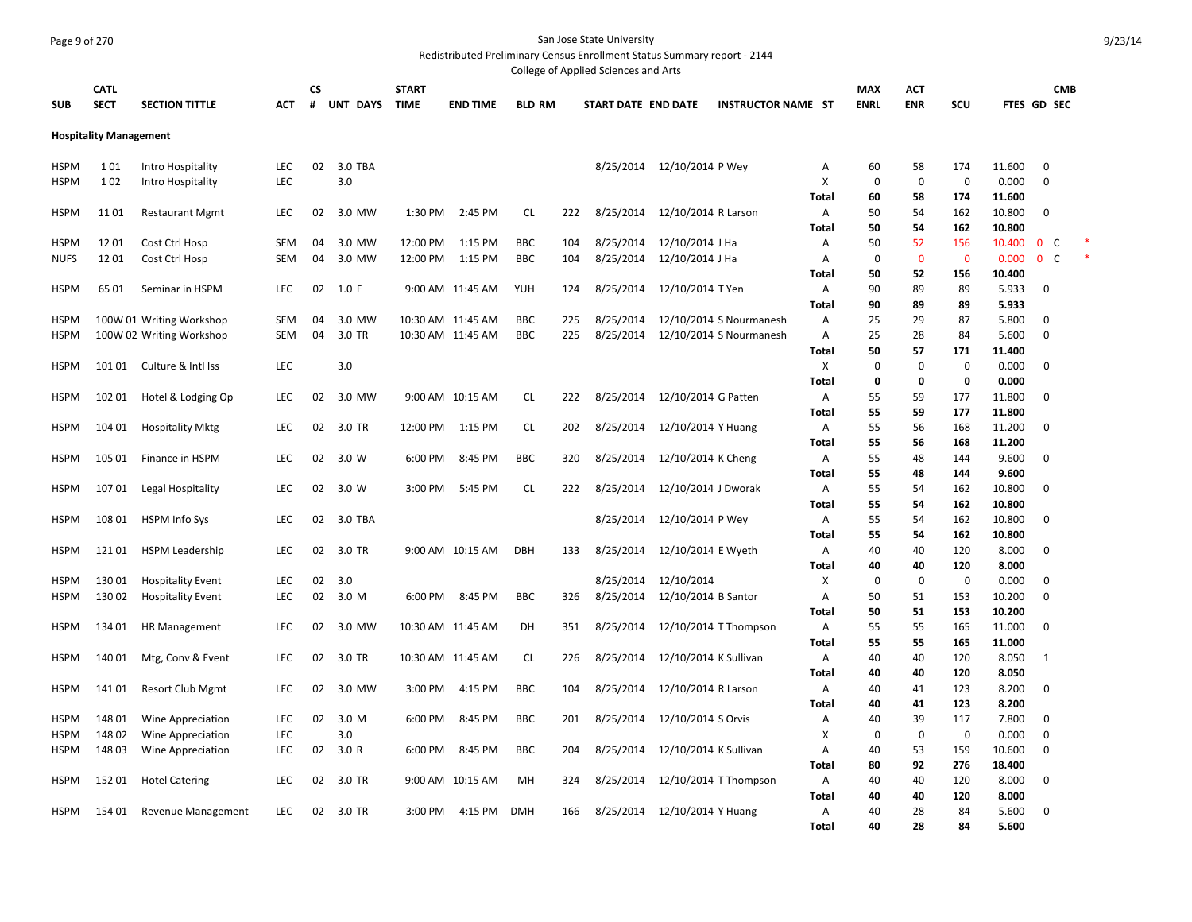San Jose State University
Redistributed Preliminary Census Enrollment Status Summary report - 2144
College of Applied Sciences and Arts

## Hospitality Management

| SUB | CATL SECT | SECTION TITTLE | ACT | CS # | UNT | DAYS | START TIME | END TIME | BLD | RM | START DATE | END DATE | INSTRUCTOR NAME | ST | MAX ENRL | ACT ENR | SCU | FTES | GD | CMB SEC |
|---|---|---|---|---|---|---|---|---|---|---|---|---|---|---|---|---|---|---|---|---|
| HSPM | 1 01 | Intro Hospitality | LEC | 02 | 3.0 | TBA | | | | | 8/25/2014 | 12/10/2014 | P Wey | A | 60 | 58 | 174 | 11.600 | 0 | |
| HSPM | 1 02 | Intro Hospitality | LEC | | 3.0 | | | | | | | | | X | 0 | 0 | 0 | 0.000 | 0 | |
| | | | | | | | | | | | | | | **Total** | **60** | **58** | **174** | **11.600** | | |
| HSPM | 11 01 | Restaurant Mgmt | LEC | 02 | 3.0 | MW | 1:30 PM | 2:45 PM | CL | 222 | 8/25/2014 | 12/10/2014 | R Larson | A | 50 | 54 | 162 | 10.800 | 0 | |
| | | | | | | | | | | | | | | **Total** | **50** | **54** | **162** | **10.800** | | |
| HSPM | 12 01 | Cost Ctrl Hosp | SEM | 04 | 3.0 | MW | 12:00 PM | 1:15 PM | BBC | 104 | 8/25/2014 | 12/10/2014 | J Ha | A | 50 | 52 | 156 | 10.400 | 0 | C * |
| NUFS | 12 01 | Cost Ctrl Hosp | SEM | 04 | 3.0 | MW | 12:00 PM | 1:15 PM | BBC | 104 | 8/25/2014 | 12/10/2014 | J Ha | A | 0 | 0 | 0 | 0.000 | 0 | C * |
| | | | | | | | | | | | | | | **Total** | **50** | **52** | **156** | **10.400** | | |
| HSPM | 65 01 | Seminar in HSPM | LEC | 02 | 1.0 | F | 9:00 AM | 11:45 AM | YUH | 124 | 8/25/2014 | 12/10/2014 | T Yen | A | 90 | 89 | 89 | 5.933 | 0 | |
| | | | | | | | | | | | | | | **Total** | **90** | **89** | **89** | **5.933** | | |
| HSPM | 100W 01 | Writing Workshop | SEM | 04 | 3.0 | MW | 10:30 AM | 11:45 AM | BBC | 225 | 8/25/2014 | 12/10/2014 | S Nourmanesh | A | 25 | 29 | 87 | 5.800 | 0 | |
| HSPM | 100W 02 | Writing Workshop | SEM | 04 | 3.0 | TR | 10:30 AM | 11:45 AM | BBC | 225 | 8/25/2014 | 12/10/2014 | S Nourmanesh | A | 25 | 28 | 84 | 5.600 | 0 | |
| | | | | | | | | | | | | | | **Total** | **50** | **57** | **171** | **11.400** | | |
| HSPM | 101 01 | Culture & Intl Iss | LEC | | 3.0 | | | | | | | | | X | 0 | 0 | 0 | 0.000 | 0 | |
| | | | | | | | | | | | | | | **Total** | **0** | **0** | **0** | **0.000** | | |
| HSPM | 102 01 | Hotel & Lodging Op | LEC | 02 | 3.0 | MW | 9:00 AM | 10:15 AM | CL | 222 | 8/25/2014 | 12/10/2014 | G Patten | A | 55 | 59 | 177 | 11.800 | 0 | |
| | | | | | | | | | | | | | | **Total** | **55** | **59** | **177** | **11.800** | | |
| HSPM | 104 01 | Hospitality Mktg | LEC | 02 | 3.0 | TR | 12:00 PM | 1:15 PM | CL | 202 | 8/25/2014 | 12/10/2014 | Y Huang | A | 55 | 56 | 168 | 11.200 | 0 | |
| | | | | | | | | | | | | | | **Total** | **55** | **56** | **168** | **11.200** | | |
| HSPM | 105 01 | Finance in HSPM | LEC | 02 | 3.0 | W | 6:00 PM | 8:45 PM | BBC | 320 | 8/25/2014 | 12/10/2014 | K Cheng | A | 55 | 48 | 144 | 9.600 | 0 | |
| | | | | | | | | | | | | | | **Total** | **55** | **48** | **144** | **9.600** | | |
| HSPM | 107 01 | Legal Hospitality | LEC | 02 | 3.0 | W | 3:00 PM | 5:45 PM | CL | 222 | 8/25/2014 | 12/10/2014 | J Dworak | A | 55 | 54 | 162 | 10.800 | 0 | |
| | | | | | | | | | | | | | | **Total** | **55** | **54** | **162** | **10.800** | | |
| HSPM | 108 01 | HSPM Info Sys | LEC | 02 | 3.0 | TBA | | | | | 8/25/2014 | 12/10/2014 | P Wey | A | 55 | 54 | 162 | 10.800 | 0 | |
| | | | | | | | | | | | | | | **Total** | **55** | **54** | **162** | **10.800** | | |
| HSPM | 121 01 | HSPM Leadership | LEC | 02 | 3.0 | TR | 9:00 AM | 10:15 AM | DBH | 133 | 8/25/2014 | 12/10/2014 | E Wyeth | A | 40 | 40 | 120 | 8.000 | 0 | |
| | | | | | | | | | | | | | | **Total** | **40** | **40** | **120** | **8.000** | | |
| HSPM | 130 01 | Hospitality Event | LEC | 02 | 3.0 | | | | | | 8/25/2014 | 12/10/2014 | | X | 0 | 0 | 0 | 0.000 | 0 | |
| HSPM | 130 02 | Hospitality Event | LEC | 02 | 3.0 | M | 6:00 PM | 8:45 PM | BBC | 326 | 8/25/2014 | 12/10/2014 | B Santor | A | 50 | 51 | 153 | 10.200 | 0 | |
| | | | | | | | | | | | | | | **Total** | **50** | **51** | **153** | **10.200** | | |
| HSPM | 134 01 | HR Management | LEC | 02 | 3.0 | MW | 10:30 AM | 11:45 AM | DH | 351 | 8/25/2014 | 12/10/2014 | T Thompson | A | 55 | 55 | 165 | 11.000 | 0 | |
| | | | | | | | | | | | | | | **Total** | **55** | **55** | **165** | **11.000** | | |
| HSPM | 140 01 | Mtg, Conv & Event | LEC | 02 | 3.0 | TR | 10:30 AM | 11:45 AM | CL | 226 | 8/25/2014 | 12/10/2014 | K Sullivan | A | 40 | 40 | 120 | 8.050 | 1 | |
| | | | | | | | | | | | | | | **Total** | **40** | **40** | **120** | **8.050** | | |
| HSPM | 141 01 | Resort Club Mgmt | LEC | 02 | 3.0 | MW | 3:00 PM | 4:15 PM | BBC | 104 | 8/25/2014 | 12/10/2014 | R Larson | A | 40 | 41 | 123 | 8.200 | 0 | |
| | | | | | | | | | | | | | | **Total** | **40** | **41** | **123** | **8.200** | | |
| HSPM | 148 01 | Wine Appreciation | LEC | 02 | 3.0 | M | 6:00 PM | 8:45 PM | BBC | 201 | 8/25/2014 | 12/10/2014 | S Orvis | A | 40 | 39 | 117 | 7.800 | 0 | |
| HSPM | 148 02 | Wine Appreciation | LEC | | 3.0 | | | | | | | | | X | 0 | 0 | 0 | 0.000 | 0 | |
| HSPM | 148 03 | Wine Appreciation | LEC | 02 | 3.0 | R | 6:00 PM | 8:45 PM | BBC | 204 | 8/25/2014 | 12/10/2014 | K Sullivan | A | 40 | 53 | 159 | 10.600 | 0 | |
| | | | | | | | | | | | | | | **Total** | **80** | **92** | **276** | **18.400** | | |
| HSPM | 152 01 | Hotel Catering | LEC | 02 | 3.0 | TR | 9:00 AM | 10:15 AM | MH | 324 | 8/25/2014 | 12/10/2014 | T Thompson | A | 40 | 40 | 120 | 8.000 | 0 | |
| | | | | | | | | | | | | | | **Total** | **40** | **40** | **120** | **8.000** | | |
| HSPM | 154 01 | Revenue Management | LEC | 02 | 3.0 | TR | 3:00 PM | 4:15 PM | DMH | 166 | 8/25/2014 | 12/10/2014 | Y Huang | A | 40 | 28 | 84 | 5.600 | 0 | |
| | | | | | | | | | | | | | | **Total** | **40** | **28** | **84** | **5.600** | | |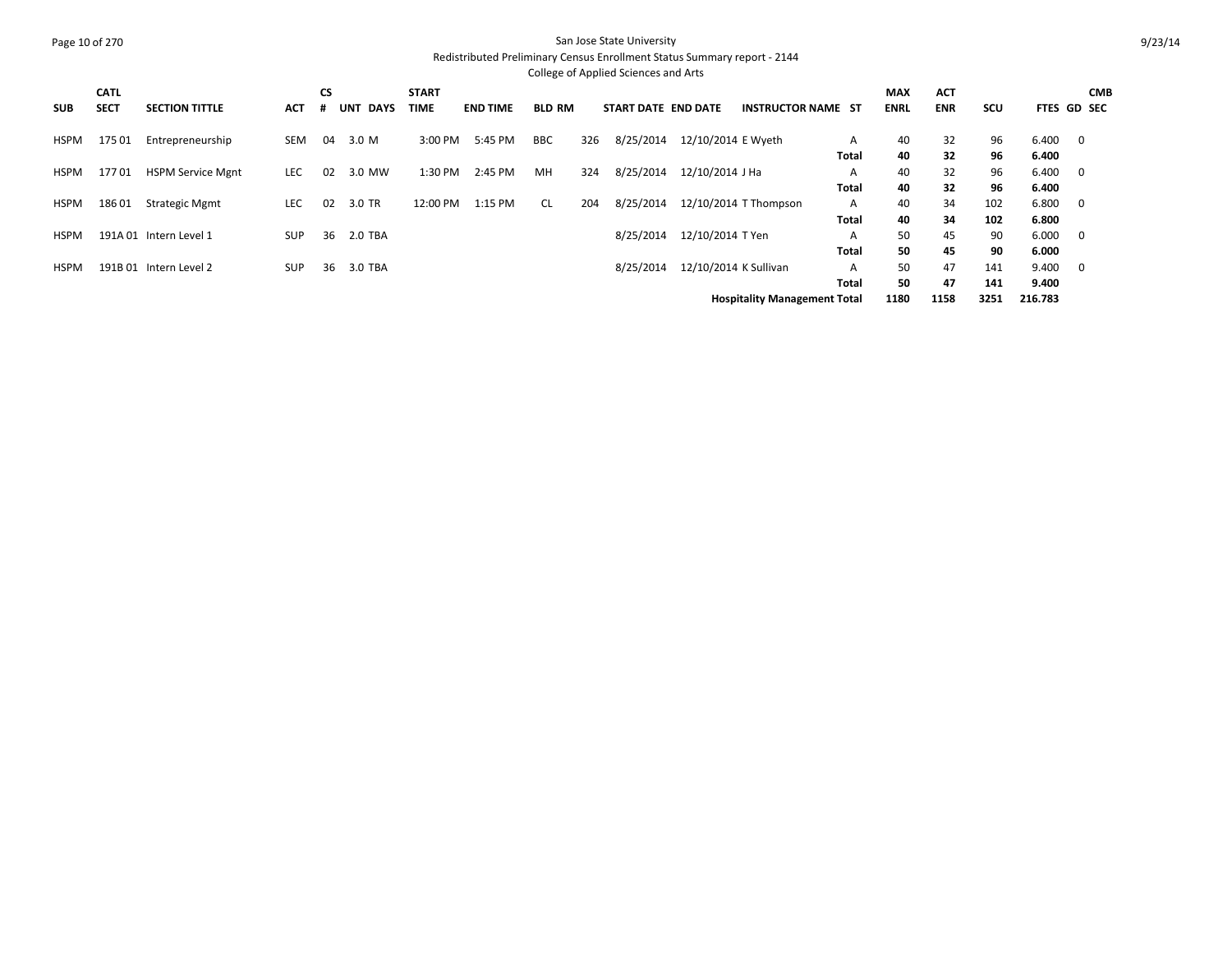# San Jose State University

Redistributed Preliminary Census Enrollment Status Summary report - 2144

College of Applied Sciences and Arts

| SUB | CATL SECT | SECTION TITTLE | ACT | CS # | UNT | DAYS | START TIME | END TIME | BLD | RM | START DATE | END DATE | INSTRUCTOR NAME | ST | MAX ENRL | ACT ENR | SCU | FTES | GD | CMB SEC |
|---|---|---|---|---|---|---|---|---|---|---|---|---|---|---|---|---|---|---|---|---|
| HSPM | 175 01 | Entrepreneurship | SEM | 04 | 3.0 | M | 3:00 PM | 5:45 PM | BBC | 326 | 8/25/2014 | 12/10/2014 | E Wyeth | A | 40 | 32 | 96 | 6.400 | 0 | |
| | | | | | | | | | | | | | | **Total** | **40** | **32** | **96** | **6.400** | | |
| HSPM | 177 01 | HSPM Service Mgnt | LEC | 02 | 3.0 | MW | 1:30 PM | 2:45 PM | MH | 324 | 8/25/2014 | 12/10/2014 | J Ha | A | 40 | 32 | 96 | 6.400 | 0 | |
| | | | | | | | | | | | | | | **Total** | **40** | **32** | **96** | **6.400** | | |
| HSPM | 186 01 | Strategic Mgmt | LEC | 02 | 3.0 | TR | 12:00 PM | 1:15 PM | CL | 204 | 8/25/2014 | 12/10/2014 | T Thompson | A | 40 | 34 | 102 | 6.800 | 0 | |
| | | | | | | | | | | | | | | **Total** | **40** | **34** | **102** | **6.800** | | |
| HSPM | 191A 01 | Intern Level 1 | SUP | 36 | 2.0 | TBA | | | | | 8/25/2014 | 12/10/2014 | T Yen | A | 50 | 45 | 90 | 6.000 | 0 | |
| | | | | | | | | | | | | | | **Total** | **50** | **45** | **90** | **6.000** | | |
| HSPM | 191B 01 | Intern Level 2 | SUP | 36 | 3.0 | TBA | | | | | 8/25/2014 | 12/10/2014 | K Sullivan | A | 50 | 47 | 141 | 9.400 | 0 | |
| | | | | | | | | | | | | | | **Total** | **50** | **47** | **141** | **9.400** | | |
| | | | | | | | | | | | | | **Hospitality Management Total** | | **1180** | **1158** | **3251** | **216.783** | | |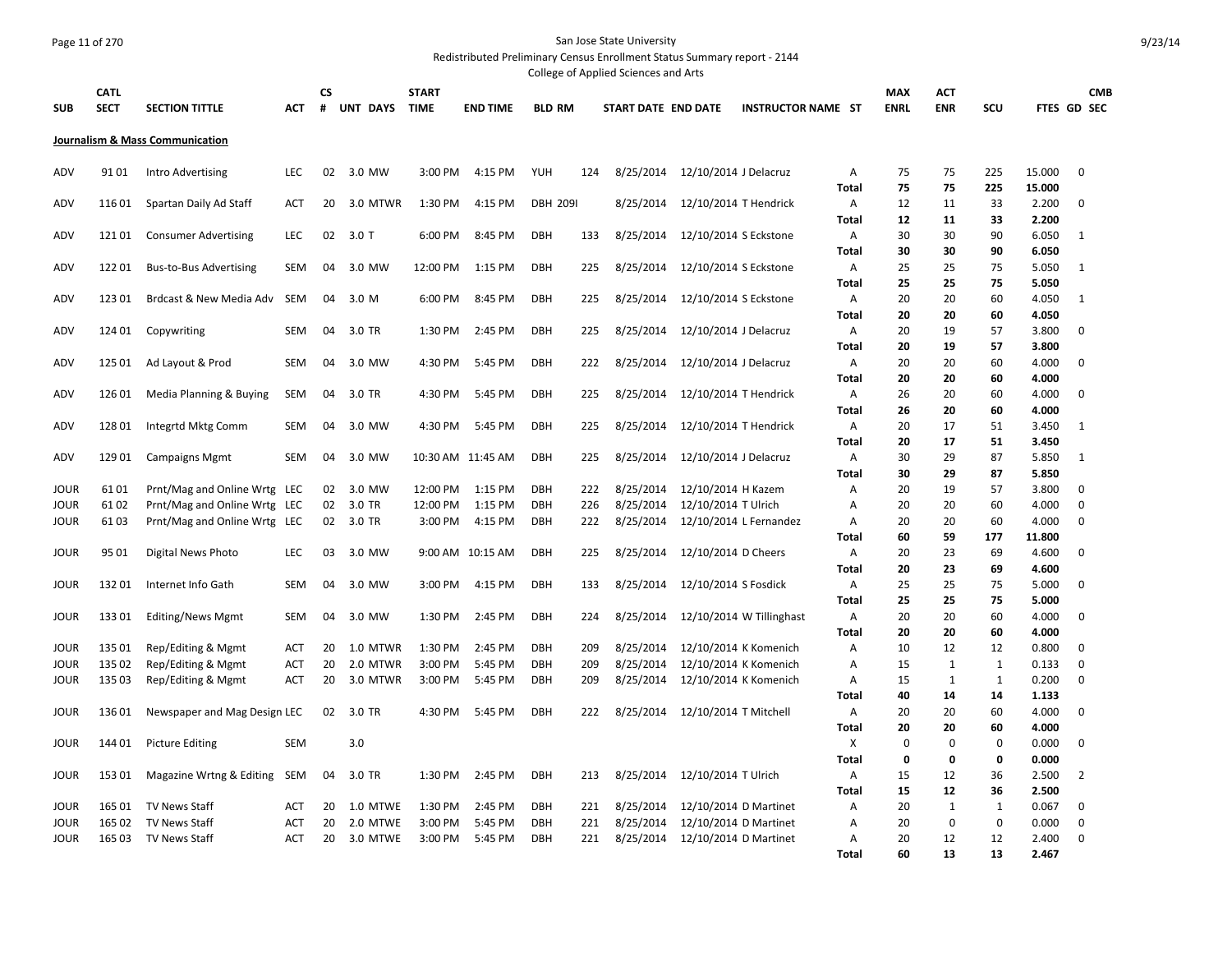San Jose State University

Redistributed Preliminary Census Enrollment Status Summary report - 2144

College of Applied Sciences and Arts

## Journalism & Mass Communication

| SUB | CATL SECT | SECTION TITTLE | ACT | CS # | UNT | DAYS | START TIME | END TIME | BLD | RM | START DATE | END DATE | INSTRUCTOR NAME | ST | MAX ENRL | ACT ENR | SCU | FTES | GD | CMB SEC |
|---|---|---|---|---|---|---|---|---|---|---|---|---|---|---|---|---|---|---|---|---|
| ADV | 91 01 | Intro Advertising | LEC | 02 | 3.0 | MW | 3:00 PM | 4:15 PM | YUH | 124 | 8/25/2014 | 12/10/2014 | J Delacruz | A | 75 | 75 | 225 | 15.000 | 0 | |
| | | | | | | | | | | | | | | Total | 75 | 75 | 225 | 15.000 | | |
| ADV | 116 01 | Spartan Daily Ad Staff | ACT | 20 | 3.0 | MTWR | 1:30 PM | 4:15 PM | DBH | 209I | 8/25/2014 | 12/10/2014 | T Hendrick | A | 12 | 11 | 33 | 2.200 | 0 | |
| | | | | | | | | | | | | | | Total | 12 | 11 | 33 | 2.200 | | |
| ADV | 121 01 | Consumer Advertising | LEC | 02 | 3.0 | T | 6:00 PM | 8:45 PM | DBH | 133 | 8/25/2014 | 12/10/2014 | S Eckstone | A | 30 | 30 | 90 | 6.050 | 1 | |
| | | | | | | | | | | | | | | Total | 30 | 30 | 90 | 6.050 | | |
| ADV | 122 01 | Bus-to-Bus Advertising | SEM | 04 | 3.0 | MW | 12:00 PM | 1:15 PM | DBH | 225 | 8/25/2014 | 12/10/2014 | S Eckstone | A | 25 | 25 | 75 | 5.050 | 1 | |
| | | | | | | | | | | | | | | Total | 25 | 25 | 75 | 5.050 | | |
| ADV | 123 01 | Brdcast & New Media Adv | SEM | 04 | 3.0 | M | 6:00 PM | 8:45 PM | DBH | 225 | 8/25/2014 | 12/10/2014 | S Eckstone | A | 20 | 20 | 60 | 4.050 | 1 | |
| | | | | | | | | | | | | | | Total | 20 | 20 | 60 | 4.050 | | |
| ADV | 124 01 | Copywriting | SEM | 04 | 3.0 | TR | 1:30 PM | 2:45 PM | DBH | 225 | 8/25/2014 | 12/10/2014 | J Delacruz | A | 20 | 19 | 57 | 3.800 | 0 | |
| | | | | | | | | | | | | | | Total | 20 | 19 | 57 | 3.800 | | |
| ADV | 125 01 | Ad Layout & Prod | SEM | 04 | 3.0 | MW | 4:30 PM | 5:45 PM | DBH | 222 | 8/25/2014 | 12/10/2014 | J Delacruz | A | 20 | 20 | 60 | 4.000 | 0 | |
| | | | | | | | | | | | | | | Total | 20 | 20 | 60 | 4.000 | | |
| ADV | 126 01 | Media Planning & Buying | SEM | 04 | 3.0 | TR | 4:30 PM | 5:45 PM | DBH | 225 | 8/25/2014 | 12/10/2014 | T Hendrick | A | 26 | 20 | 60 | 4.000 | 0 | |
| | | | | | | | | | | | | | | Total | 26 | 20 | 60 | 4.000 | | |
| ADV | 128 01 | Integrtd Mktg Comm | SEM | 04 | 3.0 | MW | 4:30 PM | 5:45 PM | DBH | 225 | 8/25/2014 | 12/10/2014 | T Hendrick | A | 20 | 17 | 51 | 3.450 | 1 | |
| | | | | | | | | | | | | | | Total | 20 | 17 | 51 | 3.450 | | |
| ADV | 129 01 | Campaigns Mgmt | SEM | 04 | 3.0 | MW | 10:30 AM | 11:45 AM | DBH | 225 | 8/25/2014 | 12/10/2014 | J Delacruz | A | 30 | 29 | 87 | 5.850 | 1 | |
| | | | | | | | | | | | | | | Total | 30 | 29 | 87 | 5.850 | | |
| JOUR | 61 01 | Prnt/Mag and Online Wrtg | LEC | 02 | 3.0 | MW | 12:00 PM | 1:15 PM | DBH | 222 | 8/25/2014 | 12/10/2014 | H Kazem | A | 20 | 19 | 57 | 3.800 | 0 | |
| JOUR | 61 02 | Prnt/Mag and Online Wrtg | LEC | 02 | 3.0 | TR | 12:00 PM | 1:15 PM | DBH | 226 | 8/25/2014 | 12/10/2014 | T Ulrich | A | 20 | 20 | 60 | 4.000 | 0 | |
| JOUR | 61 03 | Prnt/Mag and Online Wrtg | LEC | 02 | 3.0 | TR | 3:00 PM | 4:15 PM | DBH | 222 | 8/25/2014 | 12/10/2014 | L Fernandez | A | 20 | 20 | 60 | 4.000 | 0 | |
| | | | | | | | | | | | | | | Total | 60 | 59 | 177 | 11.800 | | |
| JOUR | 95 01 | Digital News Photo | LEC | 03 | 3.0 | MW | 9:00 AM | 10:15 AM | DBH | 225 | 8/25/2014 | 12/10/2014 | D Cheers | A | 20 | 23 | 69 | 4.600 | 0 | |
| | | | | | | | | | | | | | | Total | 20 | 23 | 69 | 4.600 | | |
| JOUR | 132 01 | Internet Info Gath | SEM | 04 | 3.0 | MW | 3:00 PM | 4:15 PM | DBH | 133 | 8/25/2014 | 12/10/2014 | S Fosdick | A | 25 | 25 | 75 | 5.000 | 0 | |
| | | | | | | | | | | | | | | Total | 25 | 25 | 75 | 5.000 | | |
| JOUR | 133 01 | Editing/News Mgmt | SEM | 04 | 3.0 | MW | 1:30 PM | 2:45 PM | DBH | 224 | 8/25/2014 | 12/10/2014 | W Tillinghast | A | 20 | 20 | 60 | 4.000 | 0 | |
| | | | | | | | | | | | | | | Total | 20 | 20 | 60 | 4.000 | | |
| JOUR | 135 01 | Rep/Editing & Mgmt | ACT | 20 | 1.0 | MTWR | 1:30 PM | 2:45 PM | DBH | 209 | 8/25/2014 | 12/10/2014 | K Komenich | A | 10 | 12 | 12 | 0.800 | 0 | |
| JOUR | 135 02 | Rep/Editing & Mgmt | ACT | 20 | 2.0 | MTWR | 3:00 PM | 5:45 PM | DBH | 209 | 8/25/2014 | 12/10/2014 | K Komenich | A | 15 | 1 | 1 | 0.133 | 0 | |
| JOUR | 135 03 | Rep/Editing & Mgmt | ACT | 20 | 3.0 | MTWR | 3:00 PM | 5:45 PM | DBH | 209 | 8/25/2014 | 12/10/2014 | K Komenich | A | 15 | 1 | 1 | 0.200 | 0 | |
| | | | | | | | | | | | | | | Total | 40 | 14 | 14 | 1.133 | | |
| JOUR | 136 01 | Newspaper and Mag Design | LEC | 02 | 3.0 | TR | 4:30 PM | 5:45 PM | DBH | 222 | 8/25/2014 | 12/10/2014 | T Mitchell | A | 20 | 20 | 60 | 4.000 | 0 | |
| | | | | | | | | | | | | | | Total | 20 | 20 | 60 | 4.000 | | |
| JOUR | 144 01 | Picture Editing | SEM | | 3.0 | | | | | | | | | X | 0 | 0 | 0 | 0.000 | 0 | |
| | | | | | | | | | | | | | | Total | 0 | 0 | 0 | 0.000 | | |
| JOUR | 153 01 | Magazine Wrtng & Editing | SEM | 04 | 3.0 | TR | 1:30 PM | 2:45 PM | DBH | 213 | 8/25/2014 | 12/10/2014 | T Ulrich | A | 15 | 12 | 36 | 2.500 | 2 | |
| | | | | | | | | | | | | | | Total | 15 | 12 | 36 | 2.500 | | |
| JOUR | 165 01 | TV News Staff | ACT | 20 | 1.0 | MTWE | 1:30 PM | 2:45 PM | DBH | 221 | 8/25/2014 | 12/10/2014 | D Martinet | A | 20 | 1 | 1 | 0.067 | 0 | |
| JOUR | 165 02 | TV News Staff | ACT | 20 | 2.0 | MTWE | 3:00 PM | 5:45 PM | DBH | 221 | 8/25/2014 | 12/10/2014 | D Martinet | A | 20 | 0 | 0 | 0.000 | 0 | |
| JOUR | 165 03 | TV News Staff | ACT | 20 | 3.0 | MTWE | 3:00 PM | 5:45 PM | DBH | 221 | 8/25/2014 | 12/10/2014 | D Martinet | A | 20 | 12 | 12 | 2.400 | 0 | |
| | | | | | | | | | | | | | | Total | 60 | 13 | 13 | 2.467 | | |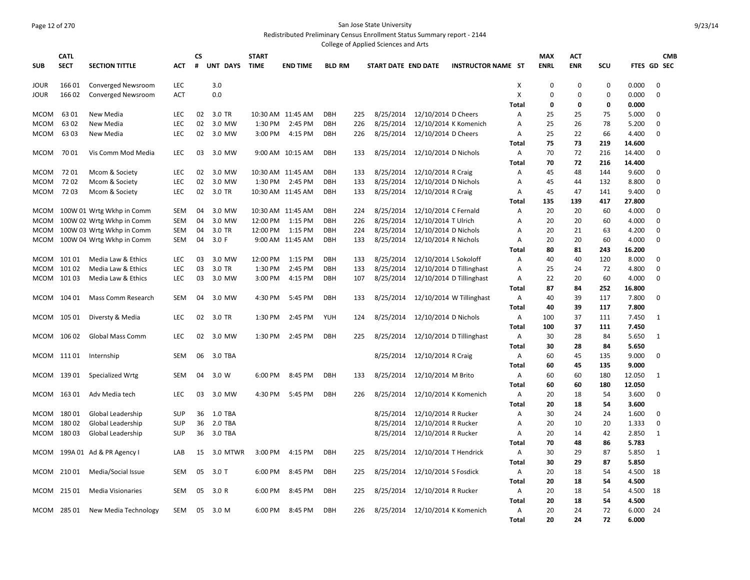# San Jose State University

Redistributed Preliminary Census Enrollment Status Summary report - 2144

College of Applied Sciences and Arts

| SUB | CATL SECT | SECTION TITTLE | ACT | CS # | UNT | DAYS | START TIME | END TIME | BLD | RM | START DATE | END DATE | INSTRUCTOR NAME | ST | MAX ENRL | ACT ENR | SCU | FTES | GD | CMB SEC |
|---|---|---|---|---|---|---|---|---|---|---|---|---|---|---|---|---|---|---|---|---|
| JOUR | 166 01 | Converged Newsroom | LEC | | 3.0 | | | | | | | | | X | 0 | 0 | 0 | 0.000 | 0 | |
| JOUR | 166 02 | Converged Newsroom | ACT | | 0.0 | | | | | | | | | X | 0 | 0 | 0 | 0.000 | 0 | |
| | | | | | | | | | | | | | | **Total** | **0** | **0** | **0** | **0.000** | | |
| MCOM | 63 01 | New Media | LEC | 02 | 3.0 | TR | 10:30 AM | 11:45 AM | DBH | 225 | 8/25/2014 | 12/10/2014 | D Cheers | A | 25 | 25 | 75 | 5.000 | 0 | |
| MCOM | 63 02 | New Media | LEC | 02 | 3.0 | MW | 1:30 PM | 2:45 PM | DBH | 226 | 8/25/2014 | 12/10/2014 | K Komenich | A | 25 | 26 | 78 | 5.200 | 0 | |
| MCOM | 63 03 | New Media | LEC | 02 | 3.0 | MW | 3:00 PM | 4:15 PM | DBH | 226 | 8/25/2014 | 12/10/2014 | D Cheers | A | 25 | 22 | 66 | 4.400 | 0 | |
| | | | | | | | | | | | | | | **Total** | **75** | **73** | **219** | **14.600** | | |
| MCOM | 70 01 | Vis Comm Mod Media | LEC | 03 | 3.0 | MW | 9:00 AM | 10:15 AM | DBH | 133 | 8/25/2014 | 12/10/2014 | D Nichols | A | 70 | 72 | 216 | 14.400 | 0 | |
| | | | | | | | | | | | | | | **Total** | **70** | **72** | **216** | **14.400** | | |
| MCOM | 72 01 | Mcom & Society | LEC | 02 | 3.0 | MW | 10:30 AM | 11:45 AM | DBH | 133 | 8/25/2014 | 12/10/2014 | R Craig | A | 45 | 48 | 144 | 9.600 | 0 | |
| MCOM | 72 02 | Mcom & Society | LEC | 02 | 3.0 | MW | 1:30 PM | 2:45 PM | DBH | 133 | 8/25/2014 | 12/10/2014 | D Nichols | A | 45 | 44 | 132 | 8.800 | 0 | |
| MCOM | 72 03 | Mcom & Society | LEC | 02 | 3.0 | TR | 10:30 AM | 11:45 AM | DBH | 133 | 8/25/2014 | 12/10/2014 | R Craig | A | 45 | 47 | 141 | 9.400 | 0 | |
| | | | | | | | | | | | | | | **Total** | **135** | **139** | **417** | **27.800** | | |
| MCOM | 100W 01 | Wrtg Wkhp in Comm | SEM | 04 | 3.0 | MW | 10:30 AM | 11:45 AM | DBH | 224 | 8/25/2014 | 12/10/2014 | C Fernald | A | 20 | 20 | 60 | 4.000 | 0 | |
| MCOM | 100W 02 | Wrtg Wkhp in Comm | SEM | 04 | 3.0 | MW | 12:00 PM | 1:15 PM | DBH | 226 | 8/25/2014 | 12/10/2014 | T Ulrich | A | 20 | 20 | 60 | 4.000 | 0 | |
| MCOM | 100W 03 | Wrtg Wkhp in Comm | SEM | 04 | 3.0 | TR | 12:00 PM | 1:15 PM | DBH | 224 | 8/25/2014 | 12/10/2014 | D Nichols | A | 20 | 21 | 63 | 4.200 | 0 | |
| MCOM | 100W 04 | Wrtg Wkhp in Comm | SEM | 04 | 3.0 | F | 9:00 AM | 11:45 AM | DBH | 133 | 8/25/2014 | 12/10/2014 | R Nichols | A | 20 | 20 | 60 | 4.000 | 0 | |
| | | | | | | | | | | | | | | **Total** | **80** | **81** | **243** | **16.200** | | |
| MCOM | 101 01 | Media Law & Ethics | LEC | 03 | 3.0 | MW | 12:00 PM | 1:15 PM | DBH | 133 | 8/25/2014 | 12/10/2014 | L Sokoloff | A | 40 | 40 | 120 | 8.000 | 0 | |
| MCOM | 101 02 | Media Law & Ethics | LEC | 03 | 3.0 | TR | 1:30 PM | 2:45 PM | DBH | 133 | 8/25/2014 | 12/10/2014 | D Tillinghast | A | 25 | 24 | 72 | 4.800 | 0 | |
| MCOM | 101 03 | Media Law & Ethics | LEC | 03 | 3.0 | MW | 3:00 PM | 4:15 PM | DBH | 107 | 8/25/2014 | 12/10/2014 | D Tillinghast | A | 22 | 20 | 60 | 4.000 | 0 | |
| | | | | | | | | | | | | | | **Total** | **87** | **84** | **252** | **16.800** | | |
| MCOM | 104 01 | Mass Comm Research | SEM | 04 | 3.0 | MW | 4:30 PM | 5:45 PM | DBH | 133 | 8/25/2014 | 12/10/2014 | W Tillinghast | A | 40 | 39 | 117 | 7.800 | 0 | |
| | | | | | | | | | | | | | | **Total** | **40** | **39** | **117** | **7.800** | | |
| MCOM | 105 01 | Diversty & Media | LEC | 02 | 3.0 | TR | 1:30 PM | 2:45 PM | YUH | 124 | 8/25/2014 | 12/10/2014 | D Nichols | A | 100 | 37 | 111 | 7.450 | 1 | |
| | | | | | | | | | | | | | | **Total** | **100** | **37** | **111** | **7.450** | | |
| MCOM | 106 02 | Global Mass Comm | LEC | 02 | 3.0 | MW | 1:30 PM | 2:45 PM | DBH | 225 | 8/25/2014 | 12/10/2014 | D Tillinghast | A | 30 | 28 | 84 | 5.650 | 1 | |
| | | | | | | | | | | | | | | **Total** | **30** | **28** | **84** | **5.650** | | |
| MCOM | 111 01 | Internship | SEM | 06 | 3.0 | TBA | | | | | 8/25/2014 | 12/10/2014 | R Craig | A | 60 | 45 | 135 | 9.000 | 0 | |
| | | | | | | | | | | | | | | **Total** | **60** | **45** | **135** | **9.000** | | |
| MCOM | 139 01 | Specialized Wrtg | SEM | 04 | 3.0 | W | 6:00 PM | 8:45 PM | DBH | 133 | 8/25/2014 | 12/10/2014 | M Brito | A | 60 | 60 | 180 | 12.050 | 1 | |
| | | | | | | | | | | | | | | **Total** | **60** | **60** | **180** | **12.050** | | |
| MCOM | 163 01 | Adv Media tech | LEC | 03 | 3.0 | MW | 4:30 PM | 5:45 PM | DBH | 226 | 8/25/2014 | 12/10/2014 | K Komenich | A | 20 | 18 | 54 | 3.600 | 0 | |
| | | | | | | | | | | | | | | **Total** | **20** | **18** | **54** | **3.600** | | |
| MCOM | 180 01 | Global Leadership | SUP | 36 | 1.0 | TBA | | | | | 8/25/2014 | 12/10/2014 | R Rucker | A | 30 | 24 | 24 | 1.600 | 0 | |
| MCOM | 180 02 | Global Leadership | SUP | 36 | 2.0 | TBA | | | | | 8/25/2014 | 12/10/2014 | R Rucker | A | 20 | 10 | 20 | 1.333 | 0 | |
| MCOM | 180 03 | Global Leadership | SUP | 36 | 3.0 | TBA | | | | | 8/25/2014 | 12/10/2014 | R Rucker | A | 20 | 14 | 42 | 2.850 | 1 | |
| | | | | | | | | | | | | | | **Total** | **70** | **48** | **86** | **5.783** | | |
| MCOM | 199A 01 | Ad & PR Agency I | LAB | 15 | 3.0 | MTWR | 3:00 PM | 4:15 PM | DBH | 225 | 8/25/2014 | 12/10/2014 | T Hendrick | A | 30 | 29 | 87 | 5.850 | 1 | |
| | | | | | | | | | | | | | | **Total** | **30** | **29** | **87** | **5.850** | | |
| MCOM | 210 01 | Media/Social Issue | SEM | 05 | 3.0 | T | 6:00 PM | 8:45 PM | DBH | 225 | 8/25/2014 | 12/10/2014 | S Fosdick | A | 20 | 18 | 54 | 4.500 | 18 | |
| | | | | | | | | | | | | | | **Total** | **20** | **18** | **54** | **4.500** | | |
| MCOM | 215 01 | Media Visionaries | SEM | 05 | 3.0 | R | 6:00 PM | 8:45 PM | DBH | 225 | 8/25/2014 | 12/10/2014 | R Rucker | A | 20 | 18 | 54 | 4.500 | 18 | |
| | | | | | | | | | | | | | | **Total** | **20** | **18** | **54** | **4.500** | | |
| MCOM | 285 01 | New Media Technology | SEM | 05 | 3.0 | M | 6:00 PM | 8:45 PM | DBH | 226 | 8/25/2014 | 12/10/2014 | K Komenich | A | 20 | 24 | 72 | 6.000 | 24 | |
| | | | | | | | | | | | | | | **Total** | **20** | **24** | **72** | **6.000** | | |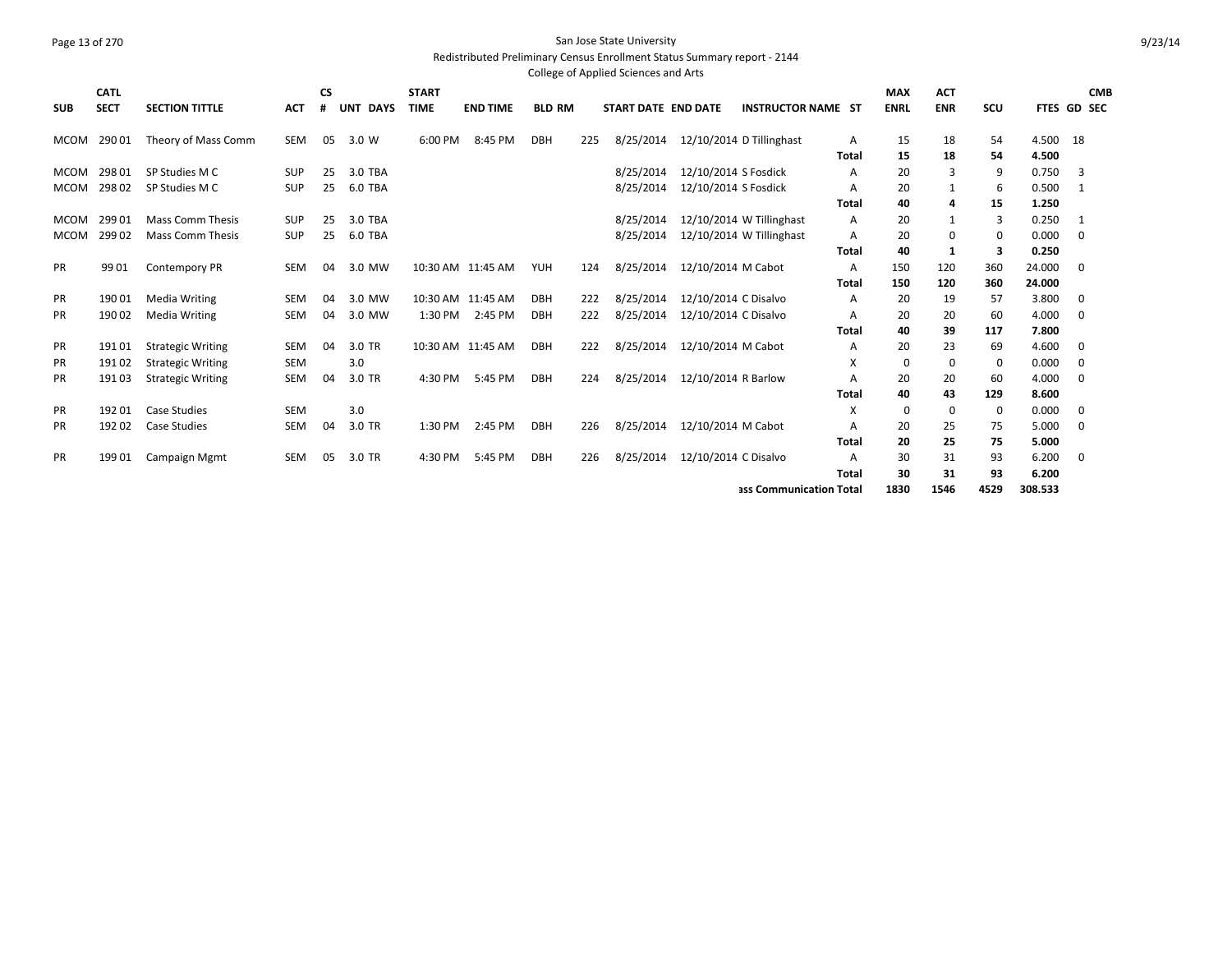San Jose State University

Redistributed Preliminary Census Enrollment Status Summary report - 2144

College of Applied Sciences and Arts

| SUB | CATL SECT | SECTION TITTLE | ACT | CS # | UNT | DAYS | START TIME | END TIME | BLD | RM | START DATE | END DATE | INSTRUCTOR NAME | ST | MAX ENRL | ACT ENR | SCU | FTES | GD | CMB SEC |
|---|---|---|---|---|---|---|---|---|---|---|---|---|---|---|---|---|---|---|---|---|
| MCOM | 290 01 | Theory of Mass Comm | SEM | 05 | 3.0 | W | 6:00 PM | 8:45 PM | DBH | 225 | 8/25/2014 | 12/10/2014 | D Tillinghast | A | 15 | 18 | 54 | 4.500 | 18 | |
| | | | | | | | | | | | | | | **Total** | **15** | **18** | **54** | **4.500** | | |
| MCOM | 298 01 | SP Studies M C | SUP | 25 | 3.0 | TBA | | | | | 8/25/2014 | 12/10/2014 | S Fosdick | A | 20 | 3 | 9 | 0.750 | 3 | |
| MCOM | 298 02 | SP Studies M C | SUP | 25 | 6.0 | TBA | | | | | 8/25/2014 | 12/10/2014 | S Fosdick | A | 20 | 1 | 6 | 0.500 | 1 | |
| | | | | | | | | | | | | | | **Total** | **40** | **4** | **15** | **1.250** | | |
| MCOM | 299 01 | Mass Comm Thesis | SUP | 25 | 3.0 | TBA | | | | | 8/25/2014 | 12/10/2014 | W Tillinghast | A | 20 | 1 | 3 | 0.250 | 1 | |
| MCOM | 299 02 | Mass Comm Thesis | SUP | 25 | 6.0 | TBA | | | | | 8/25/2014 | 12/10/2014 | W Tillinghast | A | 20 | 0 | 0 | 0.000 | 0 | |
| | | | | | | | | | | | | | | **Total** | **40** | **1** | **3** | **0.250** | | |
| PR | 99 01 | Contempory PR | SEM | 04 | 3.0 | MW | 10:30 AM | 11:45 AM | YUH | 124 | 8/25/2014 | 12/10/2014 | M Cabot | A | 150 | 120 | 360 | 24.000 | 0 | |
| | | | | | | | | | | | | | | **Total** | **150** | **120** | **360** | **24.000** | | |
| PR | 190 01 | Media Writing | SEM | 04 | 3.0 | MW | 10:30 AM | 11:45 AM | DBH | 222 | 8/25/2014 | 12/10/2014 | C Disalvo | A | 20 | 19 | 57 | 3.800 | 0 | |
| PR | 190 02 | Media Writing | SEM | 04 | 3.0 | MW | 1:30 PM | 2:45 PM | DBH | 222 | 8/25/2014 | 12/10/2014 | C Disalvo | A | 20 | 20 | 60 | 4.000 | 0 | |
| | | | | | | | | | | | | | | **Total** | **40** | **39** | **117** | **7.800** | | |
| PR | 191 01 | Strategic Writing | SEM | 04 | 3.0 | TR | 10:30 AM | 11:45 AM | DBH | 222 | 8/25/2014 | 12/10/2014 | M Cabot | A | 20 | 23 | 69 | 4.600 | 0 | |
| PR | 191 02 | Strategic Writing | SEM | | 3.0 | | | | | | | | | X | 0 | 0 | 0 | 0.000 | 0 | |
| PR | 191 03 | Strategic Writing | SEM | 04 | 3.0 | TR | 4:30 PM | 5:45 PM | DBH | 224 | 8/25/2014 | 12/10/2014 | R Barlow | A | 20 | 20 | 60 | 4.000 | 0 | |
| | | | | | | | | | | | | | | **Total** | **40** | **43** | **129** | **8.600** | | |
| PR | 192 01 | Case Studies | SEM | | 3.0 | | | | | | | | | X | 0 | 0 | 0 | 0.000 | 0 | |
| PR | 192 02 | Case Studies | SEM | 04 | 3.0 | TR | 1:30 PM | 2:45 PM | DBH | 226 | 8/25/2014 | 12/10/2014 | M Cabot | A | 20 | 25 | 75 | 5.000 | 0 | |
| | | | | | | | | | | | | | | **Total** | **20** | **25** | **75** | **5.000** | | |
| PR | 199 01 | Campaign Mgmt | SEM | 05 | 3.0 | TR | 4:30 PM | 5:45 PM | DBH | 226 | 8/25/2014 | 12/10/2014 | C Disalvo | A | 30 | 31 | 93 | 6.200 | 0 | |
| | | | | | | | | | | | | | | **Total** | **30** | **31** | **93** | **6.200** | | |
| | | | | | | | | | | | | | **ass Communication Total** | | **1830** | **1546** | **4529** | **308.533** | | |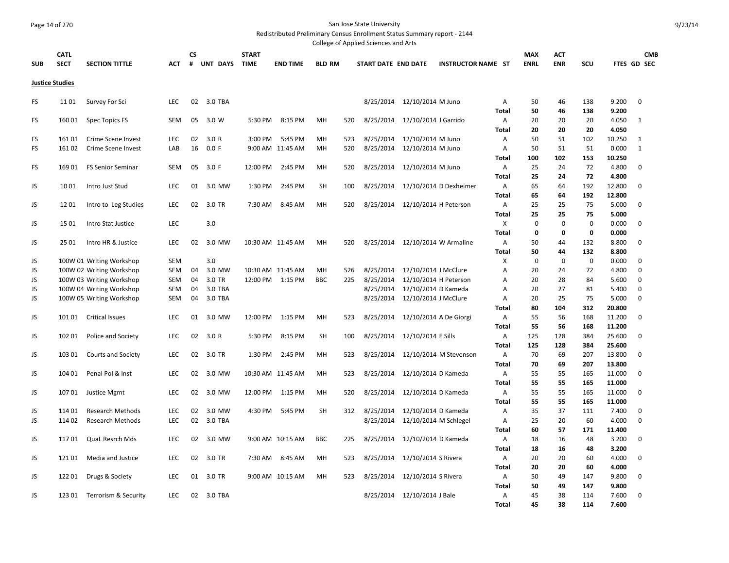San Jose State University

Redistributed Preliminary Census Enrollment Status Summary report - 2144

College of Applied Sciences and Arts

| SUB | CATL SECT | SECTION TITTLE | ACT | CS # | UNT | DAYS | START TIME | END TIME | BLD | RM | START DATE | END DATE | INSTRUCTOR NAME | ST | MAX ENRL | ACT ENR | SCU | FTES | GD | CMB SEC |
|---|---|---|---|---|---|---|---|---|---|---|---|---|---|---|---|---|---|---|---|---|
| **Justice Studies** | | | | | | | | | | | | | | | | | | | | |
| FS | 11 01 | Survey For Sci | LEC | 02 | 3.0 | TBA | | | | | 8/25/2014 | 12/10/2014 | M Juno | A | 50 | 46 | 138 | 9.200 | 0 | |
| | | | | | | | | | | | | | | **Total** | **50** | **46** | **138** | **9.200** | | |
| FS | 160 01 | Spec Topics FS | SEM | 05 | 3.0 | W | 5:30 PM | 8:15 PM | MH | 520 | 8/25/2014 | 12/10/2014 | J Garrido | A | 20 | 20 | 20 | 4.050 | 1 | |
| | | | | | | | | | | | | | | **Total** | **20** | **20** | **20** | **4.050** | | |
| FS | 161 01 | Crime Scene Invest | LEC | 02 | 3.0 | R | 3:00 PM | 5:45 PM | MH | 523 | 8/25/2014 | 12/10/2014 | M Juno | A | 50 | 51 | 102 | 10.250 | 1 | |
| FS | 161 02 | Crime Scene Invest | LAB | 16 | 0.0 | F | 9:00 AM | 11:45 AM | MH | 520 | 8/25/2014 | 12/10/2014 | M Juno | A | 50 | 51 | 51 | 0.000 | 1 | |
| | | | | | | | | | | | | | | **Total** | **100** | **102** | **153** | **10.250** | | |
| FS | 169 01 | FS Senior Seminar | SEM | 05 | 3.0 | F | 12:00 PM | 2:45 PM | MH | 520 | 8/25/2014 | 12/10/2014 | M Juno | A | 25 | 24 | 72 | 4.800 | 0 | |
| | | | | | | | | | | | | | | **Total** | **25** | **24** | **72** | **4.800** | | |
| JS | 10 01 | Intro Just Stud | LEC | 01 | 3.0 | MW | 1:30 PM | 2:45 PM | SH | 100 | 8/25/2014 | 12/10/2014 | D Dexheimer | A | 65 | 64 | 192 | 12.800 | 0 | |
| | | | | | | | | | | | | | | **Total** | **65** | **64** | **192** | **12.800** | | |
| JS | 12 01 | Intro to Leg Studies | LEC | 02 | 3.0 | TR | 7:30 AM | 8:45 AM | MH | 520 | 8/25/2014 | 12/10/2014 | H Peterson | A | 25 | 25 | 75 | 5.000 | 0 | |
| | | | | | | | | | | | | | | **Total** | **25** | **25** | **75** | **5.000** | | |
| JS | 15 01 | Intro Stat Justice | LEC | | 3.0 | | | | | | | | | X | 0 | 0 | 0 | 0.000 | 0 | |
| | | | | | | | | | | | | | | **Total** | **0** | **0** | **0** | **0.000** | | |
| JS | 25 01 | Intro HR & Justice | LEC | 02 | 3.0 | MW | 10:30 AM | 11:45 AM | MH | 520 | 8/25/2014 | 12/10/2014 | W Armaline | A | 50 | 44 | 132 | 8.800 | 0 | |
| | | | | | | | | | | | | | | **Total** | **50** | **44** | **132** | **8.800** | | |
| JS | 100W 01 | Writing Workshop | SEM | | 3.0 | | | | | | | | | X | 0 | 0 | 0 | 0.000 | 0 | |
| JS | 100W 02 | Writing Workshop | SEM | 04 | 3.0 | MW | 10:30 AM | 11:45 AM | MH | 526 | 8/25/2014 | 12/10/2014 | J McClure | A | 20 | 24 | 72 | 4.800 | 0 | |
| JS | 100W 03 | Writing Workshop | SEM | 04 | 3.0 | TR | 12:00 PM | 1:15 PM | BBC | 225 | 8/25/2014 | 12/10/2014 | H Peterson | A | 20 | 28 | 84 | 5.600 | 0 | |
| JS | 100W 04 | Writing Workshop | SEM | 04 | 3.0 | TBA | | | | | 8/25/2014 | 12/10/2014 | D Kameda | A | 20 | 27 | 81 | 5.400 | 0 | |
| JS | 100W 05 | Writing Workshop | SEM | 04 | 3.0 | TBA | | | | | 8/25/2014 | 12/10/2014 | J McClure | A | 20 | 25 | 75 | 5.000 | 0 | |
| | | | | | | | | | | | | | | **Total** | **80** | **104** | **312** | **20.800** | | |
| JS | 101 01 | Critical Issues | LEC | 01 | 3.0 | MW | 12:00 PM | 1:15 PM | MH | 523 | 8/25/2014 | 12/10/2014 | A De Giorgi | A | 55 | 56 | 168 | 11.200 | 0 | |
| | | | | | | | | | | | | | | **Total** | **55** | **56** | **168** | **11.200** | | |
| JS | 102 01 | Police and Society | LEC | 02 | 3.0 | R | 5:30 PM | 8:15 PM | SH | 100 | 8/25/2014 | 12/10/2014 | E Sills | A | 125 | 128 | 384 | 25.600 | 0 | |
| | | | | | | | | | | | | | | **Total** | **125** | **128** | **384** | **25.600** | | |
| JS | 103 01 | Courts and Society | LEC | 02 | 3.0 | TR | 1:30 PM | 2:45 PM | MH | 523 | 8/25/2014 | 12/10/2014 | M Stevenson | A | 70 | 69 | 207 | 13.800 | 0 | |
| | | | | | | | | | | | | | | **Total** | **70** | **69** | **207** | **13.800** | | |
| JS | 104 01 | Penal Pol & Inst | LEC | 02 | 3.0 | MW | 10:30 AM | 11:45 AM | MH | 523 | 8/25/2014 | 12/10/2014 | D Kameda | A | 55 | 55 | 165 | 11.000 | 0 | |
| | | | | | | | | | | | | | | **Total** | **55** | **55** | **165** | **11.000** | | |
| JS | 107 01 | Justice Mgmt | LEC | 02 | 3.0 | MW | 12:00 PM | 1:15 PM | MH | 520 | 8/25/2014 | 12/10/2014 | D Kameda | A | 55 | 55 | 165 | 11.000 | 0 | |
| | | | | | | | | | | | | | | **Total** | **55** | **55** | **165** | **11.000** | | |
| JS | 114 01 | Research Methods | LEC | 02 | 3.0 | MW | 4:30 PM | 5:45 PM | SH | 312 | 8/25/2014 | 12/10/2014 | D Kameda | A | 35 | 37 | 111 | 7.400 | 0 | |
| JS | 114 02 | Research Methods | LEC | 02 | 3.0 | TBA | | | | | 8/25/2014 | 12/10/2014 | M Schlegel | A | 25 | 20 | 60 | 4.000 | 0 | |
| | | | | | | | | | | | | | | **Total** | **60** | **57** | **171** | **11.400** | | |
| JS | 117 01 | QuaL Resrch Mds | LEC | 02 | 3.0 | MW | 9:00 AM | 10:15 AM | BBC | 225 | 8/25/2014 | 12/10/2014 | D Kameda | A | 18 | 16 | 48 | 3.200 | 0 | |
| | | | | | | | | | | | | | | **Total** | **18** | **16** | **48** | **3.200** | | |
| JS | 121 01 | Media and Justice | LEC | 02 | 3.0 | TR | 7:30 AM | 8:45 AM | MH | 523 | 8/25/2014 | 12/10/2014 | S Rivera | A | 20 | 20 | 60 | 4.000 | 0 | |
| | | | | | | | | | | | | | | **Total** | **20** | **20** | **60** | **4.000** | | |
| JS | 122 01 | Drugs & Society | LEC | 01 | 3.0 | TR | 9:00 AM | 10:15 AM | MH | 523 | 8/25/2014 | 12/10/2014 | S Rivera | A | 50 | 49 | 147 | 9.800 | 0 | |
| | | | | | | | | | | | | | | **Total** | **50** | **49** | **147** | **9.800** | | |
| JS | 123 01 | Terrorism & Security | LEC | 02 | 3.0 | TBA | | | | | 8/25/2014 | 12/10/2014 | J Bale | A | 45 | 38 | 114 | 7.600 | 0 | |
| | | | | | | | | | | | | | | **Total** | **45** | **38** | **114** | **7.600** | | |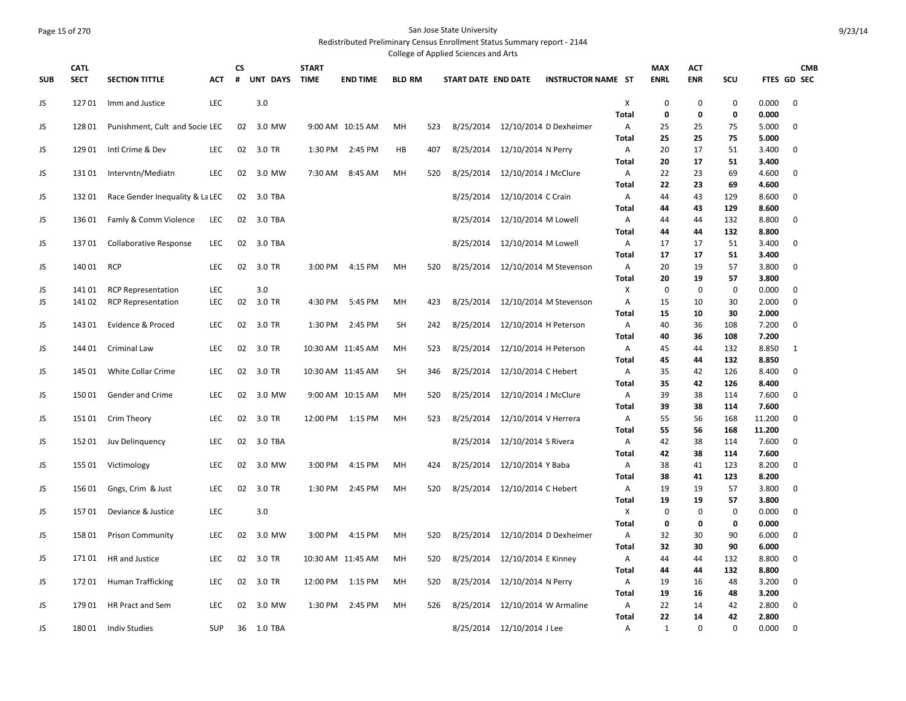San Jose State University

Redistributed Preliminary Census Enrollment Status Summary report - 2144

College of Applied Sciences and Arts

| SUB | CATL SECT | SECTION TITTLE | ACT | CS # | UNT | DAYS | START TIME | END TIME | BLD | RM | START DATE | END DATE | INSTRUCTOR NAME | ST | MAX ENRL | ACT ENR | SCU | FTES | GD | CMB SEC |
|---|---|---|---|---|---|---|---|---|---|---|---|---|---|---|---|---|---|---|---|---|
| JS | 127 01 | Imm and Justice | LEC | | 3.0 | | | | | | | | | X | 0 | 0 | 0 | 0.000 | 0 | |
| | | | | | | | | | | | | | | **Total** | **0** | **0** | **0** | **0.000** | | |
| JS | 128 01 | Punishment, Cult and Socie | LEC | 02 | 3.0 | MW | 9:00 AM | 10:15 AM | MH | 523 | 8/25/2014 | 12/10/2014 | D Dexheimer | A | 25 | 25 | 75 | 5.000 | 0 | |
| | | | | | | | | | | | | | | **Total** | **25** | **25** | **75** | **5.000** | | |
| JS | 129 01 | Intl Crime & Dev | LEC | 02 | 3.0 | TR | 1:30 PM | 2:45 PM | HB | 407 | 8/25/2014 | 12/10/2014 | N Perry | A | 20 | 17 | 51 | 3.400 | 0 | |
| | | | | | | | | | | | | | | **Total** | **20** | **17** | **51** | **3.400** | | |
| JS | 131 01 | Intervntn/Mediatn | LEC | 02 | 3.0 | MW | 7:30 AM | 8:45 AM | MH | 520 | 8/25/2014 | 12/10/2014 | J McClure | A | 22 | 23 | 69 | 4.600 | 0 | |
| | | | | | | | | | | | | | | **Total** | **22** | **23** | **69** | **4.600** | | |
| JS | 132 01 | Race Gender Inequality & La | LEC | 02 | 3.0 | TBA | | | | | 8/25/2014 | 12/10/2014 | C Crain | A | 44 | 43 | 129 | 8.600 | 0 | |
| | | | | | | | | | | | | | | **Total** | **44** | **43** | **129** | **8.600** | | |
| JS | 136 01 | Famly & Comm Violence | LEC | 02 | 3.0 | TBA | | | | | 8/25/2014 | 12/10/2014 | M Lowell | A | 44 | 44 | 132 | 8.800 | 0 | |
| | | | | | | | | | | | | | | **Total** | **44** | **44** | **132** | **8.800** | | |
| JS | 137 01 | Collaborative Response | LEC | 02 | 3.0 | TBA | | | | | 8/25/2014 | 12/10/2014 | M Lowell | A | 17 | 17 | 51 | 3.400 | 0 | |
| | | | | | | | | | | | | | | **Total** | **17** | **17** | **51** | **3.400** | | |
| JS | 140 01 | RCP | LEC | 02 | 3.0 | TR | 3:00 PM | 4:15 PM | MH | 520 | 8/25/2014 | 12/10/2014 | M Stevenson | A | 20 | 19 | 57 | 3.800 | 0 | |
| | | | | | | | | | | | | | | **Total** | **20** | **19** | **57** | **3.800** | | |
| JS | 141 01 | RCP Representation | LEC | | 3.0 | | | | | | | | | X | 0 | 0 | 0 | 0.000 | 0 | |
| JS | 141 02 | RCP Representation | LEC | 02 | 3.0 | TR | 4:30 PM | 5:45 PM | MH | 423 | 8/25/2014 | 12/10/2014 | M Stevenson | A | 15 | 10 | 30 | 2.000 | 0 | |
| | | | | | | | | | | | | | | **Total** | **15** | **10** | **30** | **2.000** | | |
| JS | 143 01 | Evidence & Proced | LEC | 02 | 3.0 | TR | 1:30 PM | 2:45 PM | SH | 242 | 8/25/2014 | 12/10/2014 | H Peterson | A | 40 | 36 | 108 | 7.200 | 0 | |
| | | | | | | | | | | | | | | **Total** | **40** | **36** | **108** | **7.200** | | |
| JS | 144 01 | Criminal Law | LEC | 02 | 3.0 | TR | 10:30 AM | 11:45 AM | MH | 523 | 8/25/2014 | 12/10/2014 | H Peterson | A | 45 | 44 | 132 | 8.850 | 1 | |
| | | | | | | | | | | | | | | **Total** | **45** | **44** | **132** | **8.850** | | |
| JS | 145 01 | White Collar Crime | LEC | 02 | 3.0 | TR | 10:30 AM | 11:45 AM | SH | 346 | 8/25/2014 | 12/10/2014 | C Hebert | A | 35 | 42 | 126 | 8.400 | 0 | |
| | | | | | | | | | | | | | | **Total** | **35** | **42** | **126** | **8.400** | | |
| JS | 150 01 | Gender and Crime | LEC | 02 | 3.0 | MW | 9:00 AM | 10:15 AM | MH | 520 | 8/25/2014 | 12/10/2014 | J McClure | A | 39 | 38 | 114 | 7.600 | 0 | |
| | | | | | | | | | | | | | | **Total** | **39** | **38** | **114** | **7.600** | | |
| JS | 151 01 | Crim Theory | LEC | 02 | 3.0 | TR | 12:00 PM | 1:15 PM | MH | 523 | 8/25/2014 | 12/10/2014 | V Herrera | A | 55 | 56 | 168 | 11.200 | 0 | |
| | | | | | | | | | | | | | | **Total** | **55** | **56** | **168** | **11.200** | | |
| JS | 152 01 | Juv Delinquency | LEC | 02 | 3.0 | TBA | | | | | 8/25/2014 | 12/10/2014 | S Rivera | A | 42 | 38 | 114 | 7.600 | 0 | |
| | | | | | | | | | | | | | | **Total** | **42** | **38** | **114** | **7.600** | | |
| JS | 155 01 | Victimology | LEC | 02 | 3.0 | MW | 3:00 PM | 4:15 PM | MH | 424 | 8/25/2014 | 12/10/2014 | Y Baba | A | 38 | 41 | 123 | 8.200 | 0 | |
| | | | | | | | | | | | | | | **Total** | **38** | **41** | **123** | **8.200** | | |
| JS | 156 01 | Gngs, Crim & Just | LEC | 02 | 3.0 | TR | 1:30 PM | 2:45 PM | MH | 520 | 8/25/2014 | 12/10/2014 | C Hebert | A | 19 | 19 | 57 | 3.800 | 0 | |
| | | | | | | | | | | | | | | **Total** | **19** | **19** | **57** | **3.800** | | |
| JS | 157 01 | Deviance & Justice | LEC | | 3.0 | | | | | | | | | X | 0 | 0 | 0 | 0.000 | 0 | |
| | | | | | | | | | | | | | | **Total** | **0** | **0** | **0** | **0.000** | | |
| JS | 158 01 | Prison Community | LEC | 02 | 3.0 | MW | 3:00 PM | 4:15 PM | MH | 520 | 8/25/2014 | 12/10/2014 | D Dexheimer | A | 32 | 30 | 90 | 6.000 | 0 | |
| | | | | | | | | | | | | | | **Total** | **32** | **30** | **90** | **6.000** | | |
| JS | 171 01 | HR and Justice | LEC | 02 | 3.0 | TR | 10:30 AM | 11:45 AM | MH | 520 | 8/25/2014 | 12/10/2014 | E Kinney | A | 44 | 44 | 132 | 8.800 | 0 | |
| | | | | | | | | | | | | | | **Total** | **44** | **44** | **132** | **8.800** | | |
| JS | 172 01 | Human Trafficking | LEC | 02 | 3.0 | TR | 12:00 PM | 1:15 PM | MH | 520 | 8/25/2014 | 12/10/2014 | N Perry | A | 19 | 16 | 48 | 3.200 | 0 | |
| | | | | | | | | | | | | | | **Total** | **19** | **16** | **48** | **3.200** | | |
| JS | 179 01 | HR Pract and Sem | LEC | 02 | 3.0 | MW | 1:30 PM | 2:45 PM | MH | 526 | 8/25/2014 | 12/10/2014 | W Armaline | A | 22 | 14 | 42 | 2.800 | 0 | |
| | | | | | | | | | | | | | | **Total** | **22** | **14** | **42** | **2.800** | | |
| JS | 180 01 | Indiv Studies | SUP | 36 | 1.0 | TBA | | | | | 8/25/2014 | 12/10/2014 | J Lee | A | 1 | 0 | 0 | 0.000 | 0 | |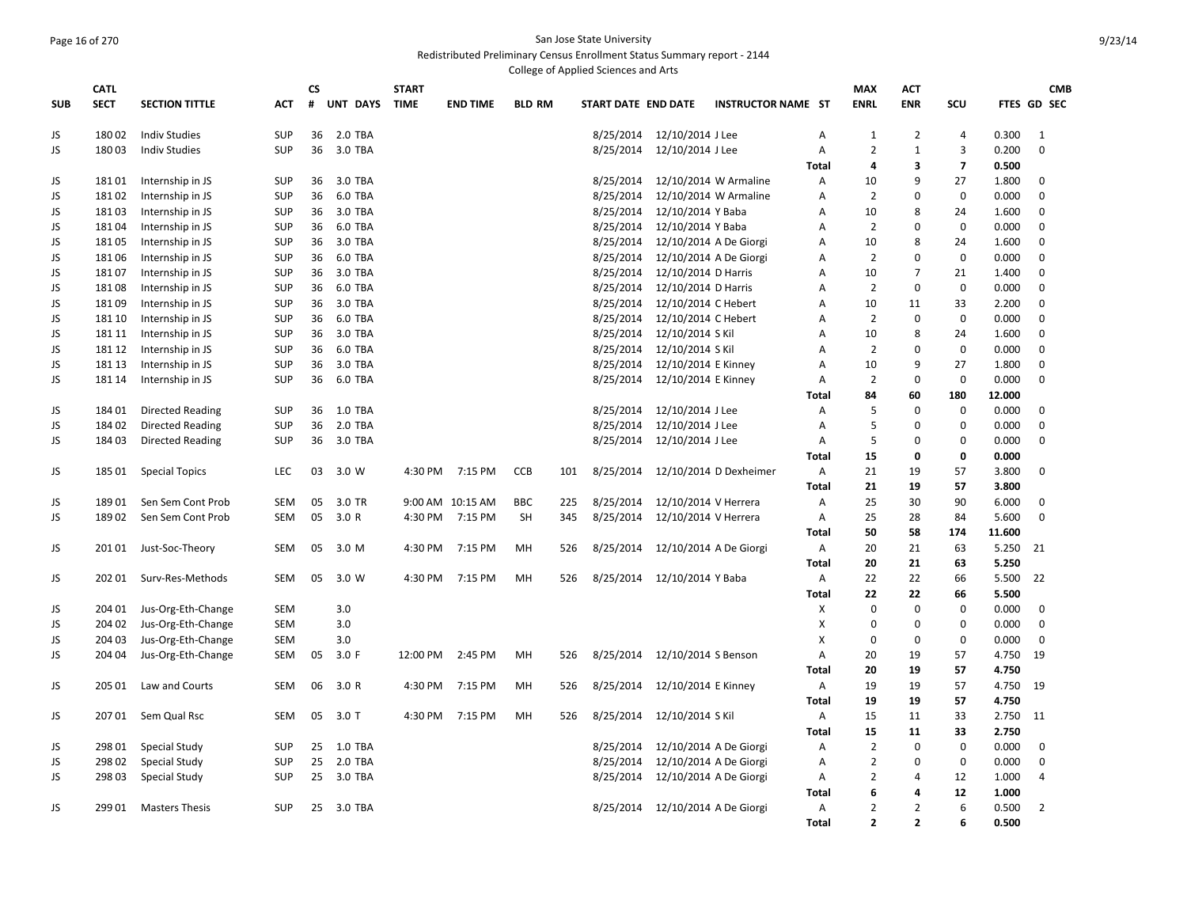San Jose State University

Redistributed Preliminary Census Enrollment Status Summary report - 2144

College of Applied Sciences and Arts

| SUB | CATL SECT | SECTION TITTLE | ACT | CS # | UNT | DAYS | START TIME | END TIME | BLD | RM | START DATE | END DATE | INSTRUCTOR NAME | ST | MAX ENRL | ACT ENR | SCU | FTES | GD | CMB SEC |
|---|---|---|---|---|---|---|---|---|---|---|---|---|---|---|---|---|---|---|---|---|
| JS | 180 02 | Indiv Studies | SUP | 36 | 2.0 | TBA | | | | | 8/25/2014 | 12/10/2014 | J Lee | A | 1 | 2 | 4 | 0.300 | 1 | |
| JS | 180 03 | Indiv Studies | SUP | 36 | 3.0 | TBA | | | | | 8/25/2014 | 12/10/2014 | J Lee | A | 2 | 1 | 3 | 0.200 | 0 | |
| | | | | | | | | | | | | | | Total | 4 | 3 | 7 | 0.500 | | |
| JS | 181 01 | Internship in JS | SUP | 36 | 3.0 | TBA | | | | | 8/25/2014 | 12/10/2014 | W Armaline | A | 10 | 9 | 27 | 1.800 | 0 | |
| JS | 181 02 | Internship in JS | SUP | 36 | 6.0 | TBA | | | | | 8/25/2014 | 12/10/2014 | W Armaline | A | 2 | 0 | 0 | 0.000 | 0 | |
| JS | 181 03 | Internship in JS | SUP | 36 | 3.0 | TBA | | | | | 8/25/2014 | 12/10/2014 | Y Baba | A | 10 | 8 | 24 | 1.600 | 0 | |
| JS | 181 04 | Internship in JS | SUP | 36 | 6.0 | TBA | | | | | 8/25/2014 | 12/10/2014 | Y Baba | A | 2 | 0 | 0 | 0.000 | 0 | |
| JS | 181 05 | Internship in JS | SUP | 36 | 3.0 | TBA | | | | | 8/25/2014 | 12/10/2014 | A De Giorgi | A | 10 | 8 | 24 | 1.600 | 0 | |
| JS | 181 06 | Internship in JS | SUP | 36 | 6.0 | TBA | | | | | 8/25/2014 | 12/10/2014 | A De Giorgi | A | 2 | 0 | 0 | 0.000 | 0 | |
| JS | 181 07 | Internship in JS | SUP | 36 | 3.0 | TBA | | | | | 8/25/2014 | 12/10/2014 | D Harris | A | 10 | 7 | 21 | 1.400 | 0 | |
| JS | 181 08 | Internship in JS | SUP | 36 | 6.0 | TBA | | | | | 8/25/2014 | 12/10/2014 | D Harris | A | 2 | 0 | 0 | 0.000 | 0 | |
| JS | 181 09 | Internship in JS | SUP | 36 | 3.0 | TBA | | | | | 8/25/2014 | 12/10/2014 | C Hebert | A | 10 | 11 | 33 | 2.200 | 0 | |
| JS | 181 10 | Internship in JS | SUP | 36 | 6.0 | TBA | | | | | 8/25/2014 | 12/10/2014 | C Hebert | A | 2 | 0 | 0 | 0.000 | 0 | |
| JS | 181 11 | Internship in JS | SUP | 36 | 3.0 | TBA | | | | | 8/25/2014 | 12/10/2014 | S Kil | A | 10 | 8 | 24 | 1.600 | 0 | |
| JS | 181 12 | Internship in JS | SUP | 36 | 6.0 | TBA | | | | | 8/25/2014 | 12/10/2014 | S Kil | A | 2 | 0 | 0 | 0.000 | 0 | |
| JS | 181 13 | Internship in JS | SUP | 36 | 3.0 | TBA | | | | | 8/25/2014 | 12/10/2014 | E Kinney | A | 10 | 9 | 27 | 1.800 | 0 | |
| JS | 181 14 | Internship in JS | SUP | 36 | 6.0 | TBA | | | | | 8/25/2014 | 12/10/2014 | E Kinney | A | 2 | 0 | 0 | 0.000 | 0 | |
| | | | | | | | | | | | | | | Total | 84 | 60 | 180 | 12.000 | | |
| JS | 184 01 | Directed Reading | SUP | 36 | 1.0 | TBA | | | | | 8/25/2014 | 12/10/2014 | J Lee | A | 5 | 0 | 0 | 0.000 | 0 | |
| JS | 184 02 | Directed Reading | SUP | 36 | 2.0 | TBA | | | | | 8/25/2014 | 12/10/2014 | J Lee | A | 5 | 0 | 0 | 0.000 | 0 | |
| JS | 184 03 | Directed Reading | SUP | 36 | 3.0 | TBA | | | | | 8/25/2014 | 12/10/2014 | J Lee | A | 5 | 0 | 0 | 0.000 | 0 | |
| | | | | | | | | | | | | | | Total | 15 | 0 | 0 | 0.000 | | |
| JS | 185 01 | Special Topics | LEC | 03 | 3.0 | W | 4:30 PM | 7:15 PM | CCB | 101 | 8/25/2014 | 12/10/2014 | D Dexheimer | A | 21 | 19 | 57 | 3.800 | 0 | |
| | | | | | | | | | | | | | | Total | 21 | 19 | 57 | 3.800 | | |
| JS | 189 01 | Sen Sem Cont Prob | SEM | 05 | 3.0 | TR | 9:00 AM | 10:15 AM | BBC | 225 | 8/25/2014 | 12/10/2014 | V Herrera | A | 25 | 30 | 90 | 6.000 | 0 | |
| JS | 189 02 | Sen Sem Cont Prob | SEM | 05 | 3.0 | R | 4:30 PM | 7:15 PM | SH | 345 | 8/25/2014 | 12/10/2014 | V Herrera | A | 25 | 28 | 84 | 5.600 | 0 | |
| | | | | | | | | | | | | | | Total | 50 | 58 | 174 | 11.600 | | |
| JS | 201 01 | Just-Soc-Theory | SEM | 05 | 3.0 | M | 4:30 PM | 7:15 PM | MH | 526 | 8/25/2014 | 12/10/2014 | A De Giorgi | A | 20 | 21 | 63 | 5.250 | 21 | |
| | | | | | | | | | | | | | | Total | 20 | 21 | 63 | 5.250 | | |
| JS | 202 01 | Surv-Res-Methods | SEM | 05 | 3.0 | W | 4:30 PM | 7:15 PM | MH | 526 | 8/25/2014 | 12/10/2014 | Y Baba | A | 22 | 22 | 66 | 5.500 | 22 | |
| | | | | | | | | | | | | | | Total | 22 | 22 | 66 | 5.500 | | |
| JS | 204 01 | Jus-Org-Eth-Change | SEM | | 3.0 | | | | | | | | | X | 0 | 0 | 0 | 0.000 | 0 | |
| JS | 204 02 | Jus-Org-Eth-Change | SEM | | 3.0 | | | | | | | | | X | 0 | 0 | 0 | 0.000 | 0 | |
| JS | 204 03 | Jus-Org-Eth-Change | SEM | | 3.0 | | | | | | | | | X | 0 | 0 | 0 | 0.000 | 0 | |
| JS | 204 04 | Jus-Org-Eth-Change | SEM | 05 | 3.0 | F | 12:00 PM | 2:45 PM | MH | 526 | 8/25/2014 | 12/10/2014 | S Benson | A | 20 | 19 | 57 | 4.750 | 19 | |
| | | | | | | | | | | | | | | Total | 20 | 19 | 57 | 4.750 | | |
| JS | 205 01 | Law and Courts | SEM | 06 | 3.0 | R | 4:30 PM | 7:15 PM | MH | 526 | 8/25/2014 | 12/10/2014 | E Kinney | A | 19 | 19 | 57 | 4.750 | 19 | |
| | | | | | | | | | | | | | | Total | 19 | 19 | 57 | 4.750 | | |
| JS | 207 01 | Sem Qual Rsc | SEM | 05 | 3.0 | T | 4:30 PM | 7:15 PM | MH | 526 | 8/25/2014 | 12/10/2014 | S Kil | A | 15 | 11 | 33 | 2.750 | 11 | |
| | | | | | | | | | | | | | | Total | 15 | 11 | 33 | 2.750 | | |
| JS | 298 01 | Special Study | SUP | 25 | 1.0 | TBA | | | | | 8/25/2014 | 12/10/2014 | A De Giorgi | A | 2 | 0 | 0 | 0.000 | 0 | |
| JS | 298 02 | Special Study | SUP | 25 | 2.0 | TBA | | | | | 8/25/2014 | 12/10/2014 | A De Giorgi | A | 2 | 0 | 0 | 0.000 | 0 | |
| JS | 298 03 | Special Study | SUP | 25 | 3.0 | TBA | | | | | 8/25/2014 | 12/10/2014 | A De Giorgi | A | 2 | 4 | 12 | 1.000 | 4 | |
| | | | | | | | | | | | | | | Total | 6 | 4 | 12 | 1.000 | | |
| JS | 299 01 | Masters Thesis | SUP | 25 | 3.0 | TBA | | | | | 8/25/2014 | 12/10/2014 | A De Giorgi | A | 2 | 2 | 6 | 0.500 | 2 | |
| | | | | | | | | | | | | | | Total | 2 | 2 | 6 | 0.500 | | |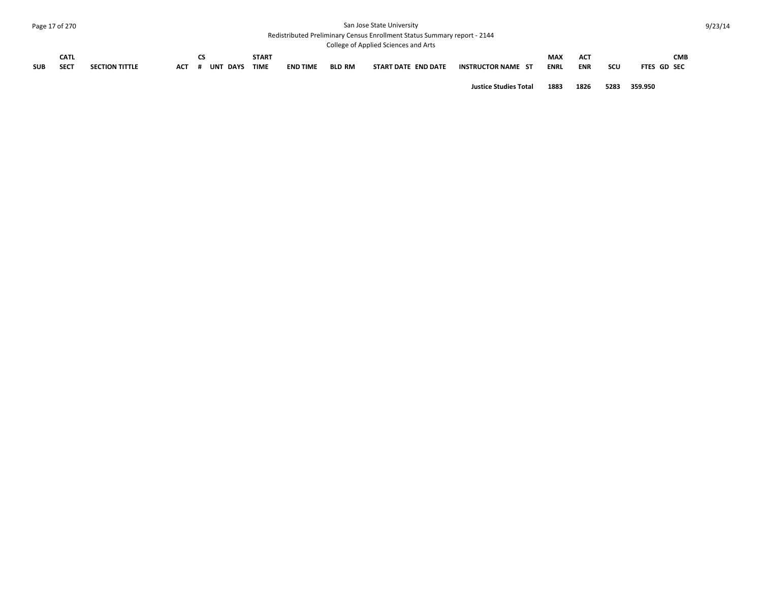| SUB | CATL SECT | SECTION TITTLE | ACT | CS # | UNT | DAYS | START TIME | END TIME | BLD RM | START DATE | END DATE | INSTRUCTOR NAME | ST | MAX ENRL | ACT ENR | SCU | FTES | GD | CMB SEC |
|---|---|---|---|---|---|---|---|---|---|---|---|---|---|---|---|---|---|---|---|
| | | | | | | | | | | | | **Justice Studies Total** | | **1883** | **1826** | **5283** | **359.950** | | |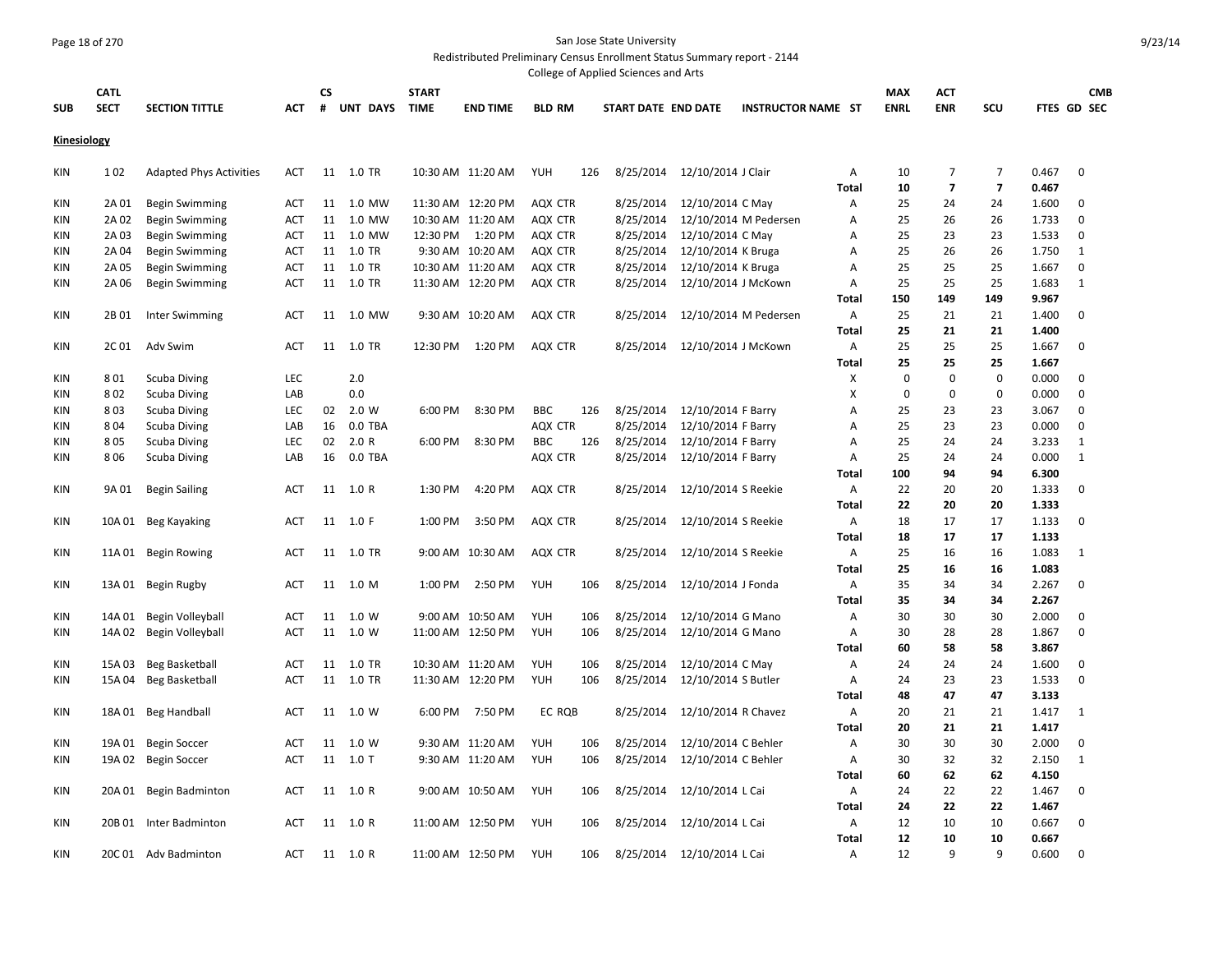San Jose State University

Redistributed Preliminary Census Enrollment Status Summary report - 2144

College of Applied Sciences and Arts

| SUB | CATL SECT | SECTION TITTLE | ACT | CS # | UNT | DAYS | START TIME | END TIME | BLD | RM | START DATE | END DATE | INSTRUCTOR NAME | ST | MAX ENRL | ACT ENR | SCU | FTES | GD | CMB SEC |
|---|---|---|---|---|---|---|---|---|---|---|---|---|---|---|---|---|---|---|---|---|
| **Kinesiology** | | | | | | | | | | | | | | | | | | | | |
| KIN | 1 02 | Adapted Phys Activities | ACT | 11 | 1.0 | TR | 10:30 AM | 11:20 AM | YUH | 126 | 8/25/2014 | 12/10/2014 | J Clair | A | 10 | 7 | 7 | 0.467 | 0 | |
| | | | | | | | | | | | | | | **Total** | **10** | **7** | **7** | **0.467** | | |
| KIN | 2A 01 | Begin Swimming | ACT | 11 | 1.0 | MW | 11:30 AM | 12:20 PM | AQX CTR | | 8/25/2014 | 12/10/2014 | C May | A | 25 | 24 | 24 | 1.600 | 0 | |
| KIN | 2A 02 | Begin Swimming | ACT | 11 | 1.0 | MW | 10:30 AM | 11:20 AM | AQX CTR | | 8/25/2014 | 12/10/2014 | M Pedersen | A | 25 | 26 | 26 | 1.733 | 0 | |
| KIN | 2A 03 | Begin Swimming | ACT | 11 | 1.0 | MW | 12:30 PM | 1:20 PM | AQX CTR | | 8/25/2014 | 12/10/2014 | C May | A | 25 | 23 | 23 | 1.533 | 0 | |
| KIN | 2A 04 | Begin Swimming | ACT | 11 | 1.0 | TR | 9:30 AM | 10:20 AM | AQX CTR | | 8/25/2014 | 12/10/2014 | K Bruga | A | 25 | 26 | 26 | 1.750 | 1 | |
| KIN | 2A 05 | Begin Swimming | ACT | 11 | 1.0 | TR | 10:30 AM | 11:20 AM | AQX CTR | | 8/25/2014 | 12/10/2014 | K Bruga | A | 25 | 25 | 25 | 1.667 | 0 | |
| KIN | 2A 06 | Begin Swimming | ACT | 11 | 1.0 | TR | 11:30 AM | 12:20 PM | AQX CTR | | 8/25/2014 | 12/10/2014 | J McKown | A | 25 | 25 | 25 | 1.683 | 1 | |
| | | | | | | | | | | | | | | **Total** | **150** | **149** | **149** | **9.967** | | |
| KIN | 2B 01 | Inter Swimming | ACT | 11 | 1.0 | MW | 9:30 AM | 10:20 AM | AQX CTR | | 8/25/2014 | 12/10/2014 | M Pedersen | A | 25 | 21 | 21 | 1.400 | 0 | |
| | | | | | | | | | | | | | | **Total** | **25** | **21** | **21** | **1.400** | | |
| KIN | 2C 01 | Adv Swim | ACT | 11 | 1.0 | TR | 12:30 PM | 1:20 PM | AQX CTR | | 8/25/2014 | 12/10/2014 | J McKown | A | 25 | 25 | 25 | 1.667 | 0 | |
| | | | | | | | | | | | | | | **Total** | **25** | **25** | **25** | **1.667** | | |
| KIN | 8 01 | Scuba Diving | LEC | | 2.0 | | | | | | | | | X | 0 | 0 | 0 | 0.000 | 0 | |
| KIN | 8 02 | Scuba Diving | LAB | | 0.0 | | | | | | | | | X | 0 | 0 | 0 | 0.000 | 0 | |
| KIN | 8 03 | Scuba Diving | LEC | 02 | 2.0 | W | 6:00 PM | 8:30 PM | BBC | 126 | 8/25/2014 | 12/10/2014 | F Barry | A | 25 | 23 | 23 | 3.067 | 0 | |
| KIN | 8 04 | Scuba Diving | LAB | 16 | 0.0 | TBA | | | AQX CTR | | 8/25/2014 | 12/10/2014 | F Barry | A | 25 | 23 | 23 | 0.000 | 0 | |
| KIN | 8 05 | Scuba Diving | LEC | 02 | 2.0 | R | 6:00 PM | 8:30 PM | BBC | 126 | 8/25/2014 | 12/10/2014 | F Barry | A | 25 | 24 | 24 | 3.233 | 1 | |
| KIN | 8 06 | Scuba Diving | LAB | 16 | 0.0 | TBA | | | AQX CTR | | 8/25/2014 | 12/10/2014 | F Barry | A | 25 | 24 | 24 | 0.000 | 1 | |
| | | | | | | | | | | | | | | **Total** | **100** | **94** | **94** | **6.300** | | |
| KIN | 9A 01 | Begin Sailing | ACT | 11 | 1.0 | R | 1:30 PM | 4:20 PM | AQX CTR | | 8/25/2014 | 12/10/2014 | S Reekie | A | 22 | 20 | 20 | 1.333 | 0 | |
| | | | | | | | | | | | | | | **Total** | **22** | **20** | **20** | **1.333** | | |
| KIN | 10A 01 | Beg Kayaking | ACT | 11 | 1.0 | F | 1:00 PM | 3:50 PM | AQX CTR | | 8/25/2014 | 12/10/2014 | S Reekie | A | 18 | 17 | 17 | 1.133 | 0 | |
| | | | | | | | | | | | | | | **Total** | **18** | **17** | **17** | **1.133** | | |
| KIN | 11A 01 | Begin Rowing | ACT | 11 | 1.0 | TR | 9:00 AM | 10:30 AM | AQX CTR | | 8/25/2014 | 12/10/2014 | S Reekie | A | 25 | 16 | 16 | 1.083 | 1 | |
| | | | | | | | | | | | | | | **Total** | **25** | **16** | **16** | **1.083** | | |
| KIN | 13A 01 | Begin Rugby | ACT | 11 | 1.0 | M | 1:00 PM | 2:50 PM | YUH | 106 | 8/25/2014 | 12/10/2014 | J Fonda | A | 35 | 34 | 34 | 2.267 | 0 | |
| | | | | | | | | | | | | | | **Total** | **35** | **34** | **34** | **2.267** | | |
| KIN | 14A 01 | Begin Volleyball | ACT | 11 | 1.0 | W | 9:00 AM | 10:50 AM | YUH | 106 | 8/25/2014 | 12/10/2014 | G Mano | A | 30 | 30 | 30 | 2.000 | 0 | |
| KIN | 14A 02 | Begin Volleyball | ACT | 11 | 1.0 | W | 11:00 AM | 12:50 PM | YUH | 106 | 8/25/2014 | 12/10/2014 | G Mano | A | 30 | 28 | 28 | 1.867 | 0 | |
| | | | | | | | | | | | | | | **Total** | **60** | **58** | **58** | **3.867** | | |
| KIN | 15A 03 | Beg Basketball | ACT | 11 | 1.0 | TR | 10:30 AM | 11:20 AM | YUH | 106 | 8/25/2014 | 12/10/2014 | C May | A | 24 | 24 | 24 | 1.600 | 0 | |
| KIN | 15A 04 | Beg Basketball | ACT | 11 | 1.0 | TR | 11:30 AM | 12:20 PM | YUH | 106 | 8/25/2014 | 12/10/2014 | S Butler | A | 24 | 23 | 23 | 1.533 | 0 | |
| | | | | | | | | | | | | | | **Total** | **48** | **47** | **47** | **3.133** | | |
| KIN | 18A 01 | Beg Handball | ACT | 11 | 1.0 | W | 6:00 PM | 7:50 PM | EC | RQB | 8/25/2014 | 12/10/2014 | R Chavez | A | 20 | 21 | 21 | 1.417 | 1 | |
| | | | | | | | | | | | | | | **Total** | **20** | **21** | **21** | **1.417** | | |
| KIN | 19A 01 | Begin Soccer | ACT | 11 | 1.0 | W | 9:30 AM | 11:20 AM | YUH | 106 | 8/25/2014 | 12/10/2014 | C Behler | A | 30 | 30 | 30 | 2.000 | 0 | |
| KIN | 19A 02 | Begin Soccer | ACT | 11 | 1.0 | T | 9:30 AM | 11:20 AM | YUH | 106 | 8/25/2014 | 12/10/2014 | C Behler | A | 30 | 32 | 32 | 2.150 | 1 | |
| | | | | | | | | | | | | | | **Total** | **60** | **62** | **62** | **4.150** | | |
| KIN | 20A 01 | Begin Badminton | ACT | 11 | 1.0 | R | 9:00 AM | 10:50 AM | YUH | 106 | 8/25/2014 | 12/10/2014 | L Cai | A | 24 | 22 | 22 | 1.467 | 0 | |
| | | | | | | | | | | | | | | **Total** | **24** | **22** | **22** | **1.467** | | |
| KIN | 20B 01 | Inter Badminton | ACT | 11 | 1.0 | R | 11:00 AM | 12:50 PM | YUH | 106 | 8/25/2014 | 12/10/2014 | L Cai | A | 12 | 10 | 10 | 0.667 | 0 | |
| | | | | | | | | | | | | | | **Total** | **12** | **10** | **10** | **0.667** | | |
| KIN | 20C 01 | Adv Badminton | ACT | 11 | 1.0 | R | 11:00 AM | 12:50 PM | YUH | 106 | 8/25/2014 | 12/10/2014 | L Cai | A | 12 | 9 | 9 | 0.600 | 0 | |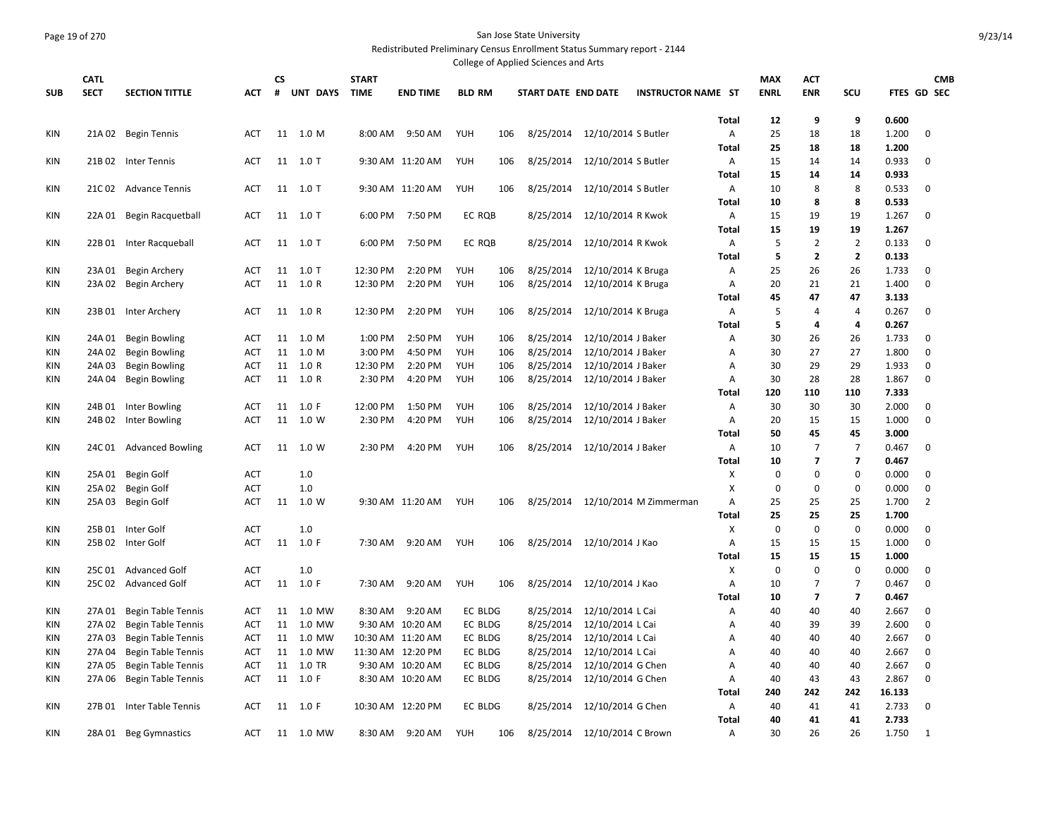San Jose State University

Redistributed Preliminary Census Enrollment Status Summary report - 2144

College of Applied Sciences and Arts

| SUB | CATL SECT | SECTION TITTLE | ACT | CS # | UNT | DAYS | START TIME | END TIME | BLD | RM | START DATE | END DATE | INSTRUCTOR NAME | ST | MAX ENRL | ACT ENR | SCU | FTES | GD | CMB SEC |
|---|---|---|---|---|---|---|---|---|---|---|---|---|---|---|---|---|---|---|---|---|
| | | | | | | | | | | | | | | Total | 12 | 9 | 9 | 0.600 | | |
| KIN | 21A 02 | Begin Tennis | ACT | 11 | 1.0 | M | 8:00 AM | 9:50 AM | YUH | 106 | 8/25/2014 | 12/10/2014 | S Butler | A | 25 | 18 | 18 | 1.200 | 0 | |
| | | | | | | | | | | | | | | Total | 25 | 18 | 18 | 1.200 | | |
| KIN | 21B 02 | Inter Tennis | ACT | 11 | 1.0 | T | 9:30 AM | 11:20 AM | YUH | 106 | 8/25/2014 | 12/10/2014 | S Butler | A | 15 | 14 | 14 | 0.933 | 0 | |
| | | | | | | | | | | | | | | Total | 15 | 14 | 14 | 0.933 | | |
| KIN | 21C 02 | Advance Tennis | ACT | 11 | 1.0 | T | 9:30 AM | 11:20 AM | YUH | 106 | 8/25/2014 | 12/10/2014 | S Butler | A | 10 | 8 | 8 | 0.533 | 0 | |
| | | | | | | | | | | | | | | Total | 10 | 8 | 8 | 0.533 | | |
| KIN | 22A 01 | Begin Racquetball | ACT | 11 | 1.0 | T | 6:00 PM | 7:50 PM | EC | RQB | 8/25/2014 | 12/10/2014 | R Kwok | A | 15 | 19 | 19 | 1.267 | 0 | |
| | | | | | | | | | | | | | | Total | 15 | 19 | 19 | 1.267 | | |
| KIN | 22B 01 | Inter Racqueball | ACT | 11 | 1.0 | T | 6:00 PM | 7:50 PM | EC | RQB | 8/25/2014 | 12/10/2014 | R Kwok | A | 5 | 2 | 2 | 0.133 | 0 | |
| | | | | | | | | | | | | | | Total | 5 | 2 | 2 | 0.133 | | |
| KIN | 23A 01 | Begin Archery | ACT | 11 | 1.0 | T | 12:30 PM | 2:20 PM | YUH | 106 | 8/25/2014 | 12/10/2014 | K Bruga | A | 25 | 26 | 26 | 1.733 | 0 | |
| KIN | 23A 02 | Begin Archery | ACT | 11 | 1.0 | R | 12:30 PM | 2:20 PM | YUH | 106 | 8/25/2014 | 12/10/2014 | K Bruga | A | 20 | 21 | 21 | 1.400 | 0 | |
| | | | | | | | | | | | | | | Total | 45 | 47 | 47 | 3.133 | | |
| KIN | 23B 01 | Inter Archery | ACT | 11 | 1.0 | R | 12:30 PM | 2:20 PM | YUH | 106 | 8/25/2014 | 12/10/2014 | K Bruga | A | 5 | 4 | 4 | 0.267 | 0 | |
| | | | | | | | | | | | | | | Total | 5 | 4 | 4 | 0.267 | | |
| KIN | 24A 01 | Begin Bowling | ACT | 11 | 1.0 | M | 1:00 PM | 2:50 PM | YUH | 106 | 8/25/2014 | 12/10/2014 | J Baker | A | 30 | 26 | 26 | 1.733 | 0 | |
| KIN | 24A 02 | Begin Bowling | ACT | 11 | 1.0 | M | 3:00 PM | 4:50 PM | YUH | 106 | 8/25/2014 | 12/10/2014 | J Baker | A | 30 | 27 | 27 | 1.800 | 0 | |
| KIN | 24A 03 | Begin Bowling | ACT | 11 | 1.0 | R | 12:30 PM | 2:20 PM | YUH | 106 | 8/25/2014 | 12/10/2014 | J Baker | A | 30 | 29 | 29 | 1.933 | 0 | |
| KIN | 24A 04 | Begin Bowling | ACT | 11 | 1.0 | R | 2:30 PM | 4:20 PM | YUH | 106 | 8/25/2014 | 12/10/2014 | J Baker | A | 30 | 28 | 28 | 1.867 | 0 | |
| | | | | | | | | | | | | | | Total | 120 | 110 | 110 | 7.333 | | |
| KIN | 24B 01 | Inter Bowling | ACT | 11 | 1.0 | F | 12:00 PM | 1:50 PM | YUH | 106 | 8/25/2014 | 12/10/2014 | J Baker | A | 30 | 30 | 30 | 2.000 | 0 | |
| KIN | 24B 02 | Inter Bowling | ACT | 11 | 1.0 | W | 2:30 PM | 4:20 PM | YUH | 106 | 8/25/2014 | 12/10/2014 | J Baker | A | 20 | 15 | 15 | 1.000 | 0 | |
| | | | | | | | | | | | | | | Total | 50 | 45 | 45 | 3.000 | | |
| KIN | 24C 01 | Advanced Bowling | ACT | 11 | 1.0 | W | 2:30 PM | 4:20 PM | YUH | 106 | 8/25/2014 | 12/10/2014 | J Baker | A | 10 | 7 | 7 | 0.467 | 0 | |
| | | | | | | | | | | | | | | Total | 10 | 7 | 7 | 0.467 | | |
| KIN | 25A 01 | Begin Golf | ACT | | 1.0 | | | | | | | | | X | 0 | 0 | 0 | 0.000 | 0 | |
| KIN | 25A 02 | Begin Golf | ACT | | 1.0 | | | | | | | | | X | 0 | 0 | 0 | 0.000 | 0 | |
| KIN | 25A 03 | Begin Golf | ACT | 11 | 1.0 | W | 9:30 AM | 11:20 AM | YUH | 106 | 8/25/2014 | 12/10/2014 | M Zimmerman | A | 25 | 25 | 25 | 1.700 | 2 | |
| | | | | | | | | | | | | | | Total | 25 | 25 | 25 | 1.700 | | |
| KIN | 25B 01 | Inter Golf | ACT | | 1.0 | | | | | | | | | X | 0 | 0 | 0 | 0.000 | 0 | |
| KIN | 25B 02 | Inter Golf | ACT | 11 | 1.0 | F | 7:30 AM | 9:20 AM | YUH | 106 | 8/25/2014 | 12/10/2014 | J Kao | A | 15 | 15 | 15 | 1.000 | 0 | |
| | | | | | | | | | | | | | | Total | 15 | 15 | 15 | 1.000 | | |
| KIN | 25C 01 | Advanced Golf | ACT | | 1.0 | | | | | | | | | X | 0 | 0 | 0 | 0.000 | 0 | |
| KIN | 25C 02 | Advanced Golf | ACT | 11 | 1.0 | F | 7:30 AM | 9:20 AM | YUH | 106 | 8/25/2014 | 12/10/2014 | J Kao | A | 10 | 7 | 7 | 0.467 | 0 | |
| | | | | | | | | | | | | | | Total | 10 | 7 | 7 | 0.467 | | |
| KIN | 27A 01 | Begin Table Tennis | ACT | 11 | 1.0 | MW | 8:30 AM | 9:20 AM | EC | BLDG | 8/25/2014 | 12/10/2014 | L Cai | A | 40 | 40 | 40 | 2.667 | 0 | |
| KIN | 27A 02 | Begin Table Tennis | ACT | 11 | 1.0 | MW | 9:30 AM | 10:20 AM | EC | BLDG | 8/25/2014 | 12/10/2014 | L Cai | A | 40 | 39 | 39 | 2.600 | 0 | |
| KIN | 27A 03 | Begin Table Tennis | ACT | 11 | 1.0 | MW | 10:30 AM | 11:20 AM | EC | BLDG | 8/25/2014 | 12/10/2014 | L Cai | A | 40 | 40 | 40 | 2.667 | 0 | |
| KIN | 27A 04 | Begin Table Tennis | ACT | 11 | 1.0 | MW | 11:30 AM | 12:20 PM | EC | BLDG | 8/25/2014 | 12/10/2014 | L Cai | A | 40 | 40 | 40 | 2.667 | 0 | |
| KIN | 27A 05 | Begin Table Tennis | ACT | 11 | 1.0 | TR | 9:30 AM | 10:20 AM | EC | BLDG | 8/25/2014 | 12/10/2014 | G Chen | A | 40 | 40 | 40 | 2.667 | 0 | |
| KIN | 27A 06 | Begin Table Tennis | ACT | 11 | 1.0 | F | 8:30 AM | 10:20 AM | EC | BLDG | 8/25/2014 | 12/10/2014 | G Chen | A | 40 | 43 | 43 | 2.867 | 0 | |
| | | | | | | | | | | | | | | Total | 240 | 242 | 242 | 16.133 | | |
| KIN | 27B 01 | Inter Table Tennis | ACT | 11 | 1.0 | F | 10:30 AM | 12:20 PM | EC | BLDG | 8/25/2014 | 12/10/2014 | G Chen | A | 40 | 41 | 41 | 2.733 | 0 | |
| | | | | | | | | | | | | | | Total | 40 | 41 | 41 | 2.733 | | |
| KIN | 28A 01 | Beg Gymnastics | ACT | 11 | 1.0 | MW | 8:30 AM | 9:20 AM | YUH | 106 | 8/25/2014 | 12/10/2014 | C Brown | A | 30 | 26 | 26 | 1.750 | 1 | |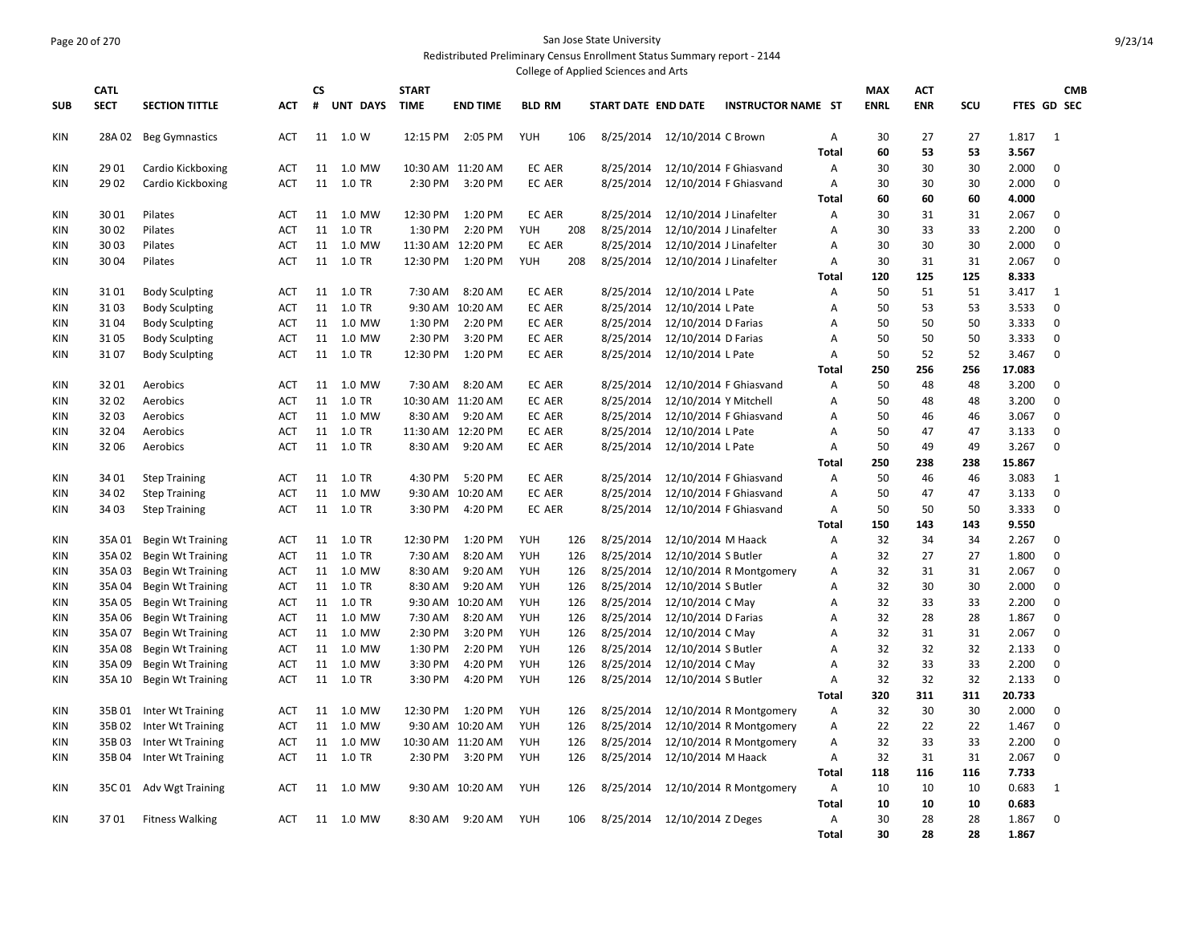San Jose State University

Redistributed Preliminary Census Enrollment Status Summary report - 2144

College of Applied Sciences and Arts

| SUB | CATL SECT | SECTION TITTLE | ACT | CS # | UNT | DAYS | START TIME | END TIME | BLD | RM | START DATE | END DATE | INSTRUCTOR NAME | ST | MAX ENRL | ACT ENR | SCU | FTES | GD | CMB SEC |
|---|---|---|---|---|---|---|---|---|---|---|---|---|---|---|---|---|---|---|---|---|
| KIN | 28A 02 | Beg Gymnastics | ACT | 11 | 1.0 | W | 12:15 PM | 2:05 PM | YUH | 106 | 8/25/2014 | 12/10/2014 | C Brown | A | 30 | 27 | 27 | 1.817 | 1 | |
| | | | | | | | | | | | | | | Total | 60 | 53 | 53 | 3.567 | | |
| KIN | 29 01 | Cardio Kickboxing | ACT | 11 | 1.0 | MW | 10:30 AM | 11:20 AM | EC | AER | 8/25/2014 | 12/10/2014 | F Ghiasvand | A | 30 | 30 | 30 | 2.000 | 0 | |
| KIN | 29 02 | Cardio Kickboxing | ACT | 11 | 1.0 | TR | 2:30 PM | 3:20 PM | EC | AER | 8/25/2014 | 12/10/2014 | F Ghiasvand | A | 30 | 30 | 30 | 2.000 | 0 | |
| | | | | | | | | | | | | | | Total | 60 | 60 | 60 | 4.000 | | |
| KIN | 30 01 | Pilates | ACT | 11 | 1.0 | MW | 12:30 PM | 1:20 PM | EC | AER | 8/25/2014 | 12/10/2014 | J Linafelter | A | 30 | 31 | 31 | 2.067 | 0 | |
| KIN | 30 02 | Pilates | ACT | 11 | 1.0 | TR | 1:30 PM | 2:20 PM | YUH | 208 | 8/25/2014 | 12/10/2014 | J Linafelter | A | 30 | 33 | 33 | 2.200 | 0 | |
| KIN | 30 03 | Pilates | ACT | 11 | 1.0 | MW | 11:30 AM | 12:20 PM | EC | AER | 8/25/2014 | 12/10/2014 | J Linafelter | A | 30 | 30 | 30 | 2.000 | 0 | |
| KIN | 30 04 | Pilates | ACT | 11 | 1.0 | TR | 12:30 PM | 1:20 PM | YUH | 208 | 8/25/2014 | 12/10/2014 | J Linafelter | A | 30 | 31 | 31 | 2.067 | 0 | |
| | | | | | | | | | | | | | | Total | 120 | 125 | 125 | 8.333 | | |
| KIN | 31 01 | Body Sculpting | ACT | 11 | 1.0 | TR | 7:30 AM | 8:20 AM | EC | AER | 8/25/2014 | 12/10/2014 | L Pate | A | 50 | 51 | 51 | 3.417 | 1 | |
| KIN | 31 03 | Body Sculpting | ACT | 11 | 1.0 | TR | 9:30 AM | 10:20 AM | EC | AER | 8/25/2014 | 12/10/2014 | L Pate | A | 50 | 53 | 53 | 3.533 | 0 | |
| KIN | 31 04 | Body Sculpting | ACT | 11 | 1.0 | MW | 1:30 PM | 2:20 PM | EC | AER | 8/25/2014 | 12/10/2014 | D Farias | A | 50 | 50 | 50 | 3.333 | 0 | |
| KIN | 31 05 | Body Sculpting | ACT | 11 | 1.0 | MW | 2:30 PM | 3:20 PM | EC | AER | 8/25/2014 | 12/10/2014 | D Farias | A | 50 | 50 | 50 | 3.333 | 0 | |
| KIN | 31 07 | Body Sculpting | ACT | 11 | 1.0 | TR | 12:30 PM | 1:20 PM | EC | AER | 8/25/2014 | 12/10/2014 | L Pate | A | 50 | 52 | 52 | 3.467 | 0 | |
| | | | | | | | | | | | | | | Total | 250 | 256 | 256 | 17.083 | | |
| KIN | 32 01 | Aerobics | ACT | 11 | 1.0 | MW | 7:30 AM | 8:20 AM | EC | AER | 8/25/2014 | 12/10/2014 | F Ghiasvand | A | 50 | 48 | 48 | 3.200 | 0 | |
| KIN | 32 02 | Aerobics | ACT | 11 | 1.0 | TR | 10:30 AM | 11:20 AM | EC | AER | 8/25/2014 | 12/10/2014 | Y Mitchell | A | 50 | 48 | 48 | 3.200 | 0 | |
| KIN | 32 03 | Aerobics | ACT | 11 | 1.0 | MW | 8:30 AM | 9:20 AM | EC | AER | 8/25/2014 | 12/10/2014 | F Ghiasvand | A | 50 | 46 | 46 | 3.067 | 0 | |
| KIN | 32 04 | Aerobics | ACT | 11 | 1.0 | TR | 11:30 AM | 12:20 PM | EC | AER | 8/25/2014 | 12/10/2014 | L Pate | A | 50 | 47 | 47 | 3.133 | 0 | |
| KIN | 32 06 | Aerobics | ACT | 11 | 1.0 | TR | 8:30 AM | 9:20 AM | EC | AER | 8/25/2014 | 12/10/2014 | L Pate | A | 50 | 49 | 49 | 3.267 | 0 | |
| | | | | | | | | | | | | | | Total | 250 | 238 | 238 | 15.867 | | |
| KIN | 34 01 | Step Training | ACT | 11 | 1.0 | TR | 4:30 PM | 5:20 PM | EC | AER | 8/25/2014 | 12/10/2014 | F Ghiasvand | A | 50 | 46 | 46 | 3.083 | 1 | |
| KIN | 34 02 | Step Training | ACT | 11 | 1.0 | MW | 9:30 AM | 10:20 AM | EC | AER | 8/25/2014 | 12/10/2014 | F Ghiasvand | A | 50 | 47 | 47 | 3.133 | 0 | |
| KIN | 34 03 | Step Training | ACT | 11 | 1.0 | TR | 3:30 PM | 4:20 PM | EC | AER | 8/25/2014 | 12/10/2014 | F Ghiasvand | A | 50 | 50 | 50 | 3.333 | 0 | |
| | | | | | | | | | | | | | | Total | 150 | 143 | 143 | 9.550 | | |
| KIN | 35A 01 | Begin Wt Training | ACT | 11 | 1.0 | TR | 12:30 PM | 1:20 PM | YUH | 126 | 8/25/2014 | 12/10/2014 | M Haack | A | 32 | 34 | 34 | 2.267 | 0 | |
| KIN | 35A 02 | Begin Wt Training | ACT | 11 | 1.0 | TR | 7:30 AM | 8:20 AM | YUH | 126 | 8/25/2014 | 12/10/2014 | S Butler | A | 32 | 27 | 27 | 1.800 | 0 | |
| KIN | 35A 03 | Begin Wt Training | ACT | 11 | 1.0 | MW | 8:30 AM | 9:20 AM | YUH | 126 | 8/25/2014 | 12/10/2014 | R Montgomery | A | 32 | 31 | 31 | 2.067 | 0 | |
| KIN | 35A 04 | Begin Wt Training | ACT | 11 | 1.0 | TR | 8:30 AM | 9:20 AM | YUH | 126 | 8/25/2014 | 12/10/2014 | S Butler | A | 32 | 30 | 30 | 2.000 | 0 | |
| KIN | 35A 05 | Begin Wt Training | ACT | 11 | 1.0 | TR | 9:30 AM | 10:20 AM | YUH | 126 | 8/25/2014 | 12/10/2014 | C May | A | 32 | 33 | 33 | 2.200 | 0 | |
| KIN | 35A 06 | Begin Wt Training | ACT | 11 | 1.0 | MW | 7:30 AM | 8:20 AM | YUH | 126 | 8/25/2014 | 12/10/2014 | D Farias | A | 32 | 28 | 28 | 1.867 | 0 | |
| KIN | 35A 07 | Begin Wt Training | ACT | 11 | 1.0 | MW | 2:30 PM | 3:20 PM | YUH | 126 | 8/25/2014 | 12/10/2014 | C May | A | 32 | 31 | 31 | 2.067 | 0 | |
| KIN | 35A 08 | Begin Wt Training | ACT | 11 | 1.0 | MW | 1:30 PM | 2:20 PM | YUH | 126 | 8/25/2014 | 12/10/2014 | S Butler | A | 32 | 32 | 32 | 2.133 | 0 | |
| KIN | 35A 09 | Begin Wt Training | ACT | 11 | 1.0 | MW | 3:30 PM | 4:20 PM | YUH | 126 | 8/25/2014 | 12/10/2014 | C May | A | 32 | 33 | 33 | 2.200 | 0 | |
| KIN | 35A 10 | Begin Wt Training | ACT | 11 | 1.0 | TR | 3:30 PM | 4:20 PM | YUH | 126 | 8/25/2014 | 12/10/2014 | S Butler | A | 32 | 32 | 32 | 2.133 | 0 | |
| | | | | | | | | | | | | | | Total | 320 | 311 | 311 | 20.733 | | |
| KIN | 35B 01 | Inter Wt Training | ACT | 11 | 1.0 | MW | 12:30 PM | 1:20 PM | YUH | 126 | 8/25/2014 | 12/10/2014 | R Montgomery | A | 32 | 30 | 30 | 2.000 | 0 | |
| KIN | 35B 02 | Inter Wt Training | ACT | 11 | 1.0 | MW | 9:30 AM | 10:20 AM | YUH | 126 | 8/25/2014 | 12/10/2014 | R Montgomery | A | 22 | 22 | 22 | 1.467 | 0 | |
| KIN | 35B 03 | Inter Wt Training | ACT | 11 | 1.0 | MW | 10:30 AM | 11:20 AM | YUH | 126 | 8/25/2014 | 12/10/2014 | R Montgomery | A | 32 | 33 | 33 | 2.200 | 0 | |
| KIN | 35B 04 | Inter Wt Training | ACT | 11 | 1.0 | TR | 2:30 PM | 3:20 PM | YUH | 126 | 8/25/2014 | 12/10/2014 | M Haack | A | 32 | 31 | 31 | 2.067 | 0 | |
| | | | | | | | | | | | | | | Total | 118 | 116 | 116 | 7.733 | | |
| KIN | 35C 01 | Adv Wgt Training | ACT | 11 | 1.0 | MW | 9:30 AM | 10:20 AM | YUH | 126 | 8/25/2014 | 12/10/2014 | R Montgomery | A | 10 | 10 | 10 | 0.683 | 1 | |
| | | | | | | | | | | | | | | Total | 10 | 10 | 10 | 0.683 | | |
| KIN | 37 01 | Fitness Walking | ACT | 11 | 1.0 | MW | 8:30 AM | 9:20 AM | YUH | 106 | 8/25/2014 | 12/10/2014 | Z Deges | A | 30 | 28 | 28 | 1.867 | 0 | |
| | | | | | | | | | | | | | | Total | 30 | 28 | 28 | 1.867 | | |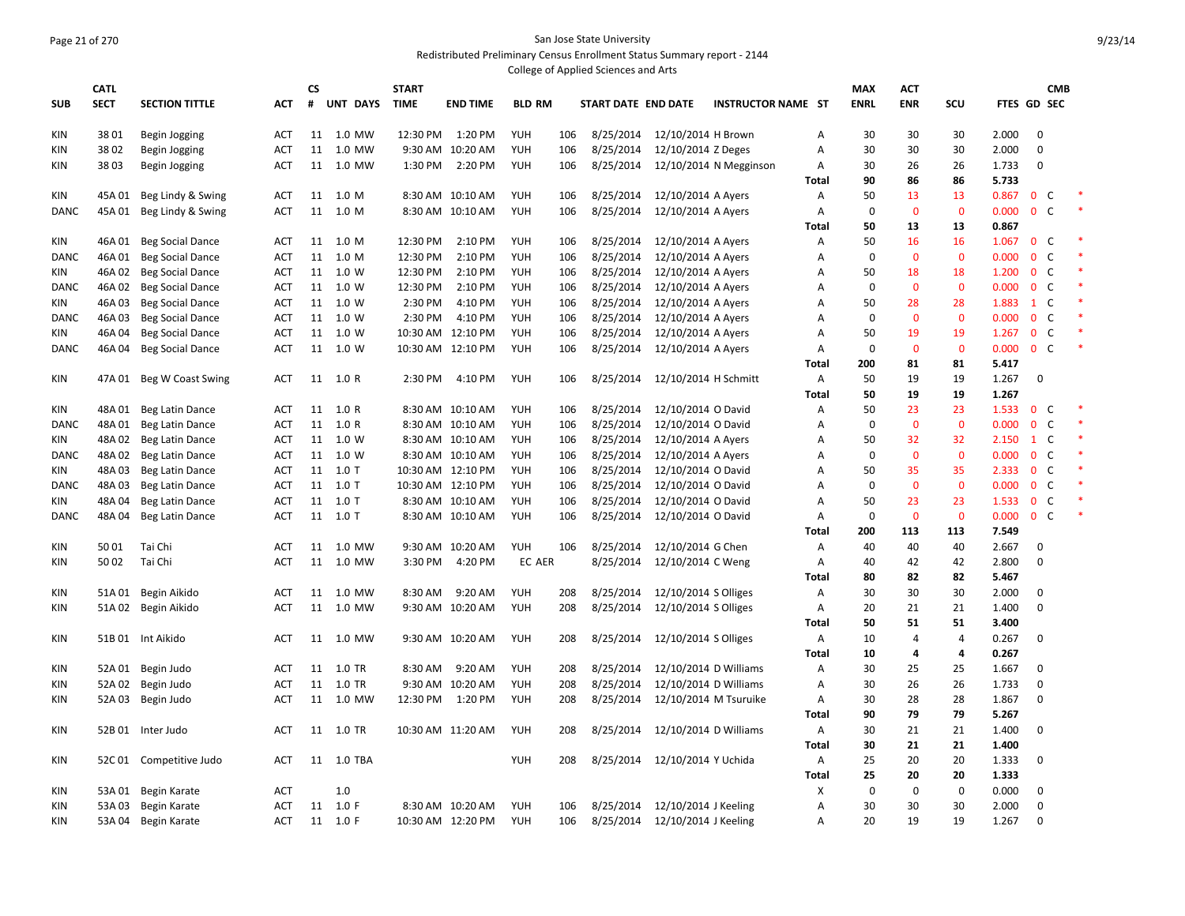San Jose State University

Redistributed Preliminary Census Enrollment Status Summary report - 2144

College of Applied Sciences and Arts

| SUB | CATL SECT | SECTION TITTLE | ACT | CS # | UNT | DAYS | START TIME | END TIME | BLD | RM | START DATE | END DATE | INSTRUCTOR NAME | ST | MAX ENRL | ACT ENR | SCU | FTES | GD | CMB SEC | |
|---|---|---|---|---|---|---|---|---|---|---|---|---|---|---|---|---|---|---|---|---|---|
| KIN | 38 01 | Begin Jogging | ACT | 11 | 1.0 | MW | 12:30 PM | 1:20 PM | YUH | 106 | 8/25/2014 | 12/10/2014 | H Brown | A | 30 | 30 | 30 | 2.000 | 0 | | |
| KIN | 38 02 | Begin Jogging | ACT | 11 | 1.0 | MW | 9:30 AM | 10:20 AM | YUH | 106 | 8/25/2014 | 12/10/2014 | Z Deges | A | 30 | 30 | 30 | 2.000 | 0 | | |
| KIN | 38 03 | Begin Jogging | ACT | 11 | 1.0 | MW | 1:30 PM | 2:20 PM | YUH | 106 | 8/25/2014 | 12/10/2014 | N Megginson | A | 30 | 26 | 26 | 1.733 | 0 | | |
| | | | | | | | | | | | | | | **Total** | **90** | **86** | **86** | **5.733** | | | |
| KIN | 45A 01 | Beg Lindy & Swing | ACT | 11 | 1.0 | M | 8:30 AM | 10:10 AM | YUH | 106 | 8/25/2014 | 12/10/2014 | A Ayers | A | 50 | 13 | 13 | 0.867 | 0 | C | * |
| DANC | 45A 01 | Beg Lindy & Swing | ACT | 11 | 1.0 | M | 8:30 AM | 10:10 AM | YUH | 106 | 8/25/2014 | 12/10/2014 | A Ayers | A | 0 | 0 | 0 | 0.000 | 0 | C | * |
| | | | | | | | | | | | | | | **Total** | **50** | **13** | **13** | **0.867** | | | |
| KIN | 46A 01 | Beg Social Dance | ACT | 11 | 1.0 | M | 12:30 PM | 2:10 PM | YUH | 106 | 8/25/2014 | 12/10/2014 | A Ayers | A | 50 | 16 | 16 | 1.067 | 0 | C | * |
| DANC | 46A 01 | Beg Social Dance | ACT | 11 | 1.0 | M | 12:30 PM | 2:10 PM | YUH | 106 | 8/25/2014 | 12/10/2014 | A Ayers | A | 0 | 0 | 0 | 0.000 | 0 | C | * |
| KIN | 46A 02 | Beg Social Dance | ACT | 11 | 1.0 | W | 12:30 PM | 2:10 PM | YUH | 106 | 8/25/2014 | 12/10/2014 | A Ayers | A | 50 | 18 | 18 | 1.200 | 0 | C | * |
| DANC | 46A 02 | Beg Social Dance | ACT | 11 | 1.0 | W | 12:30 PM | 2:10 PM | YUH | 106 | 8/25/2014 | 12/10/2014 | A Ayers | A | 0 | 0 | 0 | 0.000 | 0 | C | * |
| KIN | 46A 03 | Beg Social Dance | ACT | 11 | 1.0 | W | 2:30 PM | 4:10 PM | YUH | 106 | 8/25/2014 | 12/10/2014 | A Ayers | A | 50 | 28 | 28 | 1.883 | 1 | C | * |
| DANC | 46A 03 | Beg Social Dance | ACT | 11 | 1.0 | W | 2:30 PM | 4:10 PM | YUH | 106 | 8/25/2014 | 12/10/2014 | A Ayers | A | 0 | 0 | 0 | 0.000 | 0 | C | * |
| KIN | 46A 04 | Beg Social Dance | ACT | 11 | 1.0 | W | 10:30 AM | 12:10 PM | YUH | 106 | 8/25/2014 | 12/10/2014 | A Ayers | A | 50 | 19 | 19 | 1.267 | 0 | C | * |
| DANC | 46A 04 | Beg Social Dance | ACT | 11 | 1.0 | W | 10:30 AM | 12:10 PM | YUH | 106 | 8/25/2014 | 12/10/2014 | A Ayers | A | 0 | 0 | 0 | 0.000 | 0 | C | * |
| | | | | | | | | | | | | | | **Total** | **200** | **81** | **81** | **5.417** | | | |
| KIN | 47A 01 | Beg W Coast Swing | ACT | 11 | 1.0 | R | 2:30 PM | 4:10 PM | YUH | 106 | 8/25/2014 | 12/10/2014 | H Schmitt | A | 50 | 19 | 19 | 1.267 | 0 | | |
| | | | | | | | | | | | | | | **Total** | **50** | **19** | **19** | **1.267** | | | |
| KIN | 48A 01 | Beg Latin Dance | ACT | 11 | 1.0 | R | 8:30 AM | 10:10 AM | YUH | 106 | 8/25/2014 | 12/10/2014 | O David | A | 50 | 23 | 23 | 1.533 | 0 | C | * |
| DANC | 48A 01 | Beg Latin Dance | ACT | 11 | 1.0 | R | 8:30 AM | 10:10 AM | YUH | 106 | 8/25/2014 | 12/10/2014 | O David | A | 0 | 0 | 0 | 0.000 | 0 | C | * |
| KIN | 48A 02 | Beg Latin Dance | ACT | 11 | 1.0 | W | 8:30 AM | 10:10 AM | YUH | 106 | 8/25/2014 | 12/10/2014 | A Ayers | A | 50 | 32 | 32 | 2.150 | 1 | C | * |
| DANC | 48A 02 | Beg Latin Dance | ACT | 11 | 1.0 | W | 8:30 AM | 10:10 AM | YUH | 106 | 8/25/2014 | 12/10/2014 | A Ayers | A | 0 | 0 | 0 | 0.000 | 0 | C | * |
| KIN | 48A 03 | Beg Latin Dance | ACT | 11 | 1.0 | T | 10:30 AM | 12:10 PM | YUH | 106 | 8/25/2014 | 12/10/2014 | O David | A | 50 | 35 | 35 | 2.333 | 0 | C | * |
| DANC | 48A 03 | Beg Latin Dance | ACT | 11 | 1.0 | T | 10:30 AM | 12:10 PM | YUH | 106 | 8/25/2014 | 12/10/2014 | O David | A | 0 | 0 | 0 | 0.000 | 0 | C | * |
| KIN | 48A 04 | Beg Latin Dance | ACT | 11 | 1.0 | T | 8:30 AM | 10:10 AM | YUH | 106 | 8/25/2014 | 12/10/2014 | O David | A | 50 | 23 | 23 | 1.533 | 0 | C | * |
| DANC | 48A 04 | Beg Latin Dance | ACT | 11 | 1.0 | T | 8:30 AM | 10:10 AM | YUH | 106 | 8/25/2014 | 12/10/2014 | O David | A | 0 | 0 | 0 | 0.000 | 0 | C | * |
| | | | | | | | | | | | | | | **Total** | **200** | **113** | **113** | **7.549** | | | |
| KIN | 50 01 | Tai Chi | ACT | 11 | 1.0 | MW | 9:30 AM | 10:20 AM | YUH | 106 | 8/25/2014 | 12/10/2014 | G Chen | A | 40 | 40 | 40 | 2.667 | 0 | | |
| KIN | 50 02 | Tai Chi | ACT | 11 | 1.0 | MW | 3:30 PM | 4:20 PM | EC | AER | 8/25/2014 | 12/10/2014 | C Weng | A | 40 | 42 | 42 | 2.800 | 0 | | |
| | | | | | | | | | | | | | | **Total** | **80** | **82** | **82** | **5.467** | | | |
| KIN | 51A 01 | Begin Aikido | ACT | 11 | 1.0 | MW | 8:30 AM | 9:20 AM | YUH | 208 | 8/25/2014 | 12/10/2014 | S Olliges | A | 30 | 30 | 30 | 2.000 | 0 | | |
| KIN | 51A 02 | Begin Aikido | ACT | 11 | 1.0 | MW | 9:30 AM | 10:20 AM | YUH | 208 | 8/25/2014 | 12/10/2014 | S Olliges | A | 20 | 21 | 21 | 1.400 | 0 | | |
| | | | | | | | | | | | | | | **Total** | **50** | **51** | **51** | **3.400** | | | |
| KIN | 51B 01 | Int Aikido | ACT | 11 | 1.0 | MW | 9:30 AM | 10:20 AM | YUH | 208 | 8/25/2014 | 12/10/2014 | S Olliges | A | 10 | 4 | 4 | 0.267 | 0 | | |
| | | | | | | | | | | | | | | **Total** | **10** | **4** | **4** | **0.267** | | | |
| KIN | 52A 01 | Begin Judo | ACT | 11 | 1.0 | TR | 8:30 AM | 9:20 AM | YUH | 208 | 8/25/2014 | 12/10/2014 | D Williams | A | 30 | 25 | 25 | 1.667 | 0 | | |
| KIN | 52A 02 | Begin Judo | ACT | 11 | 1.0 | TR | 9:30 AM | 10:20 AM | YUH | 208 | 8/25/2014 | 12/10/2014 | D Williams | A | 30 | 26 | 26 | 1.733 | 0 | | |
| KIN | 52A 03 | Begin Judo | ACT | 11 | 1.0 | MW | 12:30 PM | 1:20 PM | YUH | 208 | 8/25/2014 | 12/10/2014 | M Tsuruike | A | 30 | 28 | 28 | 1.867 | 0 | | |
| | | | | | | | | | | | | | | **Total** | **90** | **79** | **79** | **5.267** | | | |
| KIN | 52B 01 | Inter Judo | ACT | 11 | 1.0 | TR | 10:30 AM | 11:20 AM | YUH | 208 | 8/25/2014 | 12/10/2014 | D Williams | A | 30 | 21 | 21 | 1.400 | 0 | | |
| | | | | | | | | | | | | | | **Total** | **30** | **21** | **21** | **1.400** | | | |
| KIN | 52C 01 | Competitive Judo | ACT | 11 | 1.0 | TBA | | | YUH | 208 | 8/25/2014 | 12/10/2014 | Y Uchida | A | 25 | 20 | 20 | 1.333 | 0 | | |
| | | | | | | | | | | | | | | **Total** | **25** | **20** | **20** | **1.333** | | | |
| KIN | 53A 01 | Begin Karate | ACT | | 1.0 | | | | | | | | | X | 0 | 0 | 0 | 0.000 | 0 | | |
| KIN | 53A 03 | Begin Karate | ACT | 11 | 1.0 | F | 8:30 AM | 10:20 AM | YUH | 106 | 8/25/2014 | 12/10/2014 | J Keeling | A | 30 | 30 | 30 | 2.000 | 0 | | |
| KIN | 53A 04 | Begin Karate | ACT | 11 | 1.0 | F | 10:30 AM | 12:20 PM | YUH | 106 | 8/25/2014 | 12/10/2014 | J Keeling | A | 20 | 19 | 19 | 1.267 | 0 | | |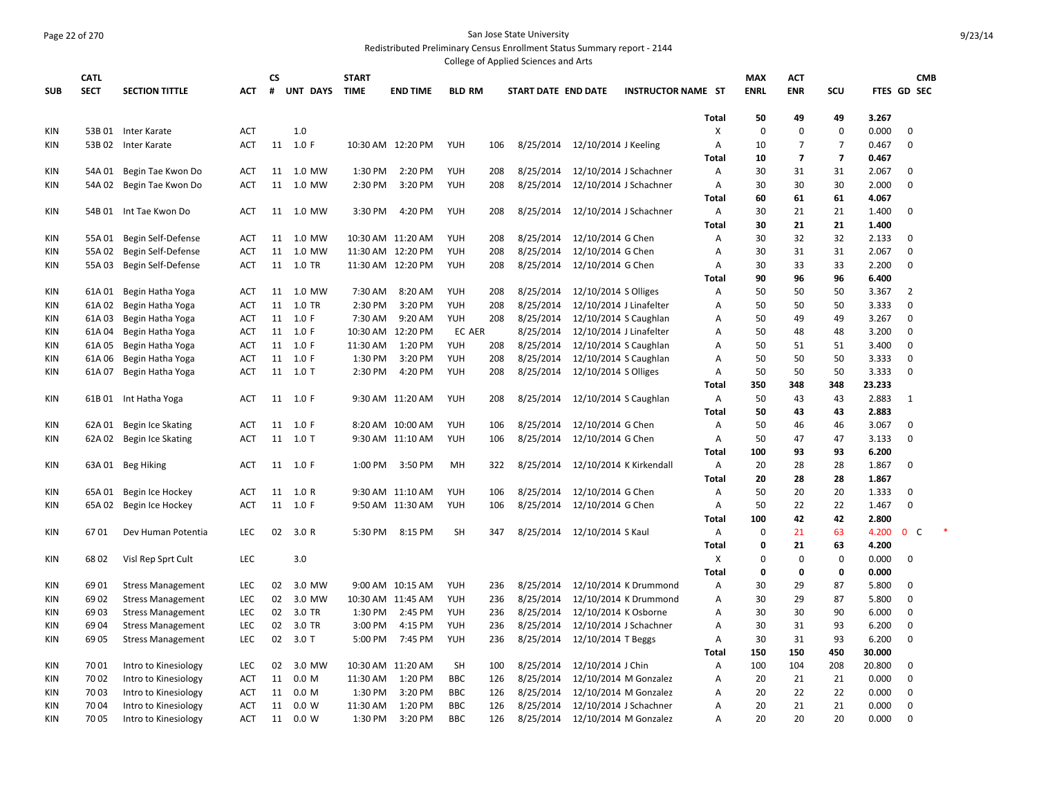San Jose State University

Redistributed Preliminary Census Enrollment Status Summary report - 2144

College of Applied Sciences and Arts

| SUB | CATL SECT | SECTION TITTLE | ACT | CS # | UNT | DAYS | START TIME | END TIME | BLD | RM | START DATE | END DATE | INSTRUCTOR NAME | ST | MAX ENRL | ACT ENR | SCU | FTES | GD | CMB SEC |
|---|---|---|---|---|---|---|---|---|---|---|---|---|---|---|---|---|---|---|---|---|
| | | | | | | | | | | | | | | Total | 50 | 49 | 49 | 3.267 | | |
| KIN | 53B 01 | Inter Karate | ACT | | 1.0 | | | | | | | | | X | 0 | 0 | 0 | 0.000 | 0 | |
| KIN | 53B 02 | Inter Karate | ACT | 11 | 1.0 | F | 10:30 AM | 12:20 PM | YUH | 106 | 8/25/2014 | 12/10/2014 | J Keeling | A | 10 | 7 | 7 | 0.467 | 0 | |
| | | | | | | | | | | | | | | Total | 10 | 7 | 7 | 0.467 | | |
| KIN | 54A 01 | Begin Tae Kwon Do | ACT | 11 | 1.0 | MW | 1:30 PM | 2:20 PM | YUH | 208 | 8/25/2014 | 12/10/2014 | J Schachner | A | 30 | 31 | 31 | 2.067 | 0 | |
| KIN | 54A 02 | Begin Tae Kwon Do | ACT | 11 | 1.0 | MW | 2:30 PM | 3:20 PM | YUH | 208 | 8/25/2014 | 12/10/2014 | J Schachner | A | 30 | 30 | 30 | 2.000 | 0 | |
| | | | | | | | | | | | | | | Total | 60 | 61 | 61 | 4.067 | | |
| KIN | 54B 01 | Int Tae Kwon Do | ACT | 11 | 1.0 | MW | 3:30 PM | 4:20 PM | YUH | 208 | 8/25/2014 | 12/10/2014 | J Schachner | A | 30 | 21 | 21 | 1.400 | 0 | |
| | | | | | | | | | | | | | | Total | 30 | 21 | 21 | 1.400 | | |
| KIN | 55A 01 | Begin Self-Defense | ACT | 11 | 1.0 | MW | 10:30 AM | 11:20 AM | YUH | 208 | 8/25/2014 | 12/10/2014 | G Chen | A | 30 | 32 | 32 | 2.133 | 0 | |
| KIN | 55A 02 | Begin Self-Defense | ACT | 11 | 1.0 | MW | 11:30 AM | 12:20 PM | YUH | 208 | 8/25/2014 | 12/10/2014 | G Chen | A | 30 | 31 | 31 | 2.067 | 0 | |
| KIN | 55A 03 | Begin Self-Defense | ACT | 11 | 1.0 | TR | 11:30 AM | 12:20 PM | YUH | 208 | 8/25/2014 | 12/10/2014 | G Chen | A | 30 | 33 | 33 | 2.200 | 0 | |
| | | | | | | | | | | | | | | Total | 90 | 96 | 96 | 6.400 | | |
| KIN | 61A 01 | Begin Hatha Yoga | ACT | 11 | 1.0 | MW | 7:30 AM | 8:20 AM | YUH | 208 | 8/25/2014 | 12/10/2014 | S Olliges | A | 50 | 50 | 50 | 3.367 | 2 | |
| KIN | 61A 02 | Begin Hatha Yoga | ACT | 11 | 1.0 | TR | 2:30 PM | 3:20 PM | YUH | 208 | 8/25/2014 | 12/10/2014 | J Linafelter | A | 50 | 50 | 50 | 3.333 | 0 | |
| KIN | 61A 03 | Begin Hatha Yoga | ACT | 11 | 1.0 | F | 7:30 AM | 9:20 AM | YUH | 208 | 8/25/2014 | 12/10/2014 | S Caughlan | A | 50 | 49 | 49 | 3.267 | 0 | |
| KIN | 61A 04 | Begin Hatha Yoga | ACT | 11 | 1.0 | F | 10:30 AM | 12:20 PM | EC | AER | 8/25/2014 | 12/10/2014 | J Linafelter | A | 50 | 48 | 48 | 3.200 | 0 | |
| KIN | 61A 05 | Begin Hatha Yoga | ACT | 11 | 1.0 | F | 11:30 AM | 1:20 PM | YUH | 208 | 8/25/2014 | 12/10/2014 | S Caughlan | A | 50 | 51 | 51 | 3.400 | 0 | |
| KIN | 61A 06 | Begin Hatha Yoga | ACT | 11 | 1.0 | F | 1:30 PM | 3:20 PM | YUH | 208 | 8/25/2014 | 12/10/2014 | S Caughlan | A | 50 | 50 | 50 | 3.333 | 0 | |
| KIN | 61A 07 | Begin Hatha Yoga | ACT | 11 | 1.0 | T | 2:30 PM | 4:20 PM | YUH | 208 | 8/25/2014 | 12/10/2014 | S Olliges | A | 50 | 50 | 50 | 3.333 | 0 | |
| | | | | | | | | | | | | | | Total | 350 | 348 | 348 | 23.233 | | |
| KIN | 61B 01 | Int Hatha Yoga | ACT | 11 | 1.0 | F | 9:30 AM | 11:20 AM | YUH | 208 | 8/25/2014 | 12/10/2014 | S Caughlan | A | 50 | 43 | 43 | 2.883 | 1 | |
| | | | | | | | | | | | | | | Total | 50 | 43 | 43 | 2.883 | | |
| KIN | 62A 01 | Begin Ice Skating | ACT | 11 | 1.0 | F | 8:20 AM | 10:00 AM | YUH | 106 | 8/25/2014 | 12/10/2014 | G Chen | A | 50 | 46 | 46 | 3.067 | 0 | |
| KIN | 62A 02 | Begin Ice Skating | ACT | 11 | 1.0 | T | 9:30 AM | 11:10 AM | YUH | 106 | 8/25/2014 | 12/10/2014 | G Chen | A | 50 | 47 | 47 | 3.133 | 0 | |
| | | | | | | | | | | | | | | Total | 100 | 93 | 93 | 6.200 | | |
| KIN | 63A 01 | Beg Hiking | ACT | 11 | 1.0 | F | 1:00 PM | 3:50 PM | MH | 322 | 8/25/2014 | 12/10/2014 | K Kirkendall | A | 20 | 28 | 28 | 1.867 | 0 | |
| | | | | | | | | | | | | | | Total | 20 | 28 | 28 | 1.867 | | |
| KIN | 65A 01 | Begin Ice Hockey | ACT | 11 | 1.0 | R | 9:30 AM | 11:10 AM | YUH | 106 | 8/25/2014 | 12/10/2014 | G Chen | A | 50 | 20 | 20 | 1.333 | 0 | |
| KIN | 65A 02 | Begin Ice Hockey | ACT | 11 | 1.0 | F | 9:50 AM | 11:30 AM | YUH | 106 | 8/25/2014 | 12/10/2014 | G Chen | A | 50 | 22 | 22 | 1.467 | 0 | |
| | | | | | | | | | | | | | | Total | 100 | 42 | 42 | 2.800 | | |
| KIN | 67 01 | Dev Human Potentia | LEC | 02 | 3.0 | R | 5:30 PM | 8:15 PM | SH | 347 | 8/25/2014 | 12/10/2014 | S Kaul | A | 0 | 21 | 63 | 4.200 | 0 | C * |
| | | | | | | | | | | | | | | Total | 0 | 21 | 63 | 4.200 | | |
| KIN | 68 02 | Visl Rep Sprt Cult | LEC | | 3.0 | | | | | | | | | X | 0 | 0 | 0 | 0.000 | 0 | |
| | | | | | | | | | | | | | | Total | 0 | 0 | 0 | 0.000 | | |
| KIN | 69 01 | Stress Management | LEC | 02 | 3.0 | MW | 9:00 AM | 10:15 AM | YUH | 236 | 8/25/2014 | 12/10/2014 | K Drummond | A | 30 | 29 | 87 | 5.800 | 0 | |
| KIN | 69 02 | Stress Management | LEC | 02 | 3.0 | MW | 10:30 AM | 11:45 AM | YUH | 236 | 8/25/2014 | 12/10/2014 | K Drummond | A | 30 | 29 | 87 | 5.800 | 0 | |
| KIN | 69 03 | Stress Management | LEC | 02 | 3.0 | TR | 1:30 PM | 2:45 PM | YUH | 236 | 8/25/2014 | 12/10/2014 | K Osborne | A | 30 | 30 | 90 | 6.000 | 0 | |
| KIN | 69 04 | Stress Management | LEC | 02 | 3.0 | TR | 3:00 PM | 4:15 PM | YUH | 236 | 8/25/2014 | 12/10/2014 | J Schachner | A | 30 | 31 | 93 | 6.200 | 0 | |
| KIN | 69 05 | Stress Management | LEC | 02 | 3.0 | T | 5:00 PM | 7:45 PM | YUH | 236 | 8/25/2014 | 12/10/2014 | T Beggs | A | 30 | 31 | 93 | 6.200 | 0 | |
| | | | | | | | | | | | | | | Total | 150 | 150 | 450 | 30.000 | | |
| KIN | 70 01 | Intro to Kinesiology | LEC | 02 | 3.0 | MW | 10:30 AM | 11:20 AM | SH | 100 | 8/25/2014 | 12/10/2014 | J Chin | A | 100 | 104 | 208 | 20.800 | 0 | |
| KIN | 70 02 | Intro to Kinesiology | ACT | 11 | 0.0 | M | 11:30 AM | 1:20 PM | BBC | 126 | 8/25/2014 | 12/10/2014 | M Gonzalez | A | 20 | 21 | 21 | 0.000 | 0 | |
| KIN | 70 03 | Intro to Kinesiology | ACT | 11 | 0.0 | M | 1:30 PM | 3:20 PM | BBC | 126 | 8/25/2014 | 12/10/2014 | M Gonzalez | A | 20 | 22 | 22 | 0.000 | 0 | |
| KIN | 70 04 | Intro to Kinesiology | ACT | 11 | 0.0 | W | 11:30 AM | 1:20 PM | BBC | 126 | 8/25/2014 | 12/10/2014 | J Schachner | A | 20 | 21 | 21 | 0.000 | 0 | |
| KIN | 70 05 | Intro to Kinesiology | ACT | 11 | 0.0 | W | 1:30 PM | 3:20 PM | BBC | 126 | 8/25/2014 | 12/10/2014 | M Gonzalez | A | 20 | 20 | 20 | 0.000 | 0 | |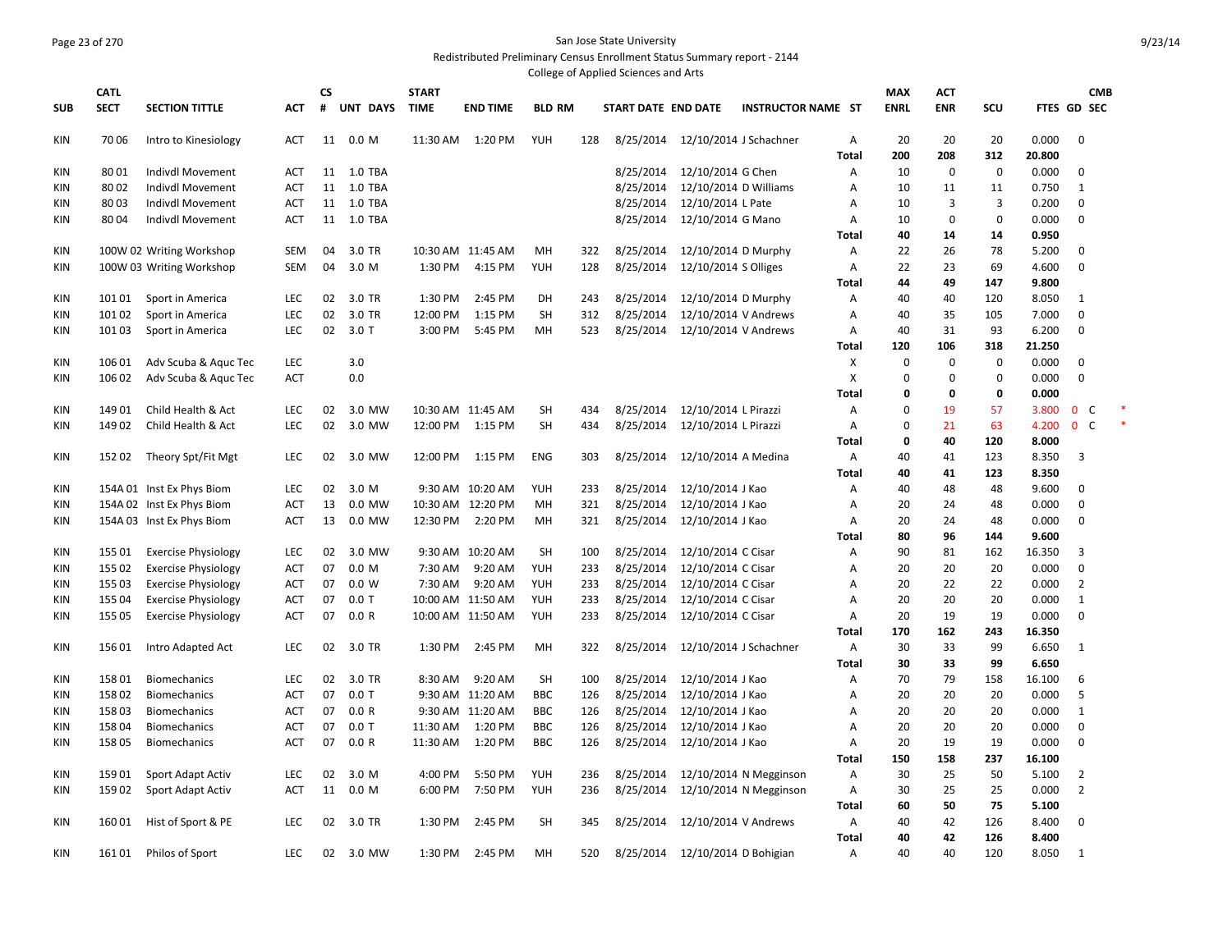San Jose State University

Redistributed Preliminary Census Enrollment Status Summary report - 2144

College of Applied Sciences and Arts

| SUB | CATL SECT | SECTION TITTLE | ACT | CS # | UNT | DAYS | START TIME | END TIME | BLD | RM | START DATE | END DATE | INSTRUCTOR NAME | ST | MAX ENRL | ACT ENR | SCU | FTES | GD | CMB SEC |
|---|---|---|---|---|---|---|---|---|---|---|---|---|---|---|---|---|---|---|---|---|
| KIN | 70 06 | Intro to Kinesiology | ACT | 11 | 0.0 | M | 11:30 AM | 1:20 PM | YUH | 128 | 8/25/2014 | 12/10/2014 | J Schachner | A | 20 | 20 | 20 | 0.000 | 0 | |
| | | | | | | | | | | | | | | **Total** | **200** | **208** | **312** | **20.800** | | |
| KIN | 80 01 | Indivdl Movement | ACT | 11 | 1.0 | TBA | | | | | 8/25/2014 | 12/10/2014 | G Chen | A | 10 | 0 | 0 | 0.000 | 0 | |
| KIN | 80 02 | Indivdl Movement | ACT | 11 | 1.0 | TBA | | | | | 8/25/2014 | 12/10/2014 | D Williams | A | 10 | 11 | 11 | 0.750 | 1 | |
| KIN | 80 03 | Indivdl Movement | ACT | 11 | 1.0 | TBA | | | | | 8/25/2014 | 12/10/2014 | L Pate | A | 10 | 3 | 3 | 0.200 | 0 | |
| KIN | 80 04 | Indivdl Movement | ACT | 11 | 1.0 | TBA | | | | | 8/25/2014 | 12/10/2014 | G Mano | A | 10 | 0 | 0 | 0.000 | 0 | |
| | | | | | | | | | | | | | | **Total** | **40** | **14** | **14** | **0.950** | | |
| KIN | 100W 02 | Writing Workshop | SEM | 04 | 3.0 | TR | 10:30 AM | 11:45 AM | MH | 322 | 8/25/2014 | 12/10/2014 | D Murphy | A | 22 | 26 | 78 | 5.200 | 0 | |
| KIN | 100W 03 | Writing Workshop | SEM | 04 | 3.0 | M | 1:30 PM | 4:15 PM | YUH | 128 | 8/25/2014 | 12/10/2014 | S Olliges | A | 22 | 23 | 69 | 4.600 | 0 | |
| | | | | | | | | | | | | | | **Total** | **44** | **49** | **147** | **9.800** | | |
| KIN | 101 01 | Sport in America | LEC | 02 | 3.0 | TR | 1:30 PM | 2:45 PM | DH | 243 | 8/25/2014 | 12/10/2014 | D Murphy | A | 40 | 40 | 120 | 8.050 | 1 | |
| KIN | 101 02 | Sport in America | LEC | 02 | 3.0 | TR | 12:00 PM | 1:15 PM | SH | 312 | 8/25/2014 | 12/10/2014 | V Andrews | A | 40 | 35 | 105 | 7.000 | 0 | |
| KIN | 101 03 | Sport in America | LEC | 02 | 3.0 | T | 3:00 PM | 5:45 PM | MH | 523 | 8/25/2014 | 12/10/2014 | V Andrews | A | 40 | 31 | 93 | 6.200 | 0 | |
| | | | | | | | | | | | | | | **Total** | **120** | **106** | **318** | **21.250** | | |
| KIN | 106 01 | Adv Scuba & Aquc Tec | LEC | | 3.0 | | | | | | | | | X | 0 | 0 | 0 | 0.000 | 0 | |
| KIN | 106 02 | Adv Scuba & Aquc Tec | ACT | | 0.0 | | | | | | | | | X | 0 | 0 | 0 | 0.000 | 0 | |
| | | | | | | | | | | | | | | **Total** | **0** | **0** | **0** | **0.000** | | |
| KIN | 149 01 | Child Health & Act | LEC | 02 | 3.0 | MW | 10:30 AM | 11:45 AM | SH | 434 | 8/25/2014 | 12/10/2014 | L Pirazzi | A | 0 | 19 | 57 | 3.800 | 0 | C * |
| KIN | 149 02 | Child Health & Act | LEC | 02 | 3.0 | MW | 12:00 PM | 1:15 PM | SH | 434 | 8/25/2014 | 12/10/2014 | L Pirazzi | A | 0 | 21 | 63 | 4.200 | 0 | C * |
| | | | | | | | | | | | | | | **Total** | **0** | **40** | **120** | **8.000** | | |
| KIN | 152 02 | Theory Spt/Fit Mgt | LEC | 02 | 3.0 | MW | 12:00 PM | 1:15 PM | ENG | 303 | 8/25/2014 | 12/10/2014 | A Medina | A | 40 | 41 | 123 | 8.350 | 3 | |
| | | | | | | | | | | | | | | **Total** | **40** | **41** | **123** | **8.350** | | |
| KIN | 154A 01 | Inst Ex Phys Biom | LEC | 02 | 3.0 | M | 9:30 AM | 10:20 AM | YUH | 233 | 8/25/2014 | 12/10/2014 | J Kao | A | 40 | 48 | 48 | 9.600 | 0 | |
| KIN | 154A 02 | Inst Ex Phys Biom | ACT | 13 | 0.0 | MW | 10:30 AM | 12:20 PM | MH | 321 | 8/25/2014 | 12/10/2014 | J Kao | A | 20 | 24 | 48 | 0.000 | 0 | |
| KIN | 154A 03 | Inst Ex Phys Biom | ACT | 13 | 0.0 | MW | 12:30 PM | 2:20 PM | MH | 321 | 8/25/2014 | 12/10/2014 | J Kao | A | 20 | 24 | 48 | 0.000 | 0 | |
| | | | | | | | | | | | | | | **Total** | **80** | **96** | **144** | **9.600** | | |
| KIN | 155 01 | Exercise Physiology | LEC | 02 | 3.0 | MW | 9:30 AM | 10:20 AM | SH | 100 | 8/25/2014 | 12/10/2014 | C Cisar | A | 90 | 81 | 162 | 16.350 | 3 | |
| KIN | 155 02 | Exercise Physiology | ACT | 07 | 0.0 | M | 7:30 AM | 9:20 AM | YUH | 233 | 8/25/2014 | 12/10/2014 | C Cisar | A | 20 | 20 | 20 | 0.000 | 0 | |
| KIN | 155 03 | Exercise Physiology | ACT | 07 | 0.0 | W | 7:30 AM | 9:20 AM | YUH | 233 | 8/25/2014 | 12/10/2014 | C Cisar | A | 20 | 22 | 22 | 0.000 | 2 | |
| KIN | 155 04 | Exercise Physiology | ACT | 07 | 0.0 | T | 10:00 AM | 11:50 AM | YUH | 233 | 8/25/2014 | 12/10/2014 | C Cisar | A | 20 | 20 | 20 | 0.000 | 1 | |
| KIN | 155 05 | Exercise Physiology | ACT | 07 | 0.0 | R | 10:00 AM | 11:50 AM | YUH | 233 | 8/25/2014 | 12/10/2014 | C Cisar | A | 20 | 19 | 19 | 0.000 | 0 | |
| | | | | | | | | | | | | | | **Total** | **170** | **162** | **243** | **16.350** | | |
| KIN | 156 01 | Intro Adapted Act | LEC | 02 | 3.0 | TR | 1:30 PM | 2:45 PM | MH | 322 | 8/25/2014 | 12/10/2014 | J Schachner | A | 30 | 33 | 99 | 6.650 | 1 | |
| | | | | | | | | | | | | | | **Total** | **30** | **33** | **99** | **6.650** | | |
| KIN | 158 01 | Biomechanics | LEC | 02 | 3.0 | TR | 8:30 AM | 9:20 AM | SH | 100 | 8/25/2014 | 12/10/2014 | J Kao | A | 70 | 79 | 158 | 16.100 | 6 | |
| KIN | 158 02 | Biomechanics | ACT | 07 | 0.0 | T | 9:30 AM | 11:20 AM | BBC | 126 | 8/25/2014 | 12/10/2014 | J Kao | A | 20 | 20 | 20 | 0.000 | 5 | |
| KIN | 158 03 | Biomechanics | ACT | 07 | 0.0 | R | 9:30 AM | 11:20 AM | BBC | 126 | 8/25/2014 | 12/10/2014 | J Kao | A | 20 | 20 | 20 | 0.000 | 1 | |
| KIN | 158 04 | Biomechanics | ACT | 07 | 0.0 | T | 11:30 AM | 1:20 PM | BBC | 126 | 8/25/2014 | 12/10/2014 | J Kao | A | 20 | 20 | 20 | 0.000 | 0 | |
| KIN | 158 05 | Biomechanics | ACT | 07 | 0.0 | R | 11:30 AM | 1:20 PM | BBC | 126 | 8/25/2014 | 12/10/2014 | J Kao | A | 20 | 19 | 19 | 0.000 | 0 | |
| | | | | | | | | | | | | | | **Total** | **150** | **158** | **237** | **16.100** | | |
| KIN | 159 01 | Sport Adapt Activ | LEC | 02 | 3.0 | M | 4:00 PM | 5:50 PM | YUH | 236 | 8/25/2014 | 12/10/2014 | N Megginson | A | 30 | 25 | 50 | 5.100 | 2 | |
| KIN | 159 02 | Sport Adapt Activ | ACT | 11 | 0.0 | M | 6:00 PM | 7:50 PM | YUH | 236 | 8/25/2014 | 12/10/2014 | N Megginson | A | 30 | 25 | 25 | 0.000 | 2 | |
| | | | | | | | | | | | | | | **Total** | **60** | **50** | **75** | **5.100** | | |
| KIN | 160 01 | Hist of Sport & PE | LEC | 02 | 3.0 | TR | 1:30 PM | 2:45 PM | SH | 345 | 8/25/2014 | 12/10/2014 | V Andrews | A | 40 | 42 | 126 | 8.400 | 0 | |
| | | | | | | | | | | | | | | **Total** | **40** | **42** | **126** | **8.400** | | |
| KIN | 161 01 | Philos of Sport | LEC | 02 | 3.0 | MW | 1:30 PM | 2:45 PM | MH | 520 | 8/25/2014 | 12/10/2014 | D Bohigian | A | 40 | 40 | 120 | 8.050 | 1 | |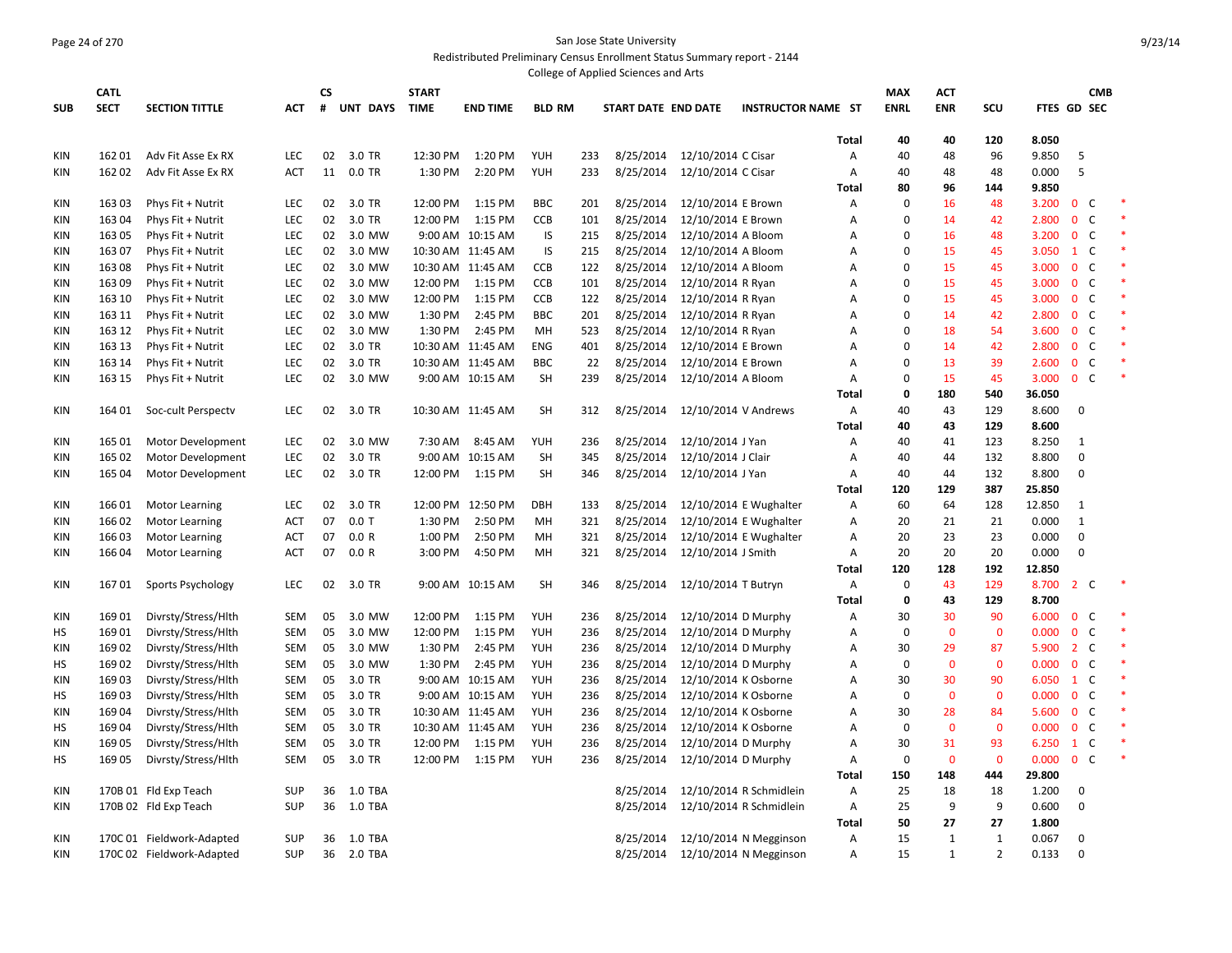# San Jose State University

Redistributed Preliminary Census Enrollment Status Summary report - 2144

College of Applied Sciences and Arts

| SUB | CATL SECT | SECTION TITTLE | ACT | CS # | UNT | DAYS | START TIME | END TIME | BLD | RM | START DATE | END DATE | INSTRUCTOR NAME | ST | MAX ENRL | ACT ENR | SCU | FTES | GD | CMB SEC | |
|---|---|---|---|---|---|---|---|---|---|---|---|---|---|---|---|---|---|---|---|---|---|
| | | | | | | | | | | | | | | Total | 40 | 40 | 120 | 8.050 | | | |
| KIN | 162 01 | Adv Fit Asse Ex RX | LEC | 02 | 3.0 | TR | 12:30 PM | 1:20 PM | YUH | 233 | 8/25/2014 | 12/10/2014 | C Cisar | A | 40 | 48 | 96 | 9.850 | 5 | | |
| KIN | 162 02 | Adv Fit Asse Ex RX | ACT | 11 | 0.0 | TR | 1:30 PM | 2:20 PM | YUH | 233 | 8/25/2014 | 12/10/2014 | C Cisar | A | 40 | 48 | 48 | 0.000 | 5 | | |
| | | | | | | | | | | | | | | Total | 80 | 96 | 144 | 9.850 | | | |
| KIN | 163 03 | Phys Fit + Nutrit | LEC | 02 | 3.0 | TR | 12:00 PM | 1:15 PM | BBC | 201 | 8/25/2014 | 12/10/2014 | E Brown | A | 0 | 16 | 48 | 3.200 | 0 | C | * |
| KIN | 163 04 | Phys Fit + Nutrit | LEC | 02 | 3.0 | TR | 12:00 PM | 1:15 PM | CCB | 101 | 8/25/2014 | 12/10/2014 | E Brown | A | 0 | 14 | 42 | 2.800 | 0 | C | * |
| KIN | 163 05 | Phys Fit + Nutrit | LEC | 02 | 3.0 | MW | 9:00 AM | 10:15 AM | IS | 215 | 8/25/2014 | 12/10/2014 | A Bloom | A | 0 | 16 | 48 | 3.200 | 0 | C | * |
| KIN | 163 07 | Phys Fit + Nutrit | LEC | 02 | 3.0 | MW | 10:30 AM | 11:45 AM | IS | 215 | 8/25/2014 | 12/10/2014 | A Bloom | A | 0 | 15 | 45 | 3.050 | 1 | C | * |
| KIN | 163 08 | Phys Fit + Nutrit | LEC | 02 | 3.0 | MW | 10:30 AM | 11:45 AM | CCB | 122 | 8/25/2014 | 12/10/2014 | A Bloom | A | 0 | 15 | 45 | 3.000 | 0 | C | * |
| KIN | 163 09 | Phys Fit + Nutrit | LEC | 02 | 3.0 | MW | 12:00 PM | 1:15 PM | CCB | 101 | 8/25/2014 | 12/10/2014 | R Ryan | A | 0 | 15 | 45 | 3.000 | 0 | C | * |
| KIN | 163 10 | Phys Fit + Nutrit | LEC | 02 | 3.0 | MW | 12:00 PM | 1:15 PM | CCB | 122 | 8/25/2014 | 12/10/2014 | R Ryan | A | 0 | 15 | 45 | 3.000 | 0 | C | * |
| KIN | 163 11 | Phys Fit + Nutrit | LEC | 02 | 3.0 | MW | 1:30 PM | 2:45 PM | BBC | 201 | 8/25/2014 | 12/10/2014 | R Ryan | A | 0 | 14 | 42 | 2.800 | 0 | C | * |
| KIN | 163 12 | Phys Fit + Nutrit | LEC | 02 | 3.0 | MW | 1:30 PM | 2:45 PM | MH | 523 | 8/25/2014 | 12/10/2014 | R Ryan | A | 0 | 18 | 54 | 3.600 | 0 | C | * |
| KIN | 163 13 | Phys Fit + Nutrit | LEC | 02 | 3.0 | TR | 10:30 AM | 11:45 AM | ENG | 401 | 8/25/2014 | 12/10/2014 | E Brown | A | 0 | 14 | 42 | 2.800 | 0 | C | * |
| KIN | 163 14 | Phys Fit + Nutrit | LEC | 02 | 3.0 | TR | 10:30 AM | 11:45 AM | BBC | 22 | 8/25/2014 | 12/10/2014 | E Brown | A | 0 | 13 | 39 | 2.600 | 0 | C | * |
| KIN | 163 15 | Phys Fit + Nutrit | LEC | 02 | 3.0 | MW | 9:00 AM | 10:15 AM | SH | 239 | 8/25/2014 | 12/10/2014 | A Bloom | A | 0 | 15 | 45 | 3.000 | 0 | C | * |
| | | | | | | | | | | | | | | Total | 0 | 180 | 540 | 36.050 | | | |
| KIN | 164 01 | Soc-cult Perspectv | LEC | 02 | 3.0 | TR | 10:30 AM | 11:45 AM | SH | 312 | 8/25/2014 | 12/10/2014 | V Andrews | A | 40 | 43 | 129 | 8.600 | 0 | | |
| | | | | | | | | | | | | | | Total | 40 | 43 | 129 | 8.600 | | | |
| KIN | 165 01 | Motor Development | LEC | 02 | 3.0 | MW | 7:30 AM | 8:45 AM | YUH | 236 | 8/25/2014 | 12/10/2014 | J Yan | A | 40 | 41 | 123 | 8.250 | 1 | | |
| KIN | 165 02 | Motor Development | LEC | 02 | 3.0 | TR | 9:00 AM | 10:15 AM | SH | 345 | 8/25/2014 | 12/10/2014 | J Clair | A | 40 | 44 | 132 | 8.800 | 0 | | |
| KIN | 165 04 | Motor Development | LEC | 02 | 3.0 | TR | 12:00 PM | 1:15 PM | SH | 346 | 8/25/2014 | 12/10/2014 | J Yan | A | 40 | 44 | 132 | 8.800 | 0 | | |
| | | | | | | | | | | | | | | Total | 120 | 129 | 387 | 25.850 | | | |
| KIN | 166 01 | Motor Learning | LEC | 02 | 3.0 | TR | 12:00 PM | 12:50 PM | DBH | 133 | 8/25/2014 | 12/10/2014 | E Wughalter | A | 60 | 64 | 128 | 12.850 | 1 | | |
| KIN | 166 02 | Motor Learning | ACT | 07 | 0.0 | T | 1:30 PM | 2:50 PM | MH | 321 | 8/25/2014 | 12/10/2014 | E Wughalter | A | 20 | 21 | 21 | 0.000 | 1 | | |
| KIN | 166 03 | Motor Learning | ACT | 07 | 0.0 | R | 1:00 PM | 2:50 PM | MH | 321 | 8/25/2014 | 12/10/2014 | E Wughalter | A | 20 | 23 | 23 | 0.000 | 0 | | |
| KIN | 166 04 | Motor Learning | ACT | 07 | 0.0 | R | 3:00 PM | 4:50 PM | MH | 321 | 8/25/2014 | 12/10/2014 | J Smith | A | 20 | 20 | 20 | 0.000 | 0 | | |
| | | | | | | | | | | | | | | Total | 120 | 128 | 192 | 12.850 | | | |
| KIN | 167 01 | Sports Psychology | LEC | 02 | 3.0 | TR | 9:00 AM | 10:15 AM | SH | 346 | 8/25/2014 | 12/10/2014 | T Butryn | A | 0 | 43 | 129 | 8.700 | 2 | C | * |
| | | | | | | | | | | | | | | Total | 0 | 43 | 129 | 8.700 | | | |
| KIN | 169 01 | Divrsty/Stress/Hlth | SEM | 05 | 3.0 | MW | 12:00 PM | 1:15 PM | YUH | 236 | 8/25/2014 | 12/10/2014 | D Murphy | A | 30 | 30 | 90 | 6.000 | 0 | C | * |
| HS | 169 01 | Divrsty/Stress/Hlth | SEM | 05 | 3.0 | MW | 12:00 PM | 1:15 PM | YUH | 236 | 8/25/2014 | 12/10/2014 | D Murphy | A | 0 | 0 | 0 | 0.000 | 0 | C | * |
| KIN | 169 02 | Divrsty/Stress/Hlth | SEM | 05 | 3.0 | MW | 1:30 PM | 2:45 PM | YUH | 236 | 8/25/2014 | 12/10/2014 | D Murphy | A | 30 | 29 | 87 | 5.900 | 2 | C | * |
| HS | 169 02 | Divrsty/Stress/Hlth | SEM | 05 | 3.0 | MW | 1:30 PM | 2:45 PM | YUH | 236 | 8/25/2014 | 12/10/2014 | D Murphy | A | 0 | 0 | 0 | 0.000 | 0 | C | * |
| KIN | 169 03 | Divrsty/Stress/Hlth | SEM | 05 | 3.0 | TR | 9:00 AM | 10:15 AM | YUH | 236 | 8/25/2014 | 12/10/2014 | K Osborne | A | 30 | 30 | 90 | 6.050 | 1 | C | * |
| HS | 169 03 | Divrsty/Stress/Hlth | SEM | 05 | 3.0 | TR | 9:00 AM | 10:15 AM | YUH | 236 | 8/25/2014 | 12/10/2014 | K Osborne | A | 0 | 0 | 0 | 0.000 | 0 | C | * |
| KIN | 169 04 | Divrsty/Stress/Hlth | SEM | 05 | 3.0 | TR | 10:30 AM | 11:45 AM | YUH | 236 | 8/25/2014 | 12/10/2014 | K Osborne | A | 30 | 28 | 84 | 5.600 | 0 | C | * |
| HS | 169 04 | Divrsty/Stress/Hlth | SEM | 05 | 3.0 | TR | 10:30 AM | 11:45 AM | YUH | 236 | 8/25/2014 | 12/10/2014 | K Osborne | A | 0 | 0 | 0 | 0.000 | 0 | C | * |
| KIN | 169 05 | Divrsty/Stress/Hlth | SEM | 05 | 3.0 | TR | 12:00 PM | 1:15 PM | YUH | 236 | 8/25/2014 | 12/10/2014 | D Murphy | A | 30 | 31 | 93 | 6.250 | 1 | C | * |
| HS | 169 05 | Divrsty/Stress/Hlth | SEM | 05 | 3.0 | TR | 12:00 PM | 1:15 PM | YUH | 236 | 8/25/2014 | 12/10/2014 | D Murphy | A | 0 | 0 | 0 | 0.000 | 0 | C | * |
| | | | | | | | | | | | | | | Total | 150 | 148 | 444 | 29.800 | | | |
| KIN | 170B 01 | Fld Exp Teach | SUP | 36 | 1.0 | TBA | | | | | 8/25/2014 | 12/10/2014 | R Schmidlein | A | 25 | 18 | 18 | 1.200 | 0 | | |
| KIN | 170B 02 | Fld Exp Teach | SUP | 36 | 1.0 | TBA | | | | | 8/25/2014 | 12/10/2014 | R Schmidlein | A | 25 | 9 | 9 | 0.600 | 0 | | |
| | | | | | | | | | | | | | | Total | 50 | 27 | 27 | 1.800 | | | |
| KIN | 170C 01 | Fieldwork-Adapted | SUP | 36 | 1.0 | TBA | | | | | 8/25/2014 | 12/10/2014 | N Megginson | A | 15 | 1 | 1 | 0.067 | 0 | | |
| KIN | 170C 02 | Fieldwork-Adapted | SUP | 36 | 2.0 | TBA | | | | | 8/25/2014 | 12/10/2014 | N Megginson | A | 15 | 1 | 2 | 0.133 | 0 | | |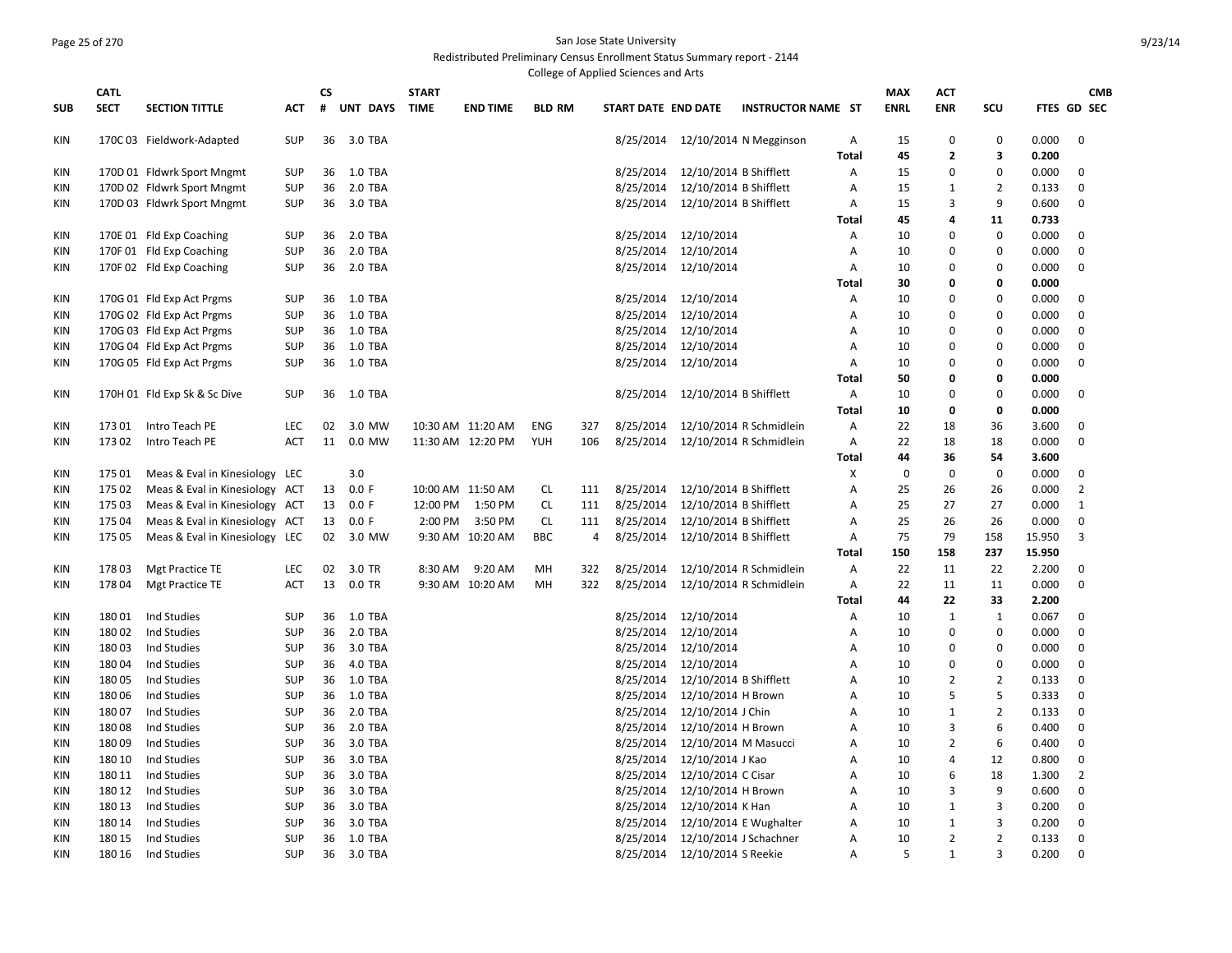San Jose State University

Redistributed Preliminary Census Enrollment Status Summary report - 2144

College of Applied Sciences and Arts

| SUB | CATL SECT | SECTION TITTLE | ACT | CS # | UNT | DAYS | START TIME | END TIME | BLD | RM | START DATE | END DATE | INSTRUCTOR NAME | ST | MAX ENRL | ACT ENR | SCU | FTES | GD | CMB SEC |
|---|---|---|---|---|---|---|---|---|---|---|---|---|---|---|---|---|---|---|---|---|
| KIN | 170C 03 | Fieldwork-Adapted | SUP | 36 | 3.0 | TBA | | | | | 8/25/2014 | 12/10/2014 | N Megginson | A | 15 | 0 | 0 | 0.000 | 0 | |
| | | | | | | | | | | | | | | Total | 45 | 2 | 3 | 0.200 | | |
| KIN | 170D 01 | Fldwrk Sport Mngmt | SUP | 36 | 1.0 | TBA | | | | | 8/25/2014 | 12/10/2014 | B Shifflett | A | 15 | 0 | 0 | 0.000 | 0 | |
| KIN | 170D 02 | Fldwrk Sport Mngmt | SUP | 36 | 2.0 | TBA | | | | | 8/25/2014 | 12/10/2014 | B Shifflett | A | 15 | 1 | 2 | 0.133 | 0 | |
| KIN | 170D 03 | Fldwrk Sport Mngmt | SUP | 36 | 3.0 | TBA | | | | | 8/25/2014 | 12/10/2014 | B Shifflett | A | 15 | 3 | 9 | 0.600 | 0 | |
| | | | | | | | | | | | | | | Total | 45 | 4 | 11 | 0.733 | | |
| KIN | 170E 01 | Fld Exp Coaching | SUP | 36 | 2.0 | TBA | | | | | 8/25/2014 | 12/10/2014 | | A | 10 | 0 | 0 | 0.000 | 0 | |
| KIN | 170F 01 | Fld Exp Coaching | SUP | 36 | 2.0 | TBA | | | | | 8/25/2014 | 12/10/2014 | | A | 10 | 0 | 0 | 0.000 | 0 | |
| KIN | 170F 02 | Fld Exp Coaching | SUP | 36 | 2.0 | TBA | | | | | 8/25/2014 | 12/10/2014 | | A | 10 | 0 | 0 | 0.000 | 0 | |
| | | | | | | | | | | | | | | Total | 30 | 0 | 0 | 0.000 | | |
| KIN | 170G 01 | Fld Exp Act Prgms | SUP | 36 | 1.0 | TBA | | | | | 8/25/2014 | 12/10/2014 | | A | 10 | 0 | 0 | 0.000 | 0 | |
| KIN | 170G 02 | Fld Exp Act Prgms | SUP | 36 | 1.0 | TBA | | | | | 8/25/2014 | 12/10/2014 | | A | 10 | 0 | 0 | 0.000 | 0 | |
| KIN | 170G 03 | Fld Exp Act Prgms | SUP | 36 | 1.0 | TBA | | | | | 8/25/2014 | 12/10/2014 | | A | 10 | 0 | 0 | 0.000 | 0 | |
| KIN | 170G 04 | Fld Exp Act Prgms | SUP | 36 | 1.0 | TBA | | | | | 8/25/2014 | 12/10/2014 | | A | 10 | 0 | 0 | 0.000 | 0 | |
| KIN | 170G 05 | Fld Exp Act Prgms | SUP | 36 | 1.0 | TBA | | | | | 8/25/2014 | 12/10/2014 | | A | 10 | 0 | 0 | 0.000 | 0 | |
| | | | | | | | | | | | | | | Total | 50 | 0 | 0 | 0.000 | | |
| KIN | 170H 01 | Fld Exp Sk & Sc Dive | SUP | 36 | 1.0 | TBA | | | | | 8/25/2014 | 12/10/2014 | B Shifflett | A | 10 | 0 | 0 | 0.000 | 0 | |
| | | | | | | | | | | | | | | Total | 10 | 0 | 0 | 0.000 | | |
| KIN | 173 01 | Intro Teach PE | LEC | 02 | 3.0 | MW | 10:30 AM | 11:20 AM | ENG | 327 | 8/25/2014 | 12/10/2014 | R Schmidlein | A | 22 | 18 | 36 | 3.600 | 0 | |
| KIN | 173 02 | Intro Teach PE | ACT | 11 | 0.0 | MW | 11:30 AM | 12:20 PM | YUH | 106 | 8/25/2014 | 12/10/2014 | R Schmidlein | A | 22 | 18 | 18 | 0.000 | 0 | |
| | | | | | | | | | | | | | | Total | 44 | 36 | 54 | 3.600 | | |
| KIN | 175 01 | Meas & Eval in Kinesiology | LEC | | 3.0 | | | | | | | | | X | 0 | 0 | 0 | 0.000 | 0 | |
| KIN | 175 02 | Meas & Eval in Kinesiology | ACT | 13 | 0.0 | F | 10:00 AM | 11:50 AM | CL | 111 | 8/25/2014 | 12/10/2014 | B Shifflett | A | 25 | 26 | 26 | 0.000 | 2 | |
| KIN | 175 03 | Meas & Eval in Kinesiology | ACT | 13 | 0.0 | F | 12:00 PM | 1:50 PM | CL | 111 | 8/25/2014 | 12/10/2014 | B Shifflett | A | 25 | 27 | 27 | 0.000 | 1 | |
| KIN | 175 04 | Meas & Eval in Kinesiology | ACT | 13 | 0.0 | F | 2:00 PM | 3:50 PM | CL | 111 | 8/25/2014 | 12/10/2014 | B Shifflett | A | 25 | 26 | 26 | 0.000 | 0 | |
| KIN | 175 05 | Meas & Eval in Kinesiology | LEC | 02 | 3.0 | MW | 9:30 AM | 10:20 AM | BBC | 4 | 8/25/2014 | 12/10/2014 | B Shifflett | A | 75 | 79 | 158 | 15.950 | 3 | |
| | | | | | | | | | | | | | | Total | 150 | 158 | 237 | 15.950 | | |
| KIN | 178 03 | Mgt Practice TE | LEC | 02 | 3.0 | TR | 8:30 AM | 9:20 AM | MH | 322 | 8/25/2014 | 12/10/2014 | R Schmidlein | A | 22 | 11 | 22 | 2.200 | 0 | |
| KIN | 178 04 | Mgt Practice TE | ACT | 13 | 0.0 | TR | 9:30 AM | 10:20 AM | MH | 322 | 8/25/2014 | 12/10/2014 | R Schmidlein | A | 22 | 11 | 11 | 0.000 | 0 | |
| | | | | | | | | | | | | | | Total | 44 | 22 | 33 | 2.200 | | |
| KIN | 180 01 | Ind Studies | SUP | 36 | 1.0 | TBA | | | | | 8/25/2014 | 12/10/2014 | | A | 10 | 1 | 1 | 0.067 | 0 | |
| KIN | 180 02 | Ind Studies | SUP | 36 | 2.0 | TBA | | | | | 8/25/2014 | 12/10/2014 | | A | 10 | 0 | 0 | 0.000 | 0 | |
| KIN | 180 03 | Ind Studies | SUP | 36 | 3.0 | TBA | | | | | 8/25/2014 | 12/10/2014 | | A | 10 | 0 | 0 | 0.000 | 0 | |
| KIN | 180 04 | Ind Studies | SUP | 36 | 4.0 | TBA | | | | | 8/25/2014 | 12/10/2014 | | A | 10 | 0 | 0 | 0.000 | 0 | |
| KIN | 180 05 | Ind Studies | SUP | 36 | 1.0 | TBA | | | | | 8/25/2014 | 12/10/2014 | B Shifflett | A | 10 | 2 | 2 | 0.133 | 0 | |
| KIN | 180 06 | Ind Studies | SUP | 36 | 1.0 | TBA | | | | | 8/25/2014 | 12/10/2014 | H Brown | A | 10 | 5 | 5 | 0.333 | 0 | |
| KIN | 180 07 | Ind Studies | SUP | 36 | 2.0 | TBA | | | | | 8/25/2014 | 12/10/2014 | J Chin | A | 10 | 1 | 2 | 0.133 | 0 | |
| KIN | 180 08 | Ind Studies | SUP | 36 | 2.0 | TBA | | | | | 8/25/2014 | 12/10/2014 | H Brown | A | 10 | 3 | 6 | 0.400 | 0 | |
| KIN | 180 09 | Ind Studies | SUP | 36 | 3.0 | TBA | | | | | 8/25/2014 | 12/10/2014 | M Masucci | A | 10 | 2 | 6 | 0.400 | 0 | |
| KIN | 180 10 | Ind Studies | SUP | 36 | 3.0 | TBA | | | | | 8/25/2014 | 12/10/2014 | J Kao | A | 10 | 4 | 12 | 0.800 | 0 | |
| KIN | 180 11 | Ind Studies | SUP | 36 | 3.0 | TBA | | | | | 8/25/2014 | 12/10/2014 | C Cisar | A | 10 | 6 | 18 | 1.300 | 2 | |
| KIN | 180 12 | Ind Studies | SUP | 36 | 3.0 | TBA | | | | | 8/25/2014 | 12/10/2014 | H Brown | A | 10 | 3 | 9 | 0.600 | 0 | |
| KIN | 180 13 | Ind Studies | SUP | 36 | 3.0 | TBA | | | | | 8/25/2014 | 12/10/2014 | K Han | A | 10 | 1 | 3 | 0.200 | 0 | |
| KIN | 180 14 | Ind Studies | SUP | 36 | 3.0 | TBA | | | | | 8/25/2014 | 12/10/2014 | E Wughalter | A | 10 | 1 | 3 | 0.200 | 0 | |
| KIN | 180 15 | Ind Studies | SUP | 36 | 1.0 | TBA | | | | | 8/25/2014 | 12/10/2014 | J Schachner | A | 10 | 2 | 2 | 0.133 | 0 | |
| KIN | 180 16 | Ind Studies | SUP | 36 | 3.0 | TBA | | | | | 8/25/2014 | 12/10/2014 | S Reekie | A | 5 | 1 | 3 | 0.200 | 0 | |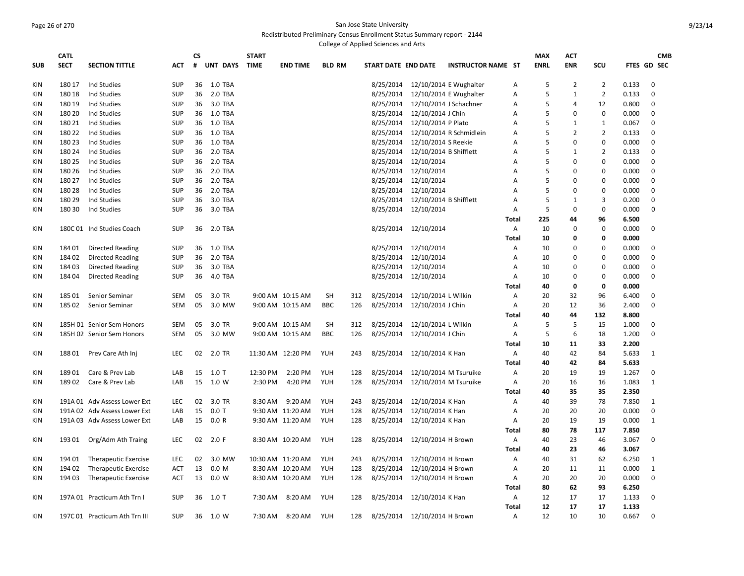San Jose State University
Redistributed Preliminary Census Enrollment Status Summary report - 2144
College of Applied Sciences and Arts

| SUB | CATL SECT | SECTION TITTLE | ACT | CS # | UNT | DAYS | START TIME | END TIME | BLD | RM | START DATE | END DATE | INSTRUCTOR NAME | ST | MAX ENRL | ACT ENR | SCU | FTES | GD | CMB SEC |
|---|---|---|---|---|---|---|---|---|---|---|---|---|---|---|---|---|---|---|---|---|
| KIN | 180 17 | Ind Studies | SUP | 36 | 1.0 | TBA | | | | | 8/25/2014 | 12/10/2014 | E Wughalter | A | 5 | 2 | 2 | 0.133 | 0 | |
| KIN | 180 18 | Ind Studies | SUP | 36 | 2.0 | TBA | | | | | 8/25/2014 | 12/10/2014 | E Wughalter | A | 5 | 1 | 2 | 0.133 | 0 | |
| KIN | 180 19 | Ind Studies | SUP | 36 | 3.0 | TBA | | | | | 8/25/2014 | 12/10/2014 | J Schachner | A | 5 | 4 | 12 | 0.800 | 0 | |
| KIN | 180 20 | Ind Studies | SUP | 36 | 1.0 | TBA | | | | | 8/25/2014 | 12/10/2014 | J Chin | A | 5 | 0 | 0 | 0.000 | 0 | |
| KIN | 180 21 | Ind Studies | SUP | 36 | 1.0 | TBA | | | | | 8/25/2014 | 12/10/2014 | P Plato | A | 5 | 1 | 1 | 0.067 | 0 | |
| KIN | 180 22 | Ind Studies | SUP | 36 | 1.0 | TBA | | | | | 8/25/2014 | 12/10/2014 | R Schmidlein | A | 5 | 2 | 2 | 0.133 | 0 | |
| KIN | 180 23 | Ind Studies | SUP | 36 | 1.0 | TBA | | | | | 8/25/2014 | 12/10/2014 | S Reekie | A | 5 | 0 | 0 | 0.000 | 0 | |
| KIN | 180 24 | Ind Studies | SUP | 36 | 2.0 | TBA | | | | | 8/25/2014 | 12/10/2014 | B Shifflett | A | 5 | 1 | 2 | 0.133 | 0 | |
| KIN | 180 25 | Ind Studies | SUP | 36 | 2.0 | TBA | | | | | 8/25/2014 | 12/10/2014 | | A | 5 | 0 | 0 | 0.000 | 0 | |
| KIN | 180 26 | Ind Studies | SUP | 36 | 2.0 | TBA | | | | | 8/25/2014 | 12/10/2014 | | A | 5 | 0 | 0 | 0.000 | 0 | |
| KIN | 180 27 | Ind Studies | SUP | 36 | 2.0 | TBA | | | | | 8/25/2014 | 12/10/2014 | | A | 5 | 0 | 0 | 0.000 | 0 | |
| KIN | 180 28 | Ind Studies | SUP | 36 | 2.0 | TBA | | | | | 8/25/2014 | 12/10/2014 | | A | 5 | 0 | 0 | 0.000 | 0 | |
| KIN | 180 29 | Ind Studies | SUP | 36 | 3.0 | TBA | | | | | 8/25/2014 | 12/10/2014 | B Shifflett | A | 5 | 1 | 3 | 0.200 | 0 | |
| KIN | 180 30 | Ind Studies | SUP | 36 | 3.0 | TBA | | | | | 8/25/2014 | 12/10/2014 | | A | 5 | 0 | 0 | 0.000 | 0 | |
| | | | | | | | | | | | | | | Total | 225 | 44 | 96 | 6.500 | | |
| KIN | 180C 01 | Ind Studies Coach | SUP | 36 | 2.0 | TBA | | | | | 8/25/2014 | 12/10/2014 | | A | 10 | 0 | 0 | 0.000 | 0 | |
| | | | | | | | | | | | | | | Total | 10 | 0 | 0 | 0.000 | | |
| KIN | 184 01 | Directed Reading | SUP | 36 | 1.0 | TBA | | | | | 8/25/2014 | 12/10/2014 | | A | 10 | 0 | 0 | 0.000 | 0 | |
| KIN | 184 02 | Directed Reading | SUP | 36 | 2.0 | TBA | | | | | 8/25/2014 | 12/10/2014 | | A | 10 | 0 | 0 | 0.000 | 0 | |
| KIN | 184 03 | Directed Reading | SUP | 36 | 3.0 | TBA | | | | | 8/25/2014 | 12/10/2014 | | A | 10 | 0 | 0 | 0.000 | 0 | |
| KIN | 184 04 | Directed Reading | SUP | 36 | 4.0 | TBA | | | | | 8/25/2014 | 12/10/2014 | | A | 10 | 0 | 0 | 0.000 | 0 | |
| | | | | | | | | | | | | | | Total | 40 | 0 | 0 | 0.000 | | |
| KIN | 185 01 | Senior Seminar | SEM | 05 | 3.0 | TR | 9:00 AM | 10:15 AM | SH | 312 | 8/25/2014 | 12/10/2014 | L Wilkin | A | 20 | 32 | 96 | 6.400 | 0 | |
| KIN | 185 02 | Senior Seminar | SEM | 05 | 3.0 | MW | 9:00 AM | 10:15 AM | BBC | 126 | 8/25/2014 | 12/10/2014 | J Chin | A | 20 | 12 | 36 | 2.400 | 0 | |
| | | | | | | | | | | | | | | Total | 40 | 44 | 132 | 8.800 | | |
| KIN | 185H 01 | Senior Sem Honors | SEM | 05 | 3.0 | TR | 9:00 AM | 10:15 AM | SH | 312 | 8/25/2014 | 12/10/2014 | L Wilkin | A | 5 | 5 | 15 | 1.000 | 0 | |
| KIN | 185H 02 | Senior Sem Honors | SEM | 05 | 3.0 | MW | 9:00 AM | 10:15 AM | BBC | 126 | 8/25/2014 | 12/10/2014 | J Chin | A | 5 | 6 | 18 | 1.200 | 0 | |
| | | | | | | | | | | | | | | Total | 10 | 11 | 33 | 2.200 | | |
| KIN | 188 01 | Prev Care Ath Inj | LEC | 02 | 2.0 | TR | 11:30 AM | 12:20 PM | YUH | 243 | 8/25/2014 | 12/10/2014 | K Han | A | 40 | 42 | 84 | 5.633 | 1 | |
| | | | | | | | | | | | | | | Total | 40 | 42 | 84 | 5.633 | | |
| KIN | 189 01 | Care & Prev Lab | LAB | 15 | 1.0 | T | 12:30 PM | 2:20 PM | YUH | 128 | 8/25/2014 | 12/10/2014 | M Tsuruike | A | 20 | 19 | 19 | 1.267 | 0 | |
| KIN | 189 02 | Care & Prev Lab | LAB | 15 | 1.0 | W | 2:30 PM | 4:20 PM | YUH | 128 | 8/25/2014 | 12/10/2014 | M Tsuruike | A | 20 | 16 | 16 | 1.083 | 1 | |
| | | | | | | | | | | | | | | Total | 40 | 35 | 35 | 2.350 | | |
| KIN | 191A 01 | Adv Assess Lower Ext | LEC | 02 | 3.0 | TR | 8:30 AM | 9:20 AM | YUH | 243 | 8/25/2014 | 12/10/2014 | K Han | A | 40 | 39 | 78 | 7.850 | 1 | |
| KIN | 191A 02 | Adv Assess Lower Ext | LAB | 15 | 0.0 | T | 9:30 AM | 11:20 AM | YUH | 128 | 8/25/2014 | 12/10/2014 | K Han | A | 20 | 20 | 20 | 0.000 | 0 | |
| KIN | 191A 03 | Adv Assess Lower Ext | LAB | 15 | 0.0 | R | 9:30 AM | 11:20 AM | YUH | 128 | 8/25/2014 | 12/10/2014 | K Han | A | 20 | 19 | 19 | 0.000 | 1 | |
| | | | | | | | | | | | | | | Total | 80 | 78 | 117 | 7.850 | | |
| KIN | 193 01 | Org/Adm Ath Traing | LEC | 02 | 2.0 | F | 8:30 AM | 10:20 AM | YUH | 128 | 8/25/2014 | 12/10/2014 | H Brown | A | 40 | 23 | 46 | 3.067 | 0 | |
| | | | | | | | | | | | | | | Total | 40 | 23 | 46 | 3.067 | | |
| KIN | 194 01 | Therapeutic Exercise | LEC | 02 | 3.0 | MW | 10:30 AM | 11:20 AM | YUH | 243 | 8/25/2014 | 12/10/2014 | H Brown | A | 40 | 31 | 62 | 6.250 | 1 | |
| KIN | 194 02 | Therapeutic Exercise | ACT | 13 | 0.0 | M | 8:30 AM | 10:20 AM | YUH | 128 | 8/25/2014 | 12/10/2014 | H Brown | A | 20 | 11 | 11 | 0.000 | 1 | |
| KIN | 194 03 | Therapeutic Exercise | ACT | 13 | 0.0 | W | 8:30 AM | 10:20 AM | YUH | 128 | 8/25/2014 | 12/10/2014 | H Brown | A | 20 | 20 | 20 | 0.000 | 0 | |
| | | | | | | | | | | | | | | Total | 80 | 62 | 93 | 6.250 | | |
| KIN | 197A 01 | Practicum Ath Trn I | SUP | 36 | 1.0 | T | 7:30 AM | 8:20 AM | YUH | 128 | 8/25/2014 | 12/10/2014 | K Han | A | 12 | 17 | 17 | 1.133 | 0 | |
| | | | | | | | | | | | | | | Total | 12 | 17 | 17 | 1.133 | | |
| KIN | 197C 01 | Practicum Ath Trn III | SUP | 36 | 1.0 | W | 7:30 AM | 8:20 AM | YUH | 128 | 8/25/2014 | 12/10/2014 | H Brown | A | 12 | 10 | 10 | 0.667 | 0 | |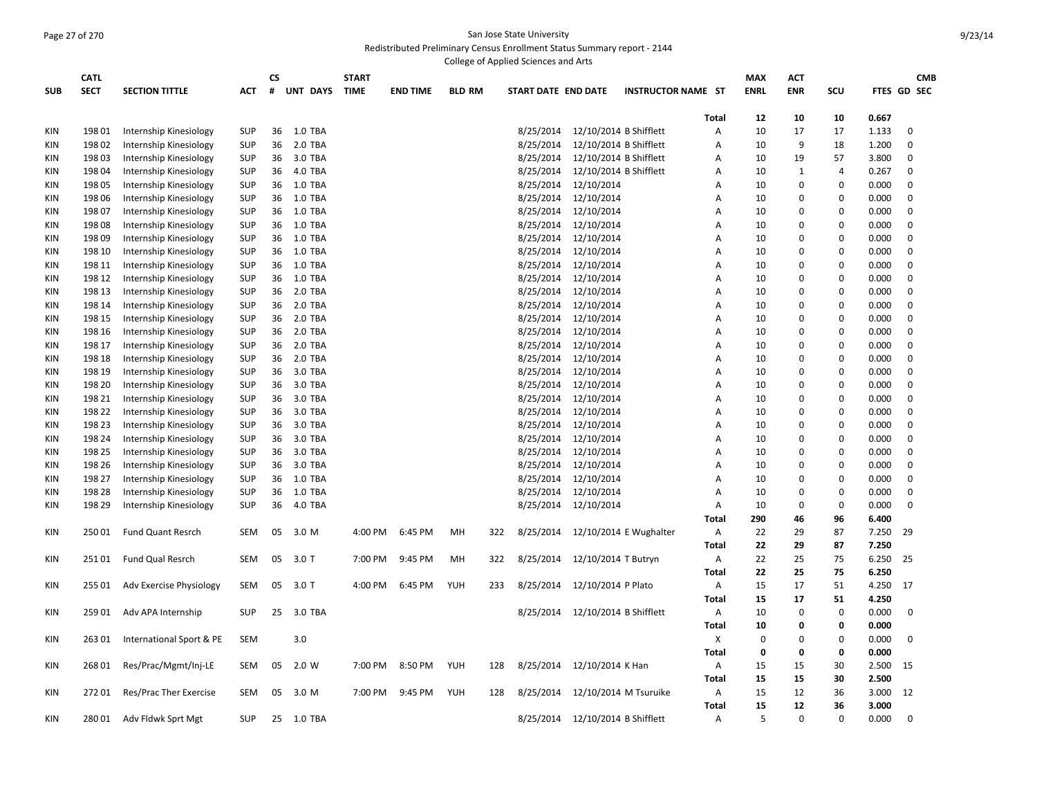San Jose State University

Redistributed Preliminary Census Enrollment Status Summary report - 2144

College of Applied Sciences and Arts

| SUB | CATL SECT | SECTION TITTLE | ACT | CS # | UNT | DAYS | START TIME | END TIME | BLD | RM | START DATE | END DATE | INSTRUCTOR NAME | ST | MAX ENRL | ACT ENR | SCU | FTES | GD | CMB SEC |
|---|---|---|---|---|---|---|---|---|---|---|---|---|---|---|---|---|---|---|---|---|
| | | | | | | | | | | | | | | Total | 12 | 10 | 10 | 0.667 | | |
| KIN | 198 01 | Internship Kinesiology | SUP | 36 | 1.0 | TBA | | | | | 8/25/2014 | 12/10/2014 | B Shifflett | A | 10 | 17 | 17 | 1.133 | 0 | |
| KIN | 198 02 | Internship Kinesiology | SUP | 36 | 2.0 | TBA | | | | | 8/25/2014 | 12/10/2014 | B Shifflett | A | 10 | 9 | 18 | 1.200 | 0 | |
| KIN | 198 03 | Internship Kinesiology | SUP | 36 | 3.0 | TBA | | | | | 8/25/2014 | 12/10/2014 | B Shifflett | A | 10 | 19 | 57 | 3.800 | 0 | |
| KIN | 198 04 | Internship Kinesiology | SUP | 36 | 4.0 | TBA | | | | | 8/25/2014 | 12/10/2014 | B Shifflett | A | 10 | 1 | 4 | 0.267 | 0 | |
| KIN | 198 05 | Internship Kinesiology | SUP | 36 | 1.0 | TBA | | | | | 8/25/2014 | 12/10/2014 | | A | 10 | 0 | 0 | 0.000 | 0 | |
| KIN | 198 06 | Internship Kinesiology | SUP | 36 | 1.0 | TBA | | | | | 8/25/2014 | 12/10/2014 | | A | 10 | 0 | 0 | 0.000 | 0 | |
| KIN | 198 07 | Internship Kinesiology | SUP | 36 | 1.0 | TBA | | | | | 8/25/2014 | 12/10/2014 | | A | 10 | 0 | 0 | 0.000 | 0 | |
| KIN | 198 08 | Internship Kinesiology | SUP | 36 | 1.0 | TBA | | | | | 8/25/2014 | 12/10/2014 | | A | 10 | 0 | 0 | 0.000 | 0 | |
| KIN | 198 09 | Internship Kinesiology | SUP | 36 | 1.0 | TBA | | | | | 8/25/2014 | 12/10/2014 | | A | 10 | 0 | 0 | 0.000 | 0 | |
| KIN | 198 10 | Internship Kinesiology | SUP | 36 | 1.0 | TBA | | | | | 8/25/2014 | 12/10/2014 | | A | 10 | 0 | 0 | 0.000 | 0 | |
| KIN | 198 11 | Internship Kinesiology | SUP | 36 | 1.0 | TBA | | | | | 8/25/2014 | 12/10/2014 | | A | 10 | 0 | 0 | 0.000 | 0 | |
| KIN | 198 12 | Internship Kinesiology | SUP | 36 | 1.0 | TBA | | | | | 8/25/2014 | 12/10/2014 | | A | 10 | 0 | 0 | 0.000 | 0 | |
| KIN | 198 13 | Internship Kinesiology | SUP | 36 | 2.0 | TBA | | | | | 8/25/2014 | 12/10/2014 | | A | 10 | 0 | 0 | 0.000 | 0 | |
| KIN | 198 14 | Internship Kinesiology | SUP | 36 | 2.0 | TBA | | | | | 8/25/2014 | 12/10/2014 | | A | 10 | 0 | 0 | 0.000 | 0 | |
| KIN | 198 15 | Internship Kinesiology | SUP | 36 | 2.0 | TBA | | | | | 8/25/2014 | 12/10/2014 | | A | 10 | 0 | 0 | 0.000 | 0 | |
| KIN | 198 16 | Internship Kinesiology | SUP | 36 | 2.0 | TBA | | | | | 8/25/2014 | 12/10/2014 | | A | 10 | 0 | 0 | 0.000 | 0 | |
| KIN | 198 17 | Internship Kinesiology | SUP | 36 | 2.0 | TBA | | | | | 8/25/2014 | 12/10/2014 | | A | 10 | 0 | 0 | 0.000 | 0 | |
| KIN | 198 18 | Internship Kinesiology | SUP | 36 | 2.0 | TBA | | | | | 8/25/2014 | 12/10/2014 | | A | 10 | 0 | 0 | 0.000 | 0 | |
| KIN | 198 19 | Internship Kinesiology | SUP | 36 | 3.0 | TBA | | | | | 8/25/2014 | 12/10/2014 | | A | 10 | 0 | 0 | 0.000 | 0 | |
| KIN | 198 20 | Internship Kinesiology | SUP | 36 | 3.0 | TBA | | | | | 8/25/2014 | 12/10/2014 | | A | 10 | 0 | 0 | 0.000 | 0 | |
| KIN | 198 21 | Internship Kinesiology | SUP | 36 | 3.0 | TBA | | | | | 8/25/2014 | 12/10/2014 | | A | 10 | 0 | 0 | 0.000 | 0 | |
| KIN | 198 22 | Internship Kinesiology | SUP | 36 | 3.0 | TBA | | | | | 8/25/2014 | 12/10/2014 | | A | 10 | 0 | 0 | 0.000 | 0 | |
| KIN | 198 23 | Internship Kinesiology | SUP | 36 | 3.0 | TBA | | | | | 8/25/2014 | 12/10/2014 | | A | 10 | 0 | 0 | 0.000 | 0 | |
| KIN | 198 24 | Internship Kinesiology | SUP | 36 | 3.0 | TBA | | | | | 8/25/2014 | 12/10/2014 | | A | 10 | 0 | 0 | 0.000 | 0 | |
| KIN | 198 25 | Internship Kinesiology | SUP | 36 | 3.0 | TBA | | | | | 8/25/2014 | 12/10/2014 | | A | 10 | 0 | 0 | 0.000 | 0 | |
| KIN | 198 26 | Internship Kinesiology | SUP | 36 | 3.0 | TBA | | | | | 8/25/2014 | 12/10/2014 | | A | 10 | 0 | 0 | 0.000 | 0 | |
| KIN | 198 27 | Internship Kinesiology | SUP | 36 | 1.0 | TBA | | | | | 8/25/2014 | 12/10/2014 | | A | 10 | 0 | 0 | 0.000 | 0 | |
| KIN | 198 28 | Internship Kinesiology | SUP | 36 | 1.0 | TBA | | | | | 8/25/2014 | 12/10/2014 | | A | 10 | 0 | 0 | 0.000 | 0 | |
| KIN | 198 29 | Internship Kinesiology | SUP | 36 | 4.0 | TBA | | | | | 8/25/2014 | 12/10/2014 | | A | 10 | 0 | 0 | 0.000 | 0 | |
| | | | | | | | | | | | | | | Total | 290 | 46 | 96 | 6.400 | | |
| KIN | 250 01 | Fund Quant Resrch | SEM | 05 | 3.0 | M | 4:00 PM | 6:45 PM | MH | 322 | 8/25/2014 | 12/10/2014 | E Wughalter | A | 22 | 29 | 87 | 7.250 | 29 | |
| | | | | | | | | | | | | | | Total | 22 | 29 | 87 | 7.250 | | |
| KIN | 251 01 | Fund Qual Resrch | SEM | 05 | 3.0 | T | 7:00 PM | 9:45 PM | MH | 322 | 8/25/2014 | 12/10/2014 | T Butryn | A | 22 | 25 | 75 | 6.250 | 25 | |
| | | | | | | | | | | | | | | Total | 22 | 25 | 75 | 6.250 | | |
| KIN | 255 01 | Adv Exercise Physiology | SEM | 05 | 3.0 | T | 4:00 PM | 6:45 PM | YUH | 233 | 8/25/2014 | 12/10/2014 | P Plato | A | 15 | 17 | 51 | 4.250 | 17 | |
| | | | | | | | | | | | | | | Total | 15 | 17 | 51 | 4.250 | | |
| KIN | 259 01 | Adv APA Internship | SUP | 25 | 3.0 | TBA | | | | | 8/25/2014 | 12/10/2014 | B Shifflett | A | 10 | 0 | 0 | 0.000 | 0 | |
| | | | | | | | | | | | | | | Total | 10 | 0 | 0 | 0.000 | | |
| KIN | 263 01 | International Sport & PE | SEM | | 3.0 | | | | | | | | | X | 0 | 0 | 0 | 0.000 | 0 | |
| | | | | | | | | | | | | | | Total | 0 | 0 | 0 | 0.000 | | |
| KIN | 268 01 | Res/Prac/Mgmt/Inj-LE | SEM | 05 | 2.0 | W | 7:00 PM | 8:50 PM | YUH | 128 | 8/25/2014 | 12/10/2014 | K Han | A | 15 | 15 | 30 | 2.500 | 15 | |
| | | | | | | | | | | | | | | Total | 15 | 15 | 30 | 2.500 | | |
| KIN | 272 01 | Res/Prac Ther Exercise | SEM | 05 | 3.0 | M | 7:00 PM | 9:45 PM | YUH | 128 | 8/25/2014 | 12/10/2014 | M Tsuruike | A | 15 | 12 | 36 | 3.000 | 12 | |
| | | | | | | | | | | | | | | Total | 15 | 12 | 36 | 3.000 | | |
| KIN | 280 01 | Adv Fldwk Sprt Mgt | SUP | 25 | 1.0 | TBA | | | | | 8/25/2014 | 12/10/2014 | B Shifflett | A | 5 | 0 | 0 | 0.000 | 0 | |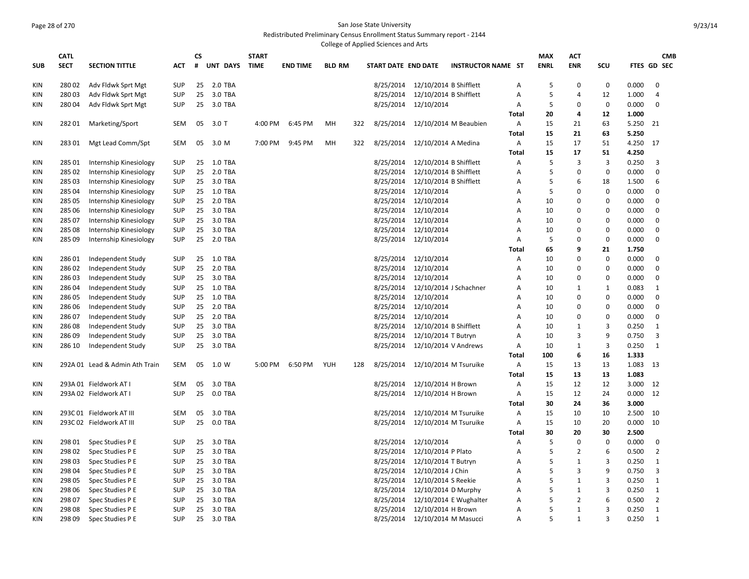San Jose State University

Redistributed Preliminary Census Enrollment Status Summary report - 2144

College of Applied Sciences and Arts

| SUB | CATL SECT | SECTION TITTLE | ACT | CS # | UNT | DAYS | START TIME | END TIME | BLD | RM | START DATE | END DATE | INSTRUCTOR NAME | ST | MAX ENRL | ACT ENR | SCU | FTES | GD | CMB SEC |
|---|---|---|---|---|---|---|---|---|---|---|---|---|---|---|---|---|---|---|---|---|
| KIN | 280 02 | Adv Fldwk Sprt Mgt | SUP | 25 | 2.0 | TBA | | | | | 8/25/2014 | 12/10/2014 | B Shifflett | A | 5 | 0 | 0 | 0.000 | 0 | |
| KIN | 280 03 | Adv Fldwk Sprt Mgt | SUP | 25 | 3.0 | TBA | | | | | 8/25/2014 | 12/10/2014 | B Shifflett | A | 5 | 4 | 12 | 1.000 | 4 | |
| KIN | 280 04 | Adv Fldwk Sprt Mgt | SUP | 25 | 3.0 | TBA | | | | | 8/25/2014 | 12/10/2014 | | A | 5 | 0 | 0 | 0.000 | 0 | |
| | | | | | | | | | | | | | | **Total** | **20** | **4** | **12** | **1.000** | | |
| KIN | 282 01 | Marketing/Sport | SEM | 05 | 3.0 | T | 4:00 PM | 6:45 PM | MH | 322 | 8/25/2014 | 12/10/2014 | M Beaubien | A | 15 | 21 | 63 | 5.250 | 21 | |
| | | | | | | | | | | | | | | **Total** | **15** | **21** | **63** | **5.250** | | |
| KIN | 283 01 | Mgt Lead Comm/Spt | SEM | 05 | 3.0 | M | 7:00 PM | 9:45 PM | MH | 322 | 8/25/2014 | 12/10/2014 | A Medina | A | 15 | 17 | 51 | 4.250 | 17 | |
| | | | | | | | | | | | | | | **Total** | **15** | **17** | **51** | **4.250** | | |
| KIN | 285 01 | Internship Kinesiology | SUP | 25 | 1.0 | TBA | | | | | 8/25/2014 | 12/10/2014 | B Shifflett | A | 5 | 3 | 3 | 0.250 | 3 | |
| KIN | 285 02 | Internship Kinesiology | SUP | 25 | 2.0 | TBA | | | | | 8/25/2014 | 12/10/2014 | B Shifflett | A | 5 | 0 | 0 | 0.000 | 0 | |
| KIN | 285 03 | Internship Kinesiology | SUP | 25 | 3.0 | TBA | | | | | 8/25/2014 | 12/10/2014 | B Shifflett | A | 5 | 6 | 18 | 1.500 | 6 | |
| KIN | 285 04 | Internship Kinesiology | SUP | 25 | 1.0 | TBA | | | | | 8/25/2014 | 12/10/2014 | | A | 5 | 0 | 0 | 0.000 | 0 | |
| KIN | 285 05 | Internship Kinesiology | SUP | 25 | 2.0 | TBA | | | | | 8/25/2014 | 12/10/2014 | | A | 10 | 0 | 0 | 0.000 | 0 | |
| KIN | 285 06 | Internship Kinesiology | SUP | 25 | 3.0 | TBA | | | | | 8/25/2014 | 12/10/2014 | | A | 10 | 0 | 0 | 0.000 | 0 | |
| KIN | 285 07 | Internship Kinesiology | SUP | 25 | 3.0 | TBA | | | | | 8/25/2014 | 12/10/2014 | | A | 10 | 0 | 0 | 0.000 | 0 | |
| KIN | 285 08 | Internship Kinesiology | SUP | 25 | 3.0 | TBA | | | | | 8/25/2014 | 12/10/2014 | | A | 10 | 0 | 0 | 0.000 | 0 | |
| KIN | 285 09 | Internship Kinesiology | SUP | 25 | 2.0 | TBA | | | | | 8/25/2014 | 12/10/2014 | | A | 5 | 0 | 0 | 0.000 | 0 | |
| | | | | | | | | | | | | | | **Total** | **65** | **9** | **21** | **1.750** | | |
| KIN | 286 01 | Independent Study | SUP | 25 | 1.0 | TBA | | | | | 8/25/2014 | 12/10/2014 | | A | 10 | 0 | 0 | 0.000 | 0 | |
| KIN | 286 02 | Independent Study | SUP | 25 | 2.0 | TBA | | | | | 8/25/2014 | 12/10/2014 | | A | 10 | 0 | 0 | 0.000 | 0 | |
| KIN | 286 03 | Independent Study | SUP | 25 | 3.0 | TBA | | | | | 8/25/2014 | 12/10/2014 | | A | 10 | 0 | 0 | 0.000 | 0 | |
| KIN | 286 04 | Independent Study | SUP | 25 | 1.0 | TBA | | | | | 8/25/2014 | 12/10/2014 | J Schachner | A | 10 | 1 | 1 | 0.083 | 1 | |
| KIN | 286 05 | Independent Study | SUP | 25 | 1.0 | TBA | | | | | 8/25/2014 | 12/10/2014 | | A | 10 | 0 | 0 | 0.000 | 0 | |
| KIN | 286 06 | Independent Study | SUP | 25 | 2.0 | TBA | | | | | 8/25/2014 | 12/10/2014 | | A | 10 | 0 | 0 | 0.000 | 0 | |
| KIN | 286 07 | Independent Study | SUP | 25 | 2.0 | TBA | | | | | 8/25/2014 | 12/10/2014 | | A | 10 | 0 | 0 | 0.000 | 0 | |
| KIN | 286 08 | Independent Study | SUP | 25 | 3.0 | TBA | | | | | 8/25/2014 | 12/10/2014 | B Shifflett | A | 10 | 1 | 3 | 0.250 | 1 | |
| KIN | 286 09 | Independent Study | SUP | 25 | 3.0 | TBA | | | | | 8/25/2014 | 12/10/2014 | T Butryn | A | 10 | 3 | 9 | 0.750 | 3 | |
| KIN | 286 10 | Independent Study | SUP | 25 | 3.0 | TBA | | | | | 8/25/2014 | 12/10/2014 | V Andrews | A | 10 | 1 | 3 | 0.250 | 1 | |
| | | | | | | | | | | | | | | **Total** | **100** | **6** | **16** | **1.333** | | |
| KIN | 292A 01 | Lead & Admin Ath Train | SEM | 05 | 1.0 | W | 5:00 PM | 6:50 PM | YUH | 128 | 8/25/2014 | 12/10/2014 | M Tsuruike | A | 15 | 13 | 13 | 1.083 | 13 | |
| | | | | | | | | | | | | | | **Total** | **15** | **13** | **13** | **1.083** | | |
| KIN | 293A 01 | Fieldwork AT I | SEM | 05 | 3.0 | TBA | | | | | 8/25/2014 | 12/10/2014 | H Brown | A | 15 | 12 | 12 | 3.000 | 12 | |
| KIN | 293A 02 | Fieldwork AT I | SUP | 25 | 0.0 | TBA | | | | | 8/25/2014 | 12/10/2014 | H Brown | A | 15 | 12 | 24 | 0.000 | 12 | |
| | | | | | | | | | | | | | | **Total** | **30** | **24** | **36** | **3.000** | | |
| KIN | 293C 01 | Fieldwork AT III | SEM | 05 | 3.0 | TBA | | | | | 8/25/2014 | 12/10/2014 | M Tsuruike | A | 15 | 10 | 10 | 2.500 | 10 | |
| KIN | 293C 02 | Fieldwork AT III | SUP | 25 | 0.0 | TBA | | | | | 8/25/2014 | 12/10/2014 | M Tsuruike | A | 15 | 10 | 20 | 0.000 | 10 | |
| | | | | | | | | | | | | | | **Total** | **30** | **20** | **30** | **2.500** | | |
| KIN | 298 01 | Spec Studies P E | SUP | 25 | 3.0 | TBA | | | | | 8/25/2014 | 12/10/2014 | | A | 5 | 0 | 0 | 0.000 | 0 | |
| KIN | 298 02 | Spec Studies P E | SUP | 25 | 3.0 | TBA | | | | | 8/25/2014 | 12/10/2014 | P Plato | A | 5 | 2 | 6 | 0.500 | 2 | |
| KIN | 298 03 | Spec Studies P E | SUP | 25 | 3.0 | TBA | | | | | 8/25/2014 | 12/10/2014 | T Butryn | A | 5 | 1 | 3 | 0.250 | 1 | |
| KIN | 298 04 | Spec Studies P E | SUP | 25 | 3.0 | TBA | | | | | 8/25/2014 | 12/10/2014 | J Chin | A | 5 | 3 | 9 | 0.750 | 3 | |
| KIN | 298 05 | Spec Studies P E | SUP | 25 | 3.0 | TBA | | | | | 8/25/2014 | 12/10/2014 | S Reekie | A | 5 | 1 | 3 | 0.250 | 1 | |
| KIN | 298 06 | Spec Studies P E | SUP | 25 | 3.0 | TBA | | | | | 8/25/2014 | 12/10/2014 | D Murphy | A | 5 | 1 | 3 | 0.250 | 1 | |
| KIN | 298 07 | Spec Studies P E | SUP | 25 | 3.0 | TBA | | | | | 8/25/2014 | 12/10/2014 | E Wughalter | A | 5 | 2 | 6 | 0.500 | 2 | |
| KIN | 298 08 | Spec Studies P E | SUP | 25 | 3.0 | TBA | | | | | 8/25/2014 | 12/10/2014 | H Brown | A | 5 | 1 | 3 | 0.250 | 1 | |
| KIN | 298 09 | Spec Studies P E | SUP | 25 | 3.0 | TBA | | | | | 8/25/2014 | 12/10/2014 | M Masucci | A | 5 | 1 | 3 | 0.250 | 1 | |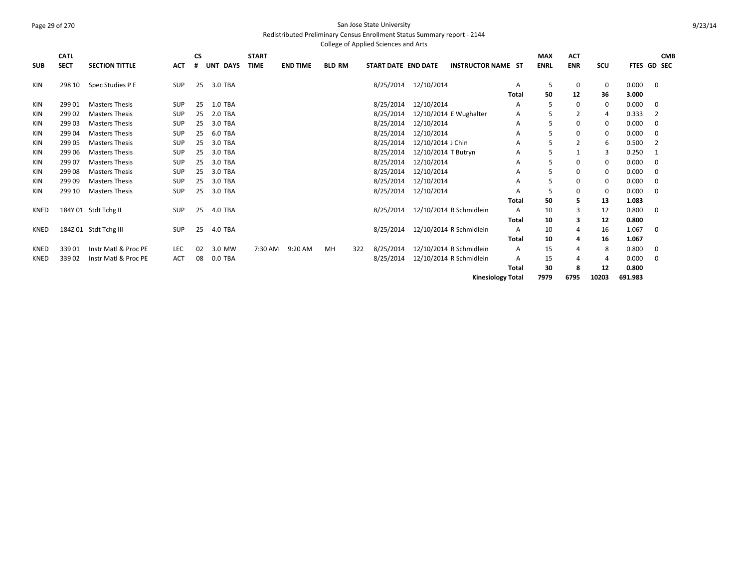San Jose State University

Redistributed Preliminary Census Enrollment Status Summary report - 2144

College of Applied Sciences and Arts

| SUB | CATL SECT | SECTION TITTLE | ACT | CS # | UNT | DAYS | START TIME | END TIME | BLD | RM | START DATE | END DATE | INSTRUCTOR NAME | ST | MAX ENRL | ACT ENR | SCU | FTES | GD | CMB SEC |
|---|---|---|---|---|---|---|---|---|---|---|---|---|---|---|---|---|---|---|---|---|
| KIN | 298 10 | Spec Studies P E | SUP | 25 | 3.0 | TBA | | | | | 8/25/2014 | 12/10/2014 | | A | 5 | 0 | 0 | 0.000 | 0 | |
| | | | | | | | | | | | | | | Total | 50 | 12 | 36 | 3.000 | | |
| KIN | 299 01 | Masters Thesis | SUP | 25 | 1.0 | TBA | | | | | 8/25/2014 | 12/10/2014 | | A | 5 | 0 | 0 | 0.000 | 0 | |
| KIN | 299 02 | Masters Thesis | SUP | 25 | 2.0 | TBA | | | | | 8/25/2014 | 12/10/2014 | E Wughalter | A | 5 | 2 | 4 | 0.333 | 2 | |
| KIN | 299 03 | Masters Thesis | SUP | 25 | 3.0 | TBA | | | | | 8/25/2014 | 12/10/2014 | | A | 5 | 0 | 0 | 0.000 | 0 | |
| KIN | 299 04 | Masters Thesis | SUP | 25 | 6.0 | TBA | | | | | 8/25/2014 | 12/10/2014 | | A | 5 | 0 | 0 | 0.000 | 0 | |
| KIN | 299 05 | Masters Thesis | SUP | 25 | 3.0 | TBA | | | | | 8/25/2014 | 12/10/2014 | J Chin | A | 5 | 2 | 6 | 0.500 | 2 | |
| KIN | 299 06 | Masters Thesis | SUP | 25 | 3.0 | TBA | | | | | 8/25/2014 | 12/10/2014 | T Butryn | A | 5 | 1 | 3 | 0.250 | 1 | |
| KIN | 299 07 | Masters Thesis | SUP | 25 | 3.0 | TBA | | | | | 8/25/2014 | 12/10/2014 | | A | 5 | 0 | 0 | 0.000 | 0 | |
| KIN | 299 08 | Masters Thesis | SUP | 25 | 3.0 | TBA | | | | | 8/25/2014 | 12/10/2014 | | A | 5 | 0 | 0 | 0.000 | 0 | |
| KIN | 299 09 | Masters Thesis | SUP | 25 | 3.0 | TBA | | | | | 8/25/2014 | 12/10/2014 | | A | 5 | 0 | 0 | 0.000 | 0 | |
| KIN | 299 10 | Masters Thesis | SUP | 25 | 3.0 | TBA | | | | | 8/25/2014 | 12/10/2014 | | A | 5 | 0 | 0 | 0.000 | 0 | |
| | | | | | | | | | | | | | | Total | 50 | 5 | 13 | 1.083 | | |
| KNED | 184Y 01 | Stdt Tchg II | SUP | 25 | 4.0 | TBA | | | | | 8/25/2014 | 12/10/2014 | R Schmidlein | A | 10 | 3 | 12 | 0.800 | 0 | |
| | | | | | | | | | | | | | | Total | 10 | 3 | 12 | 0.800 | | |
| KNED | 184Z 01 | Stdt Tchg III | SUP | 25 | 4.0 | TBA | | | | | 8/25/2014 | 12/10/2014 | R Schmidlein | A | 10 | 4 | 16 | 1.067 | 0 | |
| | | | | | | | | | | | | | | Total | 10 | 4 | 16 | 1.067 | | |
| KNED | 339 01 | Instr Matl & Proc PE | LEC | 02 | 3.0 | MW | 7:30 AM | 9:20 AM | MH | 322 | 8/25/2014 | 12/10/2014 | R Schmidlein | A | 15 | 4 | 8 | 0.800 | 0 | |
| KNED | 339 02 | Instr Matl & Proc PE | ACT | 08 | 0.0 | TBA | | | | | 8/25/2014 | 12/10/2014 | R Schmidlein | A | 15 | 4 | 4 | 0.000 | 0 | |
| | | | | | | | | | | | | | | Total | 30 | 8 | 12 | 0.800 | | |
| | | | | | | | | | | | | | Kinesiology Total | | 7979 | 6795 | 10203 | 691.983 | | |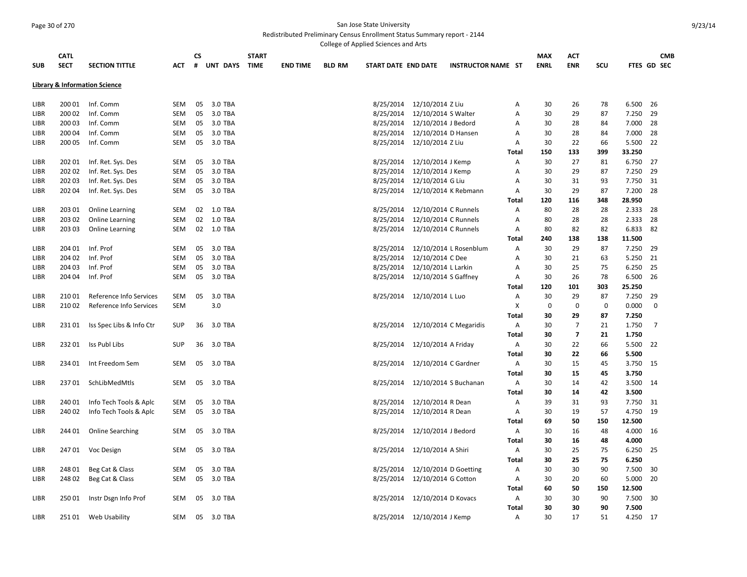San Jose State University

Redistributed Preliminary Census Enrollment Status Summary report - 2144

College of Applied Sciences and Arts

| SUB | CATL SECT | SECTION TITTLE | ACT | CS # | UNT | DAYS | START TIME | END TIME | BLD RM | START DATE | END DATE | INSTRUCTOR NAME | ST | MAX ENRL | ACT ENR | SCU | FTES | GD | CMB SEC |
|---|---|---|---|---|---|---|---|---|---|---|---|---|---|---|---|---|---|---|---|
| **Library & Information Science** | | | | | | | | | | | | | | | | | | | |
| LIBR | 200 01 | Inf. Comm | SEM | 05 | 3.0 | TBA | | | | 8/25/2014 | 12/10/2014 | Z Liu | A | 30 | 26 | 78 | 6.500 | 26 | |
| LIBR | 200 02 | Inf. Comm | SEM | 05 | 3.0 | TBA | | | | 8/25/2014 | 12/10/2014 | S Walter | A | 30 | 29 | 87 | 7.250 | 29 | |
| LIBR | 200 03 | Inf. Comm | SEM | 05 | 3.0 | TBA | | | | 8/25/2014 | 12/10/2014 | J Bedord | A | 30 | 28 | 84 | 7.000 | 28 | |
| LIBR | 200 04 | Inf. Comm | SEM | 05 | 3.0 | TBA | | | | 8/25/2014 | 12/10/2014 | D Hansen | A | 30 | 28 | 84 | 7.000 | 28 | |
| LIBR | 200 05 | Inf. Comm | SEM | 05 | 3.0 | TBA | | | | 8/25/2014 | 12/10/2014 | Z Liu | A | 30 | 22 | 66 | 5.500 | 22 | |
| | | | | | | | | | | | | | **Total** | **150** | **133** | **399** | **33.250** | | |
| LIBR | 202 01 | Inf. Ret. Sys. Des | SEM | 05 | 3.0 | TBA | | | | 8/25/2014 | 12/10/2014 | J Kemp | A | 30 | 27 | 81 | 6.750 | 27 | |
| LIBR | 202 02 | Inf. Ret. Sys. Des | SEM | 05 | 3.0 | TBA | | | | 8/25/2014 | 12/10/2014 | J Kemp | A | 30 | 29 | 87 | 7.250 | 29 | |
| LIBR | 202 03 | Inf. Ret. Sys. Des | SEM | 05 | 3.0 | TBA | | | | 8/25/2014 | 12/10/2014 | G Liu | A | 30 | 31 | 93 | 7.750 | 31 | |
| LIBR | 202 04 | Inf. Ret. Sys. Des | SEM | 05 | 3.0 | TBA | | | | 8/25/2014 | 12/10/2014 | K Rebmann | A | 30 | 29 | 87 | 7.200 | 28 | |
| | | | | | | | | | | | | | **Total** | **120** | **116** | **348** | **28.950** | | |
| LIBR | 203 01 | Online Learning | SEM | 02 | 1.0 | TBA | | | | 8/25/2014 | 12/10/2014 | C Runnels | A | 80 | 28 | 28 | 2.333 | 28 | |
| LIBR | 203 02 | Online Learning | SEM | 02 | 1.0 | TBA | | | | 8/25/2014 | 12/10/2014 | C Runnels | A | 80 | 28 | 28 | 2.333 | 28 | |
| LIBR | 203 03 | Online Learning | SEM | 02 | 1.0 | TBA | | | | 8/25/2014 | 12/10/2014 | C Runnels | A | 80 | 82 | 82 | 6.833 | 82 | |
| | | | | | | | | | | | | | **Total** | **240** | **138** | **138** | **11.500** | | |
| LIBR | 204 01 | Inf. Prof | SEM | 05 | 3.0 | TBA | | | | 8/25/2014 | 12/10/2014 | L Rosenblum | A | 30 | 29 | 87 | 7.250 | 29 | |
| LIBR | 204 02 | Inf. Prof | SEM | 05 | 3.0 | TBA | | | | 8/25/2014 | 12/10/2014 | C Dee | A | 30 | 21 | 63 | 5.250 | 21 | |
| LIBR | 204 03 | Inf. Prof | SEM | 05 | 3.0 | TBA | | | | 8/25/2014 | 12/10/2014 | L Larkin | A | 30 | 25 | 75 | 6.250 | 25 | |
| LIBR | 204 04 | Inf. Prof | SEM | 05 | 3.0 | TBA | | | | 8/25/2014 | 12/10/2014 | S Gaffney | A | 30 | 26 | 78 | 6.500 | 26 | |
| | | | | | | | | | | | | | **Total** | **120** | **101** | **303** | **25.250** | | |
| LIBR | 210 01 | Reference Info Services | SEM | 05 | 3.0 | TBA | | | | 8/25/2014 | 12/10/2014 | L Luo | A | 30 | 29 | 87 | 7.250 | 29 | |
| LIBR | 210 02 | Reference Info Services | SEM | | 3.0 | | | | | | | | X | 0 | 0 | 0 | 0.000 | 0 | |
| | | | | | | | | | | | | | **Total** | **30** | **29** | **87** | **7.250** | | |
| LIBR | 231 01 | Iss Spec Libs & Info Ctr | SUP | 36 | 3.0 | TBA | | | | 8/25/2014 | 12/10/2014 | C Megaridis | A | 30 | 7 | 21 | 1.750 | 7 | |
| | | | | | | | | | | | | | **Total** | **30** | **7** | **21** | **1.750** | | |
| LIBR | 232 01 | Iss Publ Libs | SUP | 36 | 3.0 | TBA | | | | 8/25/2014 | 12/10/2014 | A Friday | A | 30 | 22 | 66 | 5.500 | 22 | |
| | | | | | | | | | | | | | **Total** | **30** | **22** | **66** | **5.500** | | |
| LIBR | 234 01 | Int Freedom Sem | SEM | 05 | 3.0 | TBA | | | | 8/25/2014 | 12/10/2014 | C Gardner | A | 30 | 15 | 45 | 3.750 | 15 | |
| | | | | | | | | | | | | | **Total** | **30** | **15** | **45** | **3.750** | | |
| LIBR | 237 01 | SchLibMedMtls | SEM | 05 | 3.0 | TBA | | | | 8/25/2014 | 12/10/2014 | S Buchanan | A | 30 | 14 | 42 | 3.500 | 14 | |
| | | | | | | | | | | | | | **Total** | **30** | **14** | **42** | **3.500** | | |
| LIBR | 240 01 | Info Tech Tools & Aplc | SEM | 05 | 3.0 | TBA | | | | 8/25/2014 | 12/10/2014 | R Dean | A | 39 | 31 | 93 | 7.750 | 31 | |
| LIBR | 240 02 | Info Tech Tools & Aplc | SEM | 05 | 3.0 | TBA | | | | 8/25/2014 | 12/10/2014 | R Dean | A | 30 | 19 | 57 | 4.750 | 19 | |
| | | | | | | | | | | | | | **Total** | **69** | **50** | **150** | **12.500** | | |
| LIBR | 244 01 | Online Searching | SEM | 05 | 3.0 | TBA | | | | 8/25/2014 | 12/10/2014 | J Bedord | A | 30 | 16 | 48 | 4.000 | 16 | |
| | | | | | | | | | | | | | **Total** | **30** | **16** | **48** | **4.000** | | |
| LIBR | 247 01 | Voc Design | SEM | 05 | 3.0 | TBA | | | | 8/25/2014 | 12/10/2014 | A Shiri | A | 30 | 25 | 75 | 6.250 | 25 | |
| | | | | | | | | | | | | | **Total** | **30** | **25** | **75** | **6.250** | | |
| LIBR | 248 01 | Beg Cat & Class | SEM | 05 | 3.0 | TBA | | | | 8/25/2014 | 12/10/2014 | D Goetting | A | 30 | 30 | 90 | 7.500 | 30 | |
| LIBR | 248 02 | Beg Cat & Class | SEM | 05 | 3.0 | TBA | | | | 8/25/2014 | 12/10/2014 | G Cotton | A | 30 | 20 | 60 | 5.000 | 20 | |
| | | | | | | | | | | | | | **Total** | **60** | **50** | **150** | **12.500** | | |
| LIBR | 250 01 | Instr Dsgn Info Prof | SEM | 05 | 3.0 | TBA | | | | 8/25/2014 | 12/10/2014 | D Kovacs | A | 30 | 30 | 90 | 7.500 | 30 | |
| | | | | | | | | | | | | | **Total** | **30** | **30** | **90** | **7.500** | | |
| LIBR | 251 01 | Web Usability | SEM | 05 | 3.0 | TBA | | | | 8/25/2014 | 12/10/2014 | J Kemp | A | 30 | 17 | 51 | 4.250 | 17 | |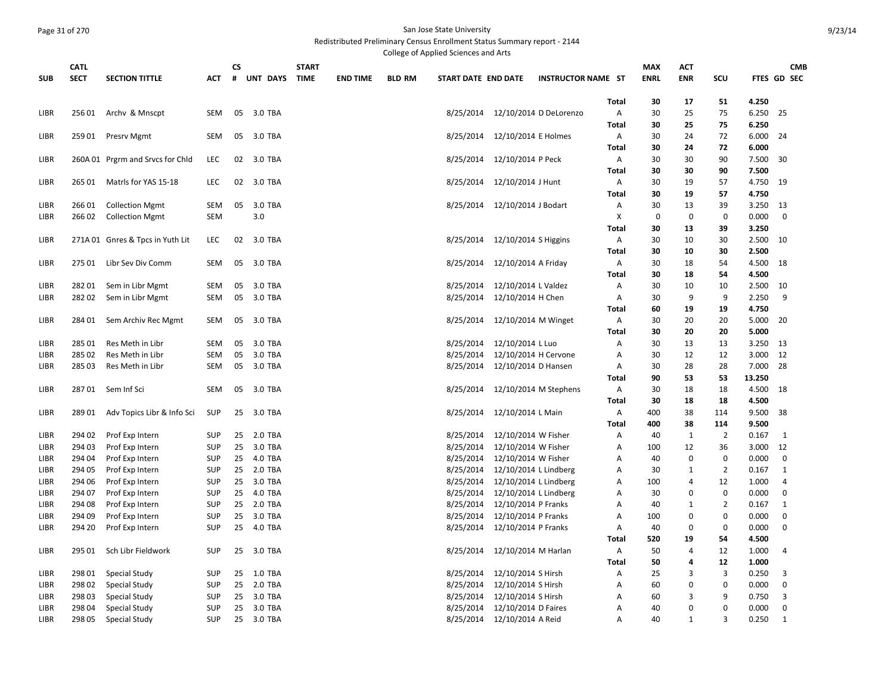San Jose State University

Redistributed Preliminary Census Enrollment Status Summary report - 2144

College of Applied Sciences and Arts

| SUB | CATL SECT | SECTION TITTLE | ACT | CS # | UNT | DAYS | START TIME | END TIME | BLD RM | START DATE | END DATE | INSTRUCTOR NAME | ST | MAX ENRL | ACT ENR | SCU | FTES | GD | CMB SEC |
|---|---|---|---|---|---|---|---|---|---|---|---|---|---|---|---|---|---|---|---|
| | | | | | | | | | | | | | **Total** | **30** | **17** | **51** | **4.250** | | |
| LIBR | 256 01 | Archv & Mnscpt | SEM | 05 | 3.0 | TBA | | | | 8/25/2014 | 12/10/2014 | D DeLorenzo | A | 30 | 25 | 75 | 6.250 | 25 | |
| | | | | | | | | | | | | | **Total** | **30** | **25** | **75** | **6.250** | | |
| LIBR | 259 01 | Presrv Mgmt | SEM | 05 | 3.0 | TBA | | | | 8/25/2014 | 12/10/2014 | E Holmes | A | 30 | 24 | 72 | 6.000 | 24 | |
| | | | | | | | | | | | | | **Total** | **30** | **24** | **72** | **6.000** | | |
| LIBR | 260A 01 | Prgrm and Srvcs for Chld | LEC | 02 | 3.0 | TBA | | | | 8/25/2014 | 12/10/2014 | P Peck | A | 30 | 30 | 90 | 7.500 | 30 | |
| | | | | | | | | | | | | | **Total** | **30** | **30** | **90** | **7.500** | | |
| LIBR | 265 01 | Matrls for YAS 15-18 | LEC | 02 | 3.0 | TBA | | | | 8/25/2014 | 12/10/2014 | J Hunt | A | 30 | 19 | 57 | 4.750 | 19 | |
| | | | | | | | | | | | | | **Total** | **30** | **19** | **57** | **4.750** | | |
| LIBR | 266 01 | Collection Mgmt | SEM | 05 | 3.0 | TBA | | | | 8/25/2014 | 12/10/2014 | J Bodart | A | 30 | 13 | 39 | 3.250 | 13 | |
| LIBR | 266 02 | Collection Mgmt | SEM | | 3.0 | | | | | | | | X | 0 | 0 | 0 | 0.000 | 0 | |
| | | | | | | | | | | | | | **Total** | **30** | **13** | **39** | **3.250** | | |
| LIBR | 271A 01 | Gnres & Tpcs in Yuth Lit | LEC | 02 | 3.0 | TBA | | | | 8/25/2014 | 12/10/2014 | S Higgins | A | 30 | 10 | 30 | 2.500 | 10 | |
| | | | | | | | | | | | | | **Total** | **30** | **10** | **30** | **2.500** | | |
| LIBR | 275 01 | Libr Sev Div Comm | SEM | 05 | 3.0 | TBA | | | | 8/25/2014 | 12/10/2014 | A Friday | A | 30 | 18 | 54 | 4.500 | 18 | |
| | | | | | | | | | | | | | **Total** | **30** | **18** | **54** | **4.500** | | |
| LIBR | 282 01 | Sem in Libr Mgmt | SEM | 05 | 3.0 | TBA | | | | 8/25/2014 | 12/10/2014 | L Valdez | A | 30 | 10 | 10 | 2.500 | 10 | |
| LIBR | 282 02 | Sem in Libr Mgmt | SEM | 05 | 3.0 | TBA | | | | 8/25/2014 | 12/10/2014 | H Chen | A | 30 | 9 | 9 | 2.250 | 9 | |
| | | | | | | | | | | | | | **Total** | **60** | **19** | **19** | **4.750** | | |
| LIBR | 284 01 | Sem Archiv Rec Mgmt | SEM | 05 | 3.0 | TBA | | | | 8/25/2014 | 12/10/2014 | M Winget | A | 30 | 20 | 20 | 5.000 | 20 | |
| | | | | | | | | | | | | | **Total** | **30** | **20** | **20** | **5.000** | | |
| LIBR | 285 01 | Res Meth in Libr | SEM | 05 | 3.0 | TBA | | | | 8/25/2014 | 12/10/2014 | L Luo | A | 30 | 13 | 13 | 3.250 | 13 | |
| LIBR | 285 02 | Res Meth in Libr | SEM | 05 | 3.0 | TBA | | | | 8/25/2014 | 12/10/2014 | H Cervone | A | 30 | 12 | 12 | 3.000 | 12 | |
| LIBR | 285 03 | Res Meth in Libr | SEM | 05 | 3.0 | TBA | | | | 8/25/2014 | 12/10/2014 | D Hansen | A | 30 | 28 | 28 | 7.000 | 28 | |
| | | | | | | | | | | | | | **Total** | **90** | **53** | **53** | **13.250** | | |
| LIBR | 287 01 | Sem Inf Sci | SEM | 05 | 3.0 | TBA | | | | 8/25/2014 | 12/10/2014 | M Stephens | A | 30 | 18 | 18 | 4.500 | 18 | |
| | | | | | | | | | | | | | **Total** | **30** | **18** | **18** | **4.500** | | |
| LIBR | 289 01 | Adv Topics Libr & Info Sci | SUP | 25 | 3.0 | TBA | | | | 8/25/2014 | 12/10/2014 | L Main | A | 400 | 38 | 114 | 9.500 | 38 | |
| | | | | | | | | | | | | | **Total** | **400** | **38** | **114** | **9.500** | | |
| LIBR | 294 02 | Prof Exp Intern | SUP | 25 | 2.0 | TBA | | | | 8/25/2014 | 12/10/2014 | W Fisher | A | 40 | 1 | 2 | 0.167 | 1 | |
| LIBR | 294 03 | Prof Exp Intern | SUP | 25 | 3.0 | TBA | | | | 8/25/2014 | 12/10/2014 | W Fisher | A | 100 | 12 | 36 | 3.000 | 12 | |
| LIBR | 294 04 | Prof Exp Intern | SUP | 25 | 4.0 | TBA | | | | 8/25/2014 | 12/10/2014 | W Fisher | A | 40 | 0 | 0 | 0.000 | 0 | |
| LIBR | 294 05 | Prof Exp Intern | SUP | 25 | 2.0 | TBA | | | | 8/25/2014 | 12/10/2014 | L Lindberg | A | 30 | 1 | 2 | 0.167 | 1 | |
| LIBR | 294 06 | Prof Exp Intern | SUP | 25 | 3.0 | TBA | | | | 8/25/2014 | 12/10/2014 | L Lindberg | A | 100 | 4 | 12 | 1.000 | 4 | |
| LIBR | 294 07 | Prof Exp Intern | SUP | 25 | 4.0 | TBA | | | | 8/25/2014 | 12/10/2014 | L Lindberg | A | 30 | 0 | 0 | 0.000 | 0 | |
| LIBR | 294 08 | Prof Exp Intern | SUP | 25 | 2.0 | TBA | | | | 8/25/2014 | 12/10/2014 | P Franks | A | 40 | 1 | 2 | 0.167 | 1 | |
| LIBR | 294 09 | Prof Exp Intern | SUP | 25 | 3.0 | TBA | | | | 8/25/2014 | 12/10/2014 | P Franks | A | 100 | 0 | 0 | 0.000 | 0 | |
| LIBR | 294 20 | Prof Exp Intern | SUP | 25 | 4.0 | TBA | | | | 8/25/2014 | 12/10/2014 | P Franks | A | 40 | 0 | 0 | 0.000 | 0 | |
| | | | | | | | | | | | | | **Total** | **520** | **19** | **54** | **4.500** | | |
| LIBR | 295 01 | Sch Libr Fieldwork | SUP | 25 | 3.0 | TBA | | | | 8/25/2014 | 12/10/2014 | M Harlan | A | 50 | 4 | 12 | 1.000 | 4 | |
| | | | | | | | | | | | | | **Total** | **50** | **4** | **12** | **1.000** | | |
| LIBR | 298 01 | Special Study | SUP | 25 | 1.0 | TBA | | | | 8/25/2014 | 12/10/2014 | S Hirsh | A | 25 | 3 | 3 | 0.250 | 3 | |
| LIBR | 298 02 | Special Study | SUP | 25 | 2.0 | TBA | | | | 8/25/2014 | 12/10/2014 | S Hirsh | A | 60 | 0 | 0 | 0.000 | 0 | |
| LIBR | 298 03 | Special Study | SUP | 25 | 3.0 | TBA | | | | 8/25/2014 | 12/10/2014 | S Hirsh | A | 60 | 3 | 9 | 0.750 | 3 | |
| LIBR | 298 04 | Special Study | SUP | 25 | 3.0 | TBA | | | | 8/25/2014 | 12/10/2014 | D Faires | A | 40 | 0 | 0 | 0.000 | 0 | |
| LIBR | 298 05 | Special Study | SUP | 25 | 3.0 | TBA | | | | 8/25/2014 | 12/10/2014 | A Reid | A | 40 | 1 | 3 | 0.250 | 1 | |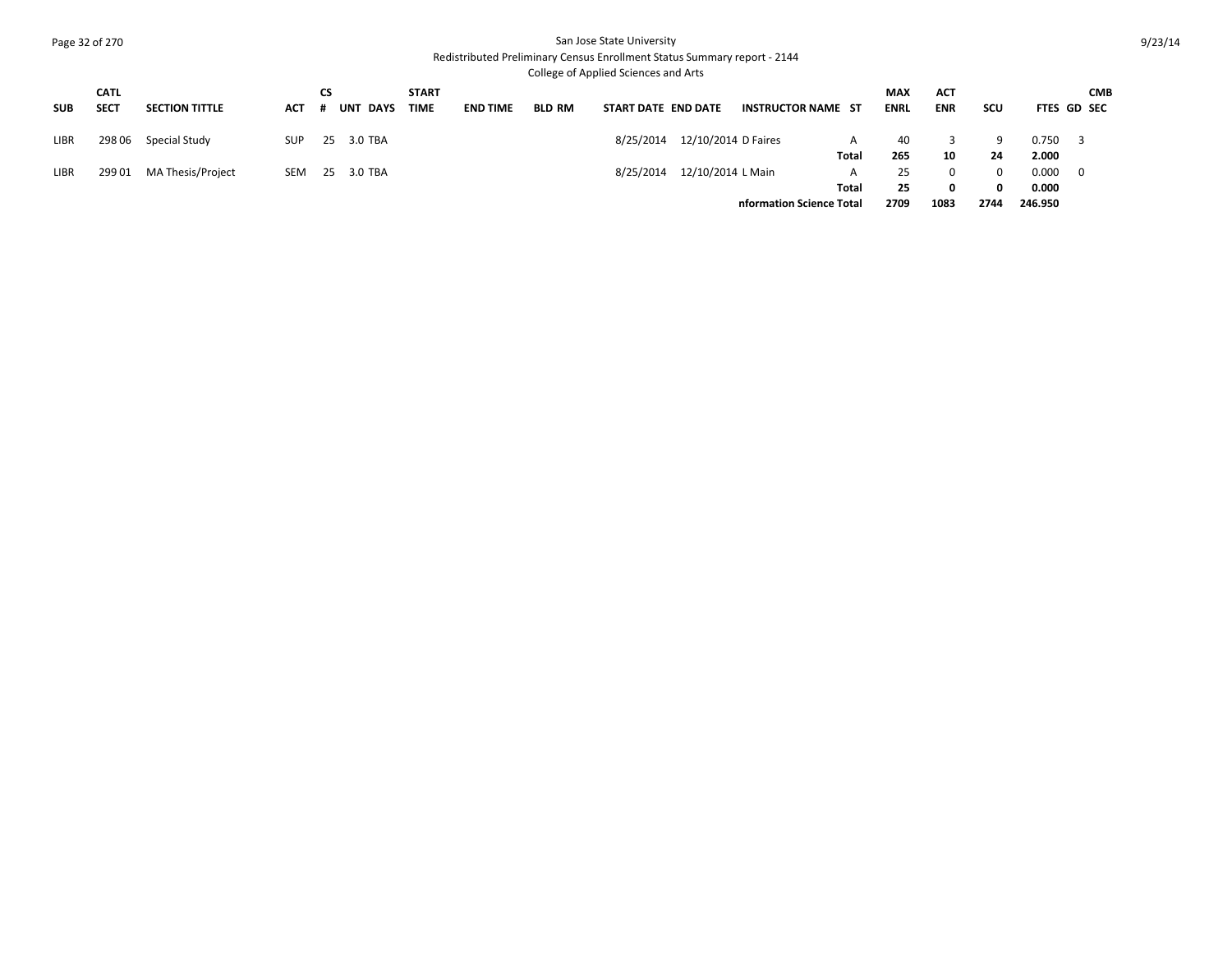San Jose State University
Redistributed Preliminary Census Enrollment Status Summary report - 2144
College of Applied Sciences and Arts

| SUB | CATL SECT | SECTION TITTLE | ACT | CS # | UNT | DAYS | START TIME | END TIME | BLD RM | START DATE | END DATE | INSTRUCTOR NAME | ST | MAX ENRL | ACT ENR | SCU | FTES | GD | CMB SEC |
|---|---|---|---|---|---|---|---|---|---|---|---|---|---|---|---|---|---|---|---|
| LIBR | 298 06 | Special Study | SUP | 25 | 3.0 | TBA | | | | 8/25/2014 | 12/10/2014 | D Faires | A | 40 | 3 | 9 | 0.750 | 3 | |
| | | | | | | | | | | | | | **Total** | **265** | **10** | **24** | **2.000** | | |
| LIBR | 299 01 | MA Thesis/Project | SEM | 25 | 3.0 | TBA | | | | 8/25/2014 | 12/10/2014 | L Main | A | 25 | 0 | 0 | 0.000 | 0 | |
| | | | | | | | | | | | | | **Total** | **25** | **0** | **0** | **0.000** | | |
| | | | | | | | | | | | | **nformation Science Total** | | **2709** | **1083** | **2744** | **246.950** | | |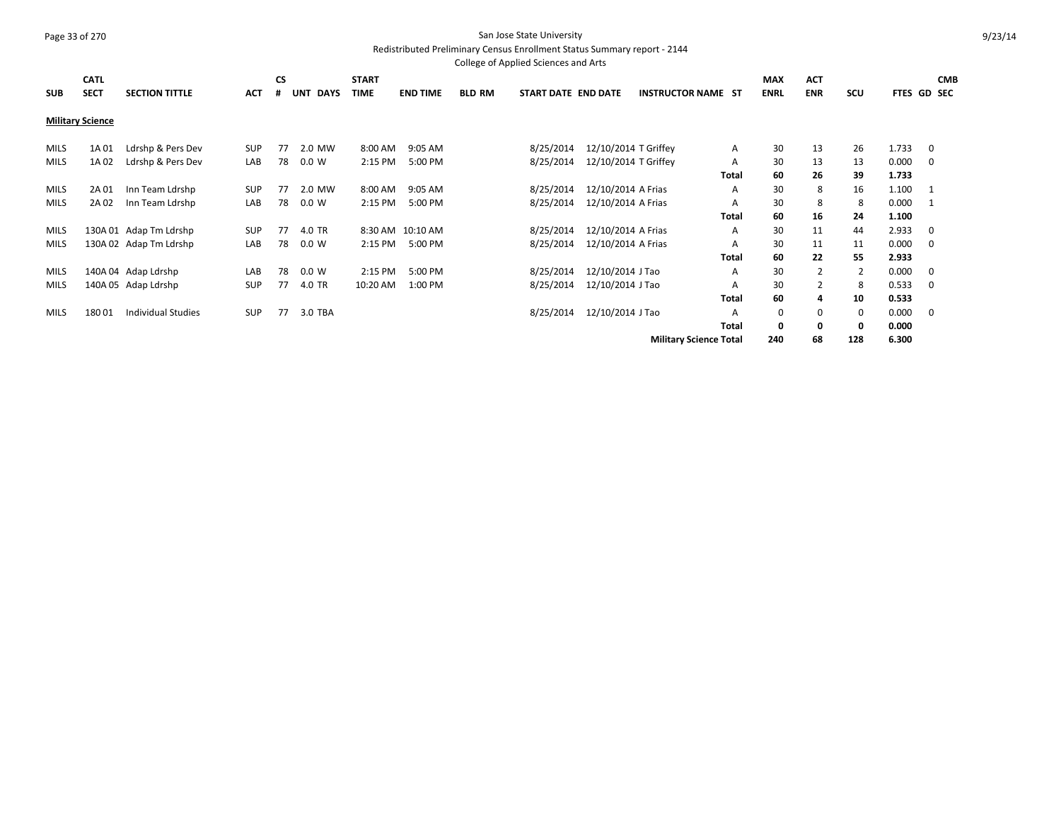San Jose State University
Redistributed Preliminary Census Enrollment Status Summary report - 2144
College of Applied Sciences and Arts

| SUB | CATL SECT | SECTION TITTLE | ACT | CS # | UNT | DAYS | START TIME | END TIME | BLD RM | START DATE | END DATE | INSTRUCTOR NAME | ST | MAX ENRL | ACT ENR | SCU | FTES | GD | CMB SEC |
|---|---|---|---|---|---|---|---|---|---|---|---|---|---|---|---|---|---|---|---|
| **Military Science** | | | | | | | | | | | | | | | | | | | |
| MILS | 1A 01 | Ldrshp & Pers Dev | SUP | 77 | 2.0 | MW | 8:00 AM | 9:05 AM | | 8/25/2014 | 12/10/2014 | T Griffey | A | 30 | 13 | 26 | 1.733 | 0 | |
| MILS | 1A 02 | Ldrshp & Pers Dev | LAB | 78 | 0.0 | W | 2:15 PM | 5:00 PM | | 8/25/2014 | 12/10/2014 | T Griffey | A | 30 | 13 | 13 | 0.000 | 0 | |
| | | | | | | | | | | | | | **Total** | **60** | **26** | **39** | **1.733** | | |
| MILS | 2A 01 | Inn Team Ldrshp | SUP | 77 | 2.0 | MW | 8:00 AM | 9:05 AM | | 8/25/2014 | 12/10/2014 | A Frias | A | 30 | 8 | 16 | 1.100 | 1 | |
| MILS | 2A 02 | Inn Team Ldrshp | LAB | 78 | 0.0 | W | 2:15 PM | 5:00 PM | | 8/25/2014 | 12/10/2014 | A Frias | A | 30 | 8 | 8 | 0.000 | 1 | |
| | | | | | | | | | | | | | **Total** | **60** | **16** | **24** | **1.100** | | |
| MILS | 130A 01 | Adap Tm Ldrshp | SUP | 77 | 4.0 | TR | 8:30 AM | 10:10 AM | | 8/25/2014 | 12/10/2014 | A Frias | A | 30 | 11 | 44 | 2.933 | 0 | |
| MILS | 130A 02 | Adap Tm Ldrshp | LAB | 78 | 0.0 | W | 2:15 PM | 5:00 PM | | 8/25/2014 | 12/10/2014 | A Frias | A | 30 | 11 | 11 | 0.000 | 0 | |
| | | | | | | | | | | | | | **Total** | **60** | **22** | **55** | **2.933** | | |
| MILS | 140A 04 | Adap Ldrshp | LAB | 78 | 0.0 | W | 2:15 PM | 5:00 PM | | 8/25/2014 | 12/10/2014 | J Tao | A | 30 | 2 | 2 | 0.000 | 0 | |
| MILS | 140A 05 | Adap Ldrshp | SUP | 77 | 4.0 | TR | 10:20 AM | 1:00 PM | | 8/25/2014 | 12/10/2014 | J Tao | A | 30 | 2 | 8 | 0.533 | 0 | |
| | | | | | | | | | | | | | **Total** | **60** | **4** | **10** | **0.533** | | |
| MILS | 180 01 | Individual Studies | SUP | 77 | 3.0 | TBA | | | | 8/25/2014 | 12/10/2014 | J Tao | A | 0 | 0 | 0 | 0.000 | 0 | |
| | | | | | | | | | | | | | **Total** | **0** | **0** | **0** | **0.000** | | |
| | | | | | | | | | | | | **Military Science Total** | | **240** | **68** | **128** | **6.300** | | |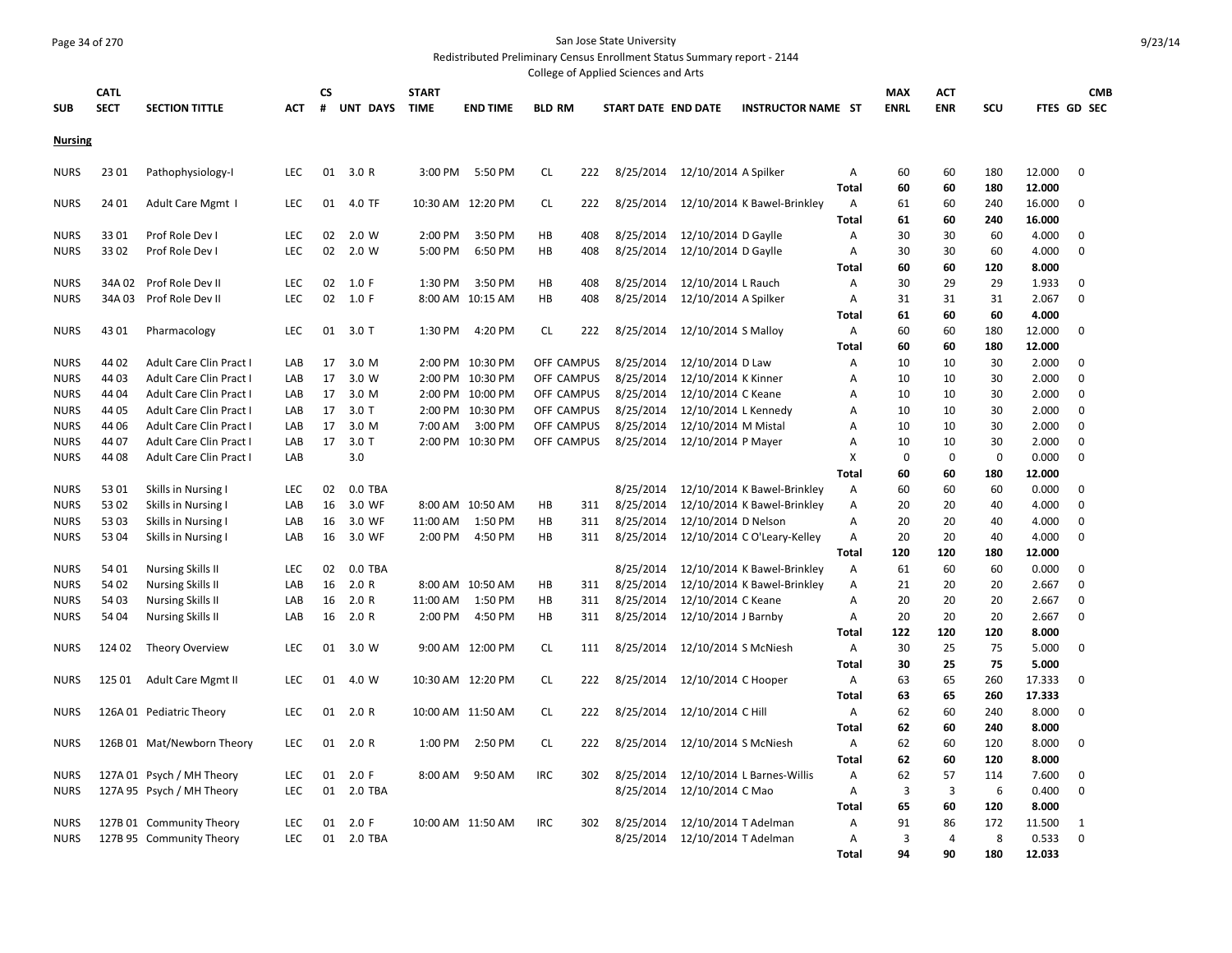San Jose State University

Redistributed Preliminary Census Enrollment Status Summary report - 2144

College of Applied Sciences and Arts

| SUB | CATL SECT | SECTION TITTLE | ACT | CS # | UNT | DAYS | START TIME | END TIME | BLD | RM | START DATE | END DATE | INSTRUCTOR NAME | ST | MAX ENRL | ACT ENR | SCU | FTES | GD | CMB SEC |
|---|---|---|---|---|---|---|---|---|---|---|---|---|---|---|---|---|---|---|---|---|
| **Nursing** | | | | | | | | | | | | | | | | | | | | |
| NURS | 23 01 | Pathophysiology-I | LEC | 01 | 3.0 | R | 3:00 PM | 5:50 PM | CL | 222 | 8/25/2014 | 12/10/2014 | A Spilker | A | 60 | 60 | 180 | 12.000 | 0 | |
| | | | | | | | | | | | | | | **Total** | **60** | **60** | **180** | **12.000** | | |
| NURS | 24 01 | Adult Care Mgmt I | LEC | 01 | 4.0 | TF | 10:30 AM | 12:20 PM | CL | 222 | 8/25/2014 | 12/10/2014 | K Bawel-Brinkley | A | 61 | 60 | 240 | 16.000 | 0 | |
| | | | | | | | | | | | | | | **Total** | **61** | **60** | **240** | **16.000** | | |
| NURS | 33 01 | Prof Role Dev I | LEC | 02 | 2.0 | W | 2:00 PM | 3:50 PM | HB | 408 | 8/25/2014 | 12/10/2014 | D Gaylle | A | 30 | 30 | 60 | 4.000 | 0 | |
| NURS | 33 02 | Prof Role Dev I | LEC | 02 | 2.0 | W | 5:00 PM | 6:50 PM | HB | 408 | 8/25/2014 | 12/10/2014 | D Gaylle | A | 30 | 30 | 60 | 4.000 | 0 | |
| | | | | | | | | | | | | | | **Total** | **60** | **60** | **120** | **8.000** | | |
| NURS | 34A 02 | Prof Role Dev II | LEC | 02 | 1.0 | F | 1:30 PM | 3:50 PM | HB | 408 | 8/25/2014 | 12/10/2014 | L Rauch | A | 30 | 29 | 29 | 1.933 | 0 | |
| NURS | 34A 03 | Prof Role Dev II | LEC | 02 | 1.0 | F | 8:00 AM | 10:15 AM | HB | 408 | 8/25/2014 | 12/10/2014 | A Spilker | A | 31 | 31 | 31 | 2.067 | 0 | |
| | | | | | | | | | | | | | | **Total** | **61** | **60** | **60** | **4.000** | | |
| NURS | 43 01 | Pharmacology | LEC | 01 | 3.0 | T | 1:30 PM | 4:20 PM | CL | 222 | 8/25/2014 | 12/10/2014 | S Malloy | A | 60 | 60 | 180 | 12.000 | 0 | |
| | | | | | | | | | | | | | | **Total** | **60** | **60** | **180** | **12.000** | | |
| NURS | 44 02 | Adult Care Clin Pract I | LAB | 17 | 3.0 | M | 2:00 PM | 10:30 PM | OFF CAMPUS | | 8/25/2014 | 12/10/2014 | D Law | A | 10 | 10 | 30 | 2.000 | 0 | |
| NURS | 44 03 | Adult Care Clin Pract I | LAB | 17 | 3.0 | W | 2:00 PM | 10:30 PM | OFF CAMPUS | | 8/25/2014 | 12/10/2014 | K Kinner | A | 10 | 10 | 30 | 2.000 | 0 | |
| NURS | 44 04 | Adult Care Clin Pract I | LAB | 17 | 3.0 | M | 2:00 PM | 10:00 PM | OFF CAMPUS | | 8/25/2014 | 12/10/2014 | C Keane | A | 10 | 10 | 30 | 2.000 | 0 | |
| NURS | 44 05 | Adult Care Clin Pract I | LAB | 17 | 3.0 | T | 2:00 PM | 10:30 PM | OFF CAMPUS | | 8/25/2014 | 12/10/2014 | L Kennedy | A | 10 | 10 | 30 | 2.000 | 0 | |
| NURS | 44 06 | Adult Care Clin Pract I | LAB | 17 | 3.0 | M | 7:00 AM | 3:00 PM | OFF CAMPUS | | 8/25/2014 | 12/10/2014 | M Mistal | A | 10 | 10 | 30 | 2.000 | 0 | |
| NURS | 44 07 | Adult Care Clin Pract I | LAB | 17 | 3.0 | T | 2:00 PM | 10:30 PM | OFF CAMPUS | | 8/25/2014 | 12/10/2014 | P Mayer | A | 10 | 10 | 30 | 2.000 | 0 | |
| NURS | 44 08 | Adult Care Clin Pract I | LAB | | 3.0 | | | | | | | | | X | 0 | 0 | 0 | 0.000 | 0 | |
| | | | | | | | | | | | | | | **Total** | **60** | **60** | **180** | **12.000** | | |
| NURS | 53 01 | Skills in Nursing I | LEC | 02 | 0.0 | TBA | | | | | 8/25/2014 | 12/10/2014 | K Bawel-Brinkley | A | 60 | 60 | 60 | 0.000 | 0 | |
| NURS | 53 02 | Skills in Nursing I | LAB | 16 | 3.0 | WF | 8:00 AM | 10:50 AM | HB | 311 | 8/25/2014 | 12/10/2014 | K Bawel-Brinkley | A | 20 | 20 | 40 | 4.000 | 0 | |
| NURS | 53 03 | Skills in Nursing I | LAB | 16 | 3.0 | WF | 11:00 AM | 1:50 PM | HB | 311 | 8/25/2014 | 12/10/2014 | D Nelson | A | 20 | 20 | 40 | 4.000 | 0 | |
| NURS | 53 04 | Skills in Nursing I | LAB | 16 | 3.0 | WF | 2:00 PM | 4:50 PM | HB | 311 | 8/25/2014 | 12/10/2014 | C O'Leary-Kelley | A | 20 | 20 | 40 | 4.000 | 0 | |
| | | | | | | | | | | | | | | **Total** | **120** | **120** | **180** | **12.000** | | |
| NURS | 54 01 | Nursing Skills II | LEC | 02 | 0.0 | TBA | | | | | 8/25/2014 | 12/10/2014 | K Bawel-Brinkley | A | 61 | 60 | 60 | 0.000 | 0 | |
| NURS | 54 02 | Nursing Skills II | LAB | 16 | 2.0 | R | 8:00 AM | 10:50 AM | HB | 311 | 8/25/2014 | 12/10/2014 | K Bawel-Brinkley | A | 21 | 20 | 20 | 2.667 | 0 | |
| NURS | 54 03 | Nursing Skills II | LAB | 16 | 2.0 | R | 11:00 AM | 1:50 PM | HB | 311 | 8/25/2014 | 12/10/2014 | C Keane | A | 20 | 20 | 20 | 2.667 | 0 | |
| NURS | 54 04 | Nursing Skills II | LAB | 16 | 2.0 | R | 2:00 PM | 4:50 PM | HB | 311 | 8/25/2014 | 12/10/2014 | J Barnby | A | 20 | 20 | 20 | 2.667 | 0 | |
| | | | | | | | | | | | | | | **Total** | **122** | **120** | **120** | **8.000** | | |
| NURS | 124 02 | Theory Overview | LEC | 01 | 3.0 | W | 9:00 AM | 12:00 PM | CL | 111 | 8/25/2014 | 12/10/2014 | S McNiesh | A | 30 | 25 | 75 | 5.000 | 0 | |
| | | | | | | | | | | | | | | **Total** | **30** | **25** | **75** | **5.000** | | |
| NURS | 125 01 | Adult Care Mgmt II | LEC | 01 | 4.0 | W | 10:30 AM | 12:20 PM | CL | 222 | 8/25/2014 | 12/10/2014 | C Hooper | A | 63 | 65 | 260 | 17.333 | 0 | |
| | | | | | | | | | | | | | | **Total** | **63** | **65** | **260** | **17.333** | | |
| NURS | 126A 01 | Pediatric Theory | LEC | 01 | 2.0 | R | 10:00 AM | 11:50 AM | CL | 222 | 8/25/2014 | 12/10/2014 | C Hill | A | 62 | 60 | 240 | 8.000 | 0 | |
| | | | | | | | | | | | | | | **Total** | **62** | **60** | **240** | **8.000** | | |
| NURS | 126B 01 | Mat/Newborn Theory | LEC | 01 | 2.0 | R | 1:00 PM | 2:50 PM | CL | 222 | 8/25/2014 | 12/10/2014 | S McNiesh | A | 62 | 60 | 120 | 8.000 | 0 | |
| | | | | | | | | | | | | | | **Total** | **62** | **60** | **120** | **8.000** | | |
| NURS | 127A 01 | Psych / MH Theory | LEC | 01 | 2.0 | F | 8:00 AM | 9:50 AM | IRC | 302 | 8/25/2014 | 12/10/2014 | L Barnes-Willis | A | 62 | 57 | 114 | 7.600 | 0 | |
| NURS | 127A 95 | Psych / MH Theory | LEC | 01 | 2.0 | TBA | | | | | 8/25/2014 | 12/10/2014 | C Mao | A | 3 | 3 | 6 | 0.400 | 0 | |
| | | | | | | | | | | | | | | **Total** | **65** | **60** | **120** | **8.000** | | |
| NURS | 127B 01 | Community Theory | LEC | 01 | 2.0 | F | 10:00 AM | 11:50 AM | IRC | 302 | 8/25/2014 | 12/10/2014 | T Adelman | A | 91 | 86 | 172 | 11.500 | 1 | |
| NURS | 127B 95 | Community Theory | LEC | 01 | 2.0 | TBA | | | | | 8/25/2014 | 12/10/2014 | T Adelman | A | 3 | 4 | 8 | 0.533 | 0 | |
| | | | | | | | | | | | | | | **Total** | **94** | **90** | **180** | **12.033** | | |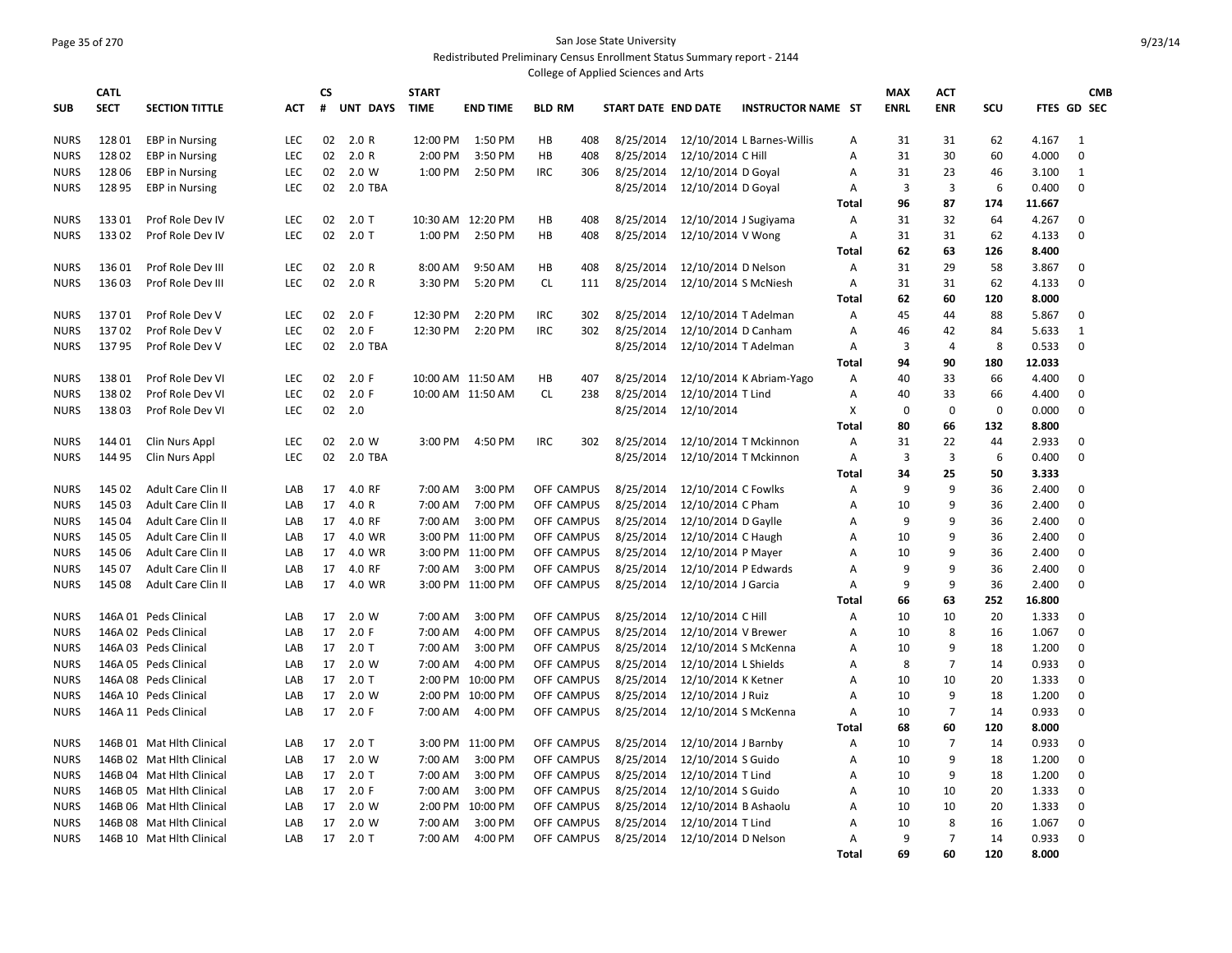San Jose State University

Redistributed Preliminary Census Enrollment Status Summary report - 2144

College of Applied Sciences and Arts

| SUB | CATL SECT | SECTION TITTLE | ACT | CS # | UNT | DAYS | START TIME | END TIME | BLD | RM | START DATE | END DATE | INSTRUCTOR NAME | ST | MAX ENRL | ACT ENR | SCU | FTES | GD | CMB SEC |
|---|---|---|---|---|---|---|---|---|---|---|---|---|---|---|---|---|---|---|---|---|
| NURS | 128 01 | EBP in Nursing | LEC | 02 | 2.0 | R | 12:00 PM | 1:50 PM | HB | 408 | 8/25/2014 | 12/10/2014 | L Barnes-Willis | A | 31 | 31 | 62 | 4.167 | 1 | |
| NURS | 128 02 | EBP in Nursing | LEC | 02 | 2.0 | R | 2:00 PM | 3:50 PM | HB | 408 | 8/25/2014 | 12/10/2014 | C Hill | A | 31 | 30 | 60 | 4.000 | 0 | |
| NURS | 128 06 | EBP in Nursing | LEC | 02 | 2.0 | W | 1:00 PM | 2:50 PM | IRC | 306 | 8/25/2014 | 12/10/2014 | D Goyal | A | 31 | 23 | 46 | 3.100 | 1 | |
| NURS | 128 95 | EBP in Nursing | LEC | 02 | 2.0 | TBA | | | | | 8/25/2014 | 12/10/2014 | D Goyal | A | 3 | 3 | 6 | 0.400 | 0 | |
| | | | | | | | | | | | | | | Total | 96 | 87 | 174 | 11.667 | | |
| NURS | 133 01 | Prof Role Dev IV | LEC | 02 | 2.0 | T | 10:30 AM | 12:20 PM | HB | 408 | 8/25/2014 | 12/10/2014 | J Sugiyama | A | 31 | 32 | 64 | 4.267 | 0 | |
| NURS | 133 02 | Prof Role Dev IV | LEC | 02 | 2.0 | T | 1:00 PM | 2:50 PM | HB | 408 | 8/25/2014 | 12/10/2014 | V Wong | A | 31 | 31 | 62 | 4.133 | 0 | |
| | | | | | | | | | | | | | | Total | 62 | 63 | 126 | 8.400 | | |
| NURS | 136 01 | Prof Role Dev III | LEC | 02 | 2.0 | R | 8:00 AM | 9:50 AM | HB | 408 | 8/25/2014 | 12/10/2014 | D Nelson | A | 31 | 29 | 58 | 3.867 | 0 | |
| NURS | 136 03 | Prof Role Dev III | LEC | 02 | 2.0 | R | 3:30 PM | 5:20 PM | CL | 111 | 8/25/2014 | 12/10/2014 | S McNiesh | A | 31 | 31 | 62 | 4.133 | 0 | |
| | | | | | | | | | | | | | | Total | 62 | 60 | 120 | 8.000 | | |
| NURS | 137 01 | Prof Role Dev V | LEC | 02 | 2.0 | F | 12:30 PM | 2:20 PM | IRC | 302 | 8/25/2014 | 12/10/2014 | T Adelman | A | 45 | 44 | 88 | 5.867 | 0 | |
| NURS | 137 02 | Prof Role Dev V | LEC | 02 | 2.0 | F | 12:30 PM | 2:20 PM | IRC | 302 | 8/25/2014 | 12/10/2014 | D Canham | A | 46 | 42 | 84 | 5.633 | 1 | |
| NURS | 137 95 | Prof Role Dev V | LEC | 02 | 2.0 | TBA | | | | | 8/25/2014 | 12/10/2014 | T Adelman | A | 3 | 4 | 8 | 0.533 | 0 | |
| | | | | | | | | | | | | | | Total | 94 | 90 | 180 | 12.033 | | |
| NURS | 138 01 | Prof Role Dev VI | LEC | 02 | 2.0 | F | 10:00 AM | 11:50 AM | HB | 407 | 8/25/2014 | 12/10/2014 | K Abriam-Yago | A | 40 | 33 | 66 | 4.400 | 0 | |
| NURS | 138 02 | Prof Role Dev VI | LEC | 02 | 2.0 | F | 10:00 AM | 11:50 AM | CL | 238 | 8/25/2014 | 12/10/2014 | T Lind | A | 40 | 33 | 66 | 4.400 | 0 | |
| NURS | 138 03 | Prof Role Dev VI | LEC | 02 | 2.0 | | | | | | 8/25/2014 | 12/10/2014 | | X | 0 | 0 | 0 | 0.000 | 0 | |
| | | | | | | | | | | | | | | Total | 80 | 66 | 132 | 8.800 | | |
| NURS | 144 01 | Clin Nurs Appl | LEC | 02 | 2.0 | W | 3:00 PM | 4:50 PM | IRC | 302 | 8/25/2014 | 12/10/2014 | T Mckinnon | A | 31 | 22 | 44 | 2.933 | 0 | |
| NURS | 144 95 | Clin Nurs Appl | LEC | 02 | 2.0 | TBA | | | | | 8/25/2014 | 12/10/2014 | T Mckinnon | A | 3 | 3 | 6 | 0.400 | 0 | |
| | | | | | | | | | | | | | | Total | 34 | 25 | 50 | 3.333 | | |
| NURS | 145 02 | Adult Care Clin II | LAB | 17 | 4.0 | RF | 7:00 AM | 3:00 PM | OFF CAMPUS | | 8/25/2014 | 12/10/2014 | C Fowlks | A | 9 | 9 | 36 | 2.400 | 0 | |
| NURS | 145 03 | Adult Care Clin II | LAB | 17 | 4.0 | R | 7:00 AM | 7:00 PM | OFF CAMPUS | | 8/25/2014 | 12/10/2014 | C Pham | A | 10 | 9 | 36 | 2.400 | 0 | |
| NURS | 145 04 | Adult Care Clin II | LAB | 17 | 4.0 | RF | 7:00 AM | 3:00 PM | OFF CAMPUS | | 8/25/2014 | 12/10/2014 | D Gaylle | A | 9 | 9 | 36 | 2.400 | 0 | |
| NURS | 145 05 | Adult Care Clin II | LAB | 17 | 4.0 | WR | 3:00 PM | 11:00 PM | OFF CAMPUS | | 8/25/2014 | 12/10/2014 | C Haugh | A | 10 | 9 | 36 | 2.400 | 0 | |
| NURS | 145 06 | Adult Care Clin II | LAB | 17 | 4.0 | WR | 3:00 PM | 11:00 PM | OFF CAMPUS | | 8/25/2014 | 12/10/2014 | P Mayer | A | 10 | 9 | 36 | 2.400 | 0 | |
| NURS | 145 07 | Adult Care Clin II | LAB | 17 | 4.0 | RF | 7:00 AM | 3:00 PM | OFF CAMPUS | | 8/25/2014 | 12/10/2014 | P Edwards | A | 9 | 9 | 36 | 2.400 | 0 | |
| NURS | 145 08 | Adult Care Clin II | LAB | 17 | 4.0 | WR | 3:00 PM | 11:00 PM | OFF CAMPUS | | 8/25/2014 | 12/10/2014 | J Garcia | A | 9 | 9 | 36 | 2.400 | 0 | |
| | | | | | | | | | | | | | | Total | 66 | 63 | 252 | 16.800 | | |
| NURS | 146A 01 | Peds Clinical | LAB | 17 | 2.0 | W | 7:00 AM | 3:00 PM | OFF CAMPUS | | 8/25/2014 | 12/10/2014 | C Hill | A | 10 | 10 | 20 | 1.333 | 0 | |
| NURS | 146A 02 | Peds Clinical | LAB | 17 | 2.0 | F | 7:00 AM | 4:00 PM | OFF CAMPUS | | 8/25/2014 | 12/10/2014 | V Brewer | A | 10 | 8 | 16 | 1.067 | 0 | |
| NURS | 146A 03 | Peds Clinical | LAB | 17 | 2.0 | T | 7:00 AM | 3:00 PM | OFF CAMPUS | | 8/25/2014 | 12/10/2014 | S McKenna | A | 10 | 9 | 18 | 1.200 | 0 | |
| NURS | 146A 05 | Peds Clinical | LAB | 17 | 2.0 | W | 7:00 AM | 4:00 PM | OFF CAMPUS | | 8/25/2014 | 12/10/2014 | L Shields | A | 8 | 7 | 14 | 0.933 | 0 | |
| NURS | 146A 08 | Peds Clinical | LAB | 17 | 2.0 | T | 2:00 PM | 10:00 PM | OFF CAMPUS | | 8/25/2014 | 12/10/2014 | K Ketner | A | 10 | 10 | 20 | 1.333 | 0 | |
| NURS | 146A 10 | Peds Clinical | LAB | 17 | 2.0 | W | 2:00 PM | 10:00 PM | OFF CAMPUS | | 8/25/2014 | 12/10/2014 | J Ruiz | A | 10 | 9 | 18 | 1.200 | 0 | |
| NURS | 146A 11 | Peds Clinical | LAB | 17 | 2.0 | F | 7:00 AM | 4:00 PM | OFF CAMPUS | | 8/25/2014 | 12/10/2014 | S McKenna | A | 10 | 7 | 14 | 0.933 | 0 | |
| | | | | | | | | | | | | | | Total | 68 | 60 | 120 | 8.000 | | |
| NURS | 146B 01 | Mat Hlth Clinical | LAB | 17 | 2.0 | T | 3:00 PM | 11:00 PM | OFF CAMPUS | | 8/25/2014 | 12/10/2014 | J Barnby | A | 10 | 7 | 14 | 0.933 | 0 | |
| NURS | 146B 02 | Mat Hlth Clinical | LAB | 17 | 2.0 | W | 7:00 AM | 3:00 PM | OFF CAMPUS | | 8/25/2014 | 12/10/2014 | S Guido | A | 10 | 9 | 18 | 1.200 | 0 | |
| NURS | 146B 04 | Mat Hlth Clinical | LAB | 17 | 2.0 | T | 7:00 AM | 3:00 PM | OFF CAMPUS | | 8/25/2014 | 12/10/2014 | T Lind | A | 10 | 9 | 18 | 1.200 | 0 | |
| NURS | 146B 05 | Mat Hlth Clinical | LAB | 17 | 2.0 | F | 7:00 AM | 3:00 PM | OFF CAMPUS | | 8/25/2014 | 12/10/2014 | S Guido | A | 10 | 10 | 20 | 1.333 | 0 | |
| NURS | 146B 06 | Mat Hlth Clinical | LAB | 17 | 2.0 | W | 2:00 PM | 10:00 PM | OFF CAMPUS | | 8/25/2014 | 12/10/2014 | B Ashaolu | A | 10 | 10 | 20 | 1.333 | 0 | |
| NURS | 146B 08 | Mat Hlth Clinical | LAB | 17 | 2.0 | W | 7:00 AM | 3:00 PM | OFF CAMPUS | | 8/25/2014 | 12/10/2014 | T Lind | A | 10 | 8 | 16 | 1.067 | 0 | |
| NURS | 146B 10 | Mat Hlth Clinical | LAB | 17 | 2.0 | T | 7:00 AM | 4:00 PM | OFF CAMPUS | | 8/25/2014 | 12/10/2014 | D Nelson | A | 9 | 7 | 14 | 0.933 | 0 | |
| | | | | | | | | | | | | | | Total | 69 | 60 | 120 | 8.000 | | |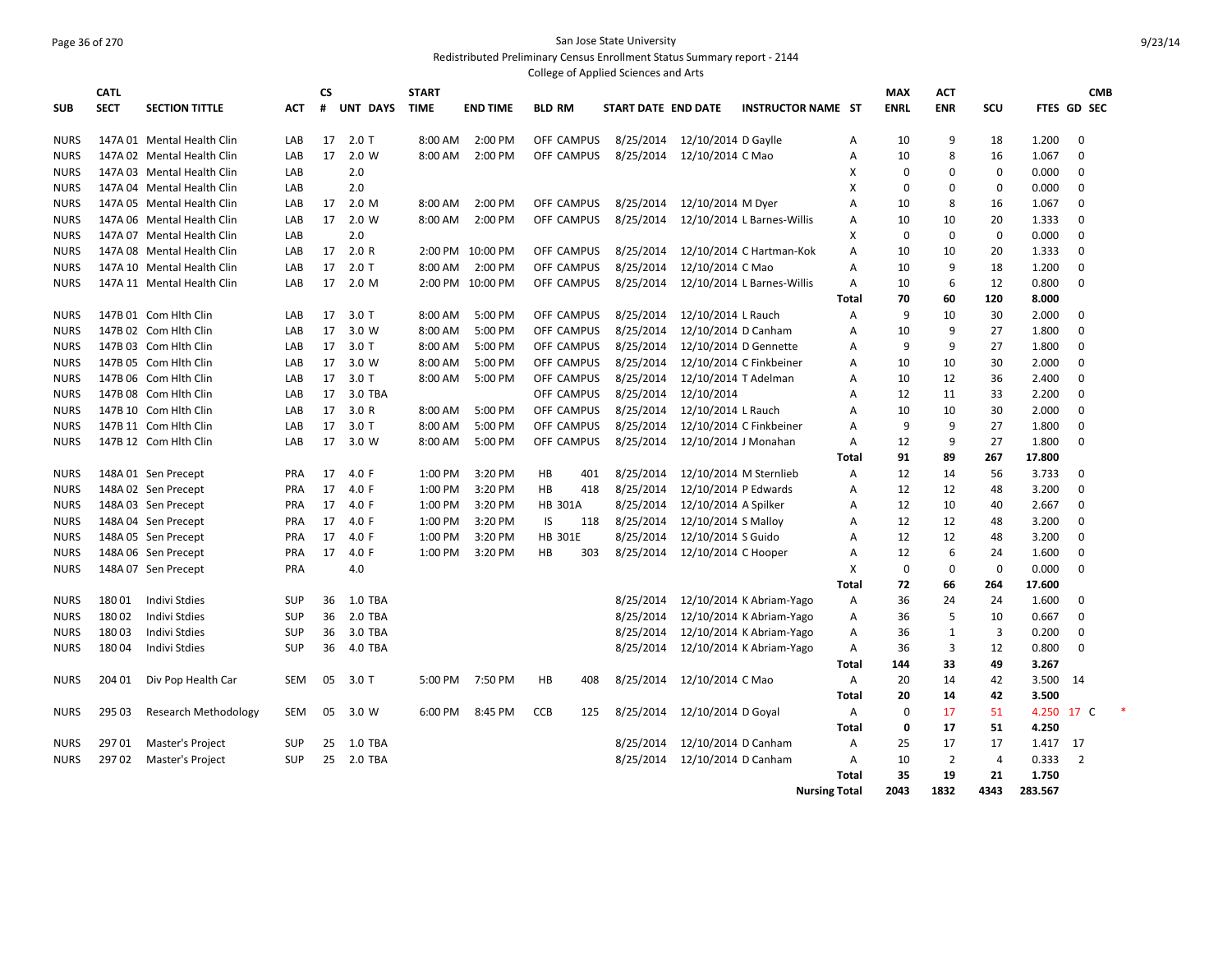San Jose State University

Redistributed Preliminary Census Enrollment Status Summary report - 2144

College of Applied Sciences and Arts

| SUB | CATL SECT | SECTION TITTLE | ACT | CS # | UNT | DAYS | START TIME | END TIME | BLD | RM | START DATE | END DATE | INSTRUCTOR NAME | ST | MAX ENRL | ACT ENR | SCU | FTES | GD | CMB SEC |
|---|---|---|---|---|---|---|---|---|---|---|---|---|---|---|---|---|---|---|---|---|
| NURS | 147A 01 | Mental Health Clin | LAB | 17 | 2.0 | T | 8:00 AM | 2:00 PM | OFF CAMPUS | | 8/25/2014 | 12/10/2014 | D Gaylle | A | 10 | 9 | 18 | 1.200 | 0 | |
| NURS | 147A 02 | Mental Health Clin | LAB | 17 | 2.0 | W | 8:00 AM | 2:00 PM | OFF CAMPUS | | 8/25/2014 | 12/10/2014 | C Mao | A | 10 | 8 | 16 | 1.067 | 0 | |
| NURS | 147A 03 | Mental Health Clin | LAB | | 2.0 | | | | | | | | | X | 0 | 0 | 0 | 0.000 | 0 | |
| NURS | 147A 04 | Mental Health Clin | LAB | | 2.0 | | | | | | | | | X | 0 | 0 | 0 | 0.000 | 0 | |
| NURS | 147A 05 | Mental Health Clin | LAB | 17 | 2.0 | M | 8:00 AM | 2:00 PM | OFF CAMPUS | | 8/25/2014 | 12/10/2014 | M Dyer | A | 10 | 8 | 16 | 1.067 | 0 | |
| NURS | 147A 06 | Mental Health Clin | LAB | 17 | 2.0 | W | 8:00 AM | 2:00 PM | OFF CAMPUS | | 8/25/2014 | 12/10/2014 | L Barnes-Willis | A | 10 | 10 | 20 | 1.333 | 0 | |
| NURS | 147A 07 | Mental Health Clin | LAB | | 2.0 | | | | | | | | | X | 0 | 0 | 0 | 0.000 | 0 | |
| NURS | 147A 08 | Mental Health Clin | LAB | 17 | 2.0 | R | 2:00 PM | 10:00 PM | OFF CAMPUS | | 8/25/2014 | 12/10/2014 | C Hartman-Kok | A | 10 | 10 | 20 | 1.333 | 0 | |
| NURS | 147A 10 | Mental Health Clin | LAB | 17 | 2.0 | T | 8:00 AM | 2:00 PM | OFF CAMPUS | | 8/25/2014 | 12/10/2014 | C Mao | A | 10 | 9 | 18 | 1.200 | 0 | |
| NURS | 147A 11 | Mental Health Clin | LAB | 17 | 2.0 | M | 2:00 PM | 10:00 PM | OFF CAMPUS | | 8/25/2014 | 12/10/2014 | L Barnes-Willis | A | 10 | 6 | 12 | 0.800 | 0 | |
| | | | | | | | | | | | | | | Total | 70 | 60 | 120 | 8.000 | | |
| NURS | 147B 01 | Com Hlth Clin | LAB | 17 | 3.0 | T | 8:00 AM | 5:00 PM | OFF CAMPUS | | 8/25/2014 | 12/10/2014 | L Rauch | A | 9 | 10 | 30 | 2.000 | 0 | |
| NURS | 147B 02 | Com Hlth Clin | LAB | 17 | 3.0 | W | 8:00 AM | 5:00 PM | OFF CAMPUS | | 8/25/2014 | 12/10/2014 | D Canham | A | 10 | 9 | 27 | 1.800 | 0 | |
| NURS | 147B 03 | Com Hlth Clin | LAB | 17 | 3.0 | T | 8:00 AM | 5:00 PM | OFF CAMPUS | | 8/25/2014 | 12/10/2014 | D Gennette | A | 9 | 9 | 27 | 1.800 | 0 | |
| NURS | 147B 05 | Com Hlth Clin | LAB | 17 | 3.0 | W | 8:00 AM | 5:00 PM | OFF CAMPUS | | 8/25/2014 | 12/10/2014 | C Finkbeiner | A | 10 | 10 | 30 | 2.000 | 0 | |
| NURS | 147B 06 | Com Hlth Clin | LAB | 17 | 3.0 | T | 8:00 AM | 5:00 PM | OFF CAMPUS | | 8/25/2014 | 12/10/2014 | T Adelman | A | 10 | 12 | 36 | 2.400 | 0 | |
| NURS | 147B 08 | Com Hlth Clin | LAB | 17 | 3.0 | TBA | | | OFF CAMPUS | | 8/25/2014 | 12/10/2014 | | A | 12 | 11 | 33 | 2.200 | 0 | |
| NURS | 147B 10 | Com Hlth Clin | LAB | 17 | 3.0 | R | 8:00 AM | 5:00 PM | OFF CAMPUS | | 8/25/2014 | 12/10/2014 | L Rauch | A | 10 | 10 | 30 | 2.000 | 0 | |
| NURS | 147B 11 | Com Hlth Clin | LAB | 17 | 3.0 | T | 8:00 AM | 5:00 PM | OFF CAMPUS | | 8/25/2014 | 12/10/2014 | C Finkbeiner | A | 9 | 9 | 27 | 1.800 | 0 | |
| NURS | 147B 12 | Com Hlth Clin | LAB | 17 | 3.0 | W | 8:00 AM | 5:00 PM | OFF CAMPUS | | 8/25/2014 | 12/10/2014 | J Monahan | A | 12 | 9 | 27 | 1.800 | 0 | |
| | | | | | | | | | | | | | | Total | 91 | 89 | 267 | 17.800 | | |
| NURS | 148A 01 | Sen Precept | PRA | 17 | 4.0 | F | 1:00 PM | 3:20 PM | HB | 401 | 8/25/2014 | 12/10/2014 | M Sternlieb | A | 12 | 14 | 56 | 3.733 | 0 | |
| NURS | 148A 02 | Sen Precept | PRA | 17 | 4.0 | F | 1:00 PM | 3:20 PM | HB | 418 | 8/25/2014 | 12/10/2014 | P Edwards | A | 12 | 12 | 48 | 3.200 | 0 | |
| NURS | 148A 03 | Sen Precept | PRA | 17 | 4.0 | F | 1:00 PM | 3:20 PM | HB | 301A | 8/25/2014 | 12/10/2014 | A Spilker | A | 12 | 10 | 40 | 2.667 | 0 | |
| NURS | 148A 04 | Sen Precept | PRA | 17 | 4.0 | F | 1:00 PM | 3:20 PM | IS | 118 | 8/25/2014 | 12/10/2014 | S Malloy | A | 12 | 12 | 48 | 3.200 | 0 | |
| NURS | 148A 05 | Sen Precept | PRA | 17 | 4.0 | F | 1:00 PM | 3:20 PM | HB | 301E | 8/25/2014 | 12/10/2014 | S Guido | A | 12 | 12 | 48 | 3.200 | 0 | |
| NURS | 148A 06 | Sen Precept | PRA | 17 | 4.0 | F | 1:00 PM | 3:20 PM | HB | 303 | 8/25/2014 | 12/10/2014 | C Hooper | A | 12 | 6 | 24 | 1.600 | 0 | |
| NURS | 148A 07 | Sen Precept | PRA | | 4.0 | | | | | | | | | X | 0 | 0 | 0 | 0.000 | 0 | |
| | | | | | | | | | | | | | | Total | 72 | 66 | 264 | 17.600 | | |
| NURS | 180 01 | Indivi Stdies | SUP | 36 | 1.0 | TBA | | | | | 8/25/2014 | 12/10/2014 | K Abriam-Yago | A | 36 | 24 | 24 | 1.600 | 0 | |
| NURS | 180 02 | Indivi Stdies | SUP | 36 | 2.0 | TBA | | | | | 8/25/2014 | 12/10/2014 | K Abriam-Yago | A | 36 | 5 | 10 | 0.667 | 0 | |
| NURS | 180 03 | Indivi Stdies | SUP | 36 | 3.0 | TBA | | | | | 8/25/2014 | 12/10/2014 | K Abriam-Yago | A | 36 | 1 | 3 | 0.200 | 0 | |
| NURS | 180 04 | Indivi Stdies | SUP | 36 | 4.0 | TBA | | | | | 8/25/2014 | 12/10/2014 | K Abriam-Yago | A | 36 | 3 | 12 | 0.800 | 0 | |
| | | | | | | | | | | | | | | Total | 144 | 33 | 49 | 3.267 | | |
| NURS | 204 01 | Div Pop Health Car | SEM | 05 | 3.0 | T | 5:00 PM | 7:50 PM | HB | 408 | 8/25/2014 | 12/10/2014 | C Mao | A | 20 | 14 | 42 | 3.500 | 14 | |
| | | | | | | | | | | | | | | Total | 20 | 14 | 42 | 3.500 | | |
| NURS | 295 03 | Research Methodology | SEM | 05 | 3.0 | W | 6:00 PM | 8:45 PM | CCB | 125 | 8/25/2014 | 12/10/2014 | D Goyal | A | 0 | 17 | 51 | 4.250 | 17 | C * |
| | | | | | | | | | | | | | | Total | 0 | 17 | 51 | 4.250 | | |
| NURS | 297 01 | Master's Project | SUP | 25 | 1.0 | TBA | | | | | 8/25/2014 | 12/10/2014 | D Canham | A | 25 | 17 | 17 | 1.417 | 17 | |
| NURS | 297 02 | Master's Project | SUP | 25 | 2.0 | TBA | | | | | 8/25/2014 | 12/10/2014 | D Canham | A | 10 | 2 | 4 | 0.333 | 2 | |
| | | | | | | | | | | | | | | Total | 35 | 19 | 21 | 1.750 | | |
| | | | | | | | | | | | | | | Nursing Total | 2043 | 1832 | 4343 | 283.567 | | |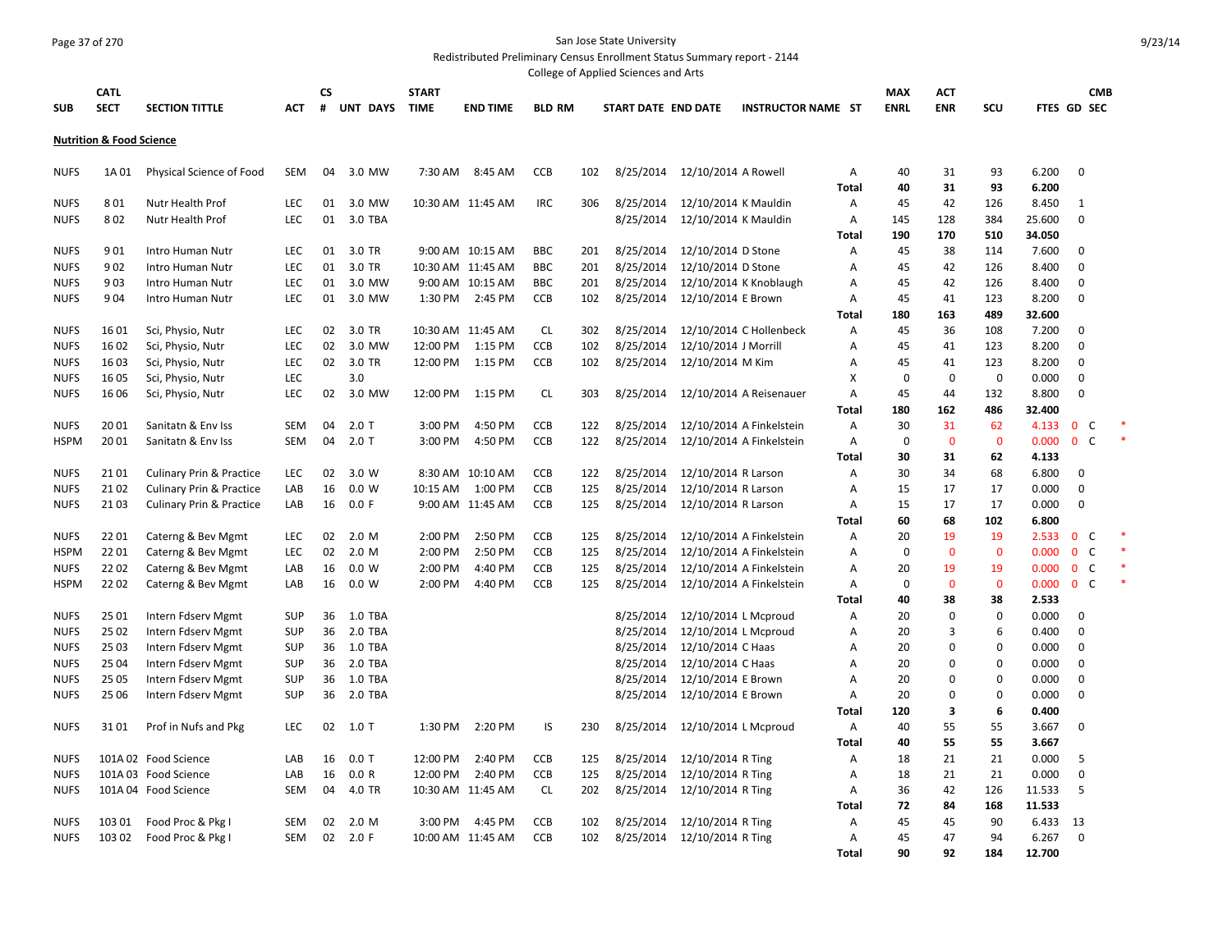San Jose State University

Redistributed Preliminary Census Enrollment Status Summary report - 2144

College of Applied Sciences and Arts

| SUB | CATL SECT | SECTION TITTLE | ACT | CS # | UNT | DAYS | START TIME | END TIME | BLD | RM | START DATE | END DATE | INSTRUCTOR NAME | ST | MAX ENRL | ACT ENR | SCU | FTES | GD | CMB SEC | |
|---|---|---|---|---|---|---|---|---|---|---|---|---|---|---|---|---|---|---|---|---|---|
| **Nutrition & Food Science** | | | | | | | | | | | | | | | | | | | | | |
| NUFS | 1A 01 | Physical Science of Food | SEM | 04 | 3.0 | MW | 7:30 AM | 8:45 AM | CCB | 102 | 8/25/2014 | 12/10/2014 | A Rowell | A | 40 | 31 | 93 | 6.200 | 0 | | |
| | | | | | | | | | | | | | | Total | 40 | 31 | 93 | 6.200 | | | |
| NUFS | 8 01 | Nutr Health Prof | LEC | 01 | 3.0 | MW | 10:30 AM | 11:45 AM | IRC | 306 | 8/25/2014 | 12/10/2014 | K Mauldin | A | 45 | 42 | 126 | 8.450 | 1 | | |
| NUFS | 8 02 | Nutr Health Prof | LEC | 01 | 3.0 | TBA | | | | | 8/25/2014 | 12/10/2014 | K Mauldin | A | 145 | 128 | 384 | 25.600 | 0 | | |
| | | | | | | | | | | | | | | Total | 190 | 170 | 510 | 34.050 | | | |
| NUFS | 9 01 | Intro Human Nutr | LEC | 01 | 3.0 | TR | 9:00 AM | 10:15 AM | BBC | 201 | 8/25/2014 | 12/10/2014 | D Stone | A | 45 | 38 | 114 | 7.600 | 0 | | |
| NUFS | 9 02 | Intro Human Nutr | LEC | 01 | 3.0 | TR | 10:30 AM | 11:45 AM | BBC | 201 | 8/25/2014 | 12/10/2014 | D Stone | A | 45 | 42 | 126 | 8.400 | 0 | | |
| NUFS | 9 03 | Intro Human Nutr | LEC | 01 | 3.0 | MW | 9:00 AM | 10:15 AM | BBC | 201 | 8/25/2014 | 12/10/2014 | K Knoblaugh | A | 45 | 42 | 126 | 8.400 | 0 | | |
| NUFS | 9 04 | Intro Human Nutr | LEC | 01 | 3.0 | MW | 1:30 PM | 2:45 PM | CCB | 102 | 8/25/2014 | 12/10/2014 | E Brown | A | 45 | 41 | 123 | 8.200 | 0 | | |
| | | | | | | | | | | | | | | Total | 180 | 163 | 489 | 32.600 | | | |
| NUFS | 16 01 | Sci, Physio, Nutr | LEC | 02 | 3.0 | TR | 10:30 AM | 11:45 AM | CL | 302 | 8/25/2014 | 12/10/2014 | C Hollenbeck | A | 45 | 36 | 108 | 7.200 | 0 | | |
| NUFS | 16 02 | Sci, Physio, Nutr | LEC | 02 | 3.0 | MW | 12:00 PM | 1:15 PM | CCB | 102 | 8/25/2014 | 12/10/2014 | J Morrill | A | 45 | 41 | 123 | 8.200 | 0 | | |
| NUFS | 16 03 | Sci, Physio, Nutr | LEC | 02 | 3.0 | TR | 12:00 PM | 1:15 PM | CCB | 102 | 8/25/2014 | 12/10/2014 | M Kim | A | 45 | 41 | 123 | 8.200 | 0 | | |
| NUFS | 16 05 | Sci, Physio, Nutr | LEC | | 3.0 | | | | | | | | | X | 0 | 0 | 0 | 0.000 | 0 | | |
| NUFS | 16 06 | Sci, Physio, Nutr | LEC | 02 | 3.0 | MW | 12:00 PM | 1:15 PM | CL | 303 | 8/25/2014 | 12/10/2014 | A Reisenauer | A | 45 | 44 | 132 | 8.800 | 0 | | |
| | | | | | | | | | | | | | | Total | 180 | 162 | 486 | 32.400 | | | |
| NUFS | 20 01 | Sanitatn & Env Iss | SEM | 04 | 2.0 | T | 3:00 PM | 4:50 PM | CCB | 122 | 8/25/2014 | 12/10/2014 | A Finkelstein | A | 30 | 31 | 62 | 4.133 | 0 | C | * |
| HSPM | 20 01 | Sanitatn & Env Iss | SEM | 04 | 2.0 | T | 3:00 PM | 4:50 PM | CCB | 122 | 8/25/2014 | 12/10/2014 | A Finkelstein | A | 0 | 0 | 0 | 0.000 | 0 | C | * |
| | | | | | | | | | | | | | | Total | 30 | 31 | 62 | 4.133 | | | |
| NUFS | 21 01 | Culinary Prin & Practice | LEC | 02 | 3.0 | W | 8:30 AM | 10:10 AM | CCB | 122 | 8/25/2014 | 12/10/2014 | R Larson | A | 30 | 34 | 68 | 6.800 | 0 | | |
| NUFS | 21 02 | Culinary Prin & Practice | LAB | 16 | 0.0 | W | 10:15 AM | 1:00 PM | CCB | 125 | 8/25/2014 | 12/10/2014 | R Larson | A | 15 | 17 | 17 | 0.000 | 0 | | |
| NUFS | 21 03 | Culinary Prin & Practice | LAB | 16 | 0.0 | F | 9:00 AM | 11:45 AM | CCB | 125 | 8/25/2014 | 12/10/2014 | R Larson | A | 15 | 17 | 17 | 0.000 | 0 | | |
| | | | | | | | | | | | | | | Total | 60 | 68 | 102 | 6.800 | | | |
| NUFS | 22 01 | Caterng & Bev Mgmt | LEC | 02 | 2.0 | M | 2:00 PM | 2:50 PM | CCB | 125 | 8/25/2014 | 12/10/2014 | A Finkelstein | A | 20 | 19 | 19 | 2.533 | 0 | C | * |
| HSPM | 22 01 | Caterng & Bev Mgmt | LEC | 02 | 2.0 | M | 2:00 PM | 2:50 PM | CCB | 125 | 8/25/2014 | 12/10/2014 | A Finkelstein | A | 0 | 0 | 0 | 0.000 | 0 | C | * |
| NUFS | 22 02 | Caterng & Bev Mgmt | LAB | 16 | 0.0 | W | 2:00 PM | 4:40 PM | CCB | 125 | 8/25/2014 | 12/10/2014 | A Finkelstein | A | 20 | 19 | 19 | 0.000 | 0 | C | * |
| HSPM | 22 02 | Caterng & Bev Mgmt | LAB | 16 | 0.0 | W | 2:00 PM | 4:40 PM | CCB | 125 | 8/25/2014 | 12/10/2014 | A Finkelstein | A | 0 | 0 | 0 | 0.000 | 0 | C | * |
| | | | | | | | | | | | | | | Total | 40 | 38 | 38 | 2.533 | | | |
| NUFS | 25 01 | Intern Fdserv Mgmt | SUP | 36 | 1.0 | TBA | | | | | 8/25/2014 | 12/10/2014 | L Mcproud | A | 20 | 0 | 0 | 0.000 | 0 | | |
| NUFS | 25 02 | Intern Fdserv Mgmt | SUP | 36 | 2.0 | TBA | | | | | 8/25/2014 | 12/10/2014 | L Mcproud | A | 20 | 3 | 6 | 0.400 | 0 | | |
| NUFS | 25 03 | Intern Fdserv Mgmt | SUP | 36 | 1.0 | TBA | | | | | 8/25/2014 | 12/10/2014 | C Haas | A | 20 | 0 | 0 | 0.000 | 0 | | |
| NUFS | 25 04 | Intern Fdserv Mgmt | SUP | 36 | 2.0 | TBA | | | | | 8/25/2014 | 12/10/2014 | C Haas | A | 20 | 0 | 0 | 0.000 | 0 | | |
| NUFS | 25 05 | Intern Fdserv Mgmt | SUP | 36 | 1.0 | TBA | | | | | 8/25/2014 | 12/10/2014 | E Brown | A | 20 | 0 | 0 | 0.000 | 0 | | |
| NUFS | 25 06 | Intern Fdserv Mgmt | SUP | 36 | 2.0 | TBA | | | | | 8/25/2014 | 12/10/2014 | E Brown | A | 20 | 0 | 0 | 0.000 | 0 | | |
| | | | | | | | | | | | | | | Total | 120 | 3 | 6 | 0.400 | | | |
| NUFS | 31 01 | Prof in Nufs and Pkg | LEC | 02 | 1.0 | T | 1:30 PM | 2:20 PM | IS | 230 | 8/25/2014 | 12/10/2014 | L Mcproud | A | 40 | 55 | 55 | 3.667 | 0 | | |
| | | | | | | | | | | | | | | Total | 40 | 55 | 55 | 3.667 | | | |
| NUFS | 101A 02 | Food Science | LAB | 16 | 0.0 | T | 12:00 PM | 2:40 PM | CCB | 125 | 8/25/2014 | 12/10/2014 | R Ting | A | 18 | 21 | 21 | 0.000 | 5 | | |
| NUFS | 101A 03 | Food Science | LAB | 16 | 0.0 | R | 12:00 PM | 2:40 PM | CCB | 125 | 8/25/2014 | 12/10/2014 | R Ting | A | 18 | 21 | 21 | 0.000 | 0 | | |
| NUFS | 101A 04 | Food Science | SEM | 04 | 4.0 | TR | 10:30 AM | 11:45 AM | CL | 202 | 8/25/2014 | 12/10/2014 | R Ting | A | 36 | 42 | 126 | 11.533 | 5 | | |
| | | | | | | | | | | | | | | Total | 72 | 84 | 168 | 11.533 | | | |
| NUFS | 103 01 | Food Proc & Pkg I | SEM | 02 | 2.0 | M | 3:00 PM | 4:45 PM | CCB | 102 | 8/25/2014 | 12/10/2014 | R Ting | A | 45 | 45 | 90 | 6.433 | 13 | | |
| NUFS | 103 02 | Food Proc & Pkg I | SEM | 02 | 2.0 | F | 10:00 AM | 11:45 AM | CCB | 102 | 8/25/2014 | 12/10/2014 | R Ting | A | 45 | 47 | 94 | 6.267 | 0 | | |
| | | | | | | | | | | | | | | Total | 90 | 92 | 184 | 12.700 | | | |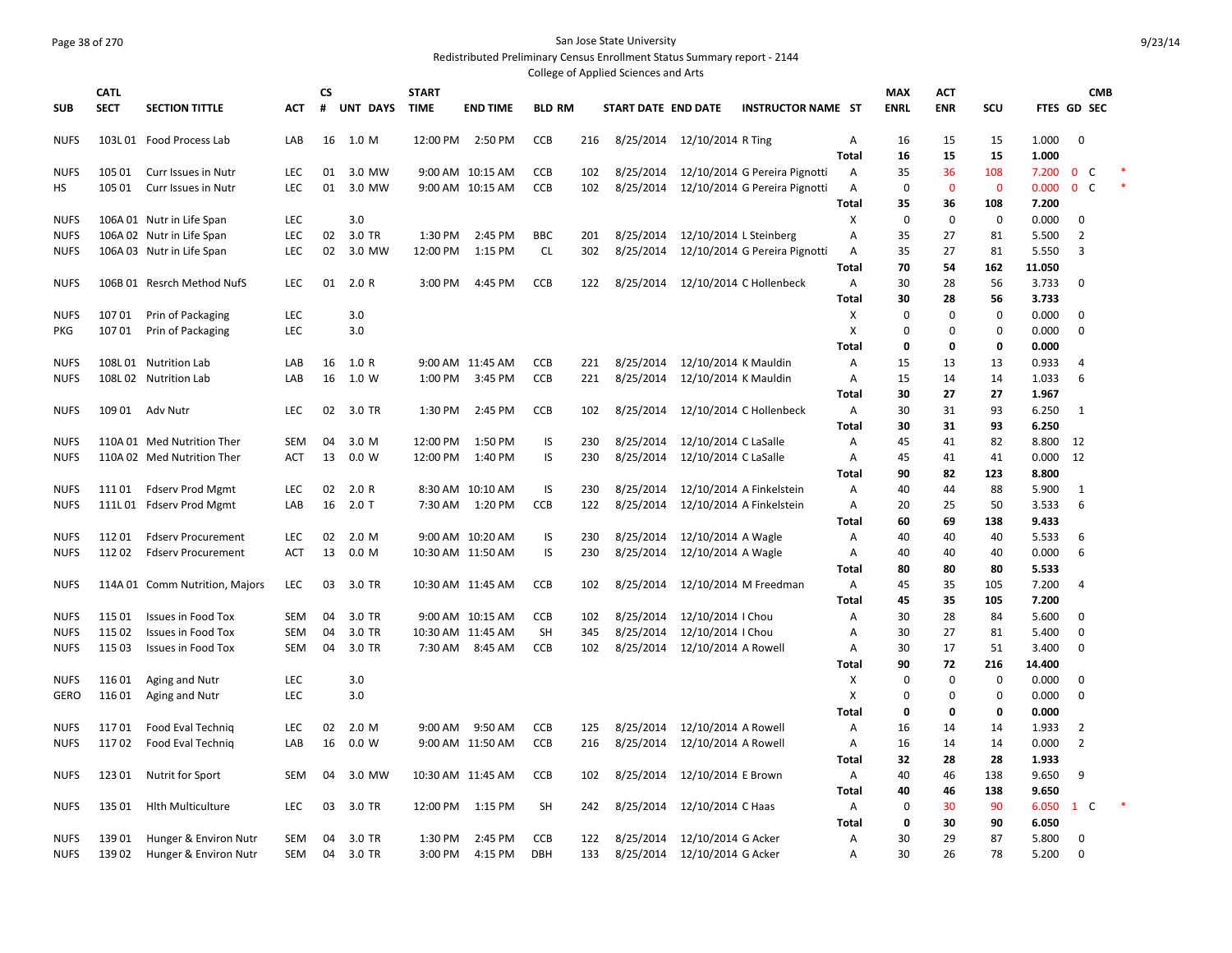San Jose State University

Redistributed Preliminary Census Enrollment Status Summary report - 2144

College of Applied Sciences and Arts

| SUB | CATL SECT | SECTION TITTLE | ACT | CS # | UNT | DAYS | START TIME | END TIME | BLD | RM | START DATE | END DATE | INSTRUCTOR NAME | ST | MAX ENRL | ACT ENR | SCU | FTES | GD | CMB SEC | |
|---|---|---|---|---|---|---|---|---|---|---|---|---|---|---|---|---|---|---|---|---|---|
| NUFS | 103L 01 | Food Process Lab | LAB | 16 | 1.0 | M | 12:00 PM | 2:50 PM | CCB | 216 | 8/25/2014 | 12/10/2014 | R Ting | A | 16 | 15 | 15 | 1.000 | 0 | | |
| | | | | | | | | | | | | | | Total | 16 | 15 | 15 | 1.000 | | | |
| NUFS | 105 01 | Curr Issues in Nutr | LEC | 01 | 3.0 | MW | 9:00 AM | 10:15 AM | CCB | 102 | 8/25/2014 | 12/10/2014 | G Pereira Pignotti | A | 35 | 36 | 108 | 7.200 | 0 | C | * |
| HS | 105 01 | Curr Issues in Nutr | LEC | 01 | 3.0 | MW | 9:00 AM | 10:15 AM | CCB | 102 | 8/25/2014 | 12/10/2014 | G Pereira Pignotti | A | 0 | 0 | 0 | 0.000 | 0 | C | * |
| | | | | | | | | | | | | | | Total | 35 | 36 | 108 | 7.200 | | | |
| NUFS | 106A 01 | Nutr in Life Span | LEC | | 3.0 | | | | | | | | | X | 0 | 0 | 0 | 0.000 | 0 | | |
| NUFS | 106A 02 | Nutr in Life Span | LEC | 02 | 3.0 | TR | 1:30 PM | 2:45 PM | BBC | 201 | 8/25/2014 | 12/10/2014 | L Steinberg | A | 35 | 27 | 81 | 5.500 | 2 | | |
| NUFS | 106A 03 | Nutr in Life Span | LEC | 02 | 3.0 | MW | 12:00 PM | 1:15 PM | CL | 302 | 8/25/2014 | 12/10/2014 | G Pereira Pignotti | A | 35 | 27 | 81 | 5.550 | 3 | | |
| | | | | | | | | | | | | | | Total | 70 | 54 | 162 | 11.050 | | | |
| NUFS | 106B 01 | Resrch Method NufS | LEC | 01 | 2.0 | R | 3:00 PM | 4:45 PM | CCB | 122 | 8/25/2014 | 12/10/2014 | C Hollenbeck | A | 30 | 28 | 56 | 3.733 | 0 | | |
| | | | | | | | | | | | | | | Total | 30 | 28 | 56 | 3.733 | | | |
| NUFS | 107 01 | Prin of Packaging | LEC | | 3.0 | | | | | | | | | X | 0 | 0 | 0 | 0.000 | 0 | | |
| PKG | 107 01 | Prin of Packaging | LEC | | 3.0 | | | | | | | | | X | 0 | 0 | 0 | 0.000 | 0 | | |
| | | | | | | | | | | | | | | Total | 0 | 0 | 0 | 0.000 | | | |
| NUFS | 108L 01 | Nutrition Lab | LAB | 16 | 1.0 | R | 9:00 AM | 11:45 AM | CCB | 221 | 8/25/2014 | 12/10/2014 | K Mauldin | A | 15 | 13 | 13 | 0.933 | 4 | | |
| NUFS | 108L 02 | Nutrition Lab | LAB | 16 | 1.0 | W | 1:00 PM | 3:45 PM | CCB | 221 | 8/25/2014 | 12/10/2014 | K Mauldin | A | 15 | 14 | 14 | 1.033 | 6 | | |
| | | | | | | | | | | | | | | Total | 30 | 27 | 27 | 1.967 | | | |
| NUFS | 109 01 | Adv Nutr | LEC | 02 | 3.0 | TR | 1:30 PM | 2:45 PM | CCB | 102 | 8/25/2014 | 12/10/2014 | C Hollenbeck | A | 30 | 31 | 93 | 6.250 | 1 | | |
| | | | | | | | | | | | | | | Total | 30 | 31 | 93 | 6.250 | | | |
| NUFS | 110A 01 | Med Nutrition Ther | SEM | 04 | 3.0 | M | 12:00 PM | 1:50 PM | IS | 230 | 8/25/2014 | 12/10/2014 | C LaSalle | A | 45 | 41 | 82 | 8.800 | 12 | | |
| NUFS | 110A 02 | Med Nutrition Ther | ACT | 13 | 0.0 | W | 12:00 PM | 1:40 PM | IS | 230 | 8/25/2014 | 12/10/2014 | C LaSalle | A | 45 | 41 | 41 | 0.000 | 12 | | |
| | | | | | | | | | | | | | | Total | 90 | 82 | 123 | 8.800 | | | |
| NUFS | 111 01 | Fdserv Prod Mgmt | LEC | 02 | 2.0 | R | 8:30 AM | 10:10 AM | IS | 230 | 8/25/2014 | 12/10/2014 | A Finkelstein | A | 40 | 44 | 88 | 5.900 | 1 | | |
| NUFS | 111L 01 | Fdserv Prod Mgmt | LAB | 16 | 2.0 | T | 7:30 AM | 1:20 PM | CCB | 122 | 8/25/2014 | 12/10/2014 | A Finkelstein | A | 20 | 25 | 50 | 3.533 | 6 | | |
| | | | | | | | | | | | | | | Total | 60 | 69 | 138 | 9.433 | | | |
| NUFS | 112 01 | Fdserv Procurement | LEC | 02 | 2.0 | M | 9:00 AM | 10:20 AM | IS | 230 | 8/25/2014 | 12/10/2014 | A Wagle | A | 40 | 40 | 40 | 5.533 | 6 | | |
| NUFS | 112 02 | Fdserv Procurement | ACT | 13 | 0.0 | M | 10:30 AM | 11:50 AM | IS | 230 | 8/25/2014 | 12/10/2014 | A Wagle | A | 40 | 40 | 40 | 0.000 | 6 | | |
| | | | | | | | | | | | | | | Total | 80 | 80 | 80 | 5.533 | | | |
| NUFS | 114A 01 | Comm Nutrition, Majors | LEC | 03 | 3.0 | TR | 10:30 AM | 11:45 AM | CCB | 102 | 8/25/2014 | 12/10/2014 | M Freedman | A | 45 | 35 | 105 | 7.200 | 4 | | |
| | | | | | | | | | | | | | | Total | 45 | 35 | 105 | 7.200 | | | |
| NUFS | 115 01 | Issues in Food Tox | SEM | 04 | 3.0 | TR | 9:00 AM | 10:15 AM | CCB | 102 | 8/25/2014 | 12/10/2014 | I Chou | A | 30 | 28 | 84 | 5.600 | 0 | | |
| NUFS | 115 02 | Issues in Food Tox | SEM | 04 | 3.0 | TR | 10:30 AM | 11:45 AM | SH | 345 | 8/25/2014 | 12/10/2014 | I Chou | A | 30 | 27 | 81 | 5.400 | 0 | | |
| NUFS | 115 03 | Issues in Food Tox | SEM | 04 | 3.0 | TR | 7:30 AM | 8:45 AM | CCB | 102 | 8/25/2014 | 12/10/2014 | A Rowell | A | 30 | 17 | 51 | 3.400 | 0 | | |
| | | | | | | | | | | | | | | Total | 90 | 72 | 216 | 14.400 | | | |
| NUFS | 116 01 | Aging and Nutr | LEC | | 3.0 | | | | | | | | | X | 0 | 0 | 0 | 0.000 | 0 | | |
| GERO | 116 01 | Aging and Nutr | LEC | | 3.0 | | | | | | | | | X | 0 | 0 | 0 | 0.000 | 0 | | |
| | | | | | | | | | | | | | | Total | 0 | 0 | 0 | 0.000 | | | |
| NUFS | 117 01 | Food Eval Techniq | LEC | 02 | 2.0 | M | 9:00 AM | 9:50 AM | CCB | 125 | 8/25/2014 | 12/10/2014 | A Rowell | A | 16 | 14 | 14 | 1.933 | 2 | | |
| NUFS | 117 02 | Food Eval Techniq | LAB | 16 | 0.0 | W | 9:00 AM | 11:50 AM | CCB | 216 | 8/25/2014 | 12/10/2014 | A Rowell | A | 16 | 14 | 14 | 0.000 | 2 | | |
| | | | | | | | | | | | | | | Total | 32 | 28 | 28 | 1.933 | | | |
| NUFS | 123 01 | Nutrit for Sport | SEM | 04 | 3.0 | MW | 10:30 AM | 11:45 AM | CCB | 102 | 8/25/2014 | 12/10/2014 | E Brown | A | 40 | 46 | 138 | 9.650 | 9 | | |
| | | | | | | | | | | | | | | Total | 40 | 46 | 138 | 9.650 | | | |
| NUFS | 135 01 | Hlth Multiculture | LEC | 03 | 3.0 | TR | 12:00 PM | 1:15 PM | SH | 242 | 8/25/2014 | 12/10/2014 | C Haas | A | 0 | 30 | 90 | 6.050 | 1 | C | * |
| | | | | | | | | | | | | | | Total | 0 | 30 | 90 | 6.050 | | | |
| NUFS | 139 01 | Hunger & Environ Nutr | SEM | 04 | 3.0 | TR | 1:30 PM | 2:45 PM | CCB | 122 | 8/25/2014 | 12/10/2014 | G Acker | A | 30 | 29 | 87 | 5.800 | 0 | | |
| NUFS | 139 02 | Hunger & Environ Nutr | SEM | 04 | 3.0 | TR | 3:00 PM | 4:15 PM | DBH | 133 | 8/25/2014 | 12/10/2014 | G Acker | A | 30 | 26 | 78 | 5.200 | 0 | | |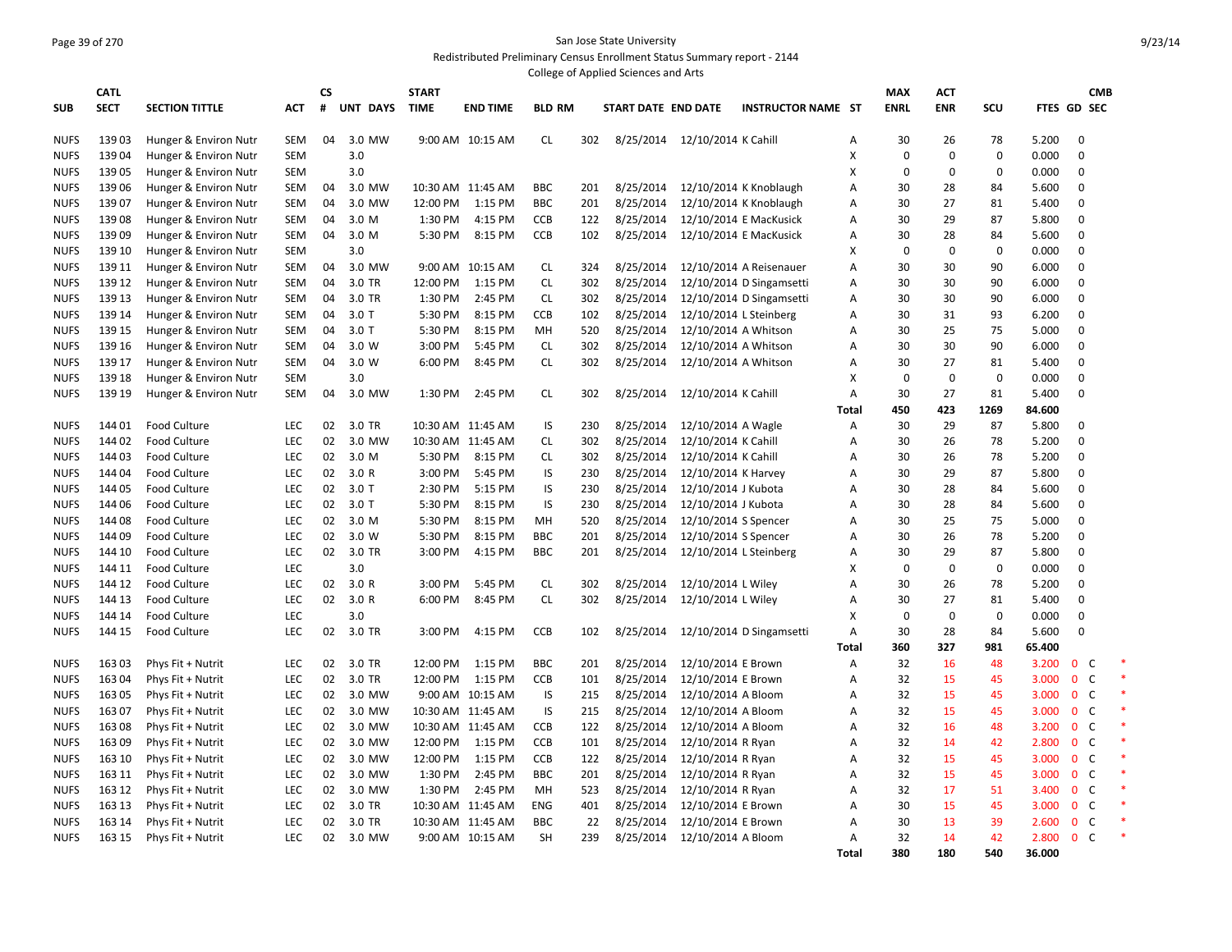San Jose State University

Redistributed Preliminary Census Enrollment Status Summary report - 2144

College of Applied Sciences and Arts

| SUB | CATL SECT | SECTION TITTLE | ACT | CS # | UNT | DAYS | START TIME | END TIME | BLD | RM | START DATE | END DATE | INSTRUCTOR NAME | ST | MAX ENRL | ACT ENR | SCU | FTES | GD | CMB SEC | |
|---|---|---|---|---|---|---|---|---|---|---|---|---|---|---|---|---|---|---|---|---|---|
| NUFS | 139 03 | Hunger & Environ Nutr | SEM | 04 | 3.0 | MW | 9:00 AM | 10:15 AM | CL | 302 | 8/25/2014 | 12/10/2014 | K Cahill | A | 30 | 26 | 78 | 5.200 | 0 | | |
| NUFS | 139 04 | Hunger & Environ Nutr | SEM | | 3.0 | | | | | | | | | X | 0 | 0 | 0 | 0.000 | 0 | | |
| NUFS | 139 05 | Hunger & Environ Nutr | SEM | | 3.0 | | | | | | | | | X | 0 | 0 | 0 | 0.000 | 0 | | |
| NUFS | 139 06 | Hunger & Environ Nutr | SEM | 04 | 3.0 | MW | 10:30 AM | 11:45 AM | BBC | 201 | 8/25/2014 | 12/10/2014 | K Knoblaugh | A | 30 | 28 | 84 | 5.600 | 0 | | |
| NUFS | 139 07 | Hunger & Environ Nutr | SEM | 04 | 3.0 | MW | 12:00 PM | 1:15 PM | BBC | 201 | 8/25/2014 | 12/10/2014 | K Knoblaugh | A | 30 | 27 | 81 | 5.400 | 0 | | |
| NUFS | 139 08 | Hunger & Environ Nutr | SEM | 04 | 3.0 | M | 1:30 PM | 4:15 PM | CCB | 122 | 8/25/2014 | 12/10/2014 | E MacKusick | A | 30 | 29 | 87 | 5.800 | 0 | | |
| NUFS | 139 09 | Hunger & Environ Nutr | SEM | 04 | 3.0 | M | 5:30 PM | 8:15 PM | CCB | 102 | 8/25/2014 | 12/10/2014 | E MacKusick | A | 30 | 28 | 84 | 5.600 | 0 | | |
| NUFS | 139 10 | Hunger & Environ Nutr | SEM | | 3.0 | | | | | | | | | X | 0 | 0 | 0 | 0.000 | 0 | | |
| NUFS | 139 11 | Hunger & Environ Nutr | SEM | 04 | 3.0 | MW | 9:00 AM | 10:15 AM | CL | 324 | 8/25/2014 | 12/10/2014 | A Reisenauer | A | 30 | 30 | 90 | 6.000 | 0 | | |
| NUFS | 139 12 | Hunger & Environ Nutr | SEM | 04 | 3.0 | TR | 12:00 PM | 1:15 PM | CL | 302 | 8/25/2014 | 12/10/2014 | D Singamsetti | A | 30 | 30 | 90 | 6.000 | 0 | | |
| NUFS | 139 13 | Hunger & Environ Nutr | SEM | 04 | 3.0 | TR | 1:30 PM | 2:45 PM | CL | 302 | 8/25/2014 | 12/10/2014 | D Singamsetti | A | 30 | 30 | 90 | 6.000 | 0 | | |
| NUFS | 139 14 | Hunger & Environ Nutr | SEM | 04 | 3.0 | T | 5:30 PM | 8:15 PM | CCB | 102 | 8/25/2014 | 12/10/2014 | L Steinberg | A | 30 | 31 | 93 | 6.200 | 0 | | |
| NUFS | 139 15 | Hunger & Environ Nutr | SEM | 04 | 3.0 | T | 5:30 PM | 8:15 PM | MH | 520 | 8/25/2014 | 12/10/2014 | A Whitson | A | 30 | 25 | 75 | 5.000 | 0 | | |
| NUFS | 139 16 | Hunger & Environ Nutr | SEM | 04 | 3.0 | W | 3:00 PM | 5:45 PM | CL | 302 | 8/25/2014 | 12/10/2014 | A Whitson | A | 30 | 30 | 90 | 6.000 | 0 | | |
| NUFS | 139 17 | Hunger & Environ Nutr | SEM | 04 | 3.0 | W | 6:00 PM | 8:45 PM | CL | 302 | 8/25/2014 | 12/10/2014 | A Whitson | A | 30 | 27 | 81 | 5.400 | 0 | | |
| NUFS | 139 18 | Hunger & Environ Nutr | SEM | | 3.0 | | | | | | | | | X | 0 | 0 | 0 | 0.000 | 0 | | |
| NUFS | 139 19 | Hunger & Environ Nutr | SEM | 04 | 3.0 | MW | 1:30 PM | 2:45 PM | CL | 302 | 8/25/2014 | 12/10/2014 | K Cahill | A | 30 | 27 | 81 | 5.400 | 0 | | |
| | | | | | | | | | | | | | | Total | 450 | 423 | 1269 | 84.600 | | | |
| NUFS | 144 01 | Food Culture | LEC | 02 | 3.0 | TR | 10:30 AM | 11:45 AM | IS | 230 | 8/25/2014 | 12/10/2014 | A Wagle | A | 30 | 29 | 87 | 5.800 | 0 | | |
| NUFS | 144 02 | Food Culture | LEC | 02 | 3.0 | MW | 10:30 AM | 11:45 AM | CL | 302 | 8/25/2014 | 12/10/2014 | K Cahill | A | 30 | 26 | 78 | 5.200 | 0 | | |
| NUFS | 144 03 | Food Culture | LEC | 02 | 3.0 | M | 5:30 PM | 8:15 PM | CL | 302 | 8/25/2014 | 12/10/2014 | K Cahill | A | 30 | 26 | 78 | 5.200 | 0 | | |
| NUFS | 144 04 | Food Culture | LEC | 02 | 3.0 | R | 3:00 PM | 5:45 PM | IS | 230 | 8/25/2014 | 12/10/2014 | K Harvey | A | 30 | 29 | 87 | 5.800 | 0 | | |
| NUFS | 144 05 | Food Culture | LEC | 02 | 3.0 | T | 2:30 PM | 5:15 PM | IS | 230 | 8/25/2014 | 12/10/2014 | J Kubota | A | 30 | 28 | 84 | 5.600 | 0 | | |
| NUFS | 144 06 | Food Culture | LEC | 02 | 3.0 | T | 5:30 PM | 8:15 PM | IS | 230 | 8/25/2014 | 12/10/2014 | J Kubota | A | 30 | 28 | 84 | 5.600 | 0 | | |
| NUFS | 144 08 | Food Culture | LEC | 02 | 3.0 | M | 5:30 PM | 8:15 PM | MH | 520 | 8/25/2014 | 12/10/2014 | S Spencer | A | 30 | 25 | 75 | 5.000 | 0 | | |
| NUFS | 144 09 | Food Culture | LEC | 02 | 3.0 | W | 5:30 PM | 8:15 PM | BBC | 201 | 8/25/2014 | 12/10/2014 | S Spencer | A | 30 | 26 | 78 | 5.200 | 0 | | |
| NUFS | 144 10 | Food Culture | LEC | 02 | 3.0 | TR | 3:00 PM | 4:15 PM | BBC | 201 | 8/25/2014 | 12/10/2014 | L Steinberg | A | 30 | 29 | 87 | 5.800 | 0 | | |
| NUFS | 144 11 | Food Culture | LEC | | 3.0 | | | | | | | | | X | 0 | 0 | 0 | 0.000 | 0 | | |
| NUFS | 144 12 | Food Culture | LEC | 02 | 3.0 | R | 3:00 PM | 5:45 PM | CL | 302 | 8/25/2014 | 12/10/2014 | L Wiley | A | 30 | 26 | 78 | 5.200 | 0 | | |
| NUFS | 144 13 | Food Culture | LEC | 02 | 3.0 | R | 6:00 PM | 8:45 PM | CL | 302 | 8/25/2014 | 12/10/2014 | L Wiley | A | 30 | 27 | 81 | 5.400 | 0 | | |
| NUFS | 144 14 | Food Culture | LEC | | 3.0 | | | | | | | | | X | 0 | 0 | 0 | 0.000 | 0 | | |
| NUFS | 144 15 | Food Culture | LEC | 02 | 3.0 | TR | 3:00 PM | 4:15 PM | CCB | 102 | 8/25/2014 | 12/10/2014 | D Singamsetti | A | 30 | 28 | 84 | 5.600 | 0 | | |
| | | | | | | | | | | | | | | Total | 360 | 327 | 981 | 65.400 | | | |
| NUFS | 163 03 | Phys Fit + Nutrit | LEC | 02 | 3.0 | TR | 12:00 PM | 1:15 PM | BBC | 201 | 8/25/2014 | 12/10/2014 | E Brown | A | 32 | 16 | 48 | 3.200 | 0 | C | * |
| NUFS | 163 04 | Phys Fit + Nutrit | LEC | 02 | 3.0 | TR | 12:00 PM | 1:15 PM | CCB | 101 | 8/25/2014 | 12/10/2014 | E Brown | A | 32 | 15 | 45 | 3.000 | 0 | C | * |
| NUFS | 163 05 | Phys Fit + Nutrit | LEC | 02 | 3.0 | MW | 9:00 AM | 10:15 AM | IS | 215 | 8/25/2014 | 12/10/2014 | A Bloom | A | 32 | 15 | 45 | 3.000 | 0 | C | * |
| NUFS | 163 07 | Phys Fit + Nutrit | LEC | 02 | 3.0 | MW | 10:30 AM | 11:45 AM | IS | 215 | 8/25/2014 | 12/10/2014 | A Bloom | A | 32 | 15 | 45 | 3.000 | 0 | C | * |
| NUFS | 163 08 | Phys Fit + Nutrit | LEC | 02 | 3.0 | MW | 10:30 AM | 11:45 AM | CCB | 122 | 8/25/2014 | 12/10/2014 | A Bloom | A | 32 | 16 | 48 | 3.200 | 0 | C | * |
| NUFS | 163 09 | Phys Fit + Nutrit | LEC | 02 | 3.0 | MW | 12:00 PM | 1:15 PM | CCB | 101 | 8/25/2014 | 12/10/2014 | R Ryan | A | 32 | 14 | 42 | 2.800 | 0 | C | * |
| NUFS | 163 10 | Phys Fit + Nutrit | LEC | 02 | 3.0 | MW | 12:00 PM | 1:15 PM | CCB | 122 | 8/25/2014 | 12/10/2014 | R Ryan | A | 32 | 15 | 45 | 3.000 | 0 | C | * |
| NUFS | 163 11 | Phys Fit + Nutrit | LEC | 02 | 3.0 | MW | 1:30 PM | 2:45 PM | BBC | 201 | 8/25/2014 | 12/10/2014 | R Ryan | A | 32 | 15 | 45 | 3.000 | 0 | C | * |
| NUFS | 163 12 | Phys Fit + Nutrit | LEC | 02 | 3.0 | MW | 1:30 PM | 2:45 PM | MH | 523 | 8/25/2014 | 12/10/2014 | R Ryan | A | 32 | 17 | 51 | 3.400 | 0 | C | * |
| NUFS | 163 13 | Phys Fit + Nutrit | LEC | 02 | 3.0 | TR | 10:30 AM | 11:45 AM | ENG | 401 | 8/25/2014 | 12/10/2014 | E Brown | A | 30 | 15 | 45 | 3.000 | 0 | C | * |
| NUFS | 163 14 | Phys Fit + Nutrit | LEC | 02 | 3.0 | TR | 10:30 AM | 11:45 AM | BBC | 22 | 8/25/2014 | 12/10/2014 | E Brown | A | 30 | 13 | 39 | 2.600 | 0 | C | * |
| NUFS | 163 15 | Phys Fit + Nutrit | LEC | 02 | 3.0 | MW | 9:00 AM | 10:15 AM | SH | 239 | 8/25/2014 | 12/10/2014 | A Bloom | A | 32 | 14 | 42 | 2.800 | 0 | C | * |
| | | | | | | | | | | | | | | Total | 380 | 180 | 540 | 36.000 | | | |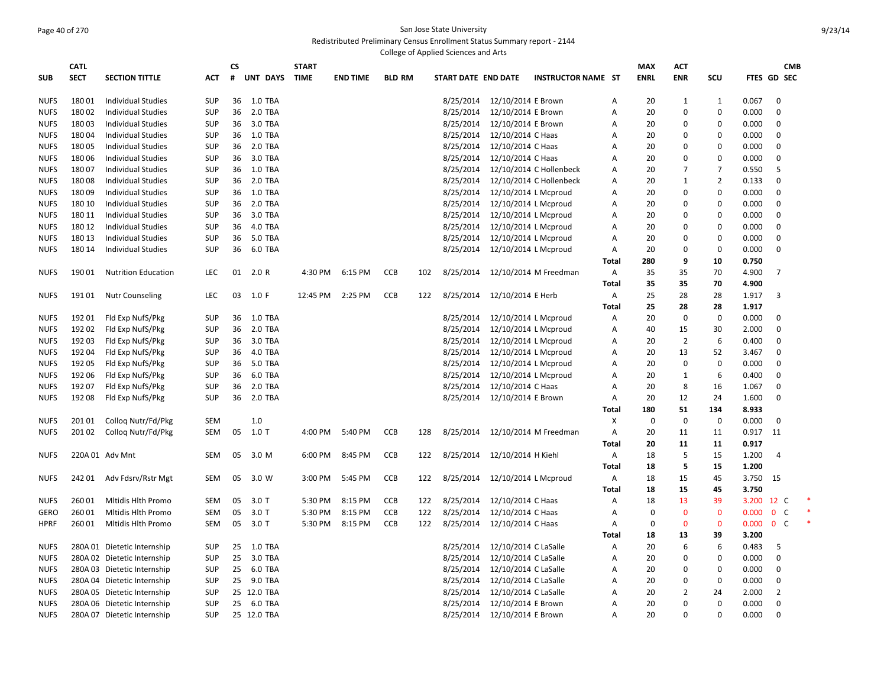San Jose State University

Redistributed Preliminary Census Enrollment Status Summary report - 2144

College of Applied Sciences and Arts

| SUB | CATL SECT | SECTION TITTLE | ACT | CS # | UNT | DAYS | START TIME | END TIME | BLD | RM | START DATE | END DATE | INSTRUCTOR NAME | ST | MAX ENRL | ACT ENR | SCU | FTES | GD | CMB SEC | |
|---|---|---|---|---|---|---|---|---|---|---|---|---|---|---|---|---|---|---|---|---|---|
| NUFS | 180 01 | Individual Studies | SUP | 36 | 1.0 | TBA | | | | | 8/25/2014 | 12/10/2014 | E Brown | A | 20 | 1 | 1 | 0.067 | 0 | | |
| NUFS | 180 02 | Individual Studies | SUP | 36 | 2.0 | TBA | | | | | 8/25/2014 | 12/10/2014 | E Brown | A | 20 | 0 | 0 | 0.000 | 0 | | |
| NUFS | 180 03 | Individual Studies | SUP | 36 | 3.0 | TBA | | | | | 8/25/2014 | 12/10/2014 | E Brown | A | 20 | 0 | 0 | 0.000 | 0 | | |
| NUFS | 180 04 | Individual Studies | SUP | 36 | 1.0 | TBA | | | | | 8/25/2014 | 12/10/2014 | C Haas | A | 20 | 0 | 0 | 0.000 | 0 | | |
| NUFS | 180 05 | Individual Studies | SUP | 36 | 2.0 | TBA | | | | | 8/25/2014 | 12/10/2014 | C Haas | A | 20 | 0 | 0 | 0.000 | 0 | | |
| NUFS | 180 06 | Individual Studies | SUP | 36 | 3.0 | TBA | | | | | 8/25/2014 | 12/10/2014 | C Haas | A | 20 | 0 | 0 | 0.000 | 0 | | |
| NUFS | 180 07 | Individual Studies | SUP | 36 | 1.0 | TBA | | | | | 8/25/2014 | 12/10/2014 | C Hollenbeck | A | 20 | 7 | 7 | 0.550 | 5 | | |
| NUFS | 180 08 | Individual Studies | SUP | 36 | 2.0 | TBA | | | | | 8/25/2014 | 12/10/2014 | C Hollenbeck | A | 20 | 1 | 2 | 0.133 | 0 | | |
| NUFS | 180 09 | Individual Studies | SUP | 36 | 1.0 | TBA | | | | | 8/25/2014 | 12/10/2014 | L Mcproud | A | 20 | 0 | 0 | 0.000 | 0 | | |
| NUFS | 180 10 | Individual Studies | SUP | 36 | 2.0 | TBA | | | | | 8/25/2014 | 12/10/2014 | L Mcproud | A | 20 | 0 | 0 | 0.000 | 0 | | |
| NUFS | 180 11 | Individual Studies | SUP | 36 | 3.0 | TBA | | | | | 8/25/2014 | 12/10/2014 | L Mcproud | A | 20 | 0 | 0 | 0.000 | 0 | | |
| NUFS | 180 12 | Individual Studies | SUP | 36 | 4.0 | TBA | | | | | 8/25/2014 | 12/10/2014 | L Mcproud | A | 20 | 0 | 0 | 0.000 | 0 | | |
| NUFS | 180 13 | Individual Studies | SUP | 36 | 5.0 | TBA | | | | | 8/25/2014 | 12/10/2014 | L Mcproud | A | 20 | 0 | 0 | 0.000 | 0 | | |
| NUFS | 180 14 | Individual Studies | SUP | 36 | 6.0 | TBA | | | | | 8/25/2014 | 12/10/2014 | L Mcproud | A | 20 | 0 | 0 | 0.000 | 0 | | |
| | | | | | | | | | | | | | | **Total** | **280** | **9** | **10** | **0.750** | | | |
| NUFS | 190 01 | Nutrition Education | LEC | 01 | 2.0 | R | 4:30 PM | 6:15 PM | CCB | 102 | 8/25/2014 | 12/10/2014 | M Freedman | A | 35 | 35 | 70 | 4.900 | 7 | | |
| | | | | | | | | | | | | | | **Total** | **35** | **35** | **70** | **4.900** | | | |
| NUFS | 191 01 | Nutr Counseling | LEC | 03 | 1.0 | F | 12:45 PM | 2:25 PM | CCB | 122 | 8/25/2014 | 12/10/2014 | E Herb | A | 25 | 28 | 28 | 1.917 | 3 | | |
| | | | | | | | | | | | | | | **Total** | **25** | **28** | **28** | **1.917** | | | |
| NUFS | 192 01 | Fld Exp NufS/Pkg | SUP | 36 | 1.0 | TBA | | | | | 8/25/2014 | 12/10/2014 | L Mcproud | A | 20 | 0 | 0 | 0.000 | 0 | | |
| NUFS | 192 02 | Fld Exp NufS/Pkg | SUP | 36 | 2.0 | TBA | | | | | 8/25/2014 | 12/10/2014 | L Mcproud | A | 40 | 15 | 30 | 2.000 | 0 | | |
| NUFS | 192 03 | Fld Exp NufS/Pkg | SUP | 36 | 3.0 | TBA | | | | | 8/25/2014 | 12/10/2014 | L Mcproud | A | 20 | 2 | 6 | 0.400 | 0 | | |
| NUFS | 192 04 | Fld Exp NufS/Pkg | SUP | 36 | 4.0 | TBA | | | | | 8/25/2014 | 12/10/2014 | L Mcproud | A | 20 | 13 | 52 | 3.467 | 0 | | |
| NUFS | 192 05 | Fld Exp NufS/Pkg | SUP | 36 | 5.0 | TBA | | | | | 8/25/2014 | 12/10/2014 | L Mcproud | A | 20 | 0 | 0 | 0.000 | 0 | | |
| NUFS | 192 06 | Fld Exp NufS/Pkg | SUP | 36 | 6.0 | TBA | | | | | 8/25/2014 | 12/10/2014 | L Mcproud | A | 20 | 1 | 6 | 0.400 | 0 | | |
| NUFS | 192 07 | Fld Exp NufS/Pkg | SUP | 36 | 2.0 | TBA | | | | | 8/25/2014 | 12/10/2014 | C Haas | A | 20 | 8 | 16 | 1.067 | 0 | | |
| NUFS | 192 08 | Fld Exp NufS/Pkg | SUP | 36 | 2.0 | TBA | | | | | 8/25/2014 | 12/10/2014 | E Brown | A | 20 | 12 | 24 | 1.600 | 0 | | |
| | | | | | | | | | | | | | | **Total** | **180** | **51** | **134** | **8.933** | | | |
| NUFS | 201 01 | Colloq Nutr/Fd/Pkg | SEM | | 1.0 | | | | | | | | | X | 0 | 0 | 0 | 0.000 | 0 | | |
| NUFS | 201 02 | Colloq Nutr/Fd/Pkg | SEM | 05 | 1.0 | T | 4:00 PM | 5:40 PM | CCB | 128 | 8/25/2014 | 12/10/2014 | M Freedman | A | 20 | 11 | 11 | 0.917 | 11 | | |
| | | | | | | | | | | | | | | **Total** | **20** | **11** | **11** | **0.917** | | | |
| NUFS | 220A 01 | Adv Mnt | SEM | 05 | 3.0 | M | 6:00 PM | 8:45 PM | CCB | 122 | 8/25/2014 | 12/10/2014 | H Kiehl | A | 18 | 5 | 15 | 1.200 | 4 | | |
| | | | | | | | | | | | | | | **Total** | **18** | **5** | **15** | **1.200** | | | |
| NUFS | 242 01 | Adv Fdsrv/Rstr Mgt | SEM | 05 | 3.0 | W | 3:00 PM | 5:45 PM | CCB | 122 | 8/25/2014 | 12/10/2014 | L Mcproud | A | 18 | 15 | 45 | 3.750 | 15 | | |
| | | | | | | | | | | | | | | **Total** | **18** | **15** | **45** | **3.750** | | | |
| NUFS | 260 01 | Mltidis Hlth Promo | SEM | 05 | 3.0 | T | 5:30 PM | 8:15 PM | CCB | 122 | 8/25/2014 | 12/10/2014 | C Haas | A | 18 | 13 | 39 | 3.200 | 12 | C | * |
| GERO | 260 01 | Mltidis Hlth Promo | SEM | 05 | 3.0 | T | 5:30 PM | 8:15 PM | CCB | 122 | 8/25/2014 | 12/10/2014 | C Haas | A | 0 | 0 | 0 | 0.000 | 0 | C | * |
| HPRF | 260 01 | Mltidis Hlth Promo | SEM | 05 | 3.0 | T | 5:30 PM | 8:15 PM | CCB | 122 | 8/25/2014 | 12/10/2014 | C Haas | A | 0 | 0 | 0 | 0.000 | 0 | C | * |
| | | | | | | | | | | | | | | **Total** | **18** | **13** | **39** | **3.200** | | | |
| NUFS | 280A 01 | Dietetic Internship | SUP | 25 | 1.0 | TBA | | | | | 8/25/2014 | 12/10/2014 | C LaSalle | A | 20 | 6 | 6 | 0.483 | 5 | | |
| NUFS | 280A 02 | Dietetic Internship | SUP | 25 | 3.0 | TBA | | | | | 8/25/2014 | 12/10/2014 | C LaSalle | A | 20 | 0 | 0 | 0.000 | 0 | | |
| NUFS | 280A 03 | Dietetic Internship | SUP | 25 | 6.0 | TBA | | | | | 8/25/2014 | 12/10/2014 | C LaSalle | A | 20 | 0 | 0 | 0.000 | 0 | | |
| NUFS | 280A 04 | Dietetic Internship | SUP | 25 | 9.0 | TBA | | | | | 8/25/2014 | 12/10/2014 | C LaSalle | A | 20 | 0 | 0 | 0.000 | 0 | | |
| NUFS | 280A 05 | Dietetic Internship | SUP | 25 | 12.0 | TBA | | | | | 8/25/2014 | 12/10/2014 | C LaSalle | A | 20 | 2 | 24 | 2.000 | 2 | | |
| NUFS | 280A 06 | Dietetic Internship | SUP | 25 | 6.0 | TBA | | | | | 8/25/2014 | 12/10/2014 | E Brown | A | 20 | 0 | 0 | 0.000 | 0 | | |
| NUFS | 280A 07 | Dietetic Internship | SUP | 25 | 12.0 | TBA | | | | | 8/25/2014 | 12/10/2014 | E Brown | A | 20 | 0 | 0 | 0.000 | 0 | | |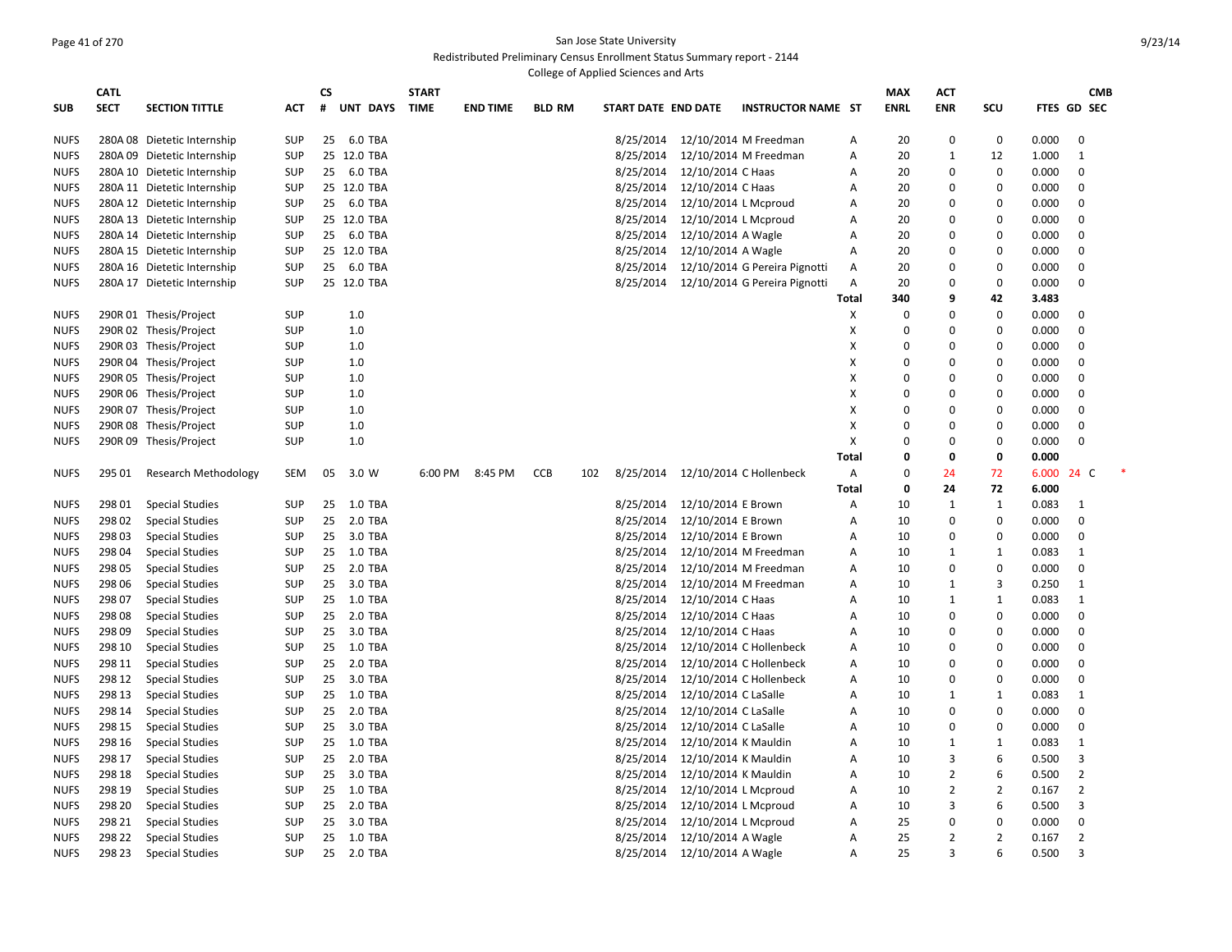San Jose State University

Redistributed Preliminary Census Enrollment Status Summary report - 2144

College of Applied Sciences and Arts

| SUB | CATL SECT | SECTION TITTLE | ACT | CS # | UNT | DAYS | START TIME | END TIME | BLD | RM | START DATE | END DATE | INSTRUCTOR NAME | ST | MAX ENRL | ACT ENR | SCU | FTES | GD | CMB SEC |
|---|---|---|---|---|---|---|---|---|---|---|---|---|---|---|---|---|---|---|---|---|
| NUFS | 280A 08 | Dietetic Internship | SUP | 25 | 6.0 | TBA | | | | | 8/25/2014 | 12/10/2014 | M Freedman | A | 20 | 0 | 0 | 0.000 | 0 | |
| NUFS | 280A 09 | Dietetic Internship | SUP | 25 | 12.0 | TBA | | | | | 8/25/2014 | 12/10/2014 | M Freedman | A | 20 | 1 | 12 | 1.000 | 1 | |
| NUFS | 280A 10 | Dietetic Internship | SUP | 25 | 6.0 | TBA | | | | | 8/25/2014 | 12/10/2014 | C Haas | A | 20 | 0 | 0 | 0.000 | 0 | |
| NUFS | 280A 11 | Dietetic Internship | SUP | 25 | 12.0 | TBA | | | | | 8/25/2014 | 12/10/2014 | C Haas | A | 20 | 0 | 0 | 0.000 | 0 | |
| NUFS | 280A 12 | Dietetic Internship | SUP | 25 | 6.0 | TBA | | | | | 8/25/2014 | 12/10/2014 | L Mcproud | A | 20 | 0 | 0 | 0.000 | 0 | |
| NUFS | 280A 13 | Dietetic Internship | SUP | 25 | 12.0 | TBA | | | | | 8/25/2014 | 12/10/2014 | L Mcproud | A | 20 | 0 | 0 | 0.000 | 0 | |
| NUFS | 280A 14 | Dietetic Internship | SUP | 25 | 6.0 | TBA | | | | | 8/25/2014 | 12/10/2014 | A Wagle | A | 20 | 0 | 0 | 0.000 | 0 | |
| NUFS | 280A 15 | Dietetic Internship | SUP | 25 | 12.0 | TBA | | | | | 8/25/2014 | 12/10/2014 | A Wagle | A | 20 | 0 | 0 | 0.000 | 0 | |
| NUFS | 280A 16 | Dietetic Internship | SUP | 25 | 6.0 | TBA | | | | | 8/25/2014 | 12/10/2014 | G Pereira Pignotti | A | 20 | 0 | 0 | 0.000 | 0 | |
| NUFS | 280A 17 | Dietetic Internship | SUP | 25 | 12.0 | TBA | | | | | 8/25/2014 | 12/10/2014 | G Pereira Pignotti | A | 20 | 0 | 0 | 0.000 | 0 | |
| | | | | | | | | | | | | | | **Total** | **340** | **9** | **42** | **3.483** | | |
| NUFS | 290R 01 | Thesis/Project | SUP | | 1.0 | | | | | | | | | X | 0 | 0 | 0 | 0.000 | 0 | |
| NUFS | 290R 02 | Thesis/Project | SUP | | 1.0 | | | | | | | | | X | 0 | 0 | 0 | 0.000 | 0 | |
| NUFS | 290R 03 | Thesis/Project | SUP | | 1.0 | | | | | | | | | X | 0 | 0 | 0 | 0.000 | 0 | |
| NUFS | 290R 04 | Thesis/Project | SUP | | 1.0 | | | | | | | | | X | 0 | 0 | 0 | 0.000 | 0 | |
| NUFS | 290R 05 | Thesis/Project | SUP | | 1.0 | | | | | | | | | X | 0 | 0 | 0 | 0.000 | 0 | |
| NUFS | 290R 06 | Thesis/Project | SUP | | 1.0 | | | | | | | | | X | 0 | 0 | 0 | 0.000 | 0 | |
| NUFS | 290R 07 | Thesis/Project | SUP | | 1.0 | | | | | | | | | X | 0 | 0 | 0 | 0.000 | 0 | |
| NUFS | 290R 08 | Thesis/Project | SUP | | 1.0 | | | | | | | | | X | 0 | 0 | 0 | 0.000 | 0 | |
| NUFS | 290R 09 | Thesis/Project | SUP | | 1.0 | | | | | | | | | X | 0 | 0 | 0 | 0.000 | 0 | |
| | | | | | | | | | | | | | | **Total** | **0** | **0** | **0** | **0.000** | | |
| NUFS | 295 01 | Research Methodology | SEM | 05 | 3.0 | W | 6:00 PM | 8:45 PM | CCB | 102 | 8/25/2014 | 12/10/2014 | C Hollenbeck | A | 0 | 24 | 72 | 6.000 | 24 | C * |
| | | | | | | | | | | | | | | **Total** | **0** | **24** | **72** | **6.000** | | |
| NUFS | 298 01 | Special Studies | SUP | 25 | 1.0 | TBA | | | | | 8/25/2014 | 12/10/2014 | E Brown | A | 10 | 1 | 1 | 0.083 | 1 | |
| NUFS | 298 02 | Special Studies | SUP | 25 | 2.0 | TBA | | | | | 8/25/2014 | 12/10/2014 | E Brown | A | 10 | 0 | 0 | 0.000 | 0 | |
| NUFS | 298 03 | Special Studies | SUP | 25 | 3.0 | TBA | | | | | 8/25/2014 | 12/10/2014 | E Brown | A | 10 | 0 | 0 | 0.000 | 0 | |
| NUFS | 298 04 | Special Studies | SUP | 25 | 1.0 | TBA | | | | | 8/25/2014 | 12/10/2014 | M Freedman | A | 10 | 1 | 1 | 0.083 | 1 | |
| NUFS | 298 05 | Special Studies | SUP | 25 | 2.0 | TBA | | | | | 8/25/2014 | 12/10/2014 | M Freedman | A | 10 | 0 | 0 | 0.000 | 0 | |
| NUFS | 298 06 | Special Studies | SUP | 25 | 3.0 | TBA | | | | | 8/25/2014 | 12/10/2014 | M Freedman | A | 10 | 1 | 3 | 0.250 | 1 | |
| NUFS | 298 07 | Special Studies | SUP | 25 | 1.0 | TBA | | | | | 8/25/2014 | 12/10/2014 | C Haas | A | 10 | 1 | 1 | 0.083 | 1 | |
| NUFS | 298 08 | Special Studies | SUP | 25 | 2.0 | TBA | | | | | 8/25/2014 | 12/10/2014 | C Haas | A | 10 | 0 | 0 | 0.000 | 0 | |
| NUFS | 298 09 | Special Studies | SUP | 25 | 3.0 | TBA | | | | | 8/25/2014 | 12/10/2014 | C Haas | A | 10 | 0 | 0 | 0.000 | 0 | |
| NUFS | 298 10 | Special Studies | SUP | 25 | 1.0 | TBA | | | | | 8/25/2014 | 12/10/2014 | C Hollenbeck | A | 10 | 0 | 0 | 0.000 | 0 | |
| NUFS | 298 11 | Special Studies | SUP | 25 | 2.0 | TBA | | | | | 8/25/2014 | 12/10/2014 | C Hollenbeck | A | 10 | 0 | 0 | 0.000 | 0 | |
| NUFS | 298 12 | Special Studies | SUP | 25 | 3.0 | TBA | | | | | 8/25/2014 | 12/10/2014 | C Hollenbeck | A | 10 | 0 | 0 | 0.000 | 0 | |
| NUFS | 298 13 | Special Studies | SUP | 25 | 1.0 | TBA | | | | | 8/25/2014 | 12/10/2014 | C LaSalle | A | 10 | 1 | 1 | 0.083 | 1 | |
| NUFS | 298 14 | Special Studies | SUP | 25 | 2.0 | TBA | | | | | 8/25/2014 | 12/10/2014 | C LaSalle | A | 10 | 0 | 0 | 0.000 | 0 | |
| NUFS | 298 15 | Special Studies | SUP | 25 | 3.0 | TBA | | | | | 8/25/2014 | 12/10/2014 | C LaSalle | A | 10 | 0 | 0 | 0.000 | 0 | |
| NUFS | 298 16 | Special Studies | SUP | 25 | 1.0 | TBA | | | | | 8/25/2014 | 12/10/2014 | K Mauldin | A | 10 | 1 | 1 | 0.083 | 1 | |
| NUFS | 298 17 | Special Studies | SUP | 25 | 2.0 | TBA | | | | | 8/25/2014 | 12/10/2014 | K Mauldin | A | 10 | 3 | 6 | 0.500 | 3 | |
| NUFS | 298 18 | Special Studies | SUP | 25 | 3.0 | TBA | | | | | 8/25/2014 | 12/10/2014 | K Mauldin | A | 10 | 2 | 6 | 0.500 | 2 | |
| NUFS | 298 19 | Special Studies | SUP | 25 | 1.0 | TBA | | | | | 8/25/2014 | 12/10/2014 | L Mcproud | A | 10 | 2 | 2 | 0.167 | 2 | |
| NUFS | 298 20 | Special Studies | SUP | 25 | 2.0 | TBA | | | | | 8/25/2014 | 12/10/2014 | L Mcproud | A | 10 | 3 | 6 | 0.500 | 3 | |
| NUFS | 298 21 | Special Studies | SUP | 25 | 3.0 | TBA | | | | | 8/25/2014 | 12/10/2014 | L Mcproud | A | 25 | 0 | 0 | 0.000 | 0 | |
| NUFS | 298 22 | Special Studies | SUP | 25 | 1.0 | TBA | | | | | 8/25/2014 | 12/10/2014 | A Wagle | A | 25 | 2 | 2 | 0.167 | 2 | |
| NUFS | 298 23 | Special Studies | SUP | 25 | 2.0 | TBA | | | | | 8/25/2014 | 12/10/2014 | A Wagle | A | 25 | 3 | 6 | 0.500 | 3 | |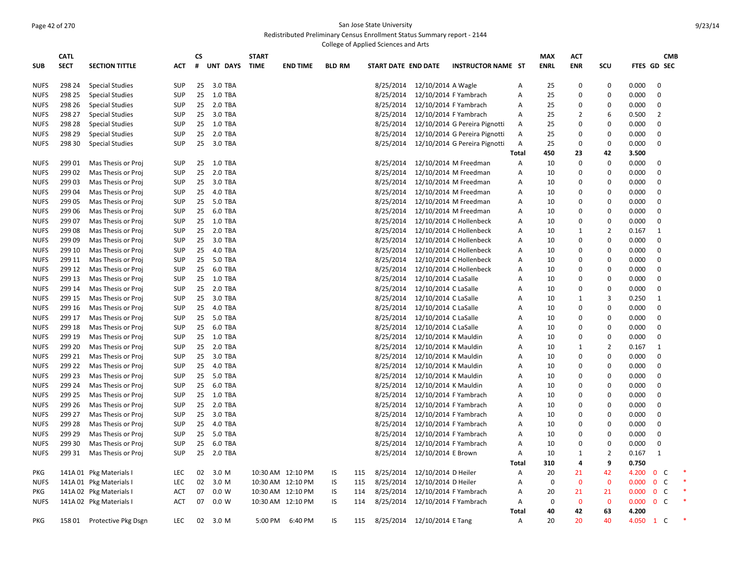San Jose State University

Redistributed Preliminary Census Enrollment Status Summary report - 2144

College of Applied Sciences and Arts

| SUB | CATL SECT | SECTION TITTLE | ACT | CS # | UNT | DAYS | START TIME | END TIME | BLD | RM | START DATE | END DATE | INSTRUCTOR NAME | ST | MAX ENRL | ACT ENR | SCU | FTES | GD | CMB SEC | |
|---|---|---|---|---|---|---|---|---|---|---|---|---|---|---|---|---|---|---|---|---|---|
| NUFS | 298 24 | Special Studies | SUP | 25 | 3.0 | TBA | | | | | 8/25/2014 | 12/10/2014 | A Wagle | A | 25 | 0 | 0 | 0.000 | 0 | | |
| NUFS | 298 25 | Special Studies | SUP | 25 | 1.0 | TBA | | | | | 8/25/2014 | 12/10/2014 | F Yambrach | A | 25 | 0 | 0 | 0.000 | 0 | | |
| NUFS | 298 26 | Special Studies | SUP | 25 | 2.0 | TBA | | | | | 8/25/2014 | 12/10/2014 | F Yambrach | A | 25 | 0 | 0 | 0.000 | 0 | | |
| NUFS | 298 27 | Special Studies | SUP | 25 | 3.0 | TBA | | | | | 8/25/2014 | 12/10/2014 | F Yambrach | A | 25 | 2 | 6 | 0.500 | 2 | | |
| NUFS | 298 28 | Special Studies | SUP | 25 | 1.0 | TBA | | | | | 8/25/2014 | 12/10/2014 | G Pereira Pignotti | A | 25 | 0 | 0 | 0.000 | 0 | | |
| NUFS | 298 29 | Special Studies | SUP | 25 | 2.0 | TBA | | | | | 8/25/2014 | 12/10/2014 | G Pereira Pignotti | A | 25 | 0 | 0 | 0.000 | 0 | | |
| NUFS | 298 30 | Special Studies | SUP | 25 | 3.0 | TBA | | | | | 8/25/2014 | 12/10/2014 | G Pereira Pignotti | A | 25 | 0 | 0 | 0.000 | 0 | | |
| | | | | | | | | | | | | | | Total | 450 | 23 | 42 | 3.500 | | | |
| NUFS | 299 01 | Mas Thesis or Proj | SUP | 25 | 1.0 | TBA | | | | | 8/25/2014 | 12/10/2014 | M Freedman | A | 10 | 0 | 0 | 0.000 | 0 | | |
| NUFS | 299 02 | Mas Thesis or Proj | SUP | 25 | 2.0 | TBA | | | | | 8/25/2014 | 12/10/2014 | M Freedman | A | 10 | 0 | 0 | 0.000 | 0 | | |
| NUFS | 299 03 | Mas Thesis or Proj | SUP | 25 | 3.0 | TBA | | | | | 8/25/2014 | 12/10/2014 | M Freedman | A | 10 | 0 | 0 | 0.000 | 0 | | |
| NUFS | 299 04 | Mas Thesis or Proj | SUP | 25 | 4.0 | TBA | | | | | 8/25/2014 | 12/10/2014 | M Freedman | A | 10 | 0 | 0 | 0.000 | 0 | | |
| NUFS | 299 05 | Mas Thesis or Proj | SUP | 25 | 5.0 | TBA | | | | | 8/25/2014 | 12/10/2014 | M Freedman | A | 10 | 0 | 0 | 0.000 | 0 | | |
| NUFS | 299 06 | Mas Thesis or Proj | SUP | 25 | 6.0 | TBA | | | | | 8/25/2014 | 12/10/2014 | M Freedman | A | 10 | 0 | 0 | 0.000 | 0 | | |
| NUFS | 299 07 | Mas Thesis or Proj | SUP | 25 | 1.0 | TBA | | | | | 8/25/2014 | 12/10/2014 | C Hollenbeck | A | 10 | 0 | 0 | 0.000 | 0 | | |
| NUFS | 299 08 | Mas Thesis or Proj | SUP | 25 | 2.0 | TBA | | | | | 8/25/2014 | 12/10/2014 | C Hollenbeck | A | 10 | 1 | 2 | 0.167 | 1 | | |
| NUFS | 299 09 | Mas Thesis or Proj | SUP | 25 | 3.0 | TBA | | | | | 8/25/2014 | 12/10/2014 | C Hollenbeck | A | 10 | 0 | 0 | 0.000 | 0 | | |
| NUFS | 299 10 | Mas Thesis or Proj | SUP | 25 | 4.0 | TBA | | | | | 8/25/2014 | 12/10/2014 | C Hollenbeck | A | 10 | 0 | 0 | 0.000 | 0 | | |
| NUFS | 299 11 | Mas Thesis or Proj | SUP | 25 | 5.0 | TBA | | | | | 8/25/2014 | 12/10/2014 | C Hollenbeck | A | 10 | 0 | 0 | 0.000 | 0 | | |
| NUFS | 299 12 | Mas Thesis or Proj | SUP | 25 | 6.0 | TBA | | | | | 8/25/2014 | 12/10/2014 | C Hollenbeck | A | 10 | 0 | 0 | 0.000 | 0 | | |
| NUFS | 299 13 | Mas Thesis or Proj | SUP | 25 | 1.0 | TBA | | | | | 8/25/2014 | 12/10/2014 | C LaSalle | A | 10 | 0 | 0 | 0.000 | 0 | | |
| NUFS | 299 14 | Mas Thesis or Proj | SUP | 25 | 2.0 | TBA | | | | | 8/25/2014 | 12/10/2014 | C LaSalle | A | 10 | 0 | 0 | 0.000 | 0 | | |
| NUFS | 299 15 | Mas Thesis or Proj | SUP | 25 | 3.0 | TBA | | | | | 8/25/2014 | 12/10/2014 | C LaSalle | A | 10 | 1 | 3 | 0.250 | 1 | | |
| NUFS | 299 16 | Mas Thesis or Proj | SUP | 25 | 4.0 | TBA | | | | | 8/25/2014 | 12/10/2014 | C LaSalle | A | 10 | 0 | 0 | 0.000 | 0 | | |
| NUFS | 299 17 | Mas Thesis or Proj | SUP | 25 | 5.0 | TBA | | | | | 8/25/2014 | 12/10/2014 | C LaSalle | A | 10 | 0 | 0 | 0.000 | 0 | | |
| NUFS | 299 18 | Mas Thesis or Proj | SUP | 25 | 6.0 | TBA | | | | | 8/25/2014 | 12/10/2014 | C LaSalle | A | 10 | 0 | 0 | 0.000 | 0 | | |
| NUFS | 299 19 | Mas Thesis or Proj | SUP | 25 | 1.0 | TBA | | | | | 8/25/2014 | 12/10/2014 | K Mauldin | A | 10 | 0 | 0 | 0.000 | 0 | | |
| NUFS | 299 20 | Mas Thesis or Proj | SUP | 25 | 2.0 | TBA | | | | | 8/25/2014 | 12/10/2014 | K Mauldin | A | 10 | 1 | 2 | 0.167 | 1 | | |
| NUFS | 299 21 | Mas Thesis or Proj | SUP | 25 | 3.0 | TBA | | | | | 8/25/2014 | 12/10/2014 | K Mauldin | A | 10 | 0 | 0 | 0.000 | 0 | | |
| NUFS | 299 22 | Mas Thesis or Proj | SUP | 25 | 4.0 | TBA | | | | | 8/25/2014 | 12/10/2014 | K Mauldin | A | 10 | 0 | 0 | 0.000 | 0 | | |
| NUFS | 299 23 | Mas Thesis or Proj | SUP | 25 | 5.0 | TBA | | | | | 8/25/2014 | 12/10/2014 | K Mauldin | A | 10 | 0 | 0 | 0.000 | 0 | | |
| NUFS | 299 24 | Mas Thesis or Proj | SUP | 25 | 6.0 | TBA | | | | | 8/25/2014 | 12/10/2014 | K Mauldin | A | 10 | 0 | 0 | 0.000 | 0 | | |
| NUFS | 299 25 | Mas Thesis or Proj | SUP | 25 | 1.0 | TBA | | | | | 8/25/2014 | 12/10/2014 | F Yambrach | A | 10 | 0 | 0 | 0.000 | 0 | | |
| NUFS | 299 26 | Mas Thesis or Proj | SUP | 25 | 2.0 | TBA | | | | | 8/25/2014 | 12/10/2014 | F Yambrach | A | 10 | 0 | 0 | 0.000 | 0 | | |
| NUFS | 299 27 | Mas Thesis or Proj | SUP | 25 | 3.0 | TBA | | | | | 8/25/2014 | 12/10/2014 | F Yambrach | A | 10 | 0 | 0 | 0.000 | 0 | | |
| NUFS | 299 28 | Mas Thesis or Proj | SUP | 25 | 4.0 | TBA | | | | | 8/25/2014 | 12/10/2014 | F Yambrach | A | 10 | 0 | 0 | 0.000 | 0 | | |
| NUFS | 299 29 | Mas Thesis or Proj | SUP | 25 | 5.0 | TBA | | | | | 8/25/2014 | 12/10/2014 | F Yambrach | A | 10 | 0 | 0 | 0.000 | 0 | | |
| NUFS | 299 30 | Mas Thesis or Proj | SUP | 25 | 6.0 | TBA | | | | | 8/25/2014 | 12/10/2014 | F Yambrach | A | 10 | 0 | 0 | 0.000 | 0 | | |
| NUFS | 299 31 | Mas Thesis or Proj | SUP | 25 | 2.0 | TBA | | | | | 8/25/2014 | 12/10/2014 | E Brown | A | 10 | 1 | 2 | 0.167 | 1 | | |
| | | | | | | | | | | | | | | Total | 310 | 4 | 9 | 0.750 | | | |
| PKG | 141A 01 | Pkg Materials I | LEC | 02 | 3.0 | M | 10:30 AM | 12:10 PM | IS | 115 | 8/25/2014 | 12/10/2014 | D Heiler | A | 20 | 21 | 42 | 4.200 | 0 | C | * |
| NUFS | 141A 01 | Pkg Materials I | LEC | 02 | 3.0 | M | 10:30 AM | 12:10 PM | IS | 115 | 8/25/2014 | 12/10/2014 | D Heiler | A | 0 | 0 | 0 | 0.000 | 0 | C | * |
| PKG | 141A 02 | Pkg Materials I | ACT | 07 | 0.0 | W | 10:30 AM | 12:10 PM | IS | 114 | 8/25/2014 | 12/10/2014 | F Yambrach | A | 20 | 21 | 21 | 0.000 | 0 | C | * |
| NUFS | 141A 02 | Pkg Materials I | ACT | 07 | 0.0 | W | 10:30 AM | 12:10 PM | IS | 114 | 8/25/2014 | 12/10/2014 | F Yambrach | A | 0 | 0 | 0 | 0.000 | 0 | C | * |
| | | | | | | | | | | | | | | Total | 40 | 42 | 63 | 4.200 | | | |
| PKG | 158 01 | Protective Pkg Dsgn | LEC | 02 | 3.0 | M | 5:00 PM | 6:40 PM | IS | 115 | 8/25/2014 | 12/10/2014 | E Tang | A | 20 | 20 | 40 | 4.050 | 1 | C | * |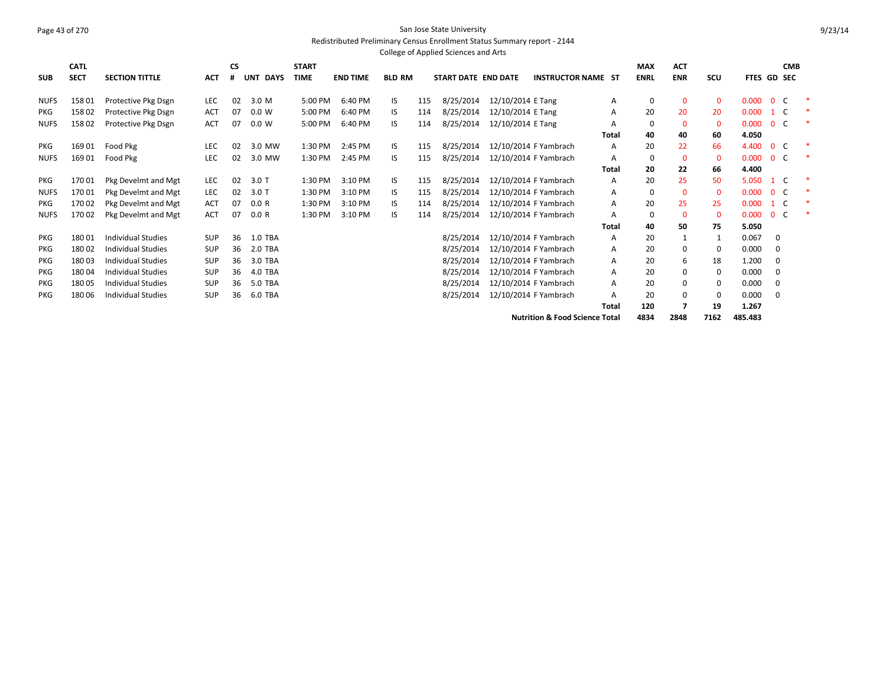San Jose State University

Redistributed Preliminary Census Enrollment Status Summary report - 2144

College of Applied Sciences and Arts

| SUB | CATL SECT | SECTION TITTLE | ACT | CS # | UNT | DAYS | START TIME | END TIME | BLD | RM | START DATE | END DATE | INSTRUCTOR NAME | ST | MAX ENRL | ACT ENR | SCU | FTES | GD | CMB SEC | |
|---|---|---|---|---|---|---|---|---|---|---|---|---|---|---|---|---|---|---|---|---|---|
| NUFS | 158 01 | Protective Pkg Dsgn | LEC | 02 | 3.0 | M | 5:00 PM | 6:40 PM | IS | 115 | 8/25/2014 | 12/10/2014 | E Tang | A | 0 | 0 | 0 | 0.000 | 0 | C | * |
| PKG | 158 02 | Protective Pkg Dsgn | ACT | 07 | 0.0 | W | 5:00 PM | 6:40 PM | IS | 114 | 8/25/2014 | 12/10/2014 | E Tang | A | 20 | 20 | 20 | 0.000 | 1 | C | * |
| NUFS | 158 02 | Protective Pkg Dsgn | ACT | 07 | 0.0 | W | 5:00 PM | 6:40 PM | IS | 114 | 8/25/2014 | 12/10/2014 | E Tang | A | 0 | 0 | 0 | 0.000 | 0 | C | * |
| | | | | | | | | | | | | | | **Total** | **40** | **40** | **60** | **4.050** | | | |
| PKG | 169 01 | Food Pkg | LEC | 02 | 3.0 | MW | 1:30 PM | 2:45 PM | IS | 115 | 8/25/2014 | 12/10/2014 | F Yambrach | A | 20 | 22 | 66 | 4.400 | 0 | C | * |
| NUFS | 169 01 | Food Pkg | LEC | 02 | 3.0 | MW | 1:30 PM | 2:45 PM | IS | 115 | 8/25/2014 | 12/10/2014 | F Yambrach | A | 0 | 0 | 0 | 0.000 | 0 | C | * |
| | | | | | | | | | | | | | | **Total** | **20** | **22** | **66** | **4.400** | | | |
| PKG | 170 01 | Pkg Develmt and Mgt | LEC | 02 | 3.0 | T | 1:30 PM | 3:10 PM | IS | 115 | 8/25/2014 | 12/10/2014 | F Yambrach | A | 20 | 25 | 50 | 5.050 | 1 | C | * |
| NUFS | 170 01 | Pkg Develmt and Mgt | LEC | 02 | 3.0 | T | 1:30 PM | 3:10 PM | IS | 115 | 8/25/2014 | 12/10/2014 | F Yambrach | A | 0 | 0 | 0 | 0.000 | 0 | C | * |
| PKG | 170 02 | Pkg Develmt and Mgt | ACT | 07 | 0.0 | R | 1:30 PM | 3:10 PM | IS | 114 | 8/25/2014 | 12/10/2014 | F Yambrach | A | 20 | 25 | 25 | 0.000 | 1 | C | * |
| NUFS | 170 02 | Pkg Develmt and Mgt | ACT | 07 | 0.0 | R | 1:30 PM | 3:10 PM | IS | 114 | 8/25/2014 | 12/10/2014 | F Yambrach | A | 0 | 0 | 0 | 0.000 | 0 | C | * |
| | | | | | | | | | | | | | | **Total** | **40** | **50** | **75** | **5.050** | | | |
| PKG | 180 01 | Individual Studies | SUP | 36 | 1.0 | TBA | | | | | 8/25/2014 | 12/10/2014 | F Yambrach | A | 20 | 1 | 1 | 0.067 | 0 | | |
| PKG | 180 02 | Individual Studies | SUP | 36 | 2.0 | TBA | | | | | 8/25/2014 | 12/10/2014 | F Yambrach | A | 20 | 0 | 0 | 0.000 | 0 | | |
| PKG | 180 03 | Individual Studies | SUP | 36 | 3.0 | TBA | | | | | 8/25/2014 | 12/10/2014 | F Yambrach | A | 20 | 6 | 18 | 1.200 | 0 | | |
| PKG | 180 04 | Individual Studies | SUP | 36 | 4.0 | TBA | | | | | 8/25/2014 | 12/10/2014 | F Yambrach | A | 20 | 0 | 0 | 0.000 | 0 | | |
| PKG | 180 05 | Individual Studies | SUP | 36 | 5.0 | TBA | | | | | 8/25/2014 | 12/10/2014 | F Yambrach | A | 20 | 0 | 0 | 0.000 | 0 | | |
| PKG | 180 06 | Individual Studies | SUP | 36 | 6.0 | TBA | | | | | 8/25/2014 | 12/10/2014 | F Yambrach | A | 20 | 0 | 0 | 0.000 | 0 | | |
| | | | | | | | | | | | | | | **Total** | **120** | **7** | **19** | **1.267** | | | |
| | | | | | | | | | | | | | **Nutrition & Food Science Total** | | **4834** | **2848** | **7162** | **485.483** | | | |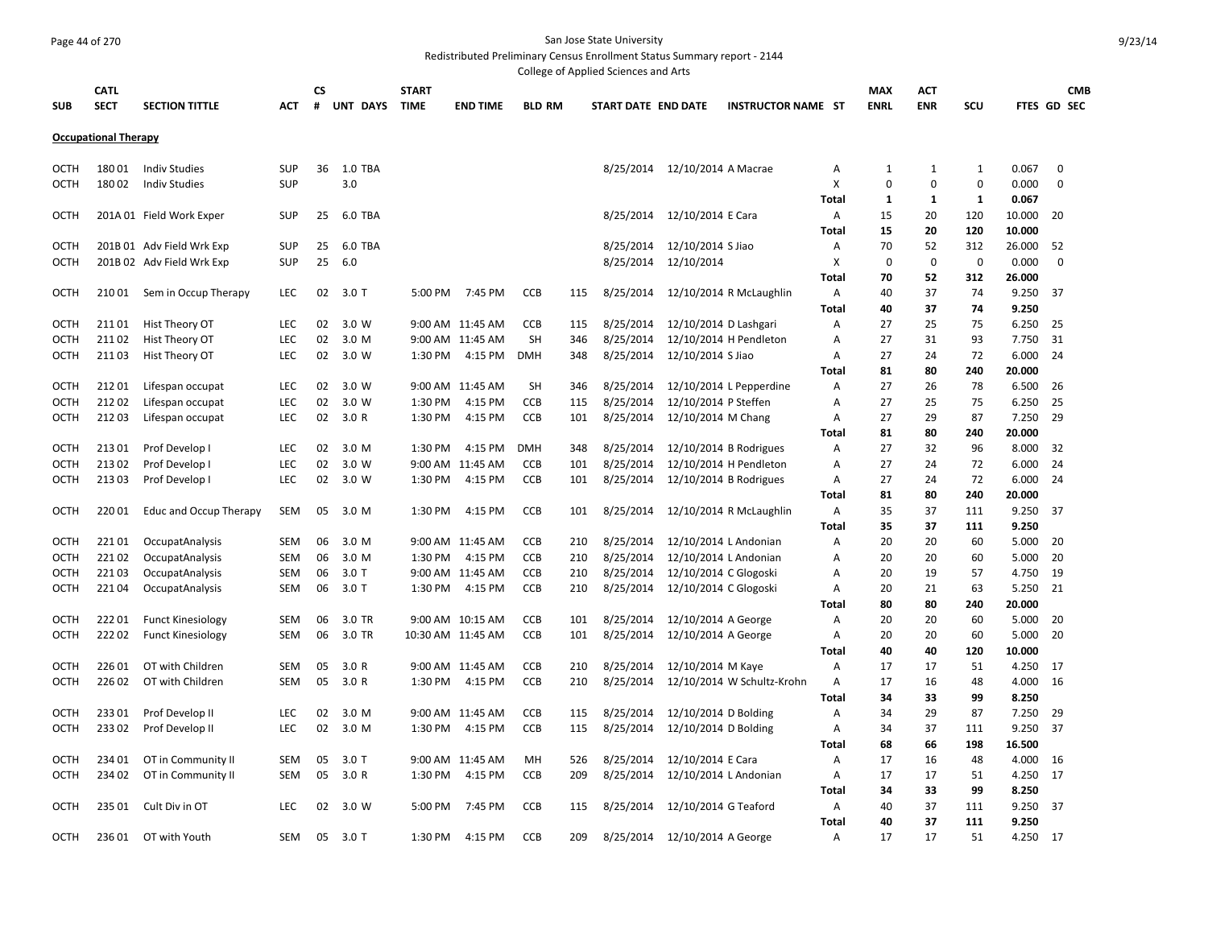San Jose State University

Redistributed Preliminary Census Enrollment Status Summary report - 2144

College of Applied Sciences and Arts

| SUB | CATL SECT | SECTION TITTLE | ACT | CS # | UNT | DAYS | START TIME | END TIME | BLD | RM | START DATE | END DATE | INSTRUCTOR NAME | ST | MAX ENRL | ACT ENR | SCU | FTES | GD | CMB SEC |
|---|---|---|---|---|---|---|---|---|---|---|---|---|---|---|---|---|---|---|---|---|
| **Occupational Therapy** | | | | | | | | | | | | | | | | | | | | |
| OCTH | 180 01 | Indiv Studies | SUP | 36 | 1.0 | TBA | | | | | 8/25/2014 | 12/10/2014 | A Macrae | A | 1 | 1 | 1 | 0.067 | 0 | |
| OCTH | 180 02 | Indiv Studies | SUP | | 3.0 | | | | | | | | | X | 0 | 0 | 0 | 0.000 | 0 | |
| | | | | | | | | | | | | | | **Total** | **1** | **1** | **1** | **0.067** | | |
| OCTH | 201A 01 | Field Work Exper | SUP | 25 | 6.0 | TBA | | | | | 8/25/2014 | 12/10/2014 | E Cara | A | 15 | 20 | 120 | 10.000 | 20 | |
| | | | | | | | | | | | | | | **Total** | **15** | **20** | **120** | **10.000** | | |
| OCTH | 201B 01 | Adv Field Wrk Exp | SUP | 25 | 6.0 | TBA | | | | | 8/25/2014 | 12/10/2014 | S Jiao | A | 70 | 52 | 312 | 26.000 | 52 | |
| OCTH | 201B 02 | Adv Field Wrk Exp | SUP | 25 | 6.0 | | | | | | 8/25/2014 | 12/10/2014 | | X | 0 | 0 | 0 | 0.000 | 0 | |
| | | | | | | | | | | | | | | **Total** | **70** | **52** | **312** | **26.000** | | |
| OCTH | 210 01 | Sem in Occup Therapy | LEC | 02 | 3.0 | T | 5:00 PM | 7:45 PM | CCB | 115 | 8/25/2014 | 12/10/2014 | R McLaughlin | A | 40 | 37 | 74 | 9.250 | 37 | |
| | | | | | | | | | | | | | | **Total** | **40** | **37** | **74** | **9.250** | | |
| OCTH | 211 01 | Hist Theory OT | LEC | 02 | 3.0 | W | 9:00 AM | 11:45 AM | CCB | 115 | 8/25/2014 | 12/10/2014 | D Lashgari | A | 27 | 25 | 75 | 6.250 | 25 | |
| OCTH | 211 02 | Hist Theory OT | LEC | 02 | 3.0 | M | 9:00 AM | 11:45 AM | SH | 346 | 8/25/2014 | 12/10/2014 | H Pendleton | A | 27 | 31 | 93 | 7.750 | 31 | |
| OCTH | 211 03 | Hist Theory OT | LEC | 02 | 3.0 | W | 1:30 PM | 4:15 PM | DMH | 348 | 8/25/2014 | 12/10/2014 | S Jiao | A | 27 | 24 | 72 | 6.000 | 24 | |
| | | | | | | | | | | | | | | **Total** | **81** | **80** | **240** | **20.000** | | |
| OCTH | 212 01 | Lifespan occupat | LEC | 02 | 3.0 | W | 9:00 AM | 11:45 AM | SH | 346 | 8/25/2014 | 12/10/2014 | L Pepperdine | A | 27 | 26 | 78 | 6.500 | 26 | |
| OCTH | 212 02 | Lifespan occupat | LEC | 02 | 3.0 | W | 1:30 PM | 4:15 PM | CCB | 115 | 8/25/2014 | 12/10/2014 | P Steffen | A | 27 | 25 | 75 | 6.250 | 25 | |
| OCTH | 212 03 | Lifespan occupat | LEC | 02 | 3.0 | R | 1:30 PM | 4:15 PM | CCB | 101 | 8/25/2014 | 12/10/2014 | M Chang | A | 27 | 29 | 87 | 7.250 | 29 | |
| | | | | | | | | | | | | | | **Total** | **81** | **80** | **240** | **20.000** | | |
| OCTH | 213 01 | Prof Develop I | LEC | 02 | 3.0 | M | 1:30 PM | 4:15 PM | DMH | 348 | 8/25/2014 | 12/10/2014 | B Rodrigues | A | 27 | 32 | 96 | 8.000 | 32 | |
| OCTH | 213 02 | Prof Develop I | LEC | 02 | 3.0 | W | 9:00 AM | 11:45 AM | CCB | 101 | 8/25/2014 | 12/10/2014 | H Pendleton | A | 27 | 24 | 72 | 6.000 | 24 | |
| OCTH | 213 03 | Prof Develop I | LEC | 02 | 3.0 | W | 1:30 PM | 4:15 PM | CCB | 101 | 8/25/2014 | 12/10/2014 | B Rodrigues | A | 27 | 24 | 72 | 6.000 | 24 | |
| | | | | | | | | | | | | | | **Total** | **81** | **80** | **240** | **20.000** | | |
| OCTH | 220 01 | Educ and Occup Therapy | SEM | 05 | 3.0 | M | 1:30 PM | 4:15 PM | CCB | 101 | 8/25/2014 | 12/10/2014 | R McLaughlin | A | 35 | 37 | 111 | 9.250 | 37 | |
| | | | | | | | | | | | | | | **Total** | **35** | **37** | **111** | **9.250** | | |
| OCTH | 221 01 | OccupatAnalysis | SEM | 06 | 3.0 | M | 9:00 AM | 11:45 AM | CCB | 210 | 8/25/2014 | 12/10/2014 | L Andonian | A | 20 | 20 | 60 | 5.000 | 20 | |
| OCTH | 221 02 | OccupatAnalysis | SEM | 06 | 3.0 | M | 1:30 PM | 4:15 PM | CCB | 210 | 8/25/2014 | 12/10/2014 | L Andonian | A | 20 | 20 | 60 | 5.000 | 20 | |
| OCTH | 221 03 | OccupatAnalysis | SEM | 06 | 3.0 | T | 9:00 AM | 11:45 AM | CCB | 210 | 8/25/2014 | 12/10/2014 | C Glogoski | A | 20 | 19 | 57 | 4.750 | 19 | |
| OCTH | 221 04 | OccupatAnalysis | SEM | 06 | 3.0 | T | 1:30 PM | 4:15 PM | CCB | 210 | 8/25/2014 | 12/10/2014 | C Glogoski | A | 20 | 21 | 63 | 5.250 | 21 | |
| | | | | | | | | | | | | | | **Total** | **80** | **80** | **240** | **20.000** | | |
| OCTH | 222 01 | Funct Kinesiology | SEM | 06 | 3.0 | TR | 9:00 AM | 10:15 AM | CCB | 101 | 8/25/2014 | 12/10/2014 | A George | A | 20 | 20 | 60 | 5.000 | 20 | |
| OCTH | 222 02 | Funct Kinesiology | SEM | 06 | 3.0 | TR | 10:30 AM | 11:45 AM | CCB | 101 | 8/25/2014 | 12/10/2014 | A George | A | 20 | 20 | 60 | 5.000 | 20 | |
| | | | | | | | | | | | | | | **Total** | **40** | **40** | **120** | **10.000** | | |
| OCTH | 226 01 | OT with Children | SEM | 05 | 3.0 | R | 9:00 AM | 11:45 AM | CCB | 210 | 8/25/2014 | 12/10/2014 | M Kaye | A | 17 | 17 | 51 | 4.250 | 17 | |
| OCTH | 226 02 | OT with Children | SEM | 05 | 3.0 | R | 1:30 PM | 4:15 PM | CCB | 210 | 8/25/2014 | 12/10/2014 | W Schultz-Krohn | A | 17 | 16 | 48 | 4.000 | 16 | |
| | | | | | | | | | | | | | | **Total** | **34** | **33** | **99** | **8.250** | | |
| OCTH | 233 01 | Prof Develop II | LEC | 02 | 3.0 | M | 9:00 AM | 11:45 AM | CCB | 115 | 8/25/2014 | 12/10/2014 | D Bolding | A | 34 | 29 | 87 | 7.250 | 29 | |
| OCTH | 233 02 | Prof Develop II | LEC | 02 | 3.0 | M | 1:30 PM | 4:15 PM | CCB | 115 | 8/25/2014 | 12/10/2014 | D Bolding | A | 34 | 37 | 111 | 9.250 | 37 | |
| | | | | | | | | | | | | | | **Total** | **68** | **66** | **198** | **16.500** | | |
| OCTH | 234 01 | OT in Community II | SEM | 05 | 3.0 | T | 9:00 AM | 11:45 AM | MH | 526 | 8/25/2014 | 12/10/2014 | E Cara | A | 17 | 16 | 48 | 4.000 | 16 | |
| OCTH | 234 02 | OT in Community II | SEM | 05 | 3.0 | R | 1:30 PM | 4:15 PM | CCB | 209 | 8/25/2014 | 12/10/2014 | L Andonian | A | 17 | 17 | 51 | 4.250 | 17 | |
| | | | | | | | | | | | | | | **Total** | **34** | **33** | **99** | **8.250** | | |
| OCTH | 235 01 | Cult Div in OT | LEC | 02 | 3.0 | W | 5:00 PM | 7:45 PM | CCB | 115 | 8/25/2014 | 12/10/2014 | G Teaford | A | 40 | 37 | 111 | 9.250 | 37 | |
| | | | | | | | | | | | | | | **Total** | **40** | **37** | **111** | **9.250** | | |
| OCTH | 236 01 | OT with Youth | SEM | 05 | 3.0 | T | 1:30 PM | 4:15 PM | CCB | 209 | 8/25/2014 | 12/10/2014 | A George | A | 17 | 17 | 51 | 4.250 | 17 | |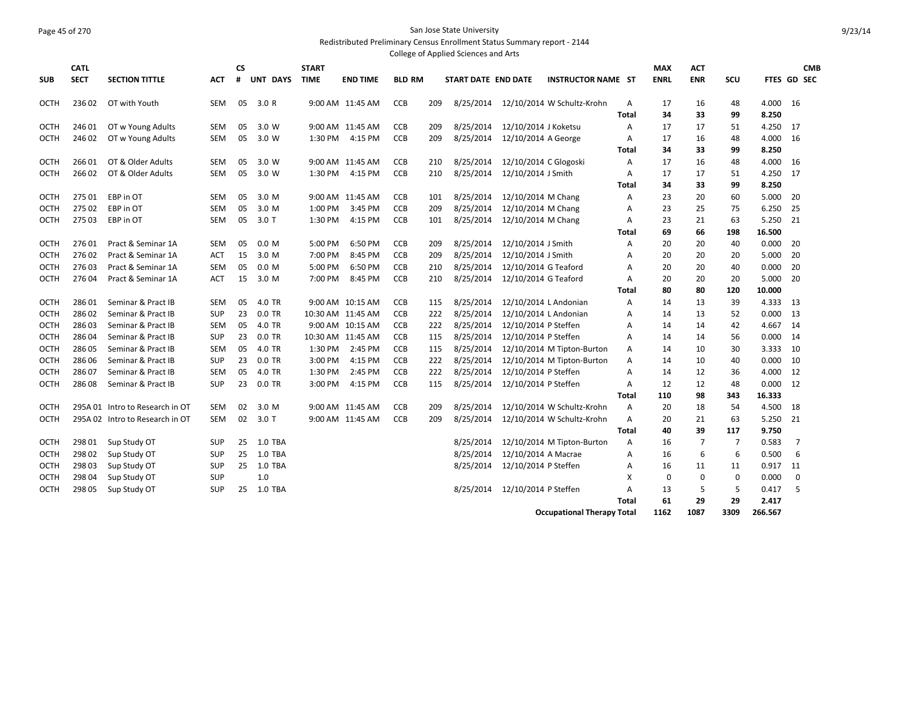San Jose State University

Redistributed Preliminary Census Enrollment Status Summary report - 2144

College of Applied Sciences and Arts

| SUB | CATL SECT | SECTION TITTLE | ACT | CS # | UNT | DAYS | START TIME | END TIME | BLD | RM | START DATE | END DATE | INSTRUCTOR NAME | ST | MAX ENRL | ACT ENR | SCU | FTES | GD | CMB SEC |
|---|---|---|---|---|---|---|---|---|---|---|---|---|---|---|---|---|---|---|---|---|
| OCTH | 236 02 | OT with Youth | SEM | 05 | 3.0 | R | 9:00 AM | 11:45 AM | CCB | 209 | 8/25/2014 | 12/10/2014 | W Schultz-Krohn | A | 17 | 16 | 48 | 4.000 | 16 | |
| | | | | | | | | | | | | | | **Total** | **34** | **33** | **99** | **8.250** | | |
| OCTH | 246 01 | OT w Young Adults | SEM | 05 | 3.0 | W | 9:00 AM | 11:45 AM | CCB | 209 | 8/25/2014 | 12/10/2014 | J Koketsu | A | 17 | 17 | 51 | 4.250 | 17 | |
| OCTH | 246 02 | OT w Young Adults | SEM | 05 | 3.0 | W | 1:30 PM | 4:15 PM | CCB | 209 | 8/25/2014 | 12/10/2014 | A George | A | 17 | 16 | 48 | 4.000 | 16 | |
| | | | | | | | | | | | | | | **Total** | **34** | **33** | **99** | **8.250** | | |
| OCTH | 266 01 | OT & Older Adults | SEM | 05 | 3.0 | W | 9:00 AM | 11:45 AM | CCB | 210 | 8/25/2014 | 12/10/2014 | C Glogoski | A | 17 | 16 | 48 | 4.000 | 16 | |
| OCTH | 266 02 | OT & Older Adults | SEM | 05 | 3.0 | W | 1:30 PM | 4:15 PM | CCB | 210 | 8/25/2014 | 12/10/2014 | J Smith | A | 17 | 17 | 51 | 4.250 | 17 | |
| | | | | | | | | | | | | | | **Total** | **34** | **33** | **99** | **8.250** | | |
| OCTH | 275 01 | EBP in OT | SEM | 05 | 3.0 | M | 9:00 AM | 11:45 AM | CCB | 101 | 8/25/2014 | 12/10/2014 | M Chang | A | 23 | 20 | 60 | 5.000 | 20 | |
| OCTH | 275 02 | EBP in OT | SEM | 05 | 3.0 | M | 1:00 PM | 3:45 PM | CCB | 209 | 8/25/2014 | 12/10/2014 | M Chang | A | 23 | 25 | 75 | 6.250 | 25 | |
| OCTH | 275 03 | EBP in OT | SEM | 05 | 3.0 | T | 1:30 PM | 4:15 PM | CCB | 101 | 8/25/2014 | 12/10/2014 | M Chang | A | 23 | 21 | 63 | 5.250 | 21 | |
| | | | | | | | | | | | | | | **Total** | **69** | **66** | **198** | **16.500** | | |
| OCTH | 276 01 | Pract & Seminar 1A | SEM | 05 | 0.0 | M | 5:00 PM | 6:50 PM | CCB | 209 | 8/25/2014 | 12/10/2014 | J Smith | A | 20 | 20 | 40 | 0.000 | 20 | |
| OCTH | 276 02 | Pract & Seminar 1A | ACT | 15 | 3.0 | M | 7:00 PM | 8:45 PM | CCB | 209 | 8/25/2014 | 12/10/2014 | J Smith | A | 20 | 20 | 20 | 5.000 | 20 | |
| OCTH | 276 03 | Pract & Seminar 1A | SEM | 05 | 0.0 | M | 5:00 PM | 6:50 PM | CCB | 210 | 8/25/2014 | 12/10/2014 | G Teaford | A | 20 | 20 | 40 | 0.000 | 20 | |
| OCTH | 276 04 | Pract & Seminar 1A | ACT | 15 | 3.0 | M | 7:00 PM | 8:45 PM | CCB | 210 | 8/25/2014 | 12/10/2014 | G Teaford | A | 20 | 20 | 20 | 5.000 | 20 | |
| | | | | | | | | | | | | | | **Total** | **80** | **80** | **120** | **10.000** | | |
| OCTH | 286 01 | Seminar & Pract IB | SEM | 05 | 4.0 | TR | 9:00 AM | 10:15 AM | CCB | 115 | 8/25/2014 | 12/10/2014 | L Andonian | A | 14 | 13 | 39 | 4.333 | 13 | |
| OCTH | 286 02 | Seminar & Pract IB | SUP | 23 | 0.0 | TR | 10:30 AM | 11:45 AM | CCB | 222 | 8/25/2014 | 12/10/2014 | L Andonian | A | 14 | 13 | 52 | 0.000 | 13 | |
| OCTH | 286 03 | Seminar & Pract IB | SEM | 05 | 4.0 | TR | 9:00 AM | 10:15 AM | CCB | 222 | 8/25/2014 | 12/10/2014 | P Steffen | A | 14 | 14 | 42 | 4.667 | 14 | |
| OCTH | 286 04 | Seminar & Pract IB | SUP | 23 | 0.0 | TR | 10:30 AM | 11:45 AM | CCB | 115 | 8/25/2014 | 12/10/2014 | P Steffen | A | 14 | 14 | 56 | 0.000 | 14 | |
| OCTH | 286 05 | Seminar & Pract IB | SEM | 05 | 4.0 | TR | 1:30 PM | 2:45 PM | CCB | 115 | 8/25/2014 | 12/10/2014 | M Tipton-Burton | A | 14 | 10 | 30 | 3.333 | 10 | |
| OCTH | 286 06 | Seminar & Pract IB | SUP | 23 | 0.0 | TR | 3:00 PM | 4:15 PM | CCB | 222 | 8/25/2014 | 12/10/2014 | M Tipton-Burton | A | 14 | 10 | 40 | 0.000 | 10 | |
| OCTH | 286 07 | Seminar & Pract IB | SEM | 05 | 4.0 | TR | 1:30 PM | 2:45 PM | CCB | 222 | 8/25/2014 | 12/10/2014 | P Steffen | A | 14 | 12 | 36 | 4.000 | 12 | |
| OCTH | 286 08 | Seminar & Pract IB | SUP | 23 | 0.0 | TR | 3:00 PM | 4:15 PM | CCB | 115 | 8/25/2014 | 12/10/2014 | P Steffen | A | 12 | 12 | 48 | 0.000 | 12 | |
| | | | | | | | | | | | | | | **Total** | **110** | **98** | **343** | **16.333** | | |
| OCTH | 295A 01 | Intro to Research in OT | SEM | 02 | 3.0 | M | 9:00 AM | 11:45 AM | CCB | 209 | 8/25/2014 | 12/10/2014 | W Schultz-Krohn | A | 20 | 18 | 54 | 4.500 | 18 | |
| OCTH | 295A 02 | Intro to Research in OT | SEM | 02 | 3.0 | T | 9:00 AM | 11:45 AM | CCB | 209 | 8/25/2014 | 12/10/2014 | W Schultz-Krohn | A | 20 | 21 | 63 | 5.250 | 21 | |
| | | | | | | | | | | | | | | **Total** | **40** | **39** | **117** | **9.750** | | |
| OCTH | 298 01 | Sup Study OT | SUP | 25 | 1.0 | TBA | | | | | 8/25/2014 | 12/10/2014 | M Tipton-Burton | A | 16 | 7 | 7 | 0.583 | 7 | |
| OCTH | 298 02 | Sup Study OT | SUP | 25 | 1.0 | TBA | | | | | 8/25/2014 | 12/10/2014 | A Macrae | A | 16 | 6 | 6 | 0.500 | 6 | |
| OCTH | 298 03 | Sup Study OT | SUP | 25 | 1.0 | TBA | | | | | 8/25/2014 | 12/10/2014 | P Steffen | A | 16 | 11 | 11 | 0.917 | 11 | |
| OCTH | 298 04 | Sup Study OT | SUP | | 1.0 | | | | | | | | | X | 0 | 0 | 0 | 0.000 | 0 | |
| OCTH | 298 05 | Sup Study OT | SUP | 25 | 1.0 | TBA | | | | | 8/25/2014 | 12/10/2014 | P Steffen | A | 13 | 5 | 5 | 0.417 | 5 | |
| | | | | | | | | | | | | | | **Total** | **61** | **29** | **29** | **2.417** | | |
| | | | | | | | | | | | | | **Occupational Therapy Total** | | **1162** | **1087** | **3309** | **266.567** | | |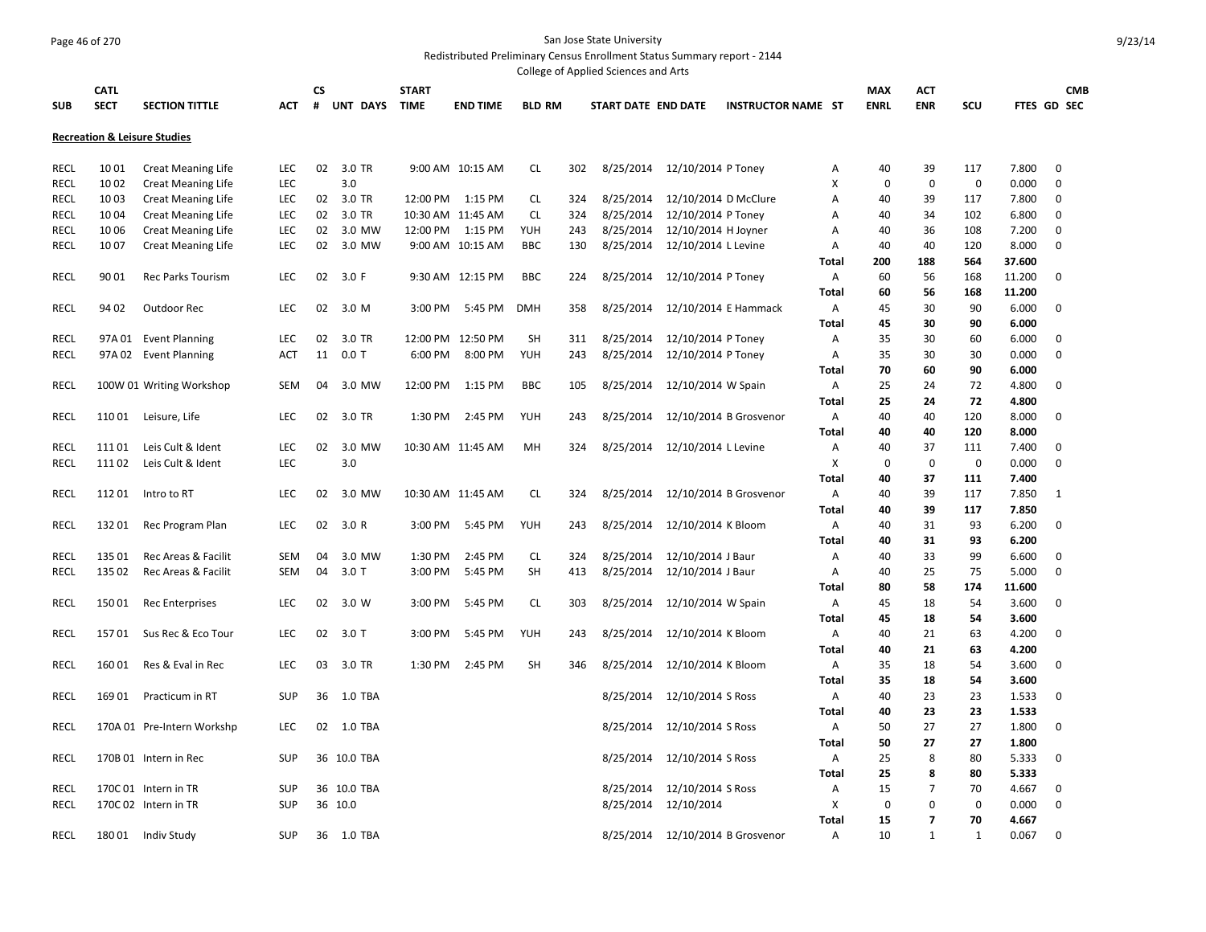San Jose State University

Redistributed Preliminary Census Enrollment Status Summary report - 2144

College of Applied Sciences and Arts

| SUB | CATL SECT | SECTION TITTLE | ACT | CS # | UNT | DAYS | START TIME | END TIME | BLD | RM | START DATE | END DATE | INSTRUCTOR NAME | ST | MAX ENRL | ACT ENR | SCU | FTES | GD | CMB SEC |
|---|---|---|---|---|---|---|---|---|---|---|---|---|---|---|---|---|---|---|---|---|
| **Recreation & Leisure Studies** | | | | | | | | | | | | | | | | | | | | |
| RECL | 10 01 | Creat Meaning Life | LEC | 02 | 3.0 | TR | 9:00 AM | 10:15 AM | CL | 302 | 8/25/2014 | 12/10/2014 | P Toney | A | 40 | 39 | 117 | 7.800 | 0 | |
| RECL | 10 02 | Creat Meaning Life | LEC | | 3.0 | | | | | | | | | X | 0 | 0 | 0 | 0.000 | 0 | |
| RECL | 10 03 | Creat Meaning Life | LEC | 02 | 3.0 | TR | 12:00 PM | 1:15 PM | CL | 324 | 8/25/2014 | 12/10/2014 | D McClure | A | 40 | 39 | 117 | 7.800 | 0 | |
| RECL | 10 04 | Creat Meaning Life | LEC | 02 | 3.0 | TR | 10:30 AM | 11:45 AM | CL | 324 | 8/25/2014 | 12/10/2014 | P Toney | A | 40 | 34 | 102 | 6.800 | 0 | |
| RECL | 10 06 | Creat Meaning Life | LEC | 02 | 3.0 | MW | 12:00 PM | 1:15 PM | YUH | 243 | 8/25/2014 | 12/10/2014 | H Joyner | A | 40 | 36 | 108 | 7.200 | 0 | |
| RECL | 10 07 | Creat Meaning Life | LEC | 02 | 3.0 | MW | 9:00 AM | 10:15 AM | BBC | 130 | 8/25/2014 | 12/10/2014 | L Levine | A | 40 | 40 | 120 | 8.000 | 0 | |
| | | | | | | | | | | | | | | **Total** | **200** | **188** | **564** | **37.600** | | |
| RECL | 90 01 | Rec Parks Tourism | LEC | 02 | 3.0 | F | 9:30 AM | 12:15 PM | BBC | 224 | 8/25/2014 | 12/10/2014 | P Toney | A | 60 | 56 | 168 | 11.200 | 0 | |
| | | | | | | | | | | | | | | **Total** | **60** | **56** | **168** | **11.200** | | |
| RECL | 94 02 | Outdoor Rec | LEC | 02 | 3.0 | M | 3:00 PM | 5:45 PM | DMH | 358 | 8/25/2014 | 12/10/2014 | E Hammack | A | 45 | 30 | 90 | 6.000 | 0 | |
| | | | | | | | | | | | | | | **Total** | **45** | **30** | **90** | **6.000** | | |
| RECL | 97A 01 | Event Planning | LEC | 02 | 3.0 | TR | 12:00 PM | 12:50 PM | SH | 311 | 8/25/2014 | 12/10/2014 | P Toney | A | 35 | 30 | 60 | 6.000 | 0 | |
| RECL | 97A 02 | Event Planning | ACT | 11 | 0.0 | T | 6:00 PM | 8:00 PM | YUH | 243 | 8/25/2014 | 12/10/2014 | P Toney | A | 35 | 30 | 30 | 0.000 | 0 | |
| | | | | | | | | | | | | | | **Total** | **70** | **60** | **90** | **6.000** | | |
| RECL | 100W 01 | Writing Workshop | SEM | 04 | 3.0 | MW | 12:00 PM | 1:15 PM | BBC | 105 | 8/25/2014 | 12/10/2014 | W Spain | A | 25 | 24 | 72 | 4.800 | 0 | |
| | | | | | | | | | | | | | | **Total** | **25** | **24** | **72** | **4.800** | | |
| RECL | 110 01 | Leisure, Life | LEC | 02 | 3.0 | TR | 1:30 PM | 2:45 PM | YUH | 243 | 8/25/2014 | 12/10/2014 | B Grosvenor | A | 40 | 40 | 120 | 8.000 | 0 | |
| | | | | | | | | | | | | | | **Total** | **40** | **40** | **120** | **8.000** | | |
| RECL | 111 01 | Leis Cult & Ident | LEC | 02 | 3.0 | MW | 10:30 AM | 11:45 AM | MH | 324 | 8/25/2014 | 12/10/2014 | L Levine | A | 40 | 37 | 111 | 7.400 | 0 | |
| RECL | 111 02 | Leis Cult & Ident | LEC | | 3.0 | | | | | | | | | X | 0 | 0 | 0 | 0.000 | 0 | |
| | | | | | | | | | | | | | | **Total** | **40** | **37** | **111** | **7.400** | | |
| RECL | 112 01 | Intro to RT | LEC | 02 | 3.0 | MW | 10:30 AM | 11:45 AM | CL | 324 | 8/25/2014 | 12/10/2014 | B Grosvenor | A | 40 | 39 | 117 | 7.850 | 1 | |
| | | | | | | | | | | | | | | **Total** | **40** | **39** | **117** | **7.850** | | |
| RECL | 132 01 | Rec Program Plan | LEC | 02 | 3.0 | R | 3:00 PM | 5:45 PM | YUH | 243 | 8/25/2014 | 12/10/2014 | K Bloom | A | 40 | 31 | 93 | 6.200 | 0 | |
| | | | | | | | | | | | | | | **Total** | **40** | **31** | **93** | **6.200** | | |
| RECL | 135 01 | Rec Areas & Facilit | SEM | 04 | 3.0 | MW | 1:30 PM | 2:45 PM | CL | 324 | 8/25/2014 | 12/10/2014 | J Baur | A | 40 | 33 | 99 | 6.600 | 0 | |
| RECL | 135 02 | Rec Areas & Facilit | SEM | 04 | 3.0 | T | 3:00 PM | 5:45 PM | SH | 413 | 8/25/2014 | 12/10/2014 | J Baur | A | 40 | 25 | 75 | 5.000 | 0 | |
| | | | | | | | | | | | | | | **Total** | **80** | **58** | **174** | **11.600** | | |
| RECL | 150 01 | Rec Enterprises | LEC | 02 | 3.0 | W | 3:00 PM | 5:45 PM | CL | 303 | 8/25/2014 | 12/10/2014 | W Spain | A | 45 | 18 | 54 | 3.600 | 0 | |
| | | | | | | | | | | | | | | **Total** | **45** | **18** | **54** | **3.600** | | |
| RECL | 157 01 | Sus Rec & Eco Tour | LEC | 02 | 3.0 | T | 3:00 PM | 5:45 PM | YUH | 243 | 8/25/2014 | 12/10/2014 | K Bloom | A | 40 | 21 | 63 | 4.200 | 0 | |
| | | | | | | | | | | | | | | **Total** | **40** | **21** | **63** | **4.200** | | |
| RECL | 160 01 | Res & Eval in Rec | LEC | 03 | 3.0 | TR | 1:30 PM | 2:45 PM | SH | 346 | 8/25/2014 | 12/10/2014 | K Bloom | A | 35 | 18 | 54 | 3.600 | 0 | |
| | | | | | | | | | | | | | | **Total** | **35** | **18** | **54** | **3.600** | | |
| RECL | 169 01 | Practicum in RT | SUP | 36 | 1.0 | TBA | | | | | 8/25/2014 | 12/10/2014 | S Ross | A | 40 | 23 | 23 | 1.533 | 0 | |
| | | | | | | | | | | | | | | **Total** | **40** | **23** | **23** | **1.533** | | |
| RECL | 170A 01 | Pre-Intern Workshp | LEC | 02 | 1.0 | TBA | | | | | 8/25/2014 | 12/10/2014 | S Ross | A | 50 | 27 | 27 | 1.800 | 0 | |
| | | | | | | | | | | | | | | **Total** | **50** | **27** | **27** | **1.800** | | |
| RECL | 170B 01 | Intern in Rec | SUP | 36 | 10.0 | TBA | | | | | 8/25/2014 | 12/10/2014 | S Ross | A | 25 | 8 | 80 | 5.333 | 0 | |
| | | | | | | | | | | | | | | **Total** | **25** | **8** | **80** | **5.333** | | |
| RECL | 170C 01 | Intern in TR | SUP | 36 | 10.0 | TBA | | | | | 8/25/2014 | 12/10/2014 | S Ross | A | 15 | 7 | 70 | 4.667 | 0 | |
| RECL | 170C 02 | Intern in TR | SUP | 36 | 10.0 | | | | | | 8/25/2014 | 12/10/2014 | | X | 0 | 0 | 0 | 0.000 | 0 | |
| | | | | | | | | | | | | | | **Total** | **15** | **7** | **70** | **4.667** | | |
| RECL | 180 01 | Indiv Study | SUP | 36 | 1.0 | TBA | | | | | 8/25/2014 | 12/10/2014 | B Grosvenor | A | 10 | 1 | 1 | 0.067 | 0 | |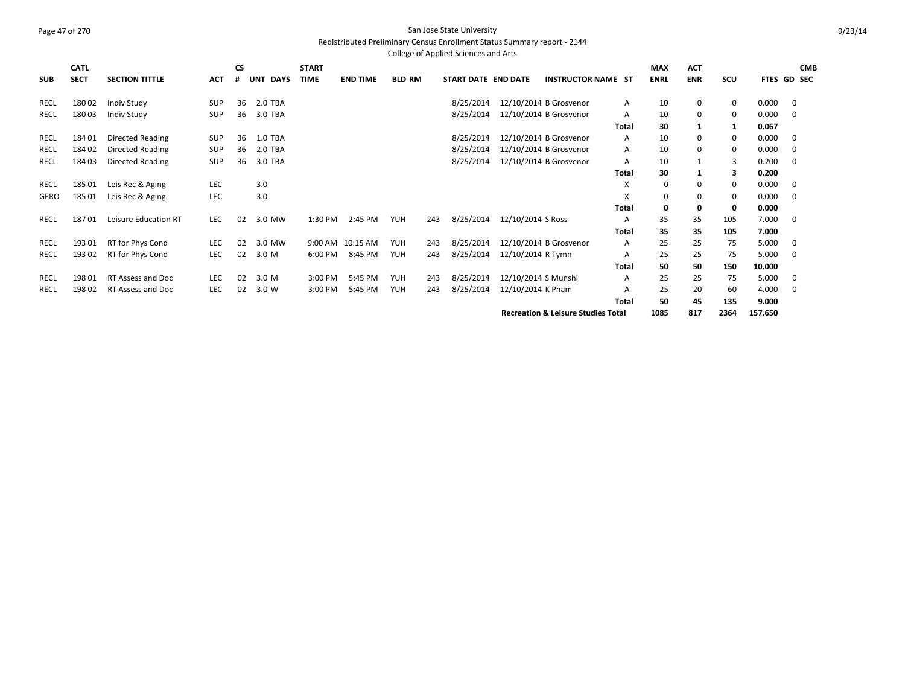San Jose State University
Redistributed Preliminary Census Enrollment Status Summary report - 2144
College of Applied Sciences and Arts

| SUB | CATL SECT | SECTION TITTLE | ACT | CS # | UNT | DAYS | START TIME | END TIME | BLD | RM | START DATE | END DATE | INSTRUCTOR NAME | ST | MAX ENRL | ACT ENR | SCU | FTES | GD | CMB SEC |
|---|---|---|---|---|---|---|---|---|---|---|---|---|---|---|---|---|---|---|---|---|
| RECL | 180 02 | Indiv Study | SUP | 36 | 2.0 | TBA | | | | | 8/25/2014 | 12/10/2014 | B Grosvenor | A | 10 | 0 | 0 | 0.000 | 0 | |
| RECL | 180 03 | Indiv Study | SUP | 36 | 3.0 | TBA | | | | | 8/25/2014 | 12/10/2014 | B Grosvenor | A | 10 | 0 | 0 | 0.000 | 0 | |
| | | | | | | | | | | | | | | **Total** | **30** | **1** | **1** | **0.067** | | |
| RECL | 184 01 | Directed Reading | SUP | 36 | 1.0 | TBA | | | | | 8/25/2014 | 12/10/2014 | B Grosvenor | A | 10 | 0 | 0 | 0.000 | 0 | |
| RECL | 184 02 | Directed Reading | SUP | 36 | 2.0 | TBA | | | | | 8/25/2014 | 12/10/2014 | B Grosvenor | A | 10 | 0 | 0 | 0.000 | 0 | |
| RECL | 184 03 | Directed Reading | SUP | 36 | 3.0 | TBA | | | | | 8/25/2014 | 12/10/2014 | B Grosvenor | A | 10 | 1 | 3 | 0.200 | 0 | |
| | | | | | | | | | | | | | | **Total** | **30** | **1** | **3** | **0.200** | | |
| RECL | 185 01 | Leis Rec & Aging | LEC | | 3.0 | | | | | | | | | X | 0 | 0 | 0 | 0.000 | 0 | |
| GERO | 185 01 | Leis Rec & Aging | LEC | | 3.0 | | | | | | | | | X | 0 | 0 | 0 | 0.000 | 0 | |
| | | | | | | | | | | | | | | **Total** | **0** | **0** | **0** | **0.000** | | |
| RECL | 187 01 | Leisure Education RT | LEC | 02 | 3.0 | MW | 1:30 PM | 2:45 PM | YUH | 243 | 8/25/2014 | 12/10/2014 | S Ross | A | 35 | 35 | 105 | 7.000 | 0 | |
| | | | | | | | | | | | | | | **Total** | **35** | **35** | **105** | **7.000** | | |
| RECL | 193 01 | RT for Phys Cond | LEC | 02 | 3.0 | MW | 9:00 AM | 10:15 AM | YUH | 243 | 8/25/2014 | 12/10/2014 | B Grosvenor | A | 25 | 25 | 75 | 5.000 | 0 | |
| RECL | 193 02 | RT for Phys Cond | LEC | 02 | 3.0 | M | 6:00 PM | 8:45 PM | YUH | 243 | 8/25/2014 | 12/10/2014 | R Tymn | A | 25 | 25 | 75 | 5.000 | 0 | |
| | | | | | | | | | | | | | | **Total** | **50** | **50** | **150** | **10.000** | | |
| RECL | 198 01 | RT Assess and Doc | LEC | 02 | 3.0 | M | 3:00 PM | 5:45 PM | YUH | 243 | 8/25/2014 | 12/10/2014 | S Munshi | A | 25 | 25 | 75 | 5.000 | 0 | |
| RECL | 198 02 | RT Assess and Doc | LEC | 02 | 3.0 | W | 3:00 PM | 5:45 PM | YUH | 243 | 8/25/2014 | 12/10/2014 | K Pham | A | 25 | 20 | 60 | 4.000 | 0 | |
| | | | | | | | | | | | | | | **Total** | **50** | **45** | **135** | **9.000** | | |
| | | | | | | | | | | | | | **Recreation & Leisure Studies Total** | | **1085** | **817** | **2364** | **157.650** | | |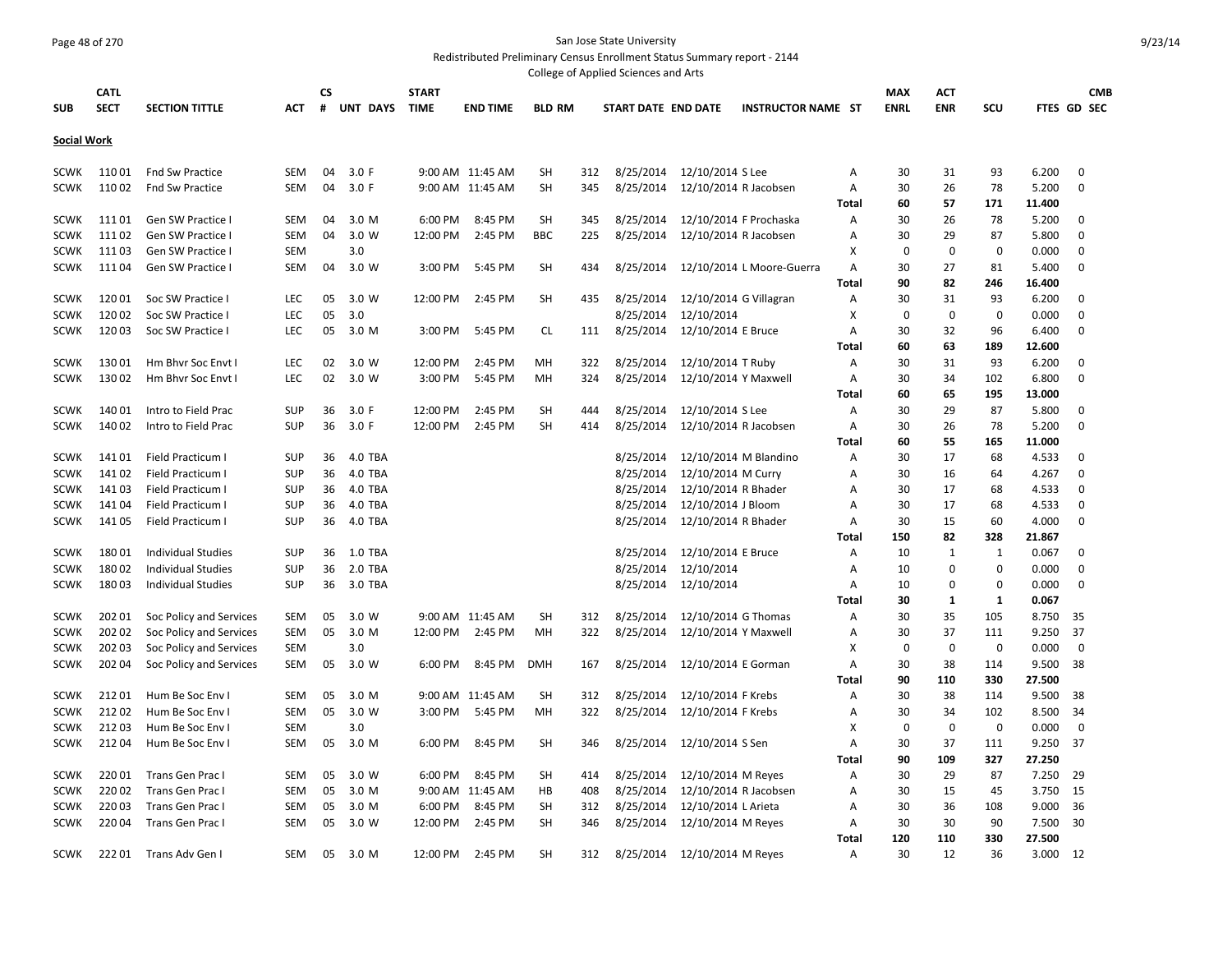San Jose State University

Redistributed Preliminary Census Enrollment Status Summary report - 2144

College of Applied Sciences and Arts

| SUB | CATL SECT | SECTION TITTLE | ACT | CS # | UNT | DAYS | START TIME | END TIME | BLD | RM | START DATE | END DATE | INSTRUCTOR NAME | ST | MAX ENRL | ACT ENR | SCU | FTES | GD | CMB SEC |
|---|---|---|---|---|---|---|---|---|---|---|---|---|---|---|---|---|---|---|---|---|
| **Social Work** | | | | | | | | | | | | | | | | | | | | |
| SCWK | 110 01 | Fnd Sw Practice | SEM | 04 | 3.0 | F | 9:00 AM | 11:45 AM | SH | 312 | 8/25/2014 | 12/10/2014 | S Lee | A | 30 | 31 | 93 | 6.200 | 0 | |
| SCWK | 110 02 | Fnd Sw Practice | SEM | 04 | 3.0 | F | 9:00 AM | 11:45 AM | SH | 345 | 8/25/2014 | 12/10/2014 | R Jacobsen | A | 30 | 26 | 78 | 5.200 | 0 | |
| | | | | | | | | | | | | | | Total | 60 | 57 | 171 | 11.400 | | |
| SCWK | 111 01 | Gen SW Practice I | SEM | 04 | 3.0 | M | 6:00 PM | 8:45 PM | SH | 345 | 8/25/2014 | 12/10/2014 | F Prochaska | A | 30 | 26 | 78 | 5.200 | 0 | |
| SCWK | 111 02 | Gen SW Practice I | SEM | 04 | 3.0 | W | 12:00 PM | 2:45 PM | BBC | 225 | 8/25/2014 | 12/10/2014 | R Jacobsen | A | 30 | 29 | 87 | 5.800 | 0 | |
| SCWK | 111 03 | Gen SW Practice I | SEM | | 3.0 | | | | | | | | | X | 0 | 0 | 0 | 0.000 | 0 | |
| SCWK | 111 04 | Gen SW Practice I | SEM | 04 | 3.0 | W | 3:00 PM | 5:45 PM | SH | 434 | 8/25/2014 | 12/10/2014 | L Moore-Guerra | A | 30 | 27 | 81 | 5.400 | 0 | |
| | | | | | | | | | | | | | | Total | 90 | 82 | 246 | 16.400 | | |
| SCWK | 120 01 | Soc SW Practice I | LEC | 05 | 3.0 | W | 12:00 PM | 2:45 PM | SH | 435 | 8/25/2014 | 12/10/2014 | G Villagran | A | 30 | 31 | 93 | 6.200 | 0 | |
| SCWK | 120 02 | Soc SW Practice I | LEC | 05 | 3.0 | | | | | | 8/25/2014 | 12/10/2014 | | X | 0 | 0 | 0 | 0.000 | 0 | |
| SCWK | 120 03 | Soc SW Practice I | LEC | 05 | 3.0 | M | 3:00 PM | 5:45 PM | CL | 111 | 8/25/2014 | 12/10/2014 | E Bruce | A | 30 | 32 | 96 | 6.400 | 0 | |
| | | | | | | | | | | | | | | Total | 60 | 63 | 189 | 12.600 | | |
| SCWK | 130 01 | Hm Bhvr Soc Envt I | LEC | 02 | 3.0 | W | 12:00 PM | 2:45 PM | MH | 322 | 8/25/2014 | 12/10/2014 | T Ruby | A | 30 | 31 | 93 | 6.200 | 0 | |
| SCWK | 130 02 | Hm Bhvr Soc Envt I | LEC | 02 | 3.0 | W | 3:00 PM | 5:45 PM | MH | 324 | 8/25/2014 | 12/10/2014 | Y Maxwell | A | 30 | 34 | 102 | 6.800 | 0 | |
| | | | | | | | | | | | | | | Total | 60 | 65 | 195 | 13.000 | | |
| SCWK | 140 01 | Intro to Field Prac | SUP | 36 | 3.0 | F | 12:00 PM | 2:45 PM | SH | 444 | 8/25/2014 | 12/10/2014 | S Lee | A | 30 | 29 | 87 | 5.800 | 0 | |
| SCWK | 140 02 | Intro to Field Prac | SUP | 36 | 3.0 | F | 12:00 PM | 2:45 PM | SH | 414 | 8/25/2014 | 12/10/2014 | R Jacobsen | A | 30 | 26 | 78 | 5.200 | 0 | |
| | | | | | | | | | | | | | | Total | 60 | 55 | 165 | 11.000 | | |
| SCWK | 141 01 | Field Practicum I | SUP | 36 | 4.0 | TBA | | | | | 8/25/2014 | 12/10/2014 | M Blandino | A | 30 | 17 | 68 | 4.533 | 0 | |
| SCWK | 141 02 | Field Practicum I | SUP | 36 | 4.0 | TBA | | | | | 8/25/2014 | 12/10/2014 | M Curry | A | 30 | 16 | 64 | 4.267 | 0 | |
| SCWK | 141 03 | Field Practicum I | SUP | 36 | 4.0 | TBA | | | | | 8/25/2014 | 12/10/2014 | R Bhader | A | 30 | 17 | 68 | 4.533 | 0 | |
| SCWK | 141 04 | Field Practicum I | SUP | 36 | 4.0 | TBA | | | | | 8/25/2014 | 12/10/2014 | J Bloom | A | 30 | 17 | 68 | 4.533 | 0 | |
| SCWK | 141 05 | Field Practicum I | SUP | 36 | 4.0 | TBA | | | | | 8/25/2014 | 12/10/2014 | R Bhader | A | 30 | 15 | 60 | 4.000 | 0 | |
| | | | | | | | | | | | | | | Total | 150 | 82 | 328 | 21.867 | | |
| SCWK | 180 01 | Individual Studies | SUP | 36 | 1.0 | TBA | | | | | 8/25/2014 | 12/10/2014 | E Bruce | A | 10 | 1 | 1 | 0.067 | 0 | |
| SCWK | 180 02 | Individual Studies | SUP | 36 | 2.0 | TBA | | | | | 8/25/2014 | 12/10/2014 | | A | 10 | 0 | 0 | 0.000 | 0 | |
| SCWK | 180 03 | Individual Studies | SUP | 36 | 3.0 | TBA | | | | | 8/25/2014 | 12/10/2014 | | A | 10 | 0 | 0 | 0.000 | 0 | |
| | | | | | | | | | | | | | | Total | 30 | 1 | 1 | 0.067 | | |
| SCWK | 202 01 | Soc Policy and Services | SEM | 05 | 3.0 | W | 9:00 AM | 11:45 AM | SH | 312 | 8/25/2014 | 12/10/2014 | G Thomas | A | 30 | 35 | 105 | 8.750 | 35 | |
| SCWK | 202 02 | Soc Policy and Services | SEM | 05 | 3.0 | M | 12:00 PM | 2:45 PM | MH | 322 | 8/25/2014 | 12/10/2014 | Y Maxwell | A | 30 | 37 | 111 | 9.250 | 37 | |
| SCWK | 202 03 | Soc Policy and Services | SEM | | 3.0 | | | | | | | | | X | 0 | 0 | 0 | 0.000 | 0 | |
| SCWK | 202 04 | Soc Policy and Services | SEM | 05 | 3.0 | W | 6:00 PM | 8:45 PM | DMH | 167 | 8/25/2014 | 12/10/2014 | E Gorman | A | 30 | 38 | 114 | 9.500 | 38 | |
| | | | | | | | | | | | | | | Total | 90 | 110 | 330 | 27.500 | | |
| SCWK | 212 01 | Hum Be Soc Env I | SEM | 05 | 3.0 | M | 9:00 AM | 11:45 AM | SH | 312 | 8/25/2014 | 12/10/2014 | F Krebs | A | 30 | 38 | 114 | 9.500 | 38 | |
| SCWK | 212 02 | Hum Be Soc Env I | SEM | 05 | 3.0 | W | 3:00 PM | 5:45 PM | MH | 322 | 8/25/2014 | 12/10/2014 | F Krebs | A | 30 | 34 | 102 | 8.500 | 34 | |
| SCWK | 212 03 | Hum Be Soc Env I | SEM | | 3.0 | | | | | | | | | X | 0 | 0 | 0 | 0.000 | 0 | |
| SCWK | 212 04 | Hum Be Soc Env I | SEM | 05 | 3.0 | M | 6:00 PM | 8:45 PM | SH | 346 | 8/25/2014 | 12/10/2014 | S Sen | A | 30 | 37 | 111 | 9.250 | 37 | |
| | | | | | | | | | | | | | | Total | 90 | 109 | 327 | 27.250 | | |
| SCWK | 220 01 | Trans Gen Prac I | SEM | 05 | 3.0 | W | 6:00 PM | 8:45 PM | SH | 414 | 8/25/2014 | 12/10/2014 | M Reyes | A | 30 | 29 | 87 | 7.250 | 29 | |
| SCWK | 220 02 | Trans Gen Prac I | SEM | 05 | 3.0 | M | 9:00 AM | 11:45 AM | HB | 408 | 8/25/2014 | 12/10/2014 | R Jacobsen | A | 30 | 15 | 45 | 3.750 | 15 | |
| SCWK | 220 03 | Trans Gen Prac I | SEM | 05 | 3.0 | M | 6:00 PM | 8:45 PM | SH | 312 | 8/25/2014 | 12/10/2014 | L Arieta | A | 30 | 36 | 108 | 9.000 | 36 | |
| SCWK | 220 04 | Trans Gen Prac I | SEM | 05 | 3.0 | W | 12:00 PM | 2:45 PM | SH | 346 | 8/25/2014 | 12/10/2014 | M Reyes | A | 30 | 30 | 90 | 7.500 | 30 | |
| | | | | | | | | | | | | | | Total | 120 | 110 | 330 | 27.500 | | |
| SCWK | 222 01 | Trans Adv Gen I | SEM | 05 | 3.0 | M | 12:00 PM | 2:45 PM | SH | 312 | 8/25/2014 | 12/10/2014 | M Reyes | A | 30 | 12 | 36 | 3.000 | 12 | |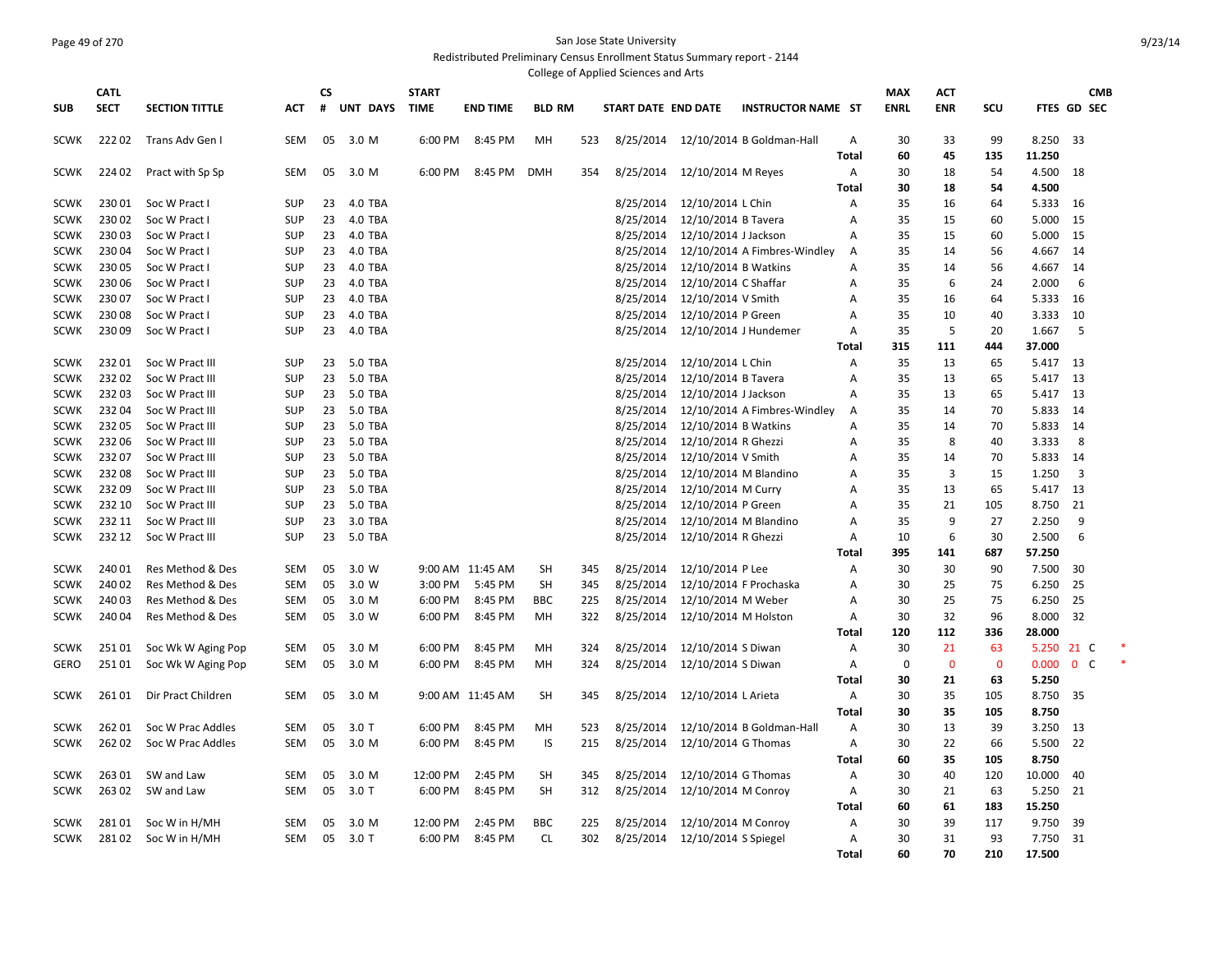San Jose State University

Redistributed Preliminary Census Enrollment Status Summary report - 2144

College of Applied Sciences and Arts

| SUB | CATL SECT | SECTION TITTLE | ACT | CS # | UNT | DAYS | START TIME | END TIME | BLD | RM | START DATE | END DATE | INSTRUCTOR NAME | ST | MAX ENRL | ACT ENR | SCU | FTES | GD | CMB SEC |
|---|---|---|---|---|---|---|---|---|---|---|---|---|---|---|---|---|---|---|---|---|
| SCWK | 222 02 | Trans Adv Gen I | SEM | 05 | 3.0 | M | 6:00 PM | 8:45 PM | MH | 523 | 8/25/2014 | 12/10/2014 | B Goldman-Hall | A | 30 | 33 | 99 | 8.250 | 33 | |
| | | | | | | | | | | | | | | Total | 60 | 45 | 135 | 11.250 | | |
| SCWK | 224 02 | Pract with Sp Sp | SEM | 05 | 3.0 | M | 6:00 PM | 8:45 PM | DMH | 354 | 8/25/2014 | 12/10/2014 | M Reyes | A | 30 | 18 | 54 | 4.500 | 18 | |
| | | | | | | | | | | | | | | Total | 30 | 18 | 54 | 4.500 | | |
| SCWK | 230 01 | Soc W Pract I | SUP | 23 | 4.0 | TBA | | | | | 8/25/2014 | 12/10/2014 | L Chin | A | 35 | 16 | 64 | 5.333 | 16 | |
| SCWK | 230 02 | Soc W Pract I | SUP | 23 | 4.0 | TBA | | | | | 8/25/2014 | 12/10/2014 | B Tavera | A | 35 | 15 | 60 | 5.000 | 15 | |
| SCWK | 230 03 | Soc W Pract I | SUP | 23 | 4.0 | TBA | | | | | 8/25/2014 | 12/10/2014 | J Jackson | A | 35 | 15 | 60 | 5.000 | 15 | |
| SCWK | 230 04 | Soc W Pract I | SUP | 23 | 4.0 | TBA | | | | | 8/25/2014 | 12/10/2014 | A Fimbres-Windley | A | 35 | 14 | 56 | 4.667 | 14 | |
| SCWK | 230 05 | Soc W Pract I | SUP | 23 | 4.0 | TBA | | | | | 8/25/2014 | 12/10/2014 | B Watkins | A | 35 | 14 | 56 | 4.667 | 14 | |
| SCWK | 230 06 | Soc W Pract I | SUP | 23 | 4.0 | TBA | | | | | 8/25/2014 | 12/10/2014 | C Shaffar | A | 35 | 6 | 24 | 2.000 | 6 | |
| SCWK | 230 07 | Soc W Pract I | SUP | 23 | 4.0 | TBA | | | | | 8/25/2014 | 12/10/2014 | V Smith | A | 35 | 16 | 64 | 5.333 | 16 | |
| SCWK | 230 08 | Soc W Pract I | SUP | 23 | 4.0 | TBA | | | | | 8/25/2014 | 12/10/2014 | P Green | A | 35 | 10 | 40 | 3.333 | 10 | |
| SCWK | 230 09 | Soc W Pract I | SUP | 23 | 4.0 | TBA | | | | | 8/25/2014 | 12/10/2014 | J Hundemer | A | 35 | 5 | 20 | 1.667 | 5 | |
| | | | | | | | | | | | | | | Total | 315 | 111 | 444 | 37.000 | | |
| SCWK | 232 01 | Soc W Pract III | SUP | 23 | 5.0 | TBA | | | | | 8/25/2014 | 12/10/2014 | L Chin | A | 35 | 13 | 65 | 5.417 | 13 | |
| SCWK | 232 02 | Soc W Pract III | SUP | 23 | 5.0 | TBA | | | | | 8/25/2014 | 12/10/2014 | B Tavera | A | 35 | 13 | 65 | 5.417 | 13 | |
| SCWK | 232 03 | Soc W Pract III | SUP | 23 | 5.0 | TBA | | | | | 8/25/2014 | 12/10/2014 | J Jackson | A | 35 | 13 | 65 | 5.417 | 13 | |
| SCWK | 232 04 | Soc W Pract III | SUP | 23 | 5.0 | TBA | | | | | 8/25/2014 | 12/10/2014 | A Fimbres-Windley | A | 35 | 14 | 70 | 5.833 | 14 | |
| SCWK | 232 05 | Soc W Pract III | SUP | 23 | 5.0 | TBA | | | | | 8/25/2014 | 12/10/2014 | B Watkins | A | 35 | 14 | 70 | 5.833 | 14 | |
| SCWK | 232 06 | Soc W Pract III | SUP | 23 | 5.0 | TBA | | | | | 8/25/2014 | 12/10/2014 | R Ghezzi | A | 35 | 8 | 40 | 3.333 | 8 | |
| SCWK | 232 07 | Soc W Pract III | SUP | 23 | 5.0 | TBA | | | | | 8/25/2014 | 12/10/2014 | V Smith | A | 35 | 14 | 70 | 5.833 | 14 | |
| SCWK | 232 08 | Soc W Pract III | SUP | 23 | 5.0 | TBA | | | | | 8/25/2014 | 12/10/2014 | M Blandino | A | 35 | 3 | 15 | 1.250 | 3 | |
| SCWK | 232 09 | Soc W Pract III | SUP | 23 | 5.0 | TBA | | | | | 8/25/2014 | 12/10/2014 | M Curry | A | 35 | 13 | 65 | 5.417 | 13 | |
| SCWK | 232 10 | Soc W Pract III | SUP | 23 | 5.0 | TBA | | | | | 8/25/2014 | 12/10/2014 | P Green | A | 35 | 21 | 105 | 8.750 | 21 | |
| SCWK | 232 11 | Soc W Pract III | SUP | 23 | 3.0 | TBA | | | | | 8/25/2014 | 12/10/2014 | M Blandino | A | 35 | 9 | 27 | 2.250 | 9 | |
| SCWK | 232 12 | Soc W Pract III | SUP | 23 | 5.0 | TBA | | | | | 8/25/2014 | 12/10/2014 | R Ghezzi | A | 10 | 6 | 30 | 2.500 | 6 | |
| | | | | | | | | | | | | | | Total | 395 | 141 | 687 | 57.250 | | |
| SCWK | 240 01 | Res Method & Des | SEM | 05 | 3.0 | W | 9:00 AM | 11:45 AM | SH | 345 | 8/25/2014 | 12/10/2014 | P Lee | A | 30 | 30 | 90 | 7.500 | 30 | |
| SCWK | 240 02 | Res Method & Des | SEM | 05 | 3.0 | W | 3:00 PM | 5:45 PM | SH | 345 | 8/25/2014 | 12/10/2014 | F Prochaska | A | 30 | 25 | 75 | 6.250 | 25 | |
| SCWK | 240 03 | Res Method & Des | SEM | 05 | 3.0 | M | 6:00 PM | 8:45 PM | BBC | 225 | 8/25/2014 | 12/10/2014 | M Weber | A | 30 | 25 | 75 | 6.250 | 25 | |
| SCWK | 240 04 | Res Method & Des | SEM | 05 | 3.0 | W | 6:00 PM | 8:45 PM | MH | 322 | 8/25/2014 | 12/10/2014 | M Holston | A | 30 | 32 | 96 | 8.000 | 32 | |
| | | | | | | | | | | | | | | Total | 120 | 112 | 336 | 28.000 | | |
| SCWK | 251 01 | Soc Wk W Aging Pop | SEM | 05 | 3.0 | M | 6:00 PM | 8:45 PM | MH | 324 | 8/25/2014 | 12/10/2014 | S Diwan | A | 30 | 21 | 63 | 5.250 | 21 | C * |
| GERO | 251 01 | Soc Wk W Aging Pop | SEM | 05 | 3.0 | M | 6:00 PM | 8:45 PM | MH | 324 | 8/25/2014 | 12/10/2014 | S Diwan | A | 0 | 0 | 0 | 0.000 | 0 | C * |
| | | | | | | | | | | | | | | Total | 30 | 21 | 63 | 5.250 | | |
| SCWK | 261 01 | Dir Pract Children | SEM | 05 | 3.0 | M | 9:00 AM | 11:45 AM | SH | 345 | 8/25/2014 | 12/10/2014 | L Arieta | A | 30 | 35 | 105 | 8.750 | 35 | |
| | | | | | | | | | | | | | | Total | 30 | 35 | 105 | 8.750 | | |
| SCWK | 262 01 | Soc W Prac Addles | SEM | 05 | 3.0 | T | 6:00 PM | 8:45 PM | MH | 523 | 8/25/2014 | 12/10/2014 | B Goldman-Hall | A | 30 | 13 | 39 | 3.250 | 13 | |
| SCWK | 262 02 | Soc W Prac Addles | SEM | 05 | 3.0 | M | 6:00 PM | 8:45 PM | IS | 215 | 8/25/2014 | 12/10/2014 | G Thomas | A | 30 | 22 | 66 | 5.500 | 22 | |
| | | | | | | | | | | | | | | Total | 60 | 35 | 105 | 8.750 | | |
| SCWK | 263 01 | SW and Law | SEM | 05 | 3.0 | M | 12:00 PM | 2:45 PM | SH | 345 | 8/25/2014 | 12/10/2014 | G Thomas | A | 30 | 40 | 120 | 10.000 | 40 | |
| SCWK | 263 02 | SW and Law | SEM | 05 | 3.0 | T | 6:00 PM | 8:45 PM | SH | 312 | 8/25/2014 | 12/10/2014 | M Conroy | A | 30 | 21 | 63 | 5.250 | 21 | |
| | | | | | | | | | | | | | | Total | 60 | 61 | 183 | 15.250 | | |
| SCWK | 281 01 | Soc W in H/MH | SEM | 05 | 3.0 | M | 12:00 PM | 2:45 PM | BBC | 225 | 8/25/2014 | 12/10/2014 | M Conroy | A | 30 | 39 | 117 | 9.750 | 39 | |
| SCWK | 281 02 | Soc W in H/MH | SEM | 05 | 3.0 | T | 6:00 PM | 8:45 PM | CL | 302 | 8/25/2014 | 12/10/2014 | S Spiegel | A | 30 | 31 | 93 | 7.750 | 31 | |
| | | | | | | | | | | | | | | Total | 60 | 70 | 210 | 17.500 | | |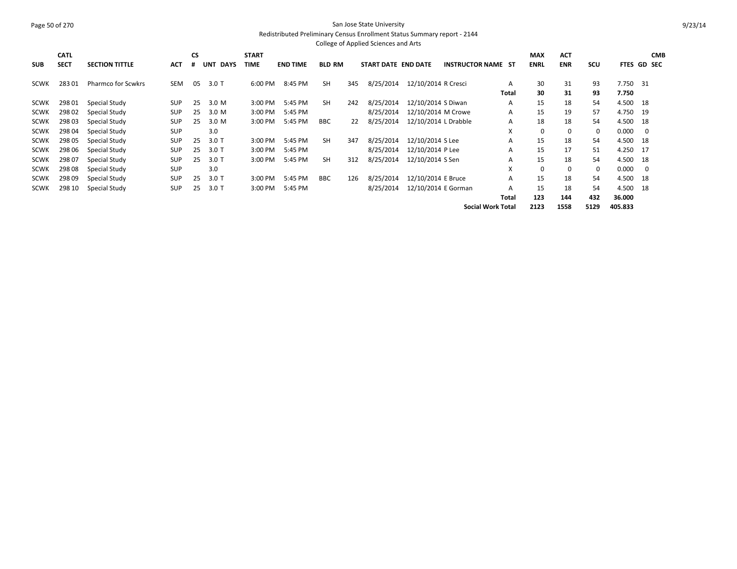San Jose State University

Redistributed Preliminary Census Enrollment Status Summary report - 2144

College of Applied Sciences and Arts

| SUB | CATL SECT | SECTION TITTLE | ACT | CS # | UNT | DAYS | START TIME | END TIME | BLD | RM | START DATE | END DATE | INSTRUCTOR NAME | ST | MAX ENRL | ACT ENR | SCU | FTES | GD | CMB SEC |
|---|---|---|---|---|---|---|---|---|---|---|---|---|---|---|---|---|---|---|---|---|
| SCWK | 283 01 | Pharmco for Scwkrs | SEM | 05 | 3.0 | T | 6:00 PM | 8:45 PM | SH | 345 | 8/25/2014 | 12/10/2014 | R Cresci | A | 30 | 31 | 93 | 7.750 | 31 | |
| | | | | | | | | | | | | | | **Total** | **30** | **31** | **93** | **7.750** | | |
| SCWK | 298 01 | Special Study | SUP | 25 | 3.0 | M | 3:00 PM | 5:45 PM | SH | 242 | 8/25/2014 | 12/10/2014 | S Diwan | A | 15 | 18 | 54 | 4.500 | 18 | |
| SCWK | 298 02 | Special Study | SUP | 25 | 3.0 | M | 3:00 PM | 5:45 PM | | | 8/25/2014 | 12/10/2014 | M Crowe | A | 15 | 19 | 57 | 4.750 | 19 | |
| SCWK | 298 03 | Special Study | SUP | 25 | 3.0 | M | 3:00 PM | 5:45 PM | BBC | 22 | 8/25/2014 | 12/10/2014 | L Drabble | A | 18 | 18 | 54 | 4.500 | 18 | |
| SCWK | 298 04 | Special Study | SUP | | 3.0 | | | | | | | | | X | 0 | 0 | 0 | 0.000 | 0 | |
| SCWK | 298 05 | Special Study | SUP | 25 | 3.0 | T | 3:00 PM | 5:45 PM | SH | 347 | 8/25/2014 | 12/10/2014 | S Lee | A | 15 | 18 | 54 | 4.500 | 18 | |
| SCWK | 298 06 | Special Study | SUP | 25 | 3.0 | T | 3:00 PM | 5:45 PM | | | 8/25/2014 | 12/10/2014 | P Lee | A | 15 | 17 | 51 | 4.250 | 17 | |
| SCWK | 298 07 | Special Study | SUP | 25 | 3.0 | T | 3:00 PM | 5:45 PM | SH | 312 | 8/25/2014 | 12/10/2014 | S Sen | A | 15 | 18 | 54 | 4.500 | 18 | |
| SCWK | 298 08 | Special Study | SUP | | 3.0 | | | | | | | | | X | 0 | 0 | 0 | 0.000 | 0 | |
| SCWK | 298 09 | Special Study | SUP | 25 | 3.0 | T | 3:00 PM | 5:45 PM | BBC | 126 | 8/25/2014 | 12/10/2014 | E Bruce | A | 15 | 18 | 54 | 4.500 | 18 | |
| SCWK | 298 10 | Special Study | SUP | 25 | 3.0 | T | 3:00 PM | 5:45 PM | | | 8/25/2014 | 12/10/2014 | E Gorman | A | 15 | 18 | 54 | 4.500 | 18 | |
| | | | | | | | | | | | | | | **Total** | **123** | **144** | **432** | **36.000** | | |
| | | | | | | | | | | | | | **Social Work Total** | | **2123** | **1558** | **5129** | **405.833** | | |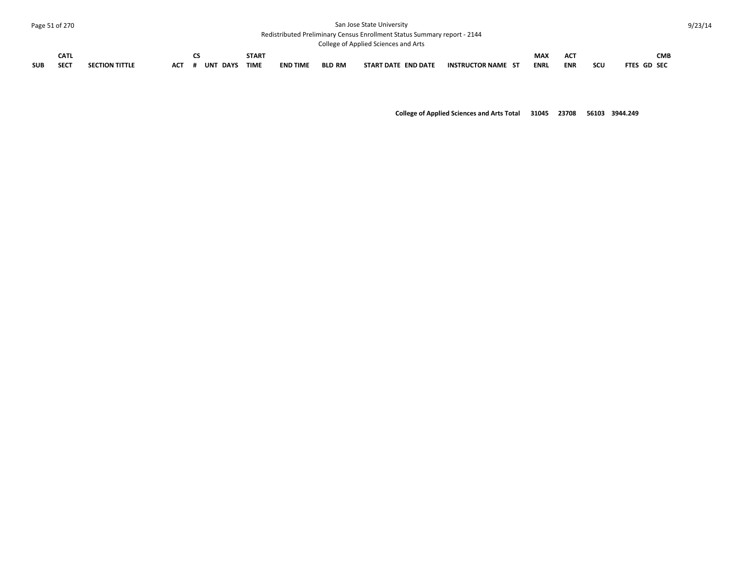| SUB | CATL SECT | SECTION TITTLE | ACT | CS # | UNT | DAYS | START TIME | END TIME | BLD | RM | START DATE | END DATE | INSTRUCTOR NAME | ST | MAX ENRL | ACT ENR | SCU | FTES | GD | CMB SEC |
|---|---|---|---|---|---|---|---|---|---|---|---|---|---|---|---|---|---|---|---|---|
| **College of Applied Sciences and Arts Total** | | | | | | | | | | | | | | | **31045** | **23708** | **56103** | **3944.249** | | |